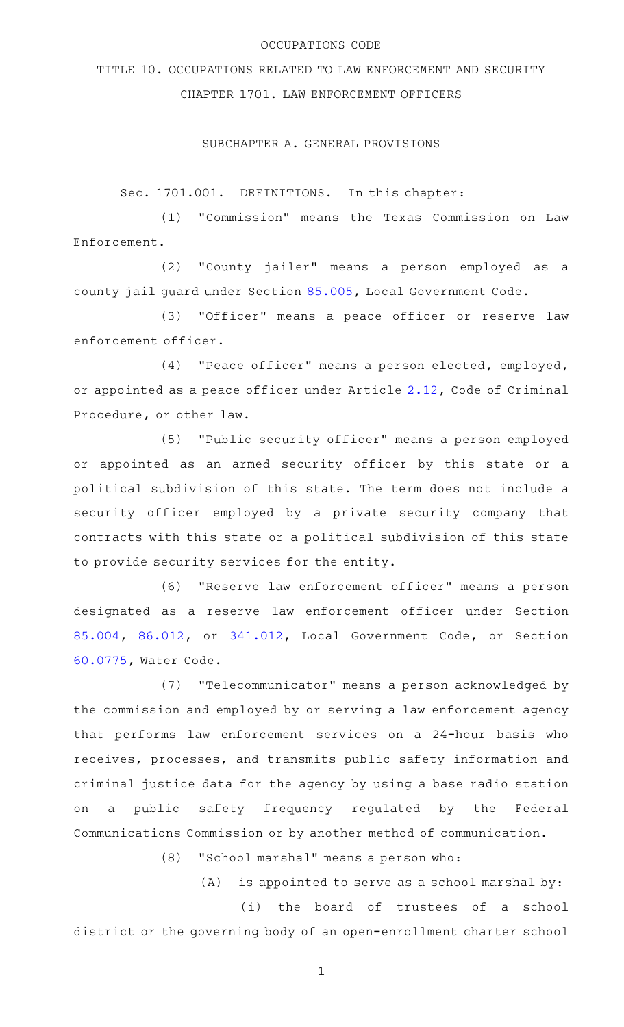OCCUPATIONS CODE

# TITLE 10. OCCUPATIONS RELATED TO LAW ENFORCEMENT AND SECURITY

## CHAPTER 1701. LAW ENFORCEMENT OFFICERS

### SUBCHAPTER A. GENERAL PROVISIONS

Sec. 1701.001. DEFINITIONS. In this chapter:

(1) "Commission" means the Texas Commission on Law Enforcement.

(2) "County jailer" means a person employed as a county jail guard under Section 85.005, Local Government Code.

(3) "Officer" means a peace officer or reserve law enforcement officer.

(4) "Peace officer" means a person elected, employed, or appointed as a peace officer under Article 2.12, Code of Criminal Procedure, or other law.

(5) "Public security officer" means a person employed or appointed as an armed security officer by this state or a political subdivision of this state. The term does not include a security officer employed by a private security company that contracts with this state or a political subdivision of this state to provide security services for the entity.

(6) "Reserve law enforcement officer" means a person designated as a reserve law enforcement officer under Section 85.004, 86.012, or 341.012, Local Government Code, or Section 60.0775, Water Code.

(7) "Telecommunicator" means a person acknowledged by the commission and employed by or serving a law enforcement agency that performs law enforcement services on a 24-hour basis who receives, processes, and transmits public safety information and criminal justice data for the agency by using a base radio station on a public safety frequency regulated by the Federal Communications Commission or by another method of communication.

(8) "School marshal" means a person who:

(A) is appointed to serve as a school marshal by:

(i) the board of trustees of a school district or the governing body of an open-enrollment charter school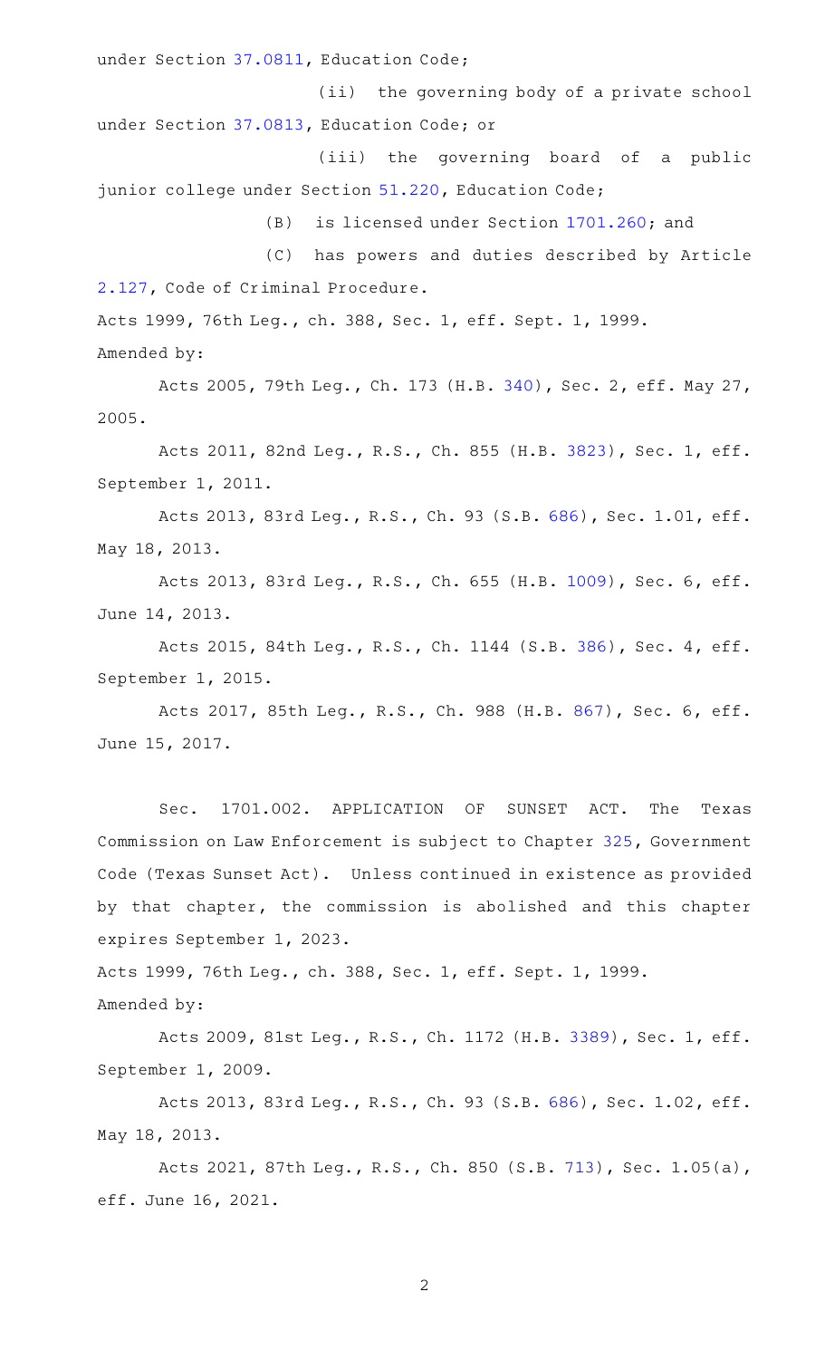under Section 37.0811, Education Code;

(ii) the governing body of a private school under Section 37.0813, Education Code; or

(iii) the governing board of a public junior college under Section 51.220, Education Code;

(B) is licensed under Section 1701.260; and

(C) has powers and duties described by Article 2.127, Code of Criminal Procedure.

Acts 1999, 76th Leg., ch. 388, Sec. 1, eff. Sept. 1, 1999.
Amended by:

Acts 2005, 79th Leg., Ch. 173 (H.B. 340), Sec. 2, eff. May 27, 2005.

Acts 2011, 82nd Leg., R.S., Ch. 855 (H.B. 3823), Sec. 1, eff. September 1, 2011.

Acts 2013, 83rd Leg., R.S., Ch. 93 (S.B. 686), Sec. 1.01, eff. May 18, 2013.

Acts 2013, 83rd Leg., R.S., Ch. 655 (H.B. 1009), Sec. 6, eff. June 14, 2013.

Acts 2015, 84th Leg., R.S., Ch. 1144 (S.B. 386), Sec. 4, eff. September 1, 2015.

Acts 2017, 85th Leg., R.S., Ch. 988 (H.B. 867), Sec. 6, eff. June 15, 2017.

Sec. 1701.002. APPLICATION OF SUNSET ACT. The Texas Commission on Law Enforcement is subject to Chapter 325, Government Code (Texas Sunset Act). Unless continued in existence as provided by that chapter, the commission is abolished and this chapter expires September 1, 2023.

Acts 1999, 76th Leg., ch. 388, Sec. 1, eff. Sept. 1, 1999.
Amended by:

Acts 2009, 81st Leg., R.S., Ch. 1172 (H.B. 3389), Sec. 1, eff. September 1, 2009.

Acts 2013, 83rd Leg., R.S., Ch. 93 (S.B. 686), Sec. 1.02, eff. May 18, 2013.

Acts 2021, 87th Leg., R.S., Ch. 850 (S.B. 713), Sec. 1.05(a), eff. June 16, 2021.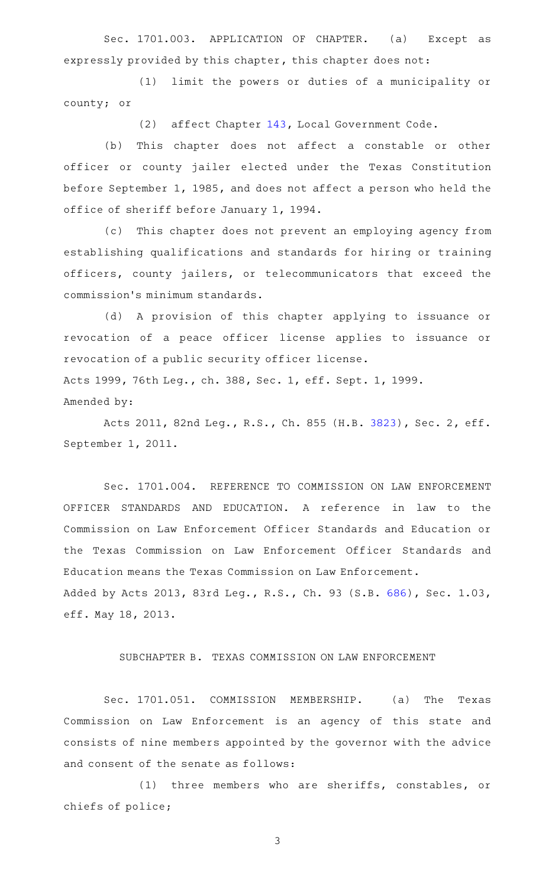Sec. 1701.003. APPLICATION OF CHAPTER. (a) Except as expressly provided by this chapter, this chapter does not:

(1) limit the powers or duties of a municipality or county; or

(2) affect Chapter 143, Local Government Code.

(b) This chapter does not affect a constable or other officer or county jailer elected under the Texas Constitution before September 1, 1985, and does not affect a person who held the office of sheriff before January 1, 1994.

(c) This chapter does not prevent an employing agency from establishing qualifications and standards for hiring or training officers, county jailers, or telecommunicators that exceed the commission's minimum standards.

(d) A provision of this chapter applying to issuance or revocation of a peace officer license applies to issuance or revocation of a public security officer license.

Acts 1999, 76th Leg., ch. 388, Sec. 1, eff. Sept. 1, 1999.

Amended by:

Acts 2011, 82nd Leg., R.S., Ch. 855 (H.B. 3823), Sec. 2, eff. September 1, 2011.

Sec. 1701.004. REFERENCE TO COMMISSION ON LAW ENFORCEMENT OFFICER STANDARDS AND EDUCATION. A reference in law to the Commission on Law Enforcement Officer Standards and Education or the Texas Commission on Law Enforcement Officer Standards and Education means the Texas Commission on Law Enforcement.

Added by Acts 2013, 83rd Leg., R.S., Ch. 93 (S.B. 686), Sec. 1.03, eff. May 18, 2013.

## SUBCHAPTER B. TEXAS COMMISSION ON LAW ENFORCEMENT

Sec. 1701.051. COMMISSION MEMBERSHIP. (a) The Texas Commission on Law Enforcement is an agency of this state and consists of nine members appointed by the governor with the advice and consent of the senate as follows:

(1) three members who are sheriffs, constables, or chiefs of police;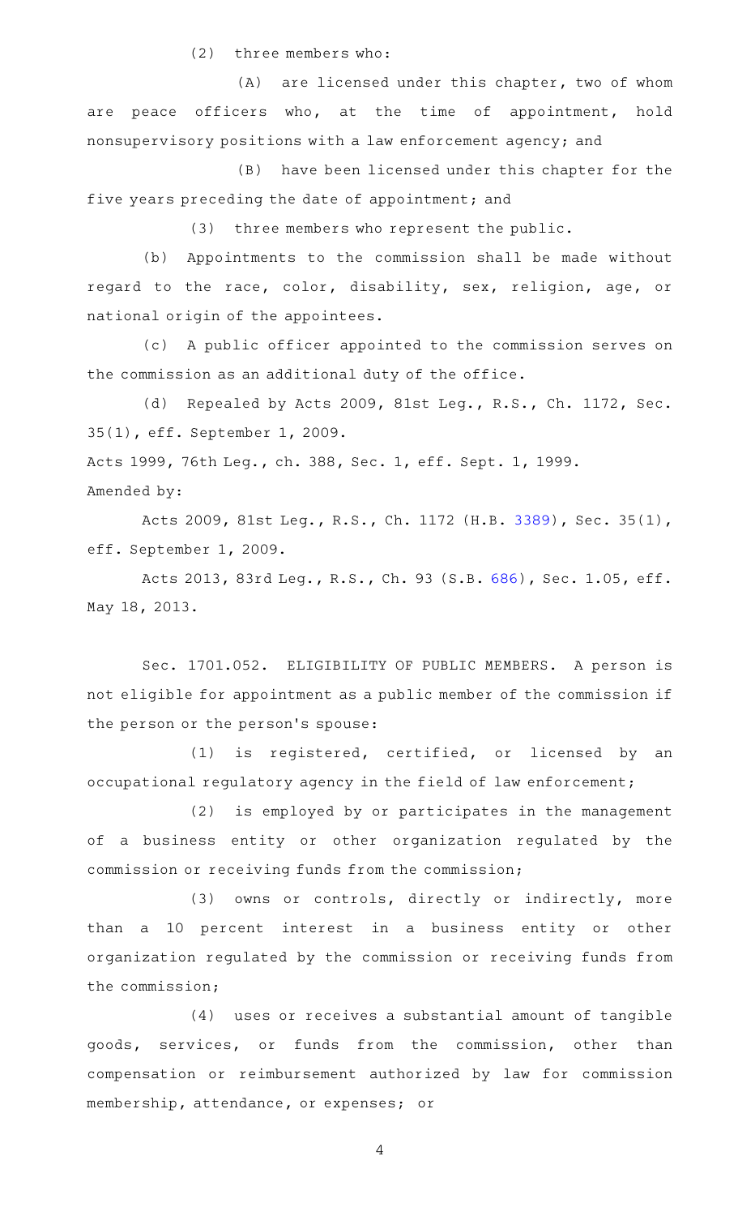(2) three members who:

(A) are licensed under this chapter, two of whom are peace officers who, at the time of appointment, hold nonsupervisory positions with a law enforcement agency; and

(B) have been licensed under this chapter for the five years preceding the date of appointment; and

(3) three members who represent the public.

(b) Appointments to the commission shall be made without regard to the race, color, disability, sex, religion, age, or national origin of the appointees.

(c) A public officer appointed to the commission serves on the commission as an additional duty of the office.

(d) Repealed by Acts 2009, 81st Leg., R.S., Ch. 1172, Sec. 35(1), eff. September 1, 2009.

Acts 1999, 76th Leg., ch. 388, Sec. 1, eff. Sept. 1, 1999.
Amended by:

Acts 2009, 81st Leg., R.S., Ch. 1172 (H.B. 3389), Sec. 35(1), eff. September 1, 2009.

Acts 2013, 83rd Leg., R.S., Ch. 93 (S.B. 686), Sec. 1.05, eff. May 18, 2013.

Sec. 1701.052. ELIGIBILITY OF PUBLIC MEMBERS. A person is not eligible for appointment as a public member of the commission if the person or the person's spouse:

(1) is registered, certified, or licensed by an occupational regulatory agency in the field of law enforcement;

(2) is employed by or participates in the management of a business entity or other organization regulated by the commission or receiving funds from the commission;

(3) owns or controls, directly or indirectly, more than a 10 percent interest in a business entity or other organization regulated by the commission or receiving funds from the commission;

(4) uses or receives a substantial amount of tangible goods, services, or funds from the commission, other than compensation or reimbursement authorized by law for commission membership, attendance, or expenses; or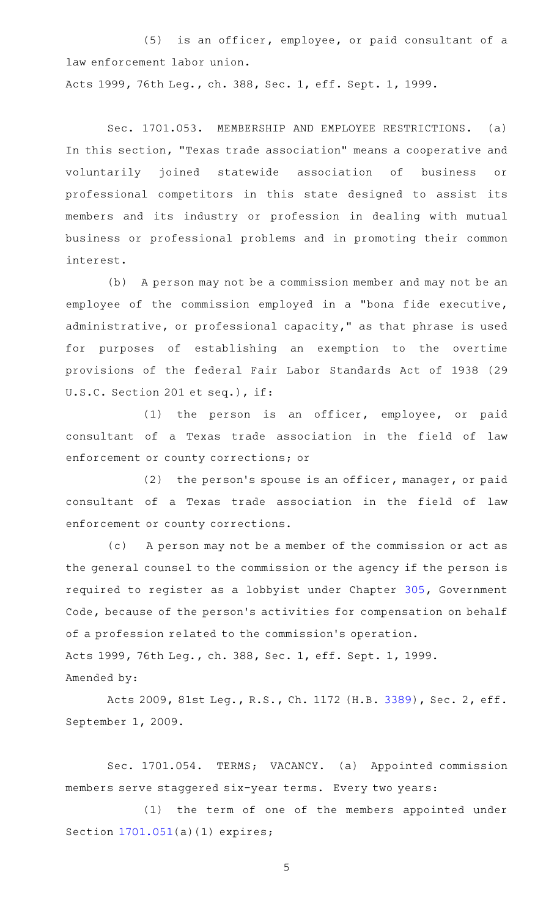(5) is an officer, employee, or paid consultant of a law enforcement labor union.

Acts 1999, 76th Leg., ch. 388, Sec. 1, eff. Sept. 1, 1999.

Sec. 1701.053. MEMBERSHIP AND EMPLOYEE RESTRICTIONS. (a) In this section, "Texas trade association" means a cooperative and voluntarily joined statewide association of business or professional competitors in this state designed to assist its members and its industry or profession in dealing with mutual business or professional problems and in promoting their common interest.

(b) A person may not be a commission member and may not be an employee of the commission employed in a "bona fide executive, administrative, or professional capacity," as that phrase is used for purposes of establishing an exemption to the overtime provisions of the federal Fair Labor Standards Act of 1938 (29 U.S.C. Section 201 et seq.), if:

(1) the person is an officer, employee, or paid consultant of a Texas trade association in the field of law enforcement or county corrections; or

(2) the person's spouse is an officer, manager, or paid consultant of a Texas trade association in the field of law enforcement or county corrections.

(c) A person may not be a member of the commission or act as the general counsel to the commission or the agency if the person is required to register as a lobbyist under Chapter 305, Government Code, because of the person's activities for compensation on behalf of a profession related to the commission's operation.

Acts 1999, 76th Leg., ch. 388, Sec. 1, eff. Sept. 1, 1999.

Amended by:

Acts 2009, 81st Leg., R.S., Ch. 1172 (H.B. 3389), Sec. 2, eff. September 1, 2009.

Sec. 1701.054. TERMS; VACANCY. (a) Appointed commission members serve staggered six-year terms. Every two years:

(1) the term of one of the members appointed under Section 1701.051(a)(1) expires;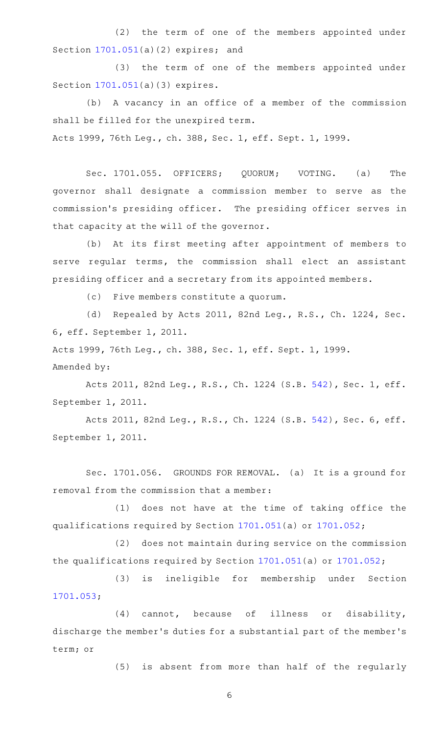(2) the term of one of the members appointed under Section 1701.051(a)(2) expires; and

(3) the term of one of the members appointed under Section 1701.051(a)(3) expires.

(b) A vacancy in an office of a member of the commission shall be filled for the unexpired term.

Acts 1999, 76th Leg., ch. 388, Sec. 1, eff. Sept. 1, 1999.

Sec. 1701.055. OFFICERS; QUORUM; VOTING. (a) The governor shall designate a commission member to serve as the commission's presiding officer. The presiding officer serves in that capacity at the will of the governor.

(b) At its first meeting after appointment of members to serve regular terms, the commission shall elect an assistant presiding officer and a secretary from its appointed members.

(c) Five members constitute a quorum.

(d) Repealed by Acts 2011, 82nd Leg., R.S., Ch. 1224, Sec. 6, eff. September 1, 2011.

Acts 1999, 76th Leg., ch. 388, Sec. 1, eff. Sept. 1, 1999.

Amended by:

Acts 2011, 82nd Leg., R.S., Ch. 1224 (S.B. 542), Sec. 1, eff. September 1, 2011.

Acts 2011, 82nd Leg., R.S., Ch. 1224 (S.B. 542), Sec. 6, eff. September 1, 2011.

Sec. 1701.056. GROUNDS FOR REMOVAL. (a) It is a ground for removal from the commission that a member:

(1) does not have at the time of taking office the qualifications required by Section 1701.051(a) or 1701.052;

(2) does not maintain during service on the commission the qualifications required by Section 1701.051(a) or 1701.052;

(3) is ineligible for membership under Section 1701.053;

(4) cannot, because of illness or disability, discharge the member's duties for a substantial part of the member's term; or

(5) is absent from more than half of the regularly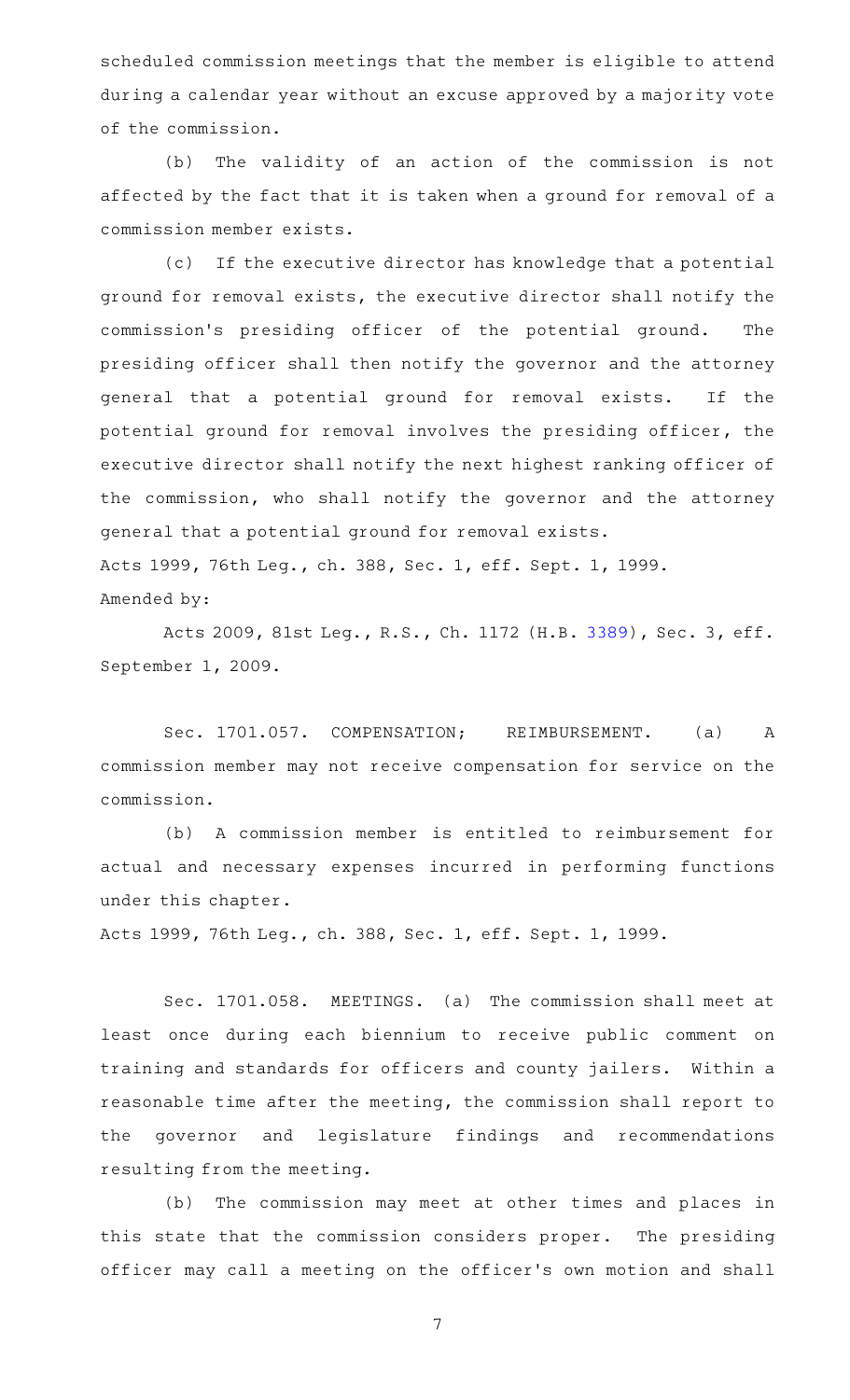scheduled commission meetings that the member is eligible to attend during a calendar year without an excuse approved by a majority vote of the commission.

(b) The validity of an action of the commission is not affected by the fact that it is taken when a ground for removal of a commission member exists.

(c) If the executive director has knowledge that a potential ground for removal exists, the executive director shall notify the commission's presiding officer of the potential ground. The presiding officer shall then notify the governor and the attorney general that a potential ground for removal exists. If the potential ground for removal involves the presiding officer, the executive director shall notify the next highest ranking officer of the commission, who shall notify the governor and the attorney general that a potential ground for removal exists.

Acts 1999, 76th Leg., ch. 388, Sec. 1, eff. Sept. 1, 1999.

Amended by:

Acts 2009, 81st Leg., R.S., Ch. 1172 (H.B. 3389), Sec. 3, eff. September 1, 2009.

Sec. 1701.057. COMPENSATION; REIMBURSEMENT. (a) A commission member may not receive compensation for service on the commission.

(b) A commission member is entitled to reimbursement for actual and necessary expenses incurred in performing functions under this chapter.

Acts 1999, 76th Leg., ch. 388, Sec. 1, eff. Sept. 1, 1999.

Sec. 1701.058. MEETINGS. (a) The commission shall meet at least once during each biennium to receive public comment on training and standards for officers and county jailers. Within a reasonable time after the meeting, the commission shall report to the governor and legislature findings and recommendations resulting from the meeting.

(b) The commission may meet at other times and places in this state that the commission considers proper. The presiding officer may call a meeting on the officer's own motion and shall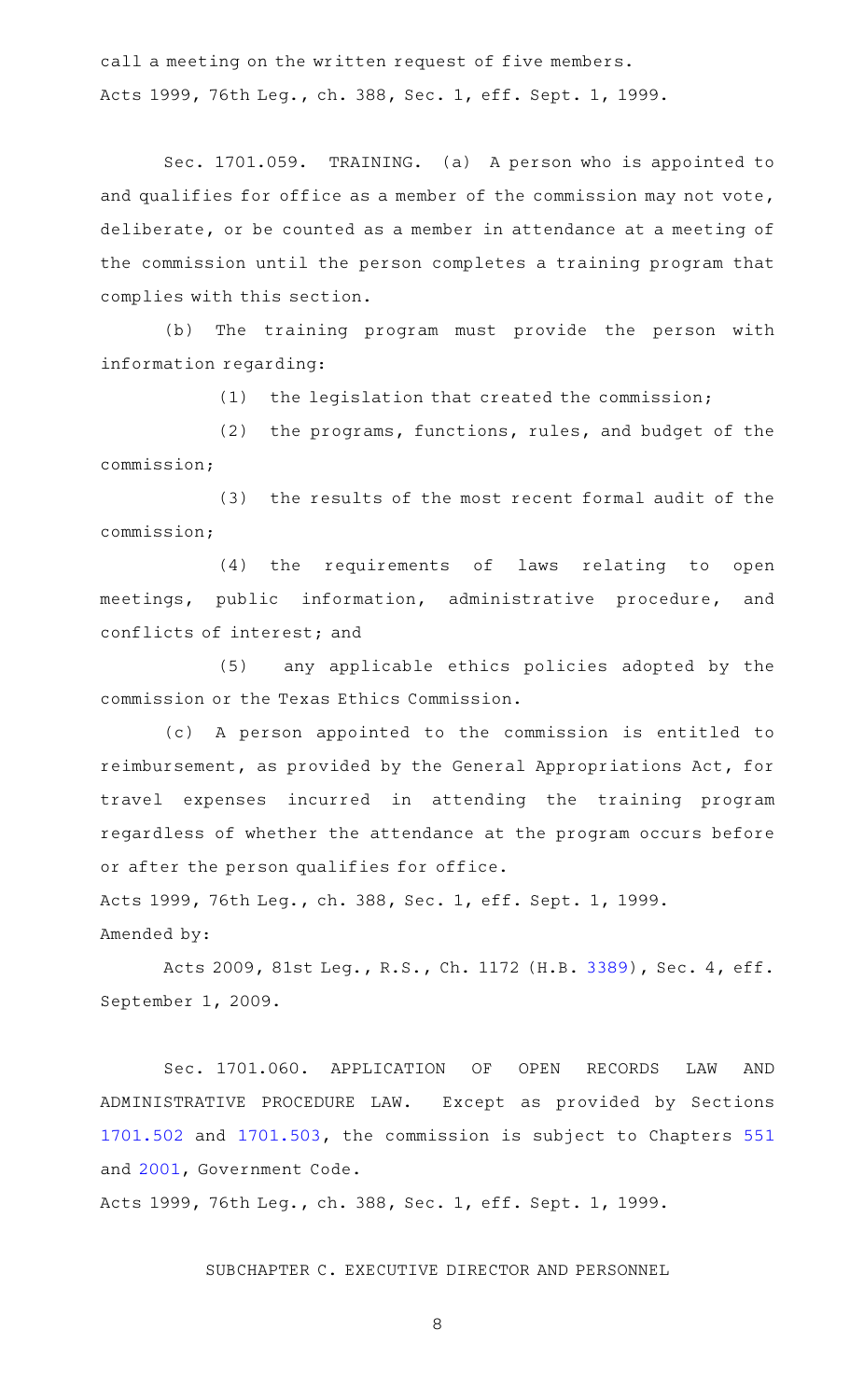call a meeting on the written request of five members.

Acts 1999, 76th Leg., ch. 388, Sec. 1, eff. Sept. 1, 1999.

Sec. 1701.059. TRAINING. (a) A person who is appointed to and qualifies for office as a member of the commission may not vote, deliberate, or be counted as a member in attendance at a meeting of the commission until the person completes a training program that complies with this section.

(b) The training program must provide the person with information regarding:

(1) the legislation that created the commission;

(2) the programs, functions, rules, and budget of the commission;

(3) the results of the most recent formal audit of the commission;

(4) the requirements of laws relating to open meetings, public information, administrative procedure, and conflicts of interest; and

(5) any applicable ethics policies adopted by the commission or the Texas Ethics Commission.

(c) A person appointed to the commission is entitled to reimbursement, as provided by the General Appropriations Act, for travel expenses incurred in attending the training program regardless of whether the attendance at the program occurs before or after the person qualifies for office.

Acts 1999, 76th Leg., ch. 388, Sec. 1, eff. Sept. 1, 1999.

Amended by:

Acts 2009, 81st Leg., R.S., Ch. 1172 (H.B. 3389), Sec. 4, eff. September 1, 2009.

Sec. 1701.060. APPLICATION OF OPEN RECORDS LAW AND ADMINISTRATIVE PROCEDURE LAW. Except as provided by Sections 1701.502 and 1701.503, the commission is subject to Chapters 551 and 2001, Government Code.

Acts 1999, 76th Leg., ch. 388, Sec. 1, eff. Sept. 1, 1999.

SUBCHAPTER C. EXECUTIVE DIRECTOR AND PERSONNEL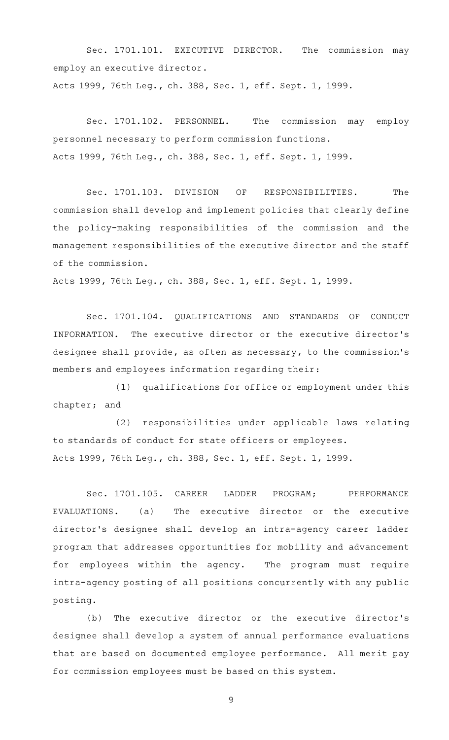Sec. 1701.101. EXECUTIVE DIRECTOR. The commission may employ an executive director.

Acts 1999, 76th Leg., ch. 388, Sec. 1, eff. Sept. 1, 1999.

Sec. 1701.102. PERSONNEL. The commission may employ personnel necessary to perform commission functions.

Acts 1999, 76th Leg., ch. 388, Sec. 1, eff. Sept. 1, 1999.

Sec. 1701.103. DIVISION OF RESPONSIBILITIES. The commission shall develop and implement policies that clearly define the policy-making responsibilities of the commission and the management responsibilities of the executive director and the staff of the commission.

Acts 1999, 76th Leg., ch. 388, Sec. 1, eff. Sept. 1, 1999.

Sec. 1701.104. QUALIFICATIONS AND STANDARDS OF CONDUCT INFORMATION. The executive director or the executive director's designee shall provide, as often as necessary, to the commission's members and employees information regarding their:

(1) qualifications for office or employment under this chapter; and

(2) responsibilities under applicable laws relating to standards of conduct for state officers or employees.

Acts 1999, 76th Leg., ch. 388, Sec. 1, eff. Sept. 1, 1999.

Sec. 1701.105. CAREER LADDER PROGRAM; PERFORMANCE EVALUATIONS. (a) The executive director or the executive director's designee shall develop an intra-agency career ladder program that addresses opportunities for mobility and advancement for employees within the agency. The program must require intra-agency posting of all positions concurrently with any public posting.

(b) The executive director or the executive director's designee shall develop a system of annual performance evaluations that are based on documented employee performance. All merit pay for commission employees must be based on this system.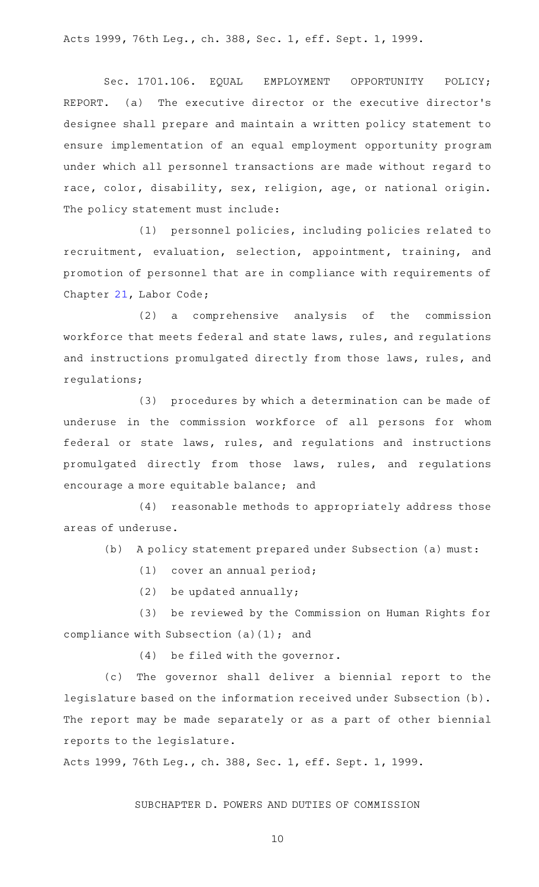Acts 1999, 76th Leg., ch. 388, Sec. 1, eff. Sept. 1, 1999.

Sec. 1701.106. EQUAL EMPLOYMENT OPPORTUNITY POLICY; REPORT. (a) The executive director or the executive director's designee shall prepare and maintain a written policy statement to ensure implementation of an equal employment opportunity program under which all personnel transactions are made without regard to race, color, disability, sex, religion, age, or national origin. The policy statement must include:

(1) personnel policies, including policies related to recruitment, evaluation, selection, appointment, training, and promotion of personnel that are in compliance with requirements of Chapter 21, Labor Code;

(2) a comprehensive analysis of the commission workforce that meets federal and state laws, rules, and regulations and instructions promulgated directly from those laws, rules, and regulations;

(3) procedures by which a determination can be made of underuse in the commission workforce of all persons for whom federal or state laws, rules, and regulations and instructions promulgated directly from those laws, rules, and regulations encourage a more equitable balance; and

(4) reasonable methods to appropriately address those areas of underuse.

(b) A policy statement prepared under Subsection (a) must:

(1) cover an annual period;

(2) be updated annually;

(3) be reviewed by the Commission on Human Rights for compliance with Subsection (a)(1); and

(4) be filed with the governor.

(c) The governor shall deliver a biennial report to the legislature based on the information received under Subsection (b). The report may be made separately or as a part of other biennial reports to the legislature.

Acts 1999, 76th Leg., ch. 388, Sec. 1, eff. Sept. 1, 1999.

## SUBCHAPTER D. POWERS AND DUTIES OF COMMISSION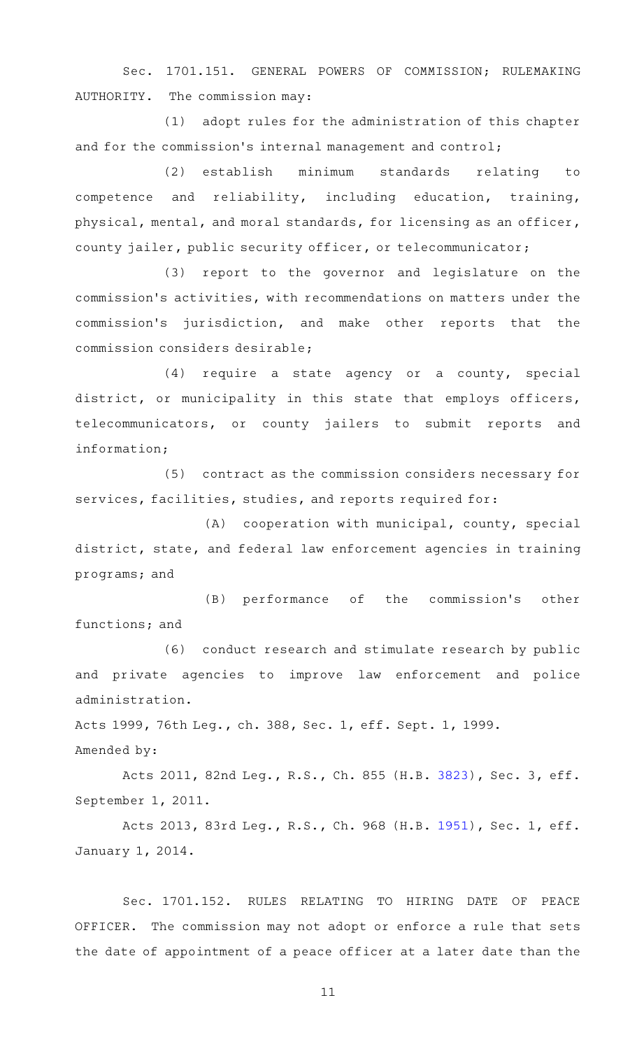Sec. 1701.151. GENERAL POWERS OF COMMISSION; RULEMAKING AUTHORITY. The commission may:

(1) adopt rules for the administration of this chapter and for the commission's internal management and control;

(2) establish minimum standards relating to competence and reliability, including education, training, physical, mental, and moral standards, for licensing as an officer, county jailer, public security officer, or telecommunicator;

(3) report to the governor and legislature on the commission's activities, with recommendations on matters under the commission's jurisdiction, and make other reports that the commission considers desirable;

(4) require a state agency or a county, special district, or municipality in this state that employs officers, telecommunicators, or county jailers to submit reports and information;

(5) contract as the commission considers necessary for services, facilities, studies, and reports required for:

(A) cooperation with municipal, county, special district, state, and federal law enforcement agencies in training programs; and

(B) performance of the commission's other functions; and

(6) conduct research and stimulate research by public and private agencies to improve law enforcement and police administration.

Acts 1999, 76th Leg., ch. 388, Sec. 1, eff. Sept. 1, 1999.
Amended by:

Acts 2011, 82nd Leg., R.S., Ch. 855 (H.B. 3823), Sec. 3, eff. September 1, 2011.

Acts 2013, 83rd Leg., R.S., Ch. 968 (H.B. 1951), Sec. 1, eff. January 1, 2014.

Sec. 1701.152. RULES RELATING TO HIRING DATE OF PEACE OFFICER. The commission may not adopt or enforce a rule that sets the date of appointment of a peace officer at a later date than the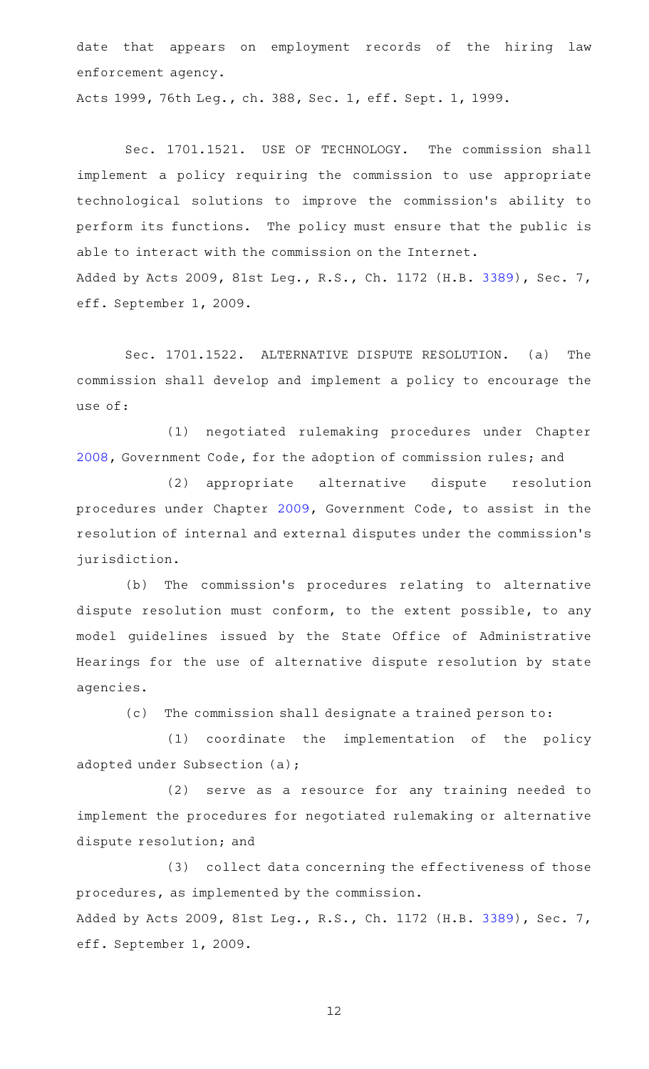date that appears on employment records of the hiring law enforcement agency.

Acts 1999, 76th Leg., ch. 388, Sec. 1, eff. Sept. 1, 1999.

Sec. 1701.1521. USE OF TECHNOLOGY. The commission shall implement a policy requiring the commission to use appropriate technological solutions to improve the commission's ability to perform its functions. The policy must ensure that the public is able to interact with the commission on the Internet.

Added by Acts 2009, 81st Leg., R.S., Ch. 1172 (H.B. 3389), Sec. 7, eff. September 1, 2009.

Sec. 1701.1522. ALTERNATIVE DISPUTE RESOLUTION. (a) The commission shall develop and implement a policy to encourage the use of:

(1) negotiated rulemaking procedures under Chapter 2008, Government Code, for the adoption of commission rules; and

(2) appropriate alternative dispute resolution procedures under Chapter 2009, Government Code, to assist in the resolution of internal and external disputes under the commission's jurisdiction.

(b) The commission's procedures relating to alternative dispute resolution must conform, to the extent possible, to any model guidelines issued by the State Office of Administrative Hearings for the use of alternative dispute resolution by state agencies.

(c) The commission shall designate a trained person to:

(1) coordinate the implementation of the policy adopted under Subsection (a);

(2) serve as a resource for any training needed to implement the procedures for negotiated rulemaking or alternative dispute resolution; and

(3) collect data concerning the effectiveness of those procedures, as implemented by the commission.

Added by Acts 2009, 81st Leg., R.S., Ch. 1172 (H.B. 3389), Sec. 7, eff. September 1, 2009.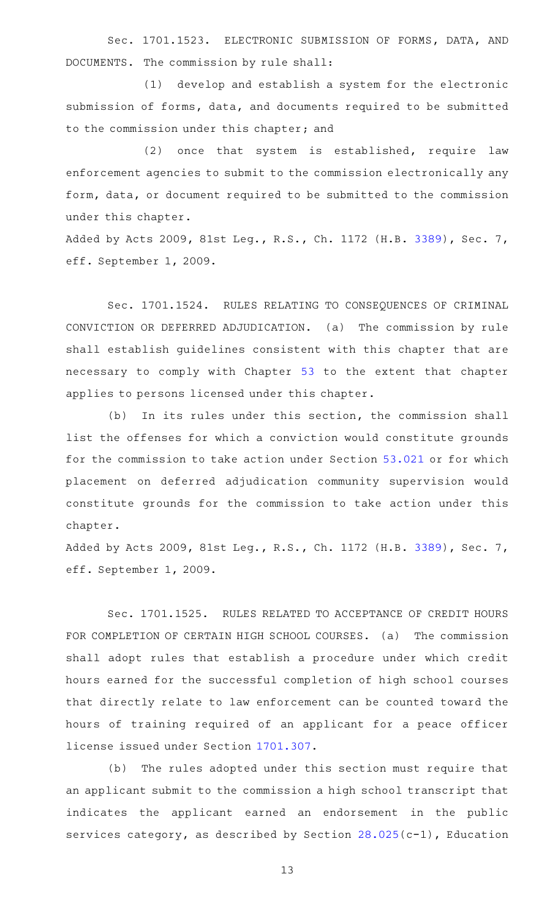Sec. 1701.1523. ELECTRONIC SUBMISSION OF FORMS, DATA, AND DOCUMENTS. The commission by rule shall:

(1) develop and establish a system for the electronic submission of forms, data, and documents required to be submitted to the commission under this chapter; and

(2) once that system is established, require law enforcement agencies to submit to the commission electronically any form, data, or document required to be submitted to the commission under this chapter.

Added by Acts 2009, 81st Leg., R.S., Ch. 1172 (H.B. 3389), Sec. 7, eff. September 1, 2009.

Sec. 1701.1524. RULES RELATING TO CONSEQUENCES OF CRIMINAL CONVICTION OR DEFERRED ADJUDICATION. (a) The commission by rule shall establish guidelines consistent with this chapter that are necessary to comply with Chapter 53 to the extent that chapter applies to persons licensed under this chapter.

(b) In its rules under this section, the commission shall list the offenses for which a conviction would constitute grounds for the commission to take action under Section 53.021 or for which placement on deferred adjudication community supervision would constitute grounds for the commission to take action under this chapter.

Added by Acts 2009, 81st Leg., R.S., Ch. 1172 (H.B. 3389), Sec. 7, eff. September 1, 2009.

Sec. 1701.1525. RULES RELATED TO ACCEPTANCE OF CREDIT HOURS FOR COMPLETION OF CERTAIN HIGH SCHOOL COURSES. (a) The commission shall adopt rules that establish a procedure under which credit hours earned for the successful completion of high school courses that directly relate to law enforcement can be counted toward the hours of training required of an applicant for a peace officer license issued under Section 1701.307.

(b) The rules adopted under this section must require that an applicant submit to the commission a high school transcript that indicates the applicant earned an endorsement in the public services category, as described by Section 28.025(c-1), Education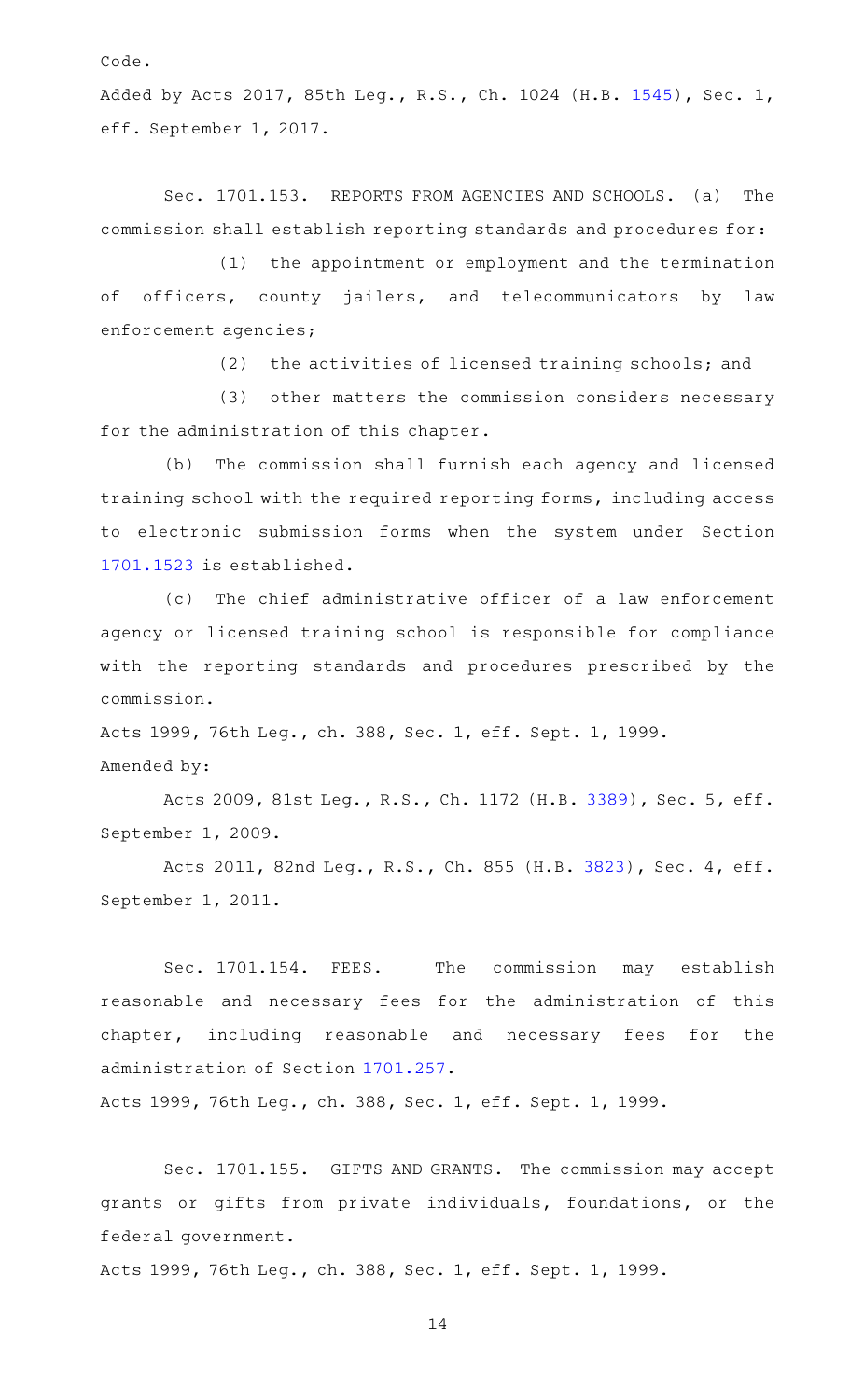Code.

Added by Acts 2017, 85th Leg., R.S., Ch. 1024 (H.B. 1545), Sec. 1, eff. September 1, 2017.

Sec. 1701.153. REPORTS FROM AGENCIES AND SCHOOLS. (a) The commission shall establish reporting standards and procedures for:

(1) the appointment or employment and the termination of officers, county jailers, and telecommunicators by law enforcement agencies;

(2) the activities of licensed training schools; and

(3) other matters the commission considers necessary for the administration of this chapter.

(b) The commission shall furnish each agency and licensed training school with the required reporting forms, including access to electronic submission forms when the system under Section 1701.1523 is established.

(c) The chief administrative officer of a law enforcement agency or licensed training school is responsible for compliance with the reporting standards and procedures prescribed by the commission.

Acts 1999, 76th Leg., ch. 388, Sec. 1, eff. Sept. 1, 1999.

Amended by:

Acts 2009, 81st Leg., R.S., Ch. 1172 (H.B. 3389), Sec. 5, eff. September 1, 2009.

Acts 2011, 82nd Leg., R.S., Ch. 855 (H.B. 3823), Sec. 4, eff. September 1, 2011.

Sec. 1701.154. FEES. The commission may establish reasonable and necessary fees for the administration of this chapter, including reasonable and necessary fees for the administration of Section 1701.257.

Acts 1999, 76th Leg., ch. 388, Sec. 1, eff. Sept. 1, 1999.

Sec. 1701.155. GIFTS AND GRANTS. The commission may accept grants or gifts from private individuals, foundations, or the federal government.

Acts 1999, 76th Leg., ch. 388, Sec. 1, eff. Sept. 1, 1999.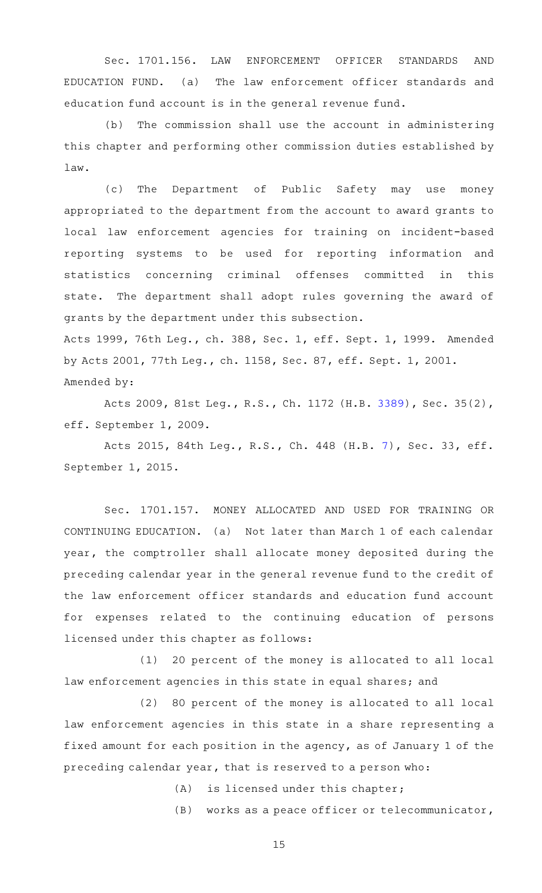Sec. 1701.156. LAW ENFORCEMENT OFFICER STANDARDS AND EDUCATION FUND. (a) The law enforcement officer standards and education fund account is in the general revenue fund.

(b) The commission shall use the account in administering this chapter and performing other commission duties established by law.

(c) The Department of Public Safety may use money appropriated to the department from the account to award grants to local law enforcement agencies for training on incident-based reporting systems to be used for reporting information and statistics concerning criminal offenses committed in this state. The department shall adopt rules governing the award of grants by the department under this subsection.

Acts 1999, 76th Leg., ch. 388, Sec. 1, eff. Sept. 1, 1999. Amended by Acts 2001, 77th Leg., ch. 1158, Sec. 87, eff. Sept. 1, 2001.
Amended by:

Acts 2009, 81st Leg., R.S., Ch. 1172 (H.B. 3389), Sec. 35(2), eff. September 1, 2009.

Acts 2015, 84th Leg., R.S., Ch. 448 (H.B. 7), Sec. 33, eff. September 1, 2015.

Sec. 1701.157. MONEY ALLOCATED AND USED FOR TRAINING OR CONTINUING EDUCATION. (a) Not later than March 1 of each calendar year, the comptroller shall allocate money deposited during the preceding calendar year in the general revenue fund to the credit of the law enforcement officer standards and education fund account for expenses related to the continuing education of persons licensed under this chapter as follows:

(1) 20 percent of the money is allocated to all local law enforcement agencies in this state in equal shares; and

(2) 80 percent of the money is allocated to all local law enforcement agencies in this state in a share representing a fixed amount for each position in the agency, as of January 1 of the preceding calendar year, that is reserved to a person who:

(A) is licensed under this chapter;

(B) works as a peace officer or telecommunicator,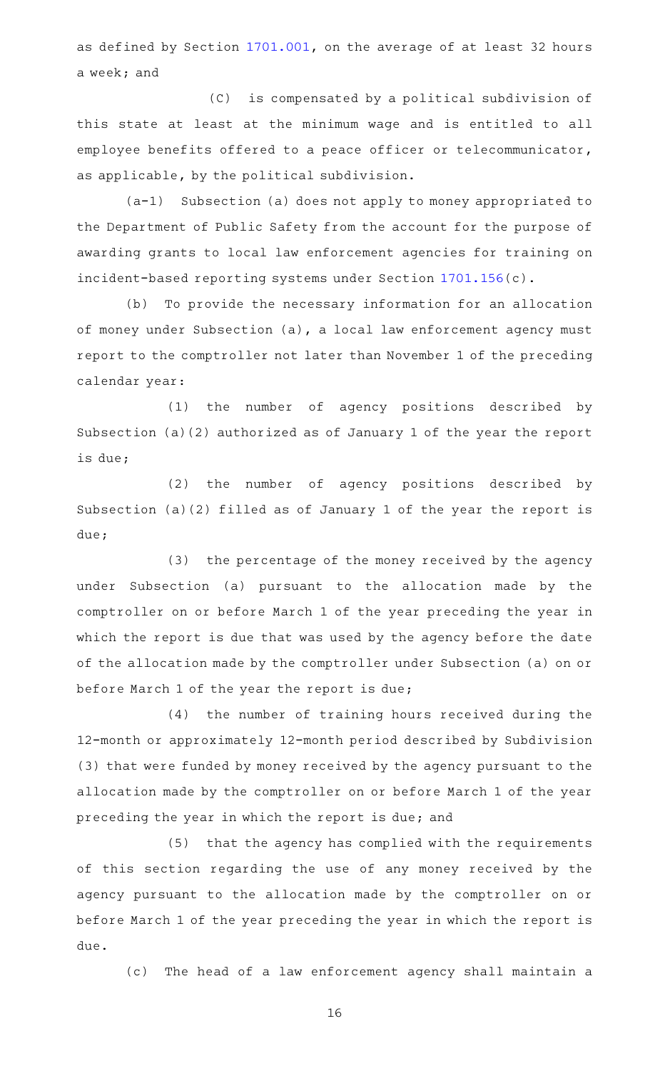as defined by Section 1701.001, on the average of at least 32 hours a week; and

(C) is compensated by a political subdivision of this state at least at the minimum wage and is entitled to all employee benefits offered to a peace officer or telecommunicator, as applicable, by the political subdivision.

(a-1) Subsection (a) does not apply to money appropriated to the Department of Public Safety from the account for the purpose of awarding grants to local law enforcement agencies for training on incident-based reporting systems under Section 1701.156(c).

(b) To provide the necessary information for an allocation of money under Subsection (a), a local law enforcement agency must report to the comptroller not later than November 1 of the preceding calendar year:

(1) the number of agency positions described by Subsection (a)(2) authorized as of January 1 of the year the report is due;

(2) the number of agency positions described by Subsection (a)(2) filled as of January 1 of the year the report is due;

(3) the percentage of the money received by the agency under Subsection (a) pursuant to the allocation made by the comptroller on or before March 1 of the year preceding the year in which the report is due that was used by the agency before the date of the allocation made by the comptroller under Subsection (a) on or before March 1 of the year the report is due;

(4) the number of training hours received during the 12-month or approximately 12-month period described by Subdivision (3) that were funded by money received by the agency pursuant to the allocation made by the comptroller on or before March 1 of the year preceding the year in which the report is due; and

(5) that the agency has complied with the requirements of this section regarding the use of any money received by the agency pursuant to the allocation made by the comptroller on or before March 1 of the year preceding the year in which the report is due.

(c) The head of a law enforcement agency shall maintain a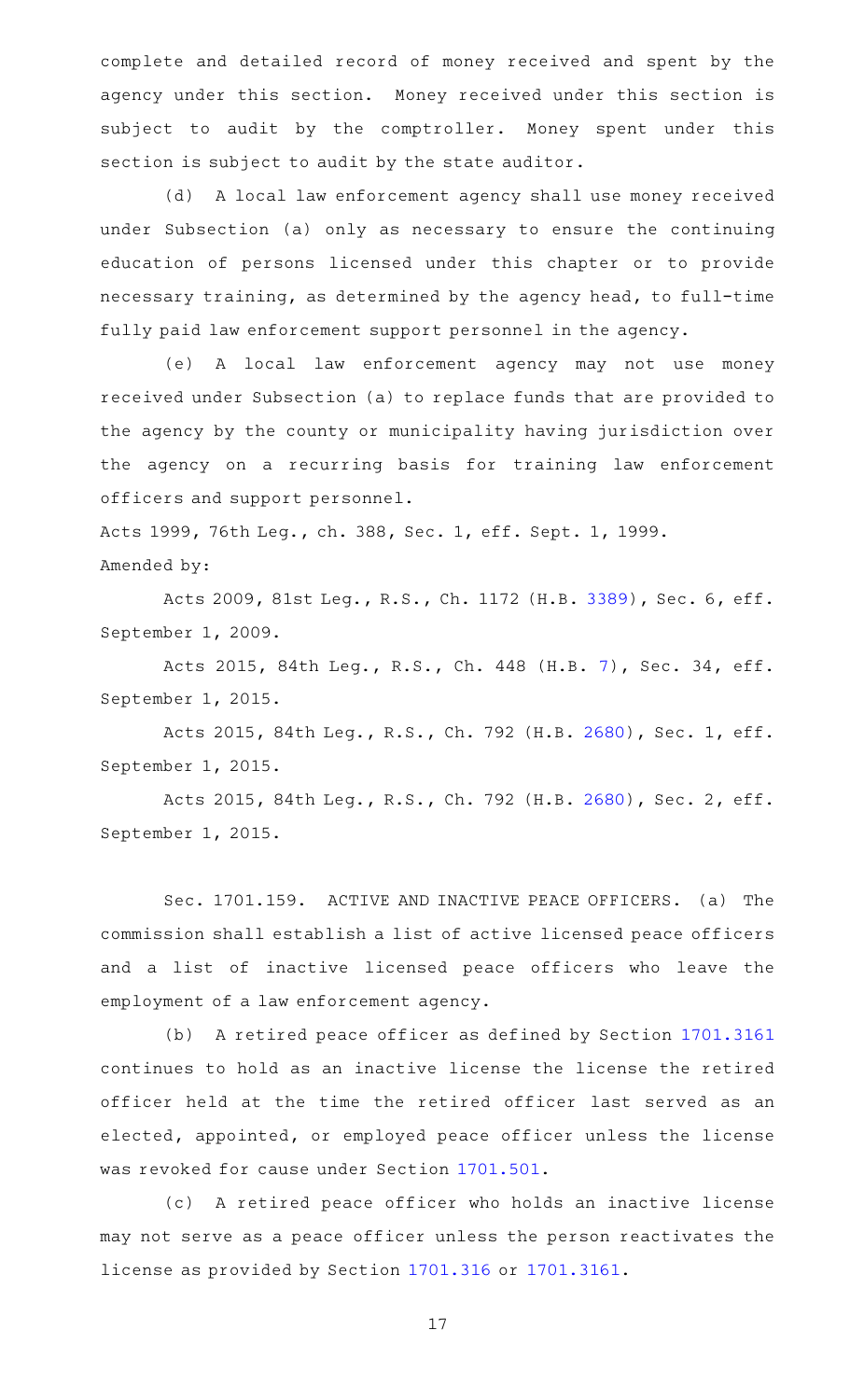complete and detailed record of money received and spent by the agency under this section. Money received under this section is subject to audit by the comptroller. Money spent under this section is subject to audit by the state auditor.

(d) A local law enforcement agency shall use money received under Subsection (a) only as necessary to ensure the continuing education of persons licensed under this chapter or to provide necessary training, as determined by the agency head, to full-time fully paid law enforcement support personnel in the agency.

(e) A local law enforcement agency may not use money received under Subsection (a) to replace funds that are provided to the agency by the county or municipality having jurisdiction over the agency on a recurring basis for training law enforcement officers and support personnel.

Acts 1999, 76th Leg., ch. 388, Sec. 1, eff. Sept. 1, 1999.

Amended by:

Acts 2009, 81st Leg., R.S., Ch. 1172 (H.B. 3389), Sec. 6, eff. September 1, 2009.

Acts 2015, 84th Leg., R.S., Ch. 448 (H.B. 7), Sec. 34, eff. September 1, 2015.

Acts 2015, 84th Leg., R.S., Ch. 792 (H.B. 2680), Sec. 1, eff. September 1, 2015.

Acts 2015, 84th Leg., R.S., Ch. 792 (H.B. 2680), Sec. 2, eff. September 1, 2015.

Sec. 1701.159. ACTIVE AND INACTIVE PEACE OFFICERS. (a) The commission shall establish a list of active licensed peace officers and a list of inactive licensed peace officers who leave the employment of a law enforcement agency.

(b) A retired peace officer as defined by Section 1701.3161 continues to hold as an inactive license the license the retired officer held at the time the retired officer last served as an elected, appointed, or employed peace officer unless the license was revoked for cause under Section 1701.501.

(c) A retired peace officer who holds an inactive license may not serve as a peace officer unless the person reactivates the license as provided by Section 1701.316 or 1701.3161.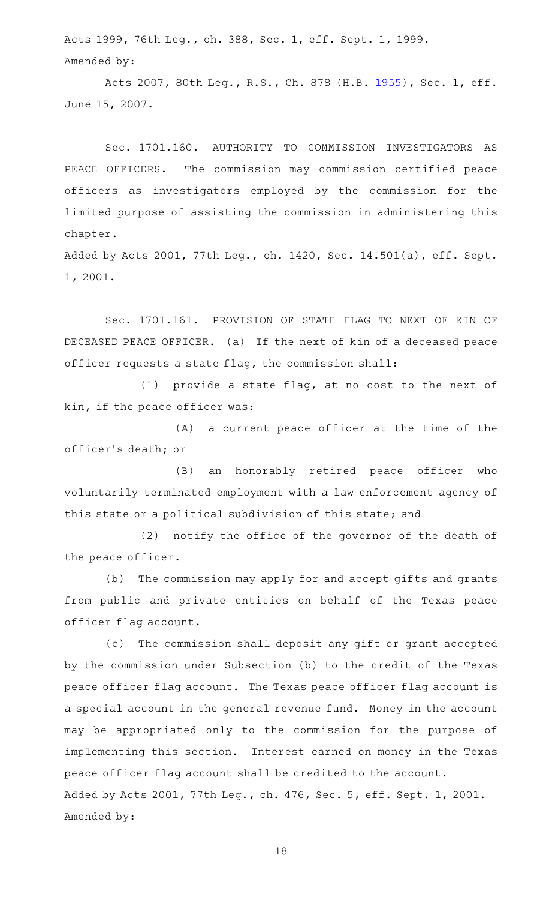Acts 1999, 76th Leg., ch. 388, Sec. 1, eff. Sept. 1, 1999.

Amended by:

Acts 2007, 80th Leg., R.S., Ch. 878 (H.B. 1955), Sec. 1, eff. June 15, 2007.

Sec. 1701.160. AUTHORITY TO COMMISSION INVESTIGATORS AS PEACE OFFICERS. The commission may commission certified peace officers as investigators employed by the commission for the limited purpose of assisting the commission in administering this chapter.

Added by Acts 2001, 77th Leg., ch. 1420, Sec. 14.501(a), eff. Sept. 1, 2001.

Sec. 1701.161. PROVISION OF STATE FLAG TO NEXT OF KIN OF DECEASED PEACE OFFICER. (a) If the next of kin of a deceased peace officer requests a state flag, the commission shall:

(1) provide a state flag, at no cost to the next of kin, if the peace officer was:

(A) a current peace officer at the time of the officer's death; or

(B) an honorably retired peace officer who voluntarily terminated employment with a law enforcement agency of this state or a political subdivision of this state; and

(2) notify the office of the governor of the death of the peace officer.

(b) The commission may apply for and accept gifts and grants from public and private entities on behalf of the Texas peace officer flag account.

(c) The commission shall deposit any gift or grant accepted by the commission under Subsection (b) to the credit of the Texas peace officer flag account. The Texas peace officer flag account is a special account in the general revenue fund. Money in the account may be appropriated only to the commission for the purpose of implementing this section. Interest earned on money in the Texas peace officer flag account shall be credited to the account.

Added by Acts 2001, 77th Leg., ch. 476, Sec. 5, eff. Sept. 1, 2001.

Amended by: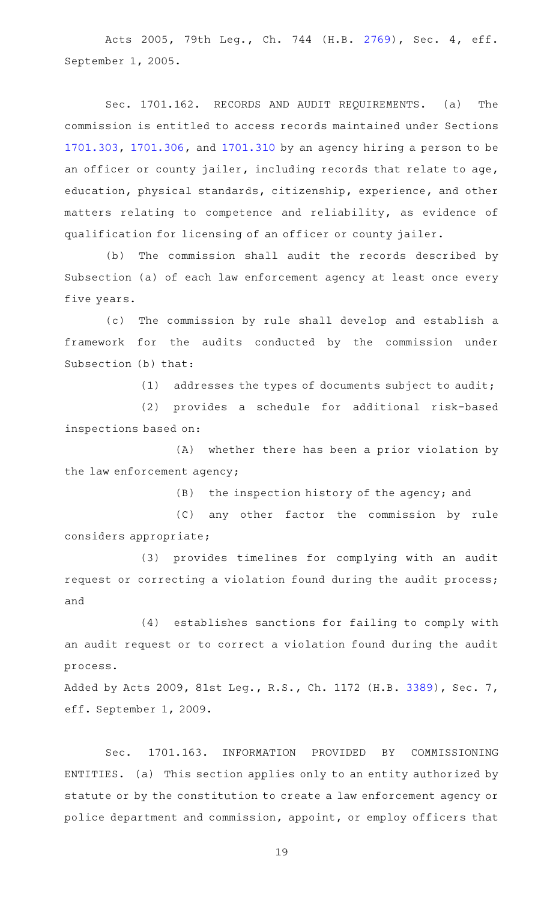Acts 2005, 79th Leg., Ch. 744 (H.B. 2769), Sec. 4, eff. September 1, 2005.

Sec. 1701.162. RECORDS AND AUDIT REQUIREMENTS. (a) The commission is entitled to access records maintained under Sections 1701.303, 1701.306, and 1701.310 by an agency hiring a person to be an officer or county jailer, including records that relate to age, education, physical standards, citizenship, experience, and other matters relating to competence and reliability, as evidence of qualification for licensing of an officer or county jailer.

(b) The commission shall audit the records described by Subsection (a) of each law enforcement agency at least once every five years.

(c) The commission by rule shall develop and establish a framework for the audits conducted by the commission under Subsection (b) that:

(1) addresses the types of documents subject to audit;

(2) provides a schedule for additional risk-based inspections based on:

(A) whether there has been a prior violation by the law enforcement agency;

(B) the inspection history of the agency; and

(C) any other factor the commission by rule considers appropriate;

(3) provides timelines for complying with an audit request or correcting a violation found during the audit process; and

(4) establishes sanctions for failing to comply with an audit request or to correct a violation found during the audit process.

Added by Acts 2009, 81st Leg., R.S., Ch. 1172 (H.B. 3389), Sec. 7, eff. September 1, 2009.

Sec. 1701.163. INFORMATION PROVIDED BY COMMISSIONING ENTITIES. (a) This section applies only to an entity authorized by statute or by the constitution to create a law enforcement agency or police department and commission, appoint, or employ officers that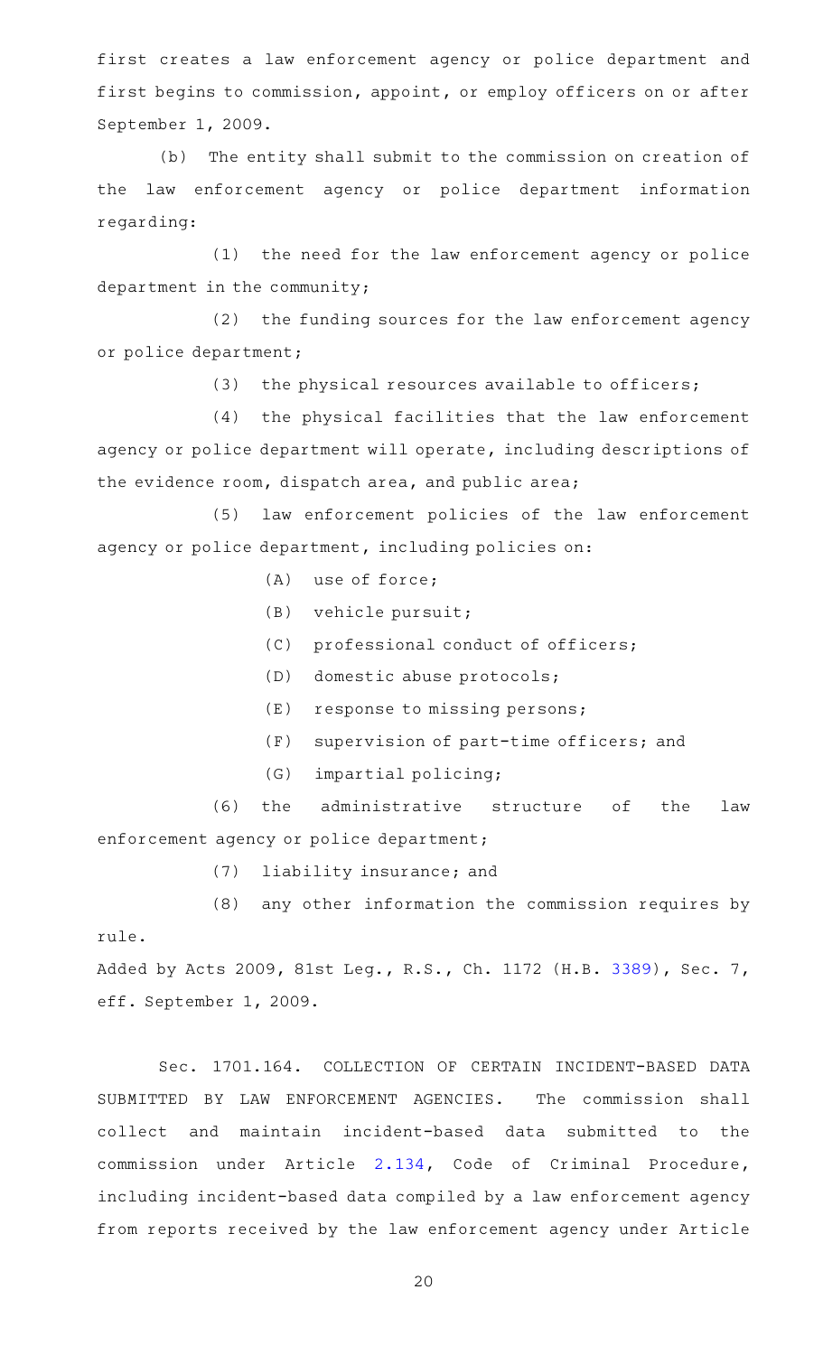first creates a law enforcement agency or police department and first begins to commission, appoint, or employ officers on or after September 1, 2009.

(b) The entity shall submit to the commission on creation of the law enforcement agency or police department information regarding:

(1) the need for the law enforcement agency or police department in the community;

(2) the funding sources for the law enforcement agency or police department;

(3) the physical resources available to officers;

(4) the physical facilities that the law enforcement agency or police department will operate, including descriptions of the evidence room, dispatch area, and public area;

(5) law enforcement policies of the law enforcement agency or police department, including policies on:

(A) use of force;

(B) vehicle pursuit;

(C) professional conduct of officers;

(D) domestic abuse protocols;

(E) response to missing persons;

(F) supervision of part-time officers; and

(G) impartial policing;

(6) the administrative structure of the law enforcement agency or police department;

(7) liability insurance; and

(8) any other information the commission requires by rule.

Added by Acts 2009, 81st Leg., R.S., Ch. 1172 (H.B. 3389), Sec. 7, eff. September 1, 2009.

Sec. 1701.164. COLLECTION OF CERTAIN INCIDENT-BASED DATA SUBMITTED BY LAW ENFORCEMENT AGENCIES. The commission shall collect and maintain incident-based data submitted to the commission under Article 2.134, Code of Criminal Procedure, including incident-based data compiled by a law enforcement agency from reports received by the law enforcement agency under Article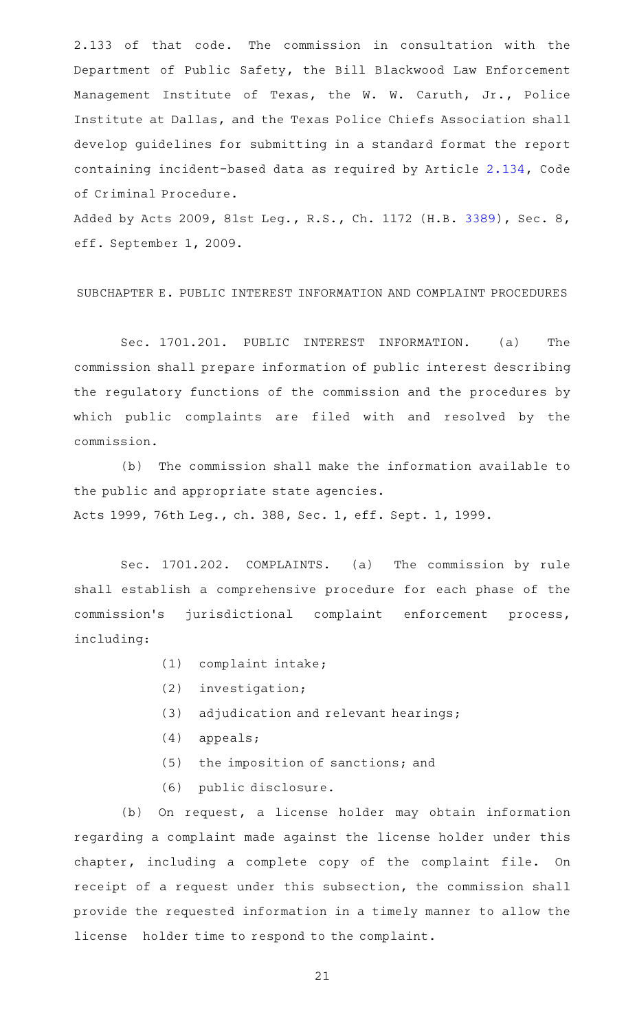2.133 of that code. The commission in consultation with the Department of Public Safety, the Bill Blackwood Law Enforcement Management Institute of Texas, the W. W. Caruth, Jr., Police Institute at Dallas, and the Texas Police Chiefs Association shall develop guidelines for submitting in a standard format the report containing incident-based data as required by Article 2.134, Code of Criminal Procedure.

Added by Acts 2009, 81st Leg., R.S., Ch. 1172 (H.B. 3389), Sec. 8, eff. September 1, 2009.

SUBCHAPTER E. PUBLIC INTEREST INFORMATION AND COMPLAINT PROCEDURES

Sec. 1701.201. PUBLIC INTEREST INFORMATION. (a) The commission shall prepare information of public interest describing the regulatory functions of the commission and the procedures by which public complaints are filed with and resolved by the commission.

(b) The commission shall make the information available to the public and appropriate state agencies.

Acts 1999, 76th Leg., ch. 388, Sec. 1, eff. Sept. 1, 1999.

Sec. 1701.202. COMPLAINTS. (a) The commission by rule shall establish a comprehensive procedure for each phase of the commission's jurisdictional complaint enforcement process, including:

(1) complaint intake;

(2) investigation;

(3) adjudication and relevant hearings;

(4) appeals;

(5) the imposition of sanctions; and

(6) public disclosure.

(b) On request, a license holder may obtain information regarding a complaint made against the license holder under this chapter, including a complete copy of the complaint file. On receipt of a request under this subsection, the commission shall provide the requested information in a timely manner to allow the license holder time to respond to the complaint.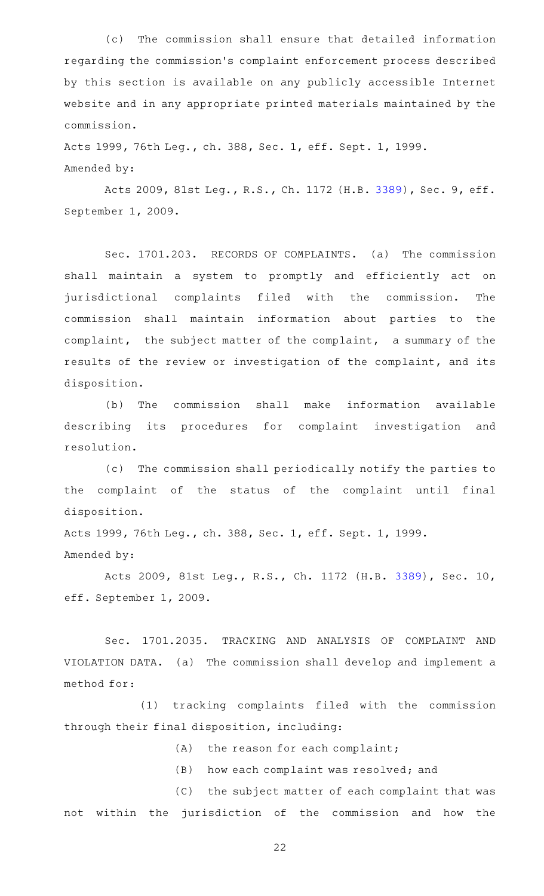(c) The commission shall ensure that detailed information regarding the commission's complaint enforcement process described by this section is available on any publicly accessible Internet website and in any appropriate printed materials maintained by the commission.

Acts 1999, 76th Leg., ch. 388, Sec. 1, eff. Sept. 1, 1999.

Amended by:

Acts 2009, 81st Leg., R.S., Ch. 1172 (H.B. 3389), Sec. 9, eff. September 1, 2009.

Sec. 1701.203. RECORDS OF COMPLAINTS. (a) The commission shall maintain a system to promptly and efficiently act on jurisdictional complaints filed with the commission. The commission shall maintain information about parties to the complaint, the subject matter of the complaint, a summary of the results of the review or investigation of the complaint, and its disposition.

(b) The commission shall make information available describing its procedures for complaint investigation and resolution.

(c) The commission shall periodically notify the parties to the complaint of the status of the complaint until final disposition.

Acts 1999, 76th Leg., ch. 388, Sec. 1, eff. Sept. 1, 1999.

Amended by:

Acts 2009, 81st Leg., R.S., Ch. 1172 (H.B. 3389), Sec. 10, eff. September 1, 2009.

Sec. 1701.2035. TRACKING AND ANALYSIS OF COMPLAINT AND VIOLATION DATA. (a) The commission shall develop and implement a method for:

(1) tracking complaints filed with the commission through their final disposition, including:

(A) the reason for each complaint;

(B) how each complaint was resolved; and

(C) the subject matter of each complaint that was not within the jurisdiction of the commission and how the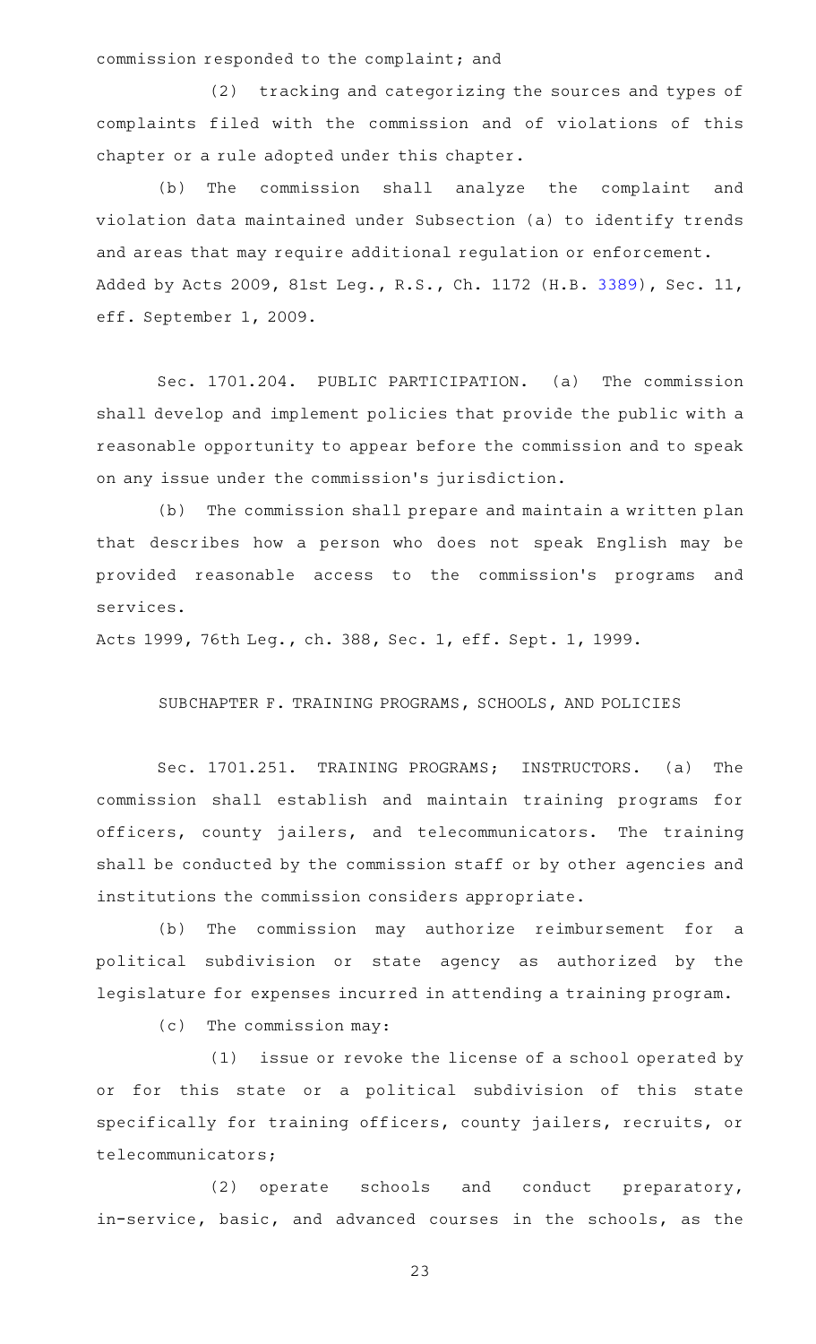commission responded to the complaint; and

(2) tracking and categorizing the sources and types of complaints filed with the commission and of violations of this chapter or a rule adopted under this chapter.

(b) The commission shall analyze the complaint and violation data maintained under Subsection (a) to identify trends and areas that may require additional regulation or enforcement.

Added by Acts 2009, 81st Leg., R.S., Ch. 1172 (H.B. 3389), Sec. 11, eff. September 1, 2009.

Sec. 1701.204. PUBLIC PARTICIPATION. (a) The commission shall develop and implement policies that provide the public with a reasonable opportunity to appear before the commission and to speak on any issue under the commission's jurisdiction.

(b) The commission shall prepare and maintain a written plan that describes how a person who does not speak English may be provided reasonable access to the commission's programs and services.

Acts 1999, 76th Leg., ch. 388, Sec. 1, eff. Sept. 1, 1999.

SUBCHAPTER F. TRAINING PROGRAMS, SCHOOLS, AND POLICIES

Sec. 1701.251. TRAINING PROGRAMS; INSTRUCTORS. (a) The commission shall establish and maintain training programs for officers, county jailers, and telecommunicators. The training shall be conducted by the commission staff or by other agencies and institutions the commission considers appropriate.

(b) The commission may authorize reimbursement for a political subdivision or state agency as authorized by the legislature for expenses incurred in attending a training program.

(c) The commission may:

(1) issue or revoke the license of a school operated by or for this state or a political subdivision of this state specifically for training officers, county jailers, recruits, or telecommunicators;

(2) operate schools and conduct preparatory, in-service, basic, and advanced courses in the schools, as the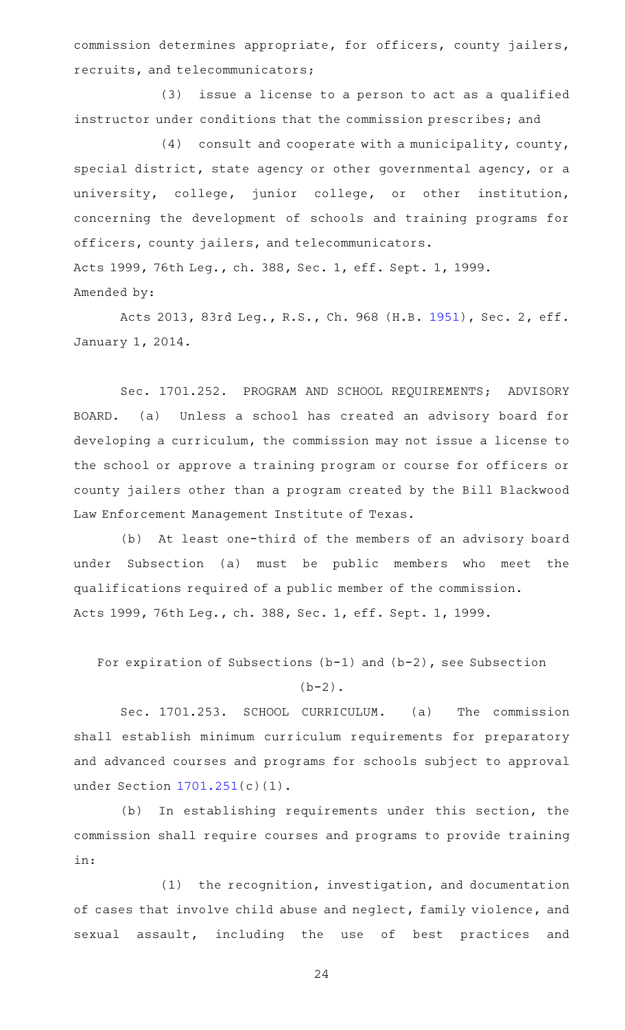commission determines appropriate, for officers, county jailers, recruits, and telecommunicators;

(3) issue a license to a person to act as a qualified instructor under conditions that the commission prescribes; and

(4) consult and cooperate with a municipality, county, special district, state agency or other governmental agency, or a university, college, junior college, or other institution, concerning the development of schools and training programs for officers, county jailers, and telecommunicators.

Acts 1999, 76th Leg., ch. 388, Sec. 1, eff. Sept. 1, 1999.

Amended by:

Acts 2013, 83rd Leg., R.S., Ch. 968 (H.B. 1951), Sec. 2, eff. January 1, 2014.

Sec. 1701.252. PROGRAM AND SCHOOL REQUIREMENTS; ADVISORY BOARD. (a) Unless a school has created an advisory board for developing a curriculum, the commission may not issue a license to the school or approve a training program or course for officers or county jailers other than a program created by the Bill Blackwood Law Enforcement Management Institute of Texas.

(b) At least one-third of the members of an advisory board under Subsection (a) must be public members who meet the qualifications required of a public member of the commission.

Acts 1999, 76th Leg., ch. 388, Sec. 1, eff. Sept. 1, 1999.

For expiration of Subsections (b-1) and (b-2), see Subsection (b-2).

Sec. 1701.253. SCHOOL CURRICULUM. (a) The commission shall establish minimum curriculum requirements for preparatory and advanced courses and programs for schools subject to approval under Section 1701.251(c)(1).

(b) In establishing requirements under this section, the commission shall require courses and programs to provide training in:

(1) the recognition, investigation, and documentation of cases that involve child abuse and neglect, family violence, and sexual assault, including the use of best practices and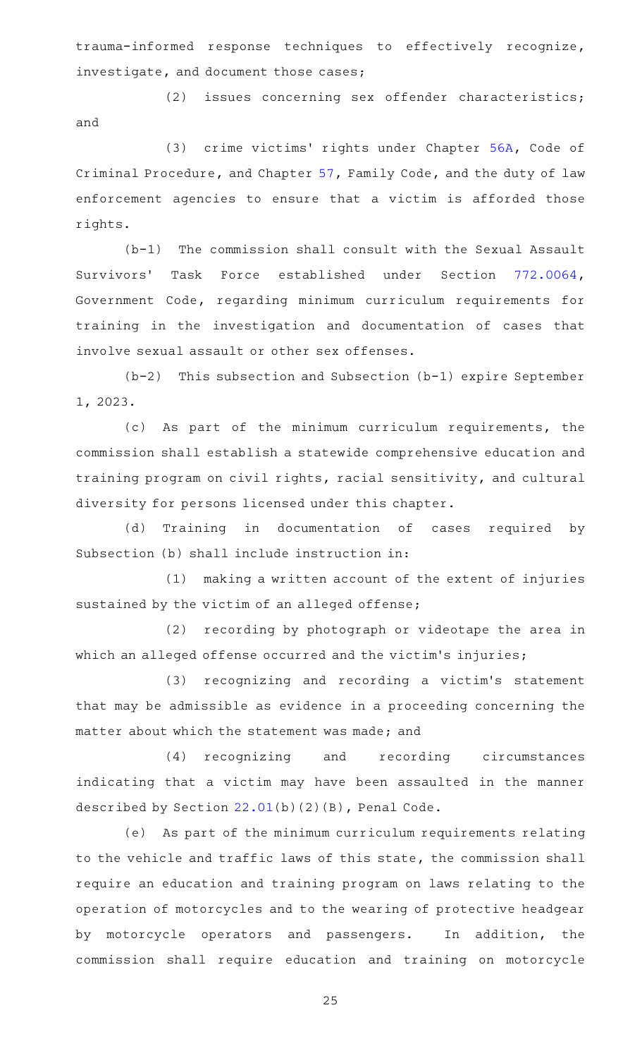trauma-informed response techniques to effectively recognize, investigate, and document those cases;

(2) issues concerning sex offender characteristics; and

(3) crime victims' rights under Chapter 56A, Code of Criminal Procedure, and Chapter 57, Family Code, and the duty of law enforcement agencies to ensure that a victim is afforded those rights.

(b-1) The commission shall consult with the Sexual Assault Survivors' Task Force established under Section 772.0064, Government Code, regarding minimum curriculum requirements for training in the investigation and documentation of cases that involve sexual assault or other sex offenses.

(b-2) This subsection and Subsection (b-1) expire September 1, 2023.

(c) As part of the minimum curriculum requirements, the commission shall establish a statewide comprehensive education and training program on civil rights, racial sensitivity, and cultural diversity for persons licensed under this chapter.

(d) Training in documentation of cases required by Subsection (b) shall include instruction in:

(1) making a written account of the extent of injuries sustained by the victim of an alleged offense;

(2) recording by photograph or videotape the area in which an alleged offense occurred and the victim's injuries;

(3) recognizing and recording a victim's statement that may be admissible as evidence in a proceeding concerning the matter about which the statement was made; and

(4) recognizing and recording circumstances indicating that a victim may have been assaulted in the manner described by Section 22.01(b)(2)(B), Penal Code.

(e) As part of the minimum curriculum requirements relating to the vehicle and traffic laws of this state, the commission shall require an education and training program on laws relating to the operation of motorcycles and to the wearing of protective headgear by motorcycle operators and passengers. In addition, the commission shall require education and training on motorcycle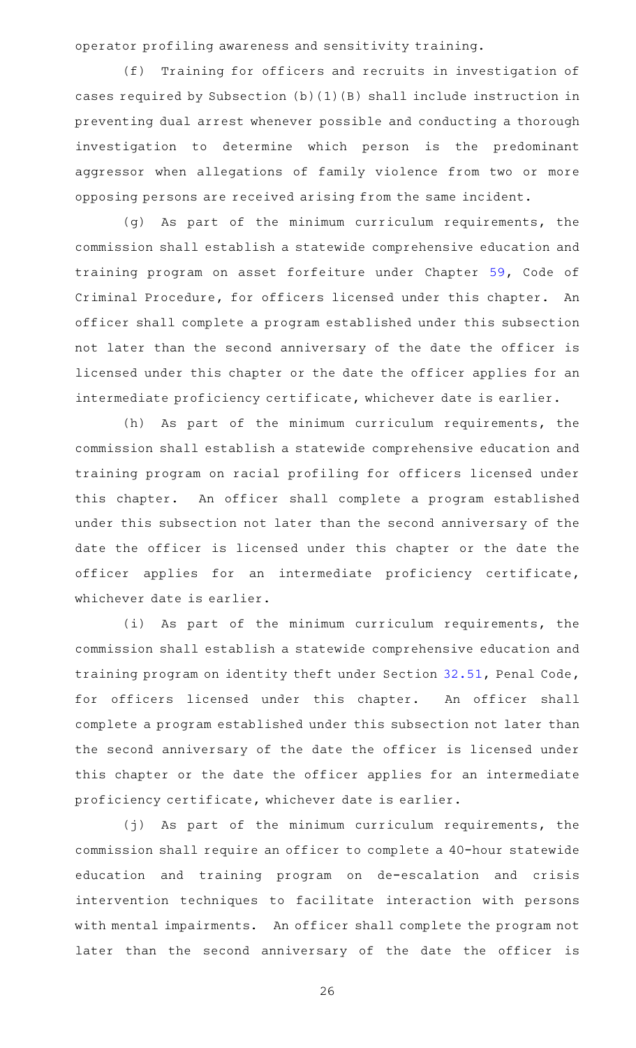operator profiling awareness and sensitivity training.

(f) Training for officers and recruits in investigation of cases required by Subsection (b)(1)(B) shall include instruction in preventing dual arrest whenever possible and conducting a thorough investigation to determine which person is the predominant aggressor when allegations of family violence from two or more opposing persons are received arising from the same incident.

(g) As part of the minimum curriculum requirements, the commission shall establish a statewide comprehensive education and training program on asset forfeiture under Chapter 59, Code of Criminal Procedure, for officers licensed under this chapter. An officer shall complete a program established under this subsection not later than the second anniversary of the date the officer is licensed under this chapter or the date the officer applies for an intermediate proficiency certificate, whichever date is earlier.

(h) As part of the minimum curriculum requirements, the commission shall establish a statewide comprehensive education and training program on racial profiling for officers licensed under this chapter. An officer shall complete a program established under this subsection not later than the second anniversary of the date the officer is licensed under this chapter or the date the officer applies for an intermediate proficiency certificate, whichever date is earlier.

(i) As part of the minimum curriculum requirements, the commission shall establish a statewide comprehensive education and training program on identity theft under Section 32.51, Penal Code, for officers licensed under this chapter. An officer shall complete a program established under this subsection not later than the second anniversary of the date the officer is licensed under this chapter or the date the officer applies for an intermediate proficiency certificate, whichever date is earlier.

(j) As part of the minimum curriculum requirements, the commission shall require an officer to complete a 40-hour statewide education and training program on de-escalation and crisis intervention techniques to facilitate interaction with persons with mental impairments. An officer shall complete the program not later than the second anniversary of the date the officer is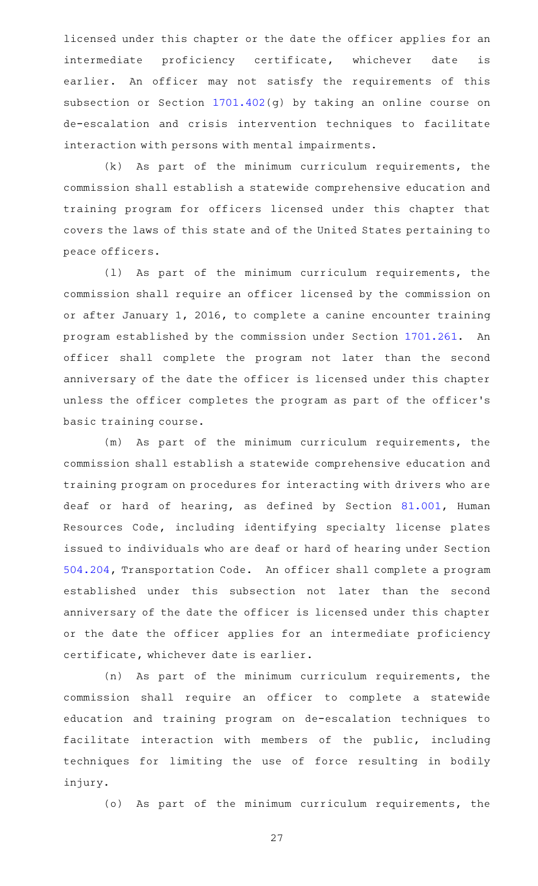licensed under this chapter or the date the officer applies for an intermediate proficiency certificate, whichever date is earlier. An officer may not satisfy the requirements of this subsection or Section 1701.402(g) by taking an online course on de-escalation and crisis intervention techniques to facilitate interaction with persons with mental impairments.

(k) As part of the minimum curriculum requirements, the commission shall establish a statewide comprehensive education and training program for officers licensed under this chapter that covers the laws of this state and of the United States pertaining to peace officers.

(l) As part of the minimum curriculum requirements, the commission shall require an officer licensed by the commission on or after January 1, 2016, to complete a canine encounter training program established by the commission under Section 1701.261. An officer shall complete the program not later than the second anniversary of the date the officer is licensed under this chapter unless the officer completes the program as part of the officer's basic training course.

(m) As part of the minimum curriculum requirements, the commission shall establish a statewide comprehensive education and training program on procedures for interacting with drivers who are deaf or hard of hearing, as defined by Section 81.001, Human Resources Code, including identifying specialty license plates issued to individuals who are deaf or hard of hearing under Section 504.204, Transportation Code. An officer shall complete a program established under this subsection not later than the second anniversary of the date the officer is licensed under this chapter or the date the officer applies for an intermediate proficiency certificate, whichever date is earlier.

(n) As part of the minimum curriculum requirements, the commission shall require an officer to complete a statewide education and training program on de-escalation techniques to facilitate interaction with members of the public, including techniques for limiting the use of force resulting in bodily injury.

(o) As part of the minimum curriculum requirements, the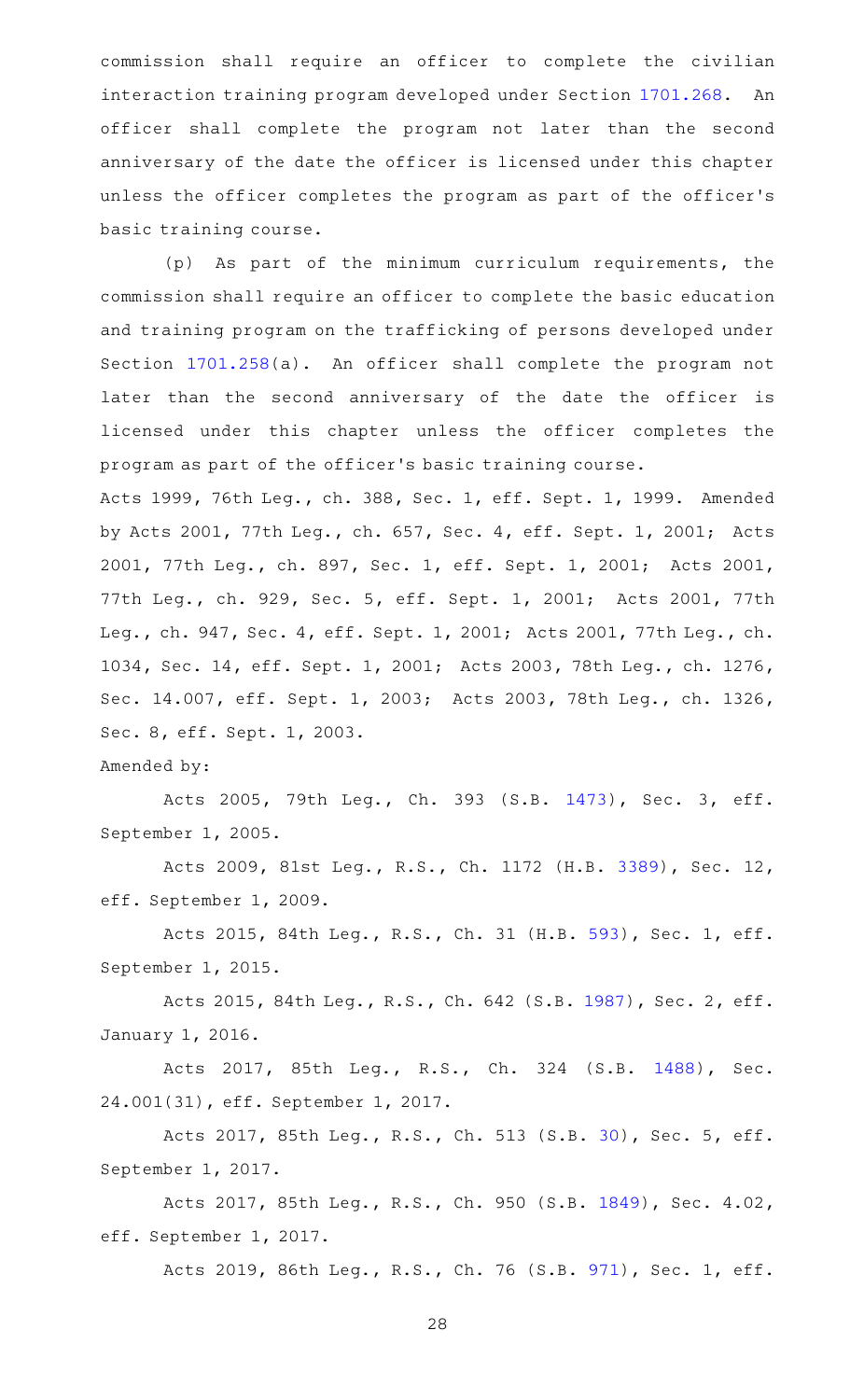commission shall require an officer to complete the civilian interaction training program developed under Section 1701.268. An officer shall complete the program not later than the second anniversary of the date the officer is licensed under this chapter unless the officer completes the program as part of the officer's basic training course.

(p) As part of the minimum curriculum requirements, the commission shall require an officer to complete the basic education and training program on the trafficking of persons developed under Section 1701.258(a). An officer shall complete the program not later than the second anniversary of the date the officer is licensed under this chapter unless the officer completes the program as part of the officer's basic training course.

Acts 1999, 76th Leg., ch. 388, Sec. 1, eff. Sept. 1, 1999. Amended by Acts 2001, 77th Leg., ch. 657, Sec. 4, eff. Sept. 1, 2001; Acts 2001, 77th Leg., ch. 897, Sec. 1, eff. Sept. 1, 2001; Acts 2001, 77th Leg., ch. 929, Sec. 5, eff. Sept. 1, 2001; Acts 2001, 77th Leg., ch. 947, Sec. 4, eff. Sept. 1, 2001; Acts 2001, 77th Leg., ch. 1034, Sec. 14, eff. Sept. 1, 2001; Acts 2003, 78th Leg., ch. 1276, Sec. 14.007, eff. Sept. 1, 2003; Acts 2003, 78th Leg., ch. 1326, Sec. 8, eff. Sept. 1, 2003.

Amended by:

Acts 2005, 79th Leg., Ch. 393 (S.B. 1473), Sec. 3, eff. September 1, 2005.

Acts 2009, 81st Leg., R.S., Ch. 1172 (H.B. 3389), Sec. 12, eff. September 1, 2009.

Acts 2015, 84th Leg., R.S., Ch. 31 (H.B. 593), Sec. 1, eff. September 1, 2015.

Acts 2015, 84th Leg., R.S., Ch. 642 (S.B. 1987), Sec. 2, eff. January 1, 2016.

Acts 2017, 85th Leg., R.S., Ch. 324 (S.B. 1488), Sec. 24.001(31), eff. September 1, 2017.

Acts 2017, 85th Leg., R.S., Ch. 513 (S.B. 30), Sec. 5, eff. September 1, 2017.

Acts 2017, 85th Leg., R.S., Ch. 950 (S.B. 1849), Sec. 4.02, eff. September 1, 2017.

Acts 2019, 86th Leg., R.S., Ch. 76 (S.B. 971), Sec. 1, eff.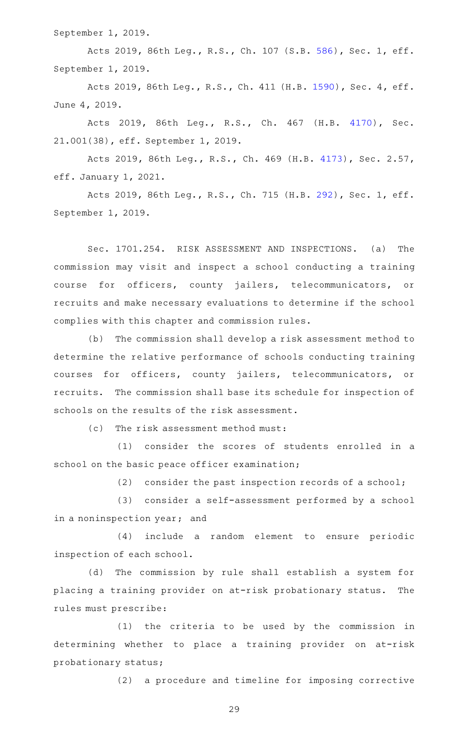September 1, 2019.

Acts 2019, 86th Leg., R.S., Ch. 107 (S.B. 586), Sec. 1, eff. September 1, 2019.

Acts 2019, 86th Leg., R.S., Ch. 411 (H.B. 1590), Sec. 4, eff. June 4, 2019.

Acts 2019, 86th Leg., R.S., Ch. 467 (H.B. 4170), Sec. 21.001(38), eff. September 1, 2019.

Acts 2019, 86th Leg., R.S., Ch. 469 (H.B. 4173), Sec. 2.57, eff. January 1, 2021.

Acts 2019, 86th Leg., R.S., Ch. 715 (H.B. 292), Sec. 1, eff. September 1, 2019.

Sec. 1701.254. RISK ASSESSMENT AND INSPECTIONS. (a) The commission may visit and inspect a school conducting a training course for officers, county jailers, telecommunicators, or recruits and make necessary evaluations to determine if the school complies with this chapter and commission rules.

(b) The commission shall develop a risk assessment method to determine the relative performance of schools conducting training courses for officers, county jailers, telecommunicators, or recruits. The commission shall base its schedule for inspection of schools on the results of the risk assessment.

(c) The risk assessment method must:

(1) consider the scores of students enrolled in a school on the basic peace officer examination;

(2) consider the past inspection records of a school;

(3) consider a self-assessment performed by a school in a noninspection year; and

(4) include a random element to ensure periodic inspection of each school.

(d) The commission by rule shall establish a system for placing a training provider on at-risk probationary status. The rules must prescribe:

(1) the criteria to be used by the commission in determining whether to place a training provider on at-risk probationary status;

(2) a procedure and timeline for imposing corrective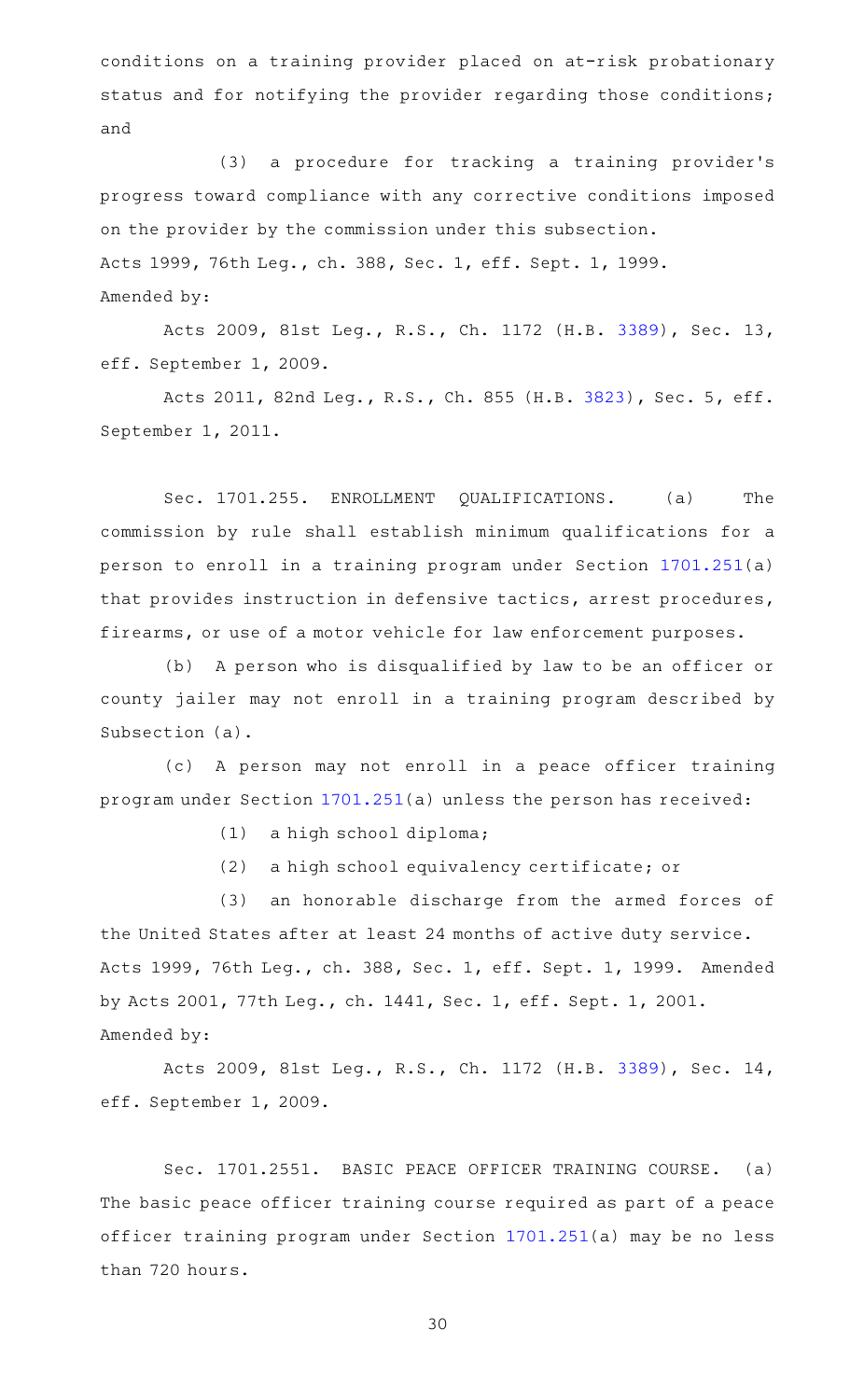conditions on a training provider placed on at-risk probationary status and for notifying the provider regarding those conditions; and

(3) a procedure for tracking a training provider's progress toward compliance with any corrective conditions imposed on the provider by the commission under this subsection.

Acts 1999, 76th Leg., ch. 388, Sec. 1, eff. Sept. 1, 1999.

Amended by:

Acts 2009, 81st Leg., R.S., Ch. 1172 (H.B. 3389), Sec. 13, eff. September 1, 2009.

Acts 2011, 82nd Leg., R.S., Ch. 855 (H.B. 3823), Sec. 5, eff. September 1, 2011.

Sec. 1701.255. ENROLLMENT QUALIFICATIONS. (a) The commission by rule shall establish minimum qualifications for a person to enroll in a training program under Section 1701.251(a) that provides instruction in defensive tactics, arrest procedures, firearms, or use of a motor vehicle for law enforcement purposes.

(b) A person who is disqualified by law to be an officer or county jailer may not enroll in a training program described by Subsection (a).

(c) A person may not enroll in a peace officer training program under Section 1701.251(a) unless the person has received:

(1) a high school diploma;

(2) a high school equivalency certificate; or

(3) an honorable discharge from the armed forces of the United States after at least 24 months of active duty service.

Acts 1999, 76th Leg., ch. 388, Sec. 1, eff. Sept. 1, 1999. Amended by Acts 2001, 77th Leg., ch. 1441, Sec. 1, eff. Sept. 1, 2001.

Amended by:

Acts 2009, 81st Leg., R.S., Ch. 1172 (H.B. 3389), Sec. 14, eff. September 1, 2009.

Sec. 1701.2551. BASIC PEACE OFFICER TRAINING COURSE. (a) The basic peace officer training course required as part of a peace officer training program under Section 1701.251(a) may be no less than 720 hours.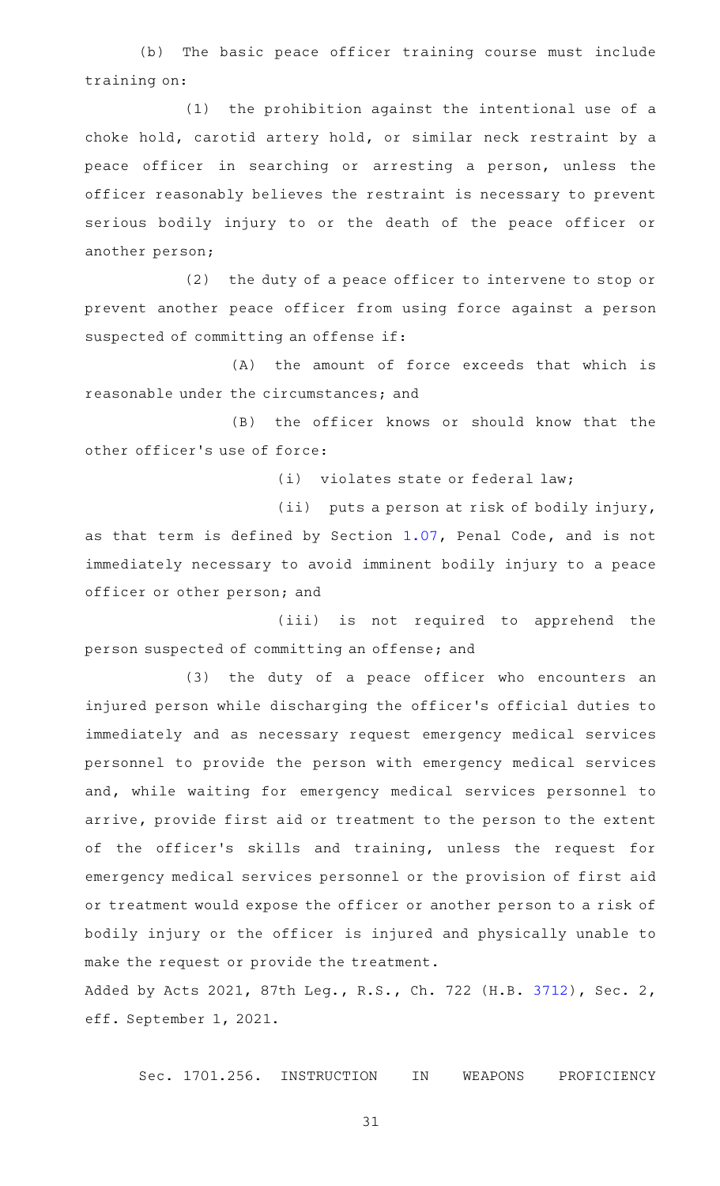(b) The basic peace officer training course must include training on:

(1) the prohibition against the intentional use of a choke hold, carotid artery hold, or similar neck restraint by a peace officer in searching or arresting a person, unless the officer reasonably believes the restraint is necessary to prevent serious bodily injury to or the death of the peace officer or another person;

(2) the duty of a peace officer to intervene to stop or prevent another peace officer from using force against a person suspected of committing an offense if:

(A) the amount of force exceeds that which is reasonable under the circumstances; and

(B) the officer knows or should know that the other officer's use of force:

(i) violates state or federal law;

(ii) puts a person at risk of bodily injury, as that term is defined by Section 1.07, Penal Code, and is not immediately necessary to avoid imminent bodily injury to a peace officer or other person; and

(iii) is not required to apprehend the person suspected of committing an offense; and

(3) the duty of a peace officer who encounters an injured person while discharging the officer's official duties to immediately and as necessary request emergency medical services personnel to provide the person with emergency medical services and, while waiting for emergency medical services personnel to arrive, provide first aid or treatment to the person to the extent of the officer's skills and training, unless the request for emergency medical services personnel or the provision of first aid or treatment would expose the officer or another person to a risk of bodily injury or the officer is injured and physically unable to make the request or provide the treatment.

Added by Acts 2021, 87th Leg., R.S., Ch. 722 (H.B. 3712), Sec. 2, eff. September 1, 2021.

Sec. 1701.256. INSTRUCTION IN WEAPONS PROFICIENCY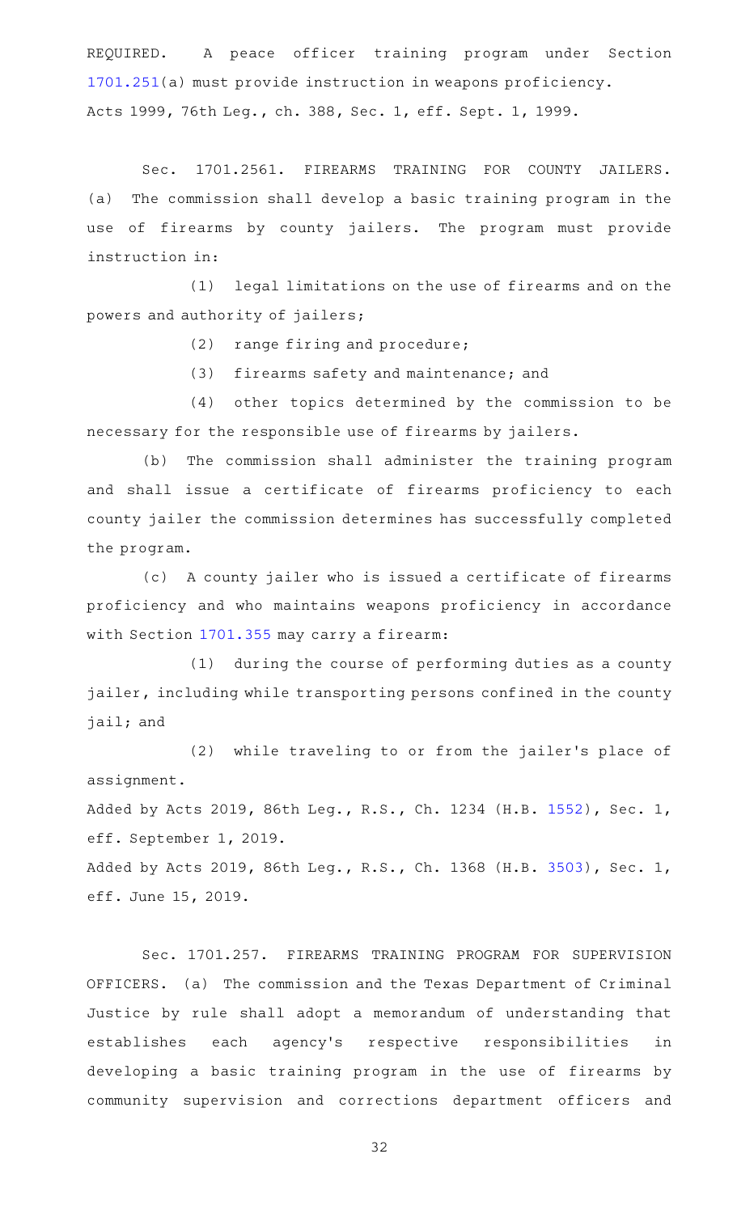REQUIRED. A peace officer training program under Section 1701.251(a) must provide instruction in weapons proficiency.
Acts 1999, 76th Leg., ch. 388, Sec. 1, eff. Sept. 1, 1999.

Sec. 1701.2561. FIREARMS TRAINING FOR COUNTY JAILERS. (a) The commission shall develop a basic training program in the use of firearms by county jailers. The program must provide instruction in:

(1) legal limitations on the use of firearms and on the powers and authority of jailers;

(2) range firing and procedure;

(3) firearms safety and maintenance; and

(4) other topics determined by the commission to be necessary for the responsible use of firearms by jailers.

(b) The commission shall administer the training program and shall issue a certificate of firearms proficiency to each county jailer the commission determines has successfully completed the program.

(c) A county jailer who is issued a certificate of firearms proficiency and who maintains weapons proficiency in accordance with Section 1701.355 may carry a firearm:

(1) during the course of performing duties as a county jailer, including while transporting persons confined in the county jail; and

(2) while traveling to or from the jailer's place of assignment.

Added by Acts 2019, 86th Leg., R.S., Ch. 1234 (H.B. 1552), Sec. 1, eff. September 1, 2019.

Added by Acts 2019, 86th Leg., R.S., Ch. 1368 (H.B. 3503), Sec. 1, eff. June 15, 2019.

Sec. 1701.257. FIREARMS TRAINING PROGRAM FOR SUPERVISION OFFICERS. (a) The commission and the Texas Department of Criminal Justice by rule shall adopt a memorandum of understanding that establishes each agency's respective responsibilities in developing a basic training program in the use of firearms by community supervision and corrections department officers and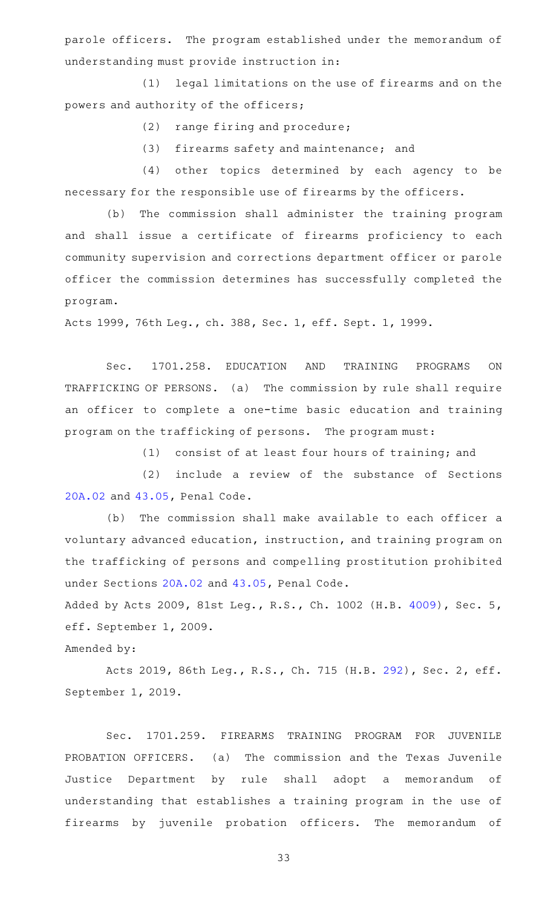parole officers. The program established under the memorandum of understanding must provide instruction in:

(1) legal limitations on the use of firearms and on the powers and authority of the officers;

(2) range firing and procedure;

(3) firearms safety and maintenance; and

(4) other topics determined by each agency to be necessary for the responsible use of firearms by the officers.

(b) The commission shall administer the training program and shall issue a certificate of firearms proficiency to each community supervision and corrections department officer or parole officer the commission determines has successfully completed the program.

Acts 1999, 76th Leg., ch. 388, Sec. 1, eff. Sept. 1, 1999.

Sec. 1701.258. EDUCATION AND TRAINING PROGRAMS ON TRAFFICKING OF PERSONS. (a) The commission by rule shall require an officer to complete a one-time basic education and training program on the trafficking of persons. The program must:

(1) consist of at least four hours of training; and

(2) include a review of the substance of Sections 20A.02 and 43.05, Penal Code.

(b) The commission shall make available to each officer a voluntary advanced education, instruction, and training program on the trafficking of persons and compelling prostitution prohibited under Sections 20A.02 and 43.05, Penal Code.

Added by Acts 2009, 81st Leg., R.S., Ch. 1002 (H.B. 4009), Sec. 5, eff. September 1, 2009.

Amended by:

Acts 2019, 86th Leg., R.S., Ch. 715 (H.B. 292), Sec. 2, eff. September 1, 2019.

Sec. 1701.259. FIREARMS TRAINING PROGRAM FOR JUVENILE PROBATION OFFICERS. (a) The commission and the Texas Juvenile Justice Department by rule shall adopt a memorandum of understanding that establishes a training program in the use of firearms by juvenile probation officers. The memorandum of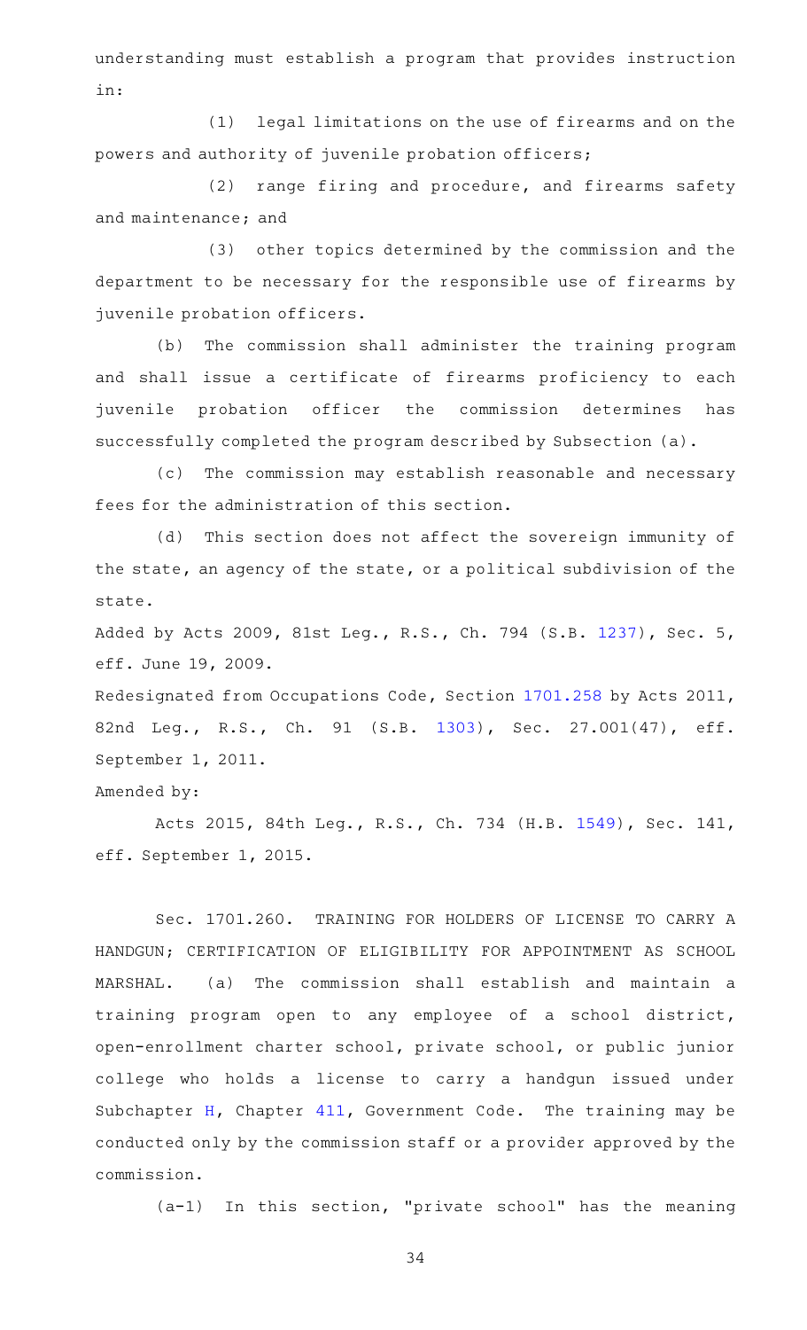understanding must establish a program that provides instruction in:

(1) legal limitations on the use of firearms and on the powers and authority of juvenile probation officers;

(2) range firing and procedure, and firearms safety and maintenance; and

(3) other topics determined by the commission and the department to be necessary for the responsible use of firearms by juvenile probation officers.

(b) The commission shall administer the training program and shall issue a certificate of firearms proficiency to each juvenile probation officer the commission determines has successfully completed the program described by Subsection (a).

(c) The commission may establish reasonable and necessary fees for the administration of this section.

(d) This section does not affect the sovereign immunity of the state, an agency of the state, or a political subdivision of the state.

Added by Acts 2009, 81st Leg., R.S., Ch. 794 (S.B. 1237), Sec. 5, eff. June 19, 2009.

Redesignated from Occupations Code, Section 1701.258 by Acts 2011, 82nd Leg., R.S., Ch. 91 (S.B. 1303), Sec. 27.001(47), eff. September 1, 2011.

Amended by:

Acts 2015, 84th Leg., R.S., Ch. 734 (H.B. 1549), Sec. 141, eff. September 1, 2015.

Sec. 1701.260. TRAINING FOR HOLDERS OF LICENSE TO CARRY A HANDGUN; CERTIFICATION OF ELIGIBILITY FOR APPOINTMENT AS SCHOOL MARSHAL. (a) The commission shall establish and maintain a training program open to any employee of a school district, open-enrollment charter school, private school, or public junior college who holds a license to carry a handgun issued under Subchapter H, Chapter 411, Government Code. The training may be conducted only by the commission staff or a provider approved by the commission.

(a-1) In this section, "private school" has the meaning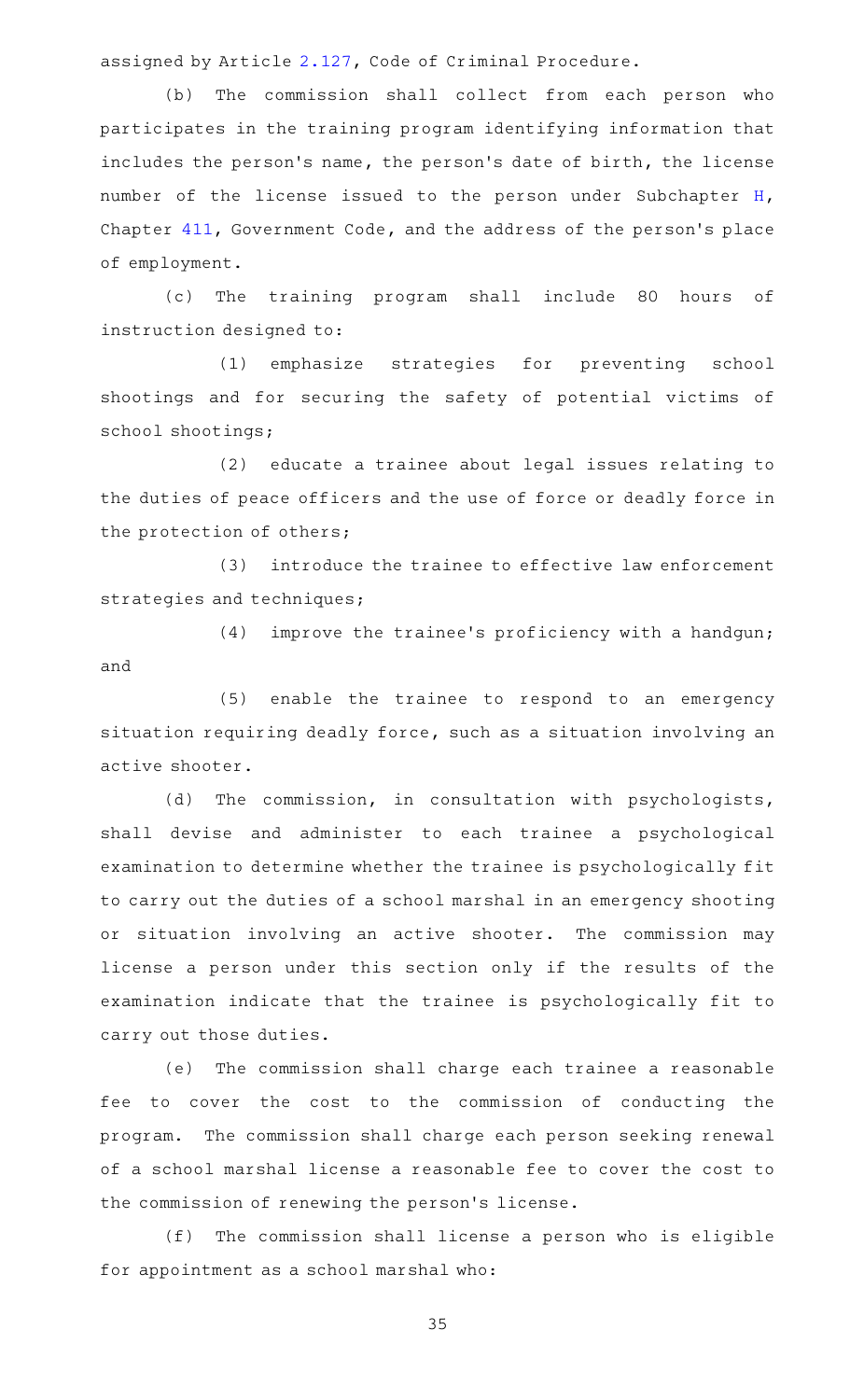assigned by Article 2.127, Code of Criminal Procedure.

(b) The commission shall collect from each person who participates in the training program identifying information that includes the person's name, the person's date of birth, the license number of the license issued to the person under Subchapter H, Chapter 411, Government Code, and the address of the person's place of employment.

(c) The training program shall include 80 hours of instruction designed to:

(1) emphasize strategies for preventing school shootings and for securing the safety of potential victims of school shootings;

(2) educate a trainee about legal issues relating to the duties of peace officers and the use of force or deadly force in the protection of others;

(3) introduce the trainee to effective law enforcement strategies and techniques;

(4) improve the trainee's proficiency with a handgun; and

(5) enable the trainee to respond to an emergency situation requiring deadly force, such as a situation involving an active shooter.

(d) The commission, in consultation with psychologists, shall devise and administer to each trainee a psychological examination to determine whether the trainee is psychologically fit to carry out the duties of a school marshal in an emergency shooting or situation involving an active shooter. The commission may license a person under this section only if the results of the examination indicate that the trainee is psychologically fit to carry out those duties.

(e) The commission shall charge each trainee a reasonable fee to cover the cost to the commission of conducting the program. The commission shall charge each person seeking renewal of a school marshal license a reasonable fee to cover the cost to the commission of renewing the person's license.

(f) The commission shall license a person who is eligible for appointment as a school marshal who: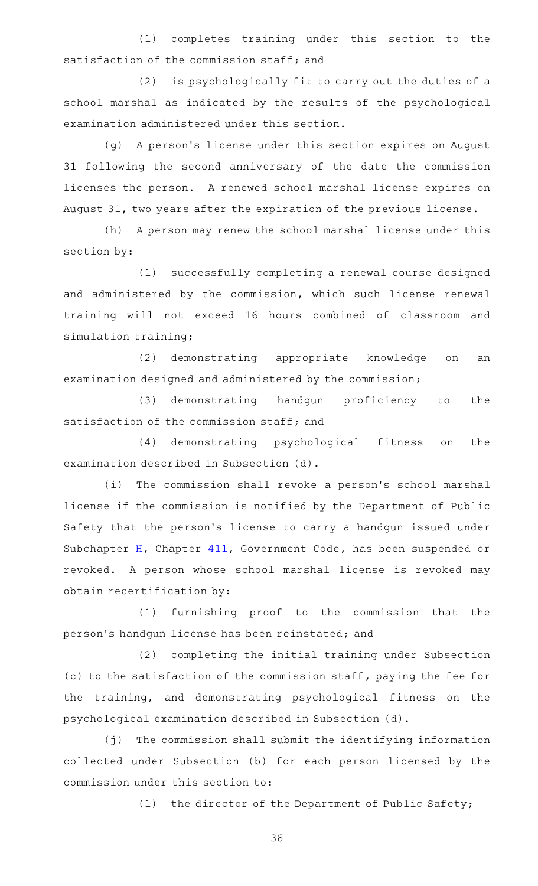(1) completes training under this section to the satisfaction of the commission staff; and

(2) is psychologically fit to carry out the duties of a school marshal as indicated by the results of the psychological examination administered under this section.

(g) A person's license under this section expires on August 31 following the second anniversary of the date the commission licenses the person. A renewed school marshal license expires on August 31, two years after the expiration of the previous license.

(h) A person may renew the school marshal license under this section by:

(1) successfully completing a renewal course designed and administered by the commission, which such license renewal training will not exceed 16 hours combined of classroom and simulation training;

(2) demonstrating appropriate knowledge on an examination designed and administered by the commission;

(3) demonstrating handgun proficiency to the satisfaction of the commission staff; and

(4) demonstrating psychological fitness on the examination described in Subsection (d).

(i) The commission shall revoke a person's school marshal license if the commission is notified by the Department of Public Safety that the person's license to carry a handgun issued under Subchapter H, Chapter 411, Government Code, has been suspended or revoked. A person whose school marshal license is revoked may obtain recertification by:

(1) furnishing proof to the commission that the person's handgun license has been reinstated; and

(2) completing the initial training under Subsection (c) to the satisfaction of the commission staff, paying the fee for the training, and demonstrating psychological fitness on the psychological examination described in Subsection (d).

(j) The commission shall submit the identifying information collected under Subsection (b) for each person licensed by the commission under this section to:

(1) the director of the Department of Public Safety;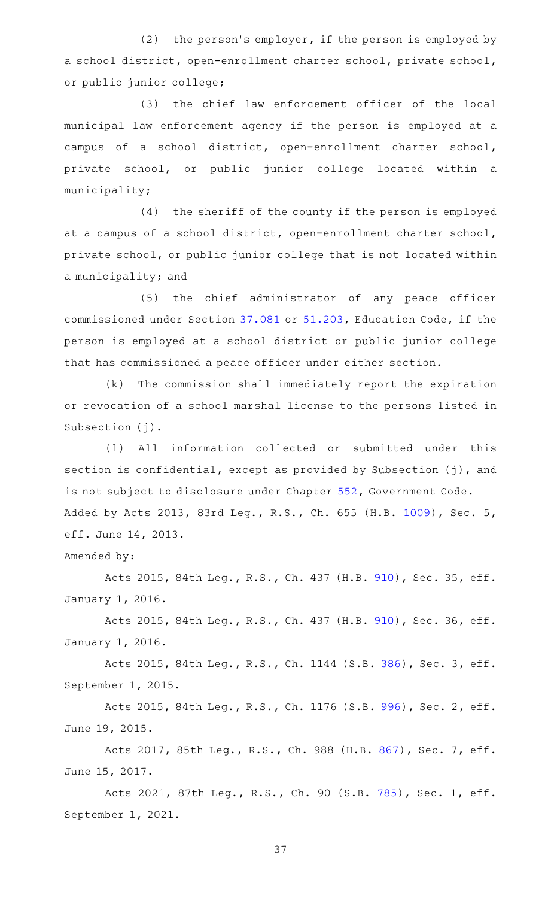(2) the person's employer, if the person is employed by a school district, open-enrollment charter school, private school, or public junior college;

(3) the chief law enforcement officer of the local municipal law enforcement agency if the person is employed at a campus of a school district, open-enrollment charter school, private school, or public junior college located within a municipality;

(4) the sheriff of the county if the person is employed at a campus of a school district, open-enrollment charter school, private school, or public junior college that is not located within a municipality; and

(5) the chief administrator of any peace officer commissioned under Section 37.081 or 51.203, Education Code, if the person is employed at a school district or public junior college that has commissioned a peace officer under either section.

(k) The commission shall immediately report the expiration or revocation of a school marshal license to the persons listed in Subsection (j).

(l) All information collected or submitted under this section is confidential, except as provided by Subsection (j), and is not subject to disclosure under Chapter 552, Government Code.

Added by Acts 2013, 83rd Leg., R.S., Ch. 655 (H.B. 1009), Sec. 5, eff. June 14, 2013.

Amended by:

Acts 2015, 84th Leg., R.S., Ch. 437 (H.B. 910), Sec. 35, eff. January 1, 2016.

Acts 2015, 84th Leg., R.S., Ch. 437 (H.B. 910), Sec. 36, eff. January 1, 2016.

Acts 2015, 84th Leg., R.S., Ch. 1144 (S.B. 386), Sec. 3, eff. September 1, 2015.

Acts 2015, 84th Leg., R.S., Ch. 1176 (S.B. 996), Sec. 2, eff. June 19, 2015.

Acts 2017, 85th Leg., R.S., Ch. 988 (H.B. 867), Sec. 7, eff. June 15, 2017.

Acts 2021, 87th Leg., R.S., Ch. 90 (S.B. 785), Sec. 1, eff. September 1, 2021.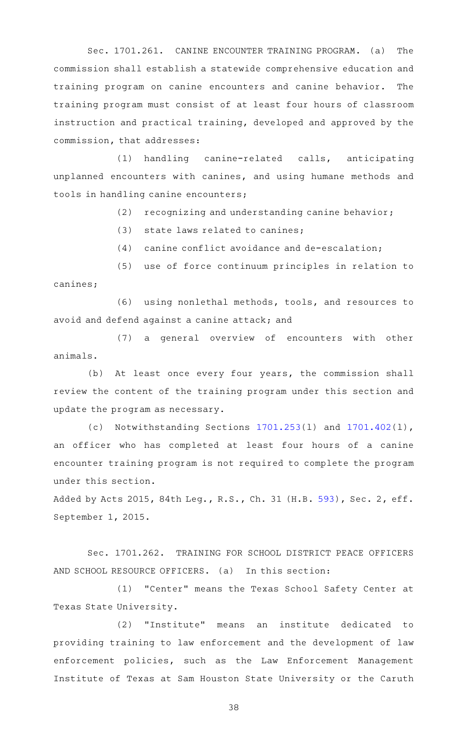Sec. 1701.261. CANINE ENCOUNTER TRAINING PROGRAM. (a) The commission shall establish a statewide comprehensive education and training program on canine encounters and canine behavior. The training program must consist of at least four hours of classroom instruction and practical training, developed and approved by the commission, that addresses:

(1) handling canine-related calls, anticipating unplanned encounters with canines, and using humane methods and tools in handling canine encounters;

(2) recognizing and understanding canine behavior;

(3) state laws related to canines;

(4) canine conflict avoidance and de-escalation;

(5) use of force continuum principles in relation to canines;

(6) using nonlethal methods, tools, and resources to avoid and defend against a canine attack; and

(7) a general overview of encounters with other animals.

(b) At least once every four years, the commission shall review the content of the training program under this section and update the program as necessary.

(c) Notwithstanding Sections 1701.253(l) and 1701.402(l), an officer who has completed at least four hours of a canine encounter training program is not required to complete the program under this section.

Added by Acts 2015, 84th Leg., R.S., Ch. 31 (H.B. 593), Sec. 2, eff. September 1, 2015.

Sec. 1701.262. TRAINING FOR SCHOOL DISTRICT PEACE OFFICERS AND SCHOOL RESOURCE OFFICERS. (a) In this section:

(1) "Center" means the Texas School Safety Center at Texas State University.

(2) "Institute" means an institute dedicated to providing training to law enforcement and the development of law enforcement policies, such as the Law Enforcement Management Institute of Texas at Sam Houston State University or the Caruth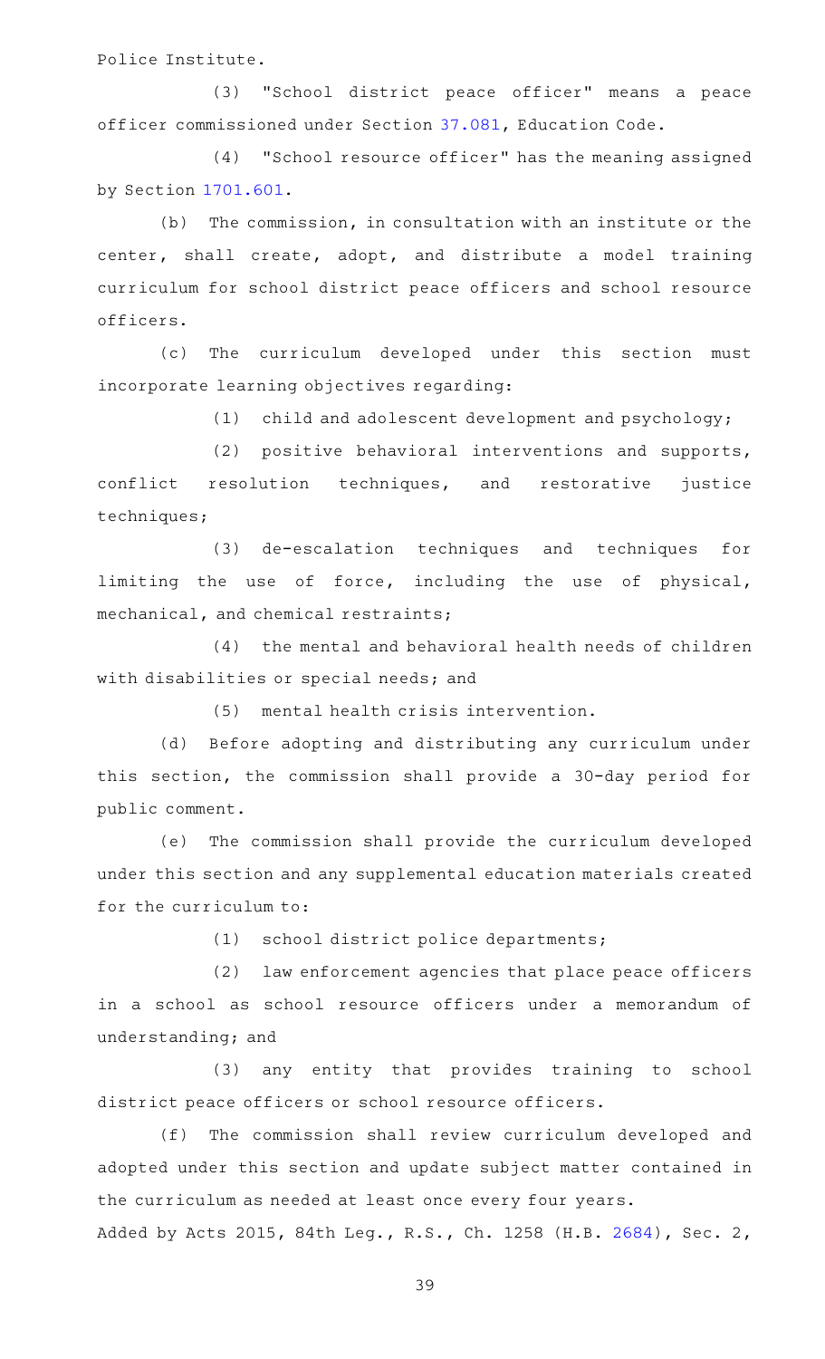Police Institute.

(3) "School district peace officer" means a peace officer commissioned under Section 37.081, Education Code.

(4) "School resource officer" has the meaning assigned by Section 1701.601.

(b) The commission, in consultation with an institute or the center, shall create, adopt, and distribute a model training curriculum for school district peace officers and school resource officers.

(c) The curriculum developed under this section must incorporate learning objectives regarding:

(1) child and adolescent development and psychology;

(2) positive behavioral interventions and supports, conflict resolution techniques, and restorative justice techniques;

(3) de-escalation techniques and techniques for limiting the use of force, including the use of physical, mechanical, and chemical restraints;

(4) the mental and behavioral health needs of children with disabilities or special needs; and

(5) mental health crisis intervention.

(d) Before adopting and distributing any curriculum under this section, the commission shall provide a 30-day period for public comment.

(e) The commission shall provide the curriculum developed under this section and any supplemental education materials created for the curriculum to:

(1) school district police departments;

(2) law enforcement agencies that place peace officers in a school as school resource officers under a memorandum of understanding; and

(3) any entity that provides training to school district peace officers or school resource officers.

(f) The commission shall review curriculum developed and adopted under this section and update subject matter contained in the curriculum as needed at least once every four years.

Added by Acts 2015, 84th Leg., R.S., Ch. 1258 (H.B. 2684), Sec. 2,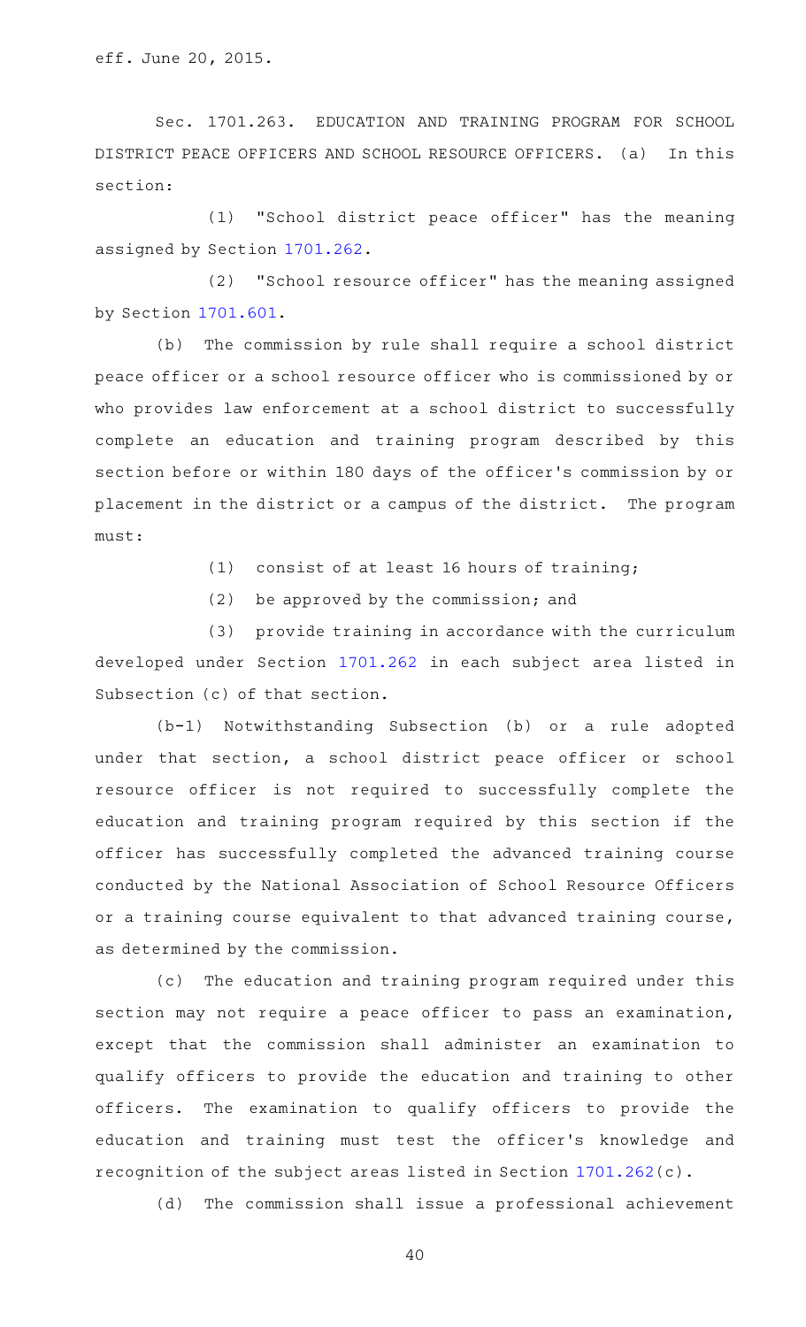eff. June 20, 2015.

Sec. 1701.263. EDUCATION AND TRAINING PROGRAM FOR SCHOOL DISTRICT PEACE OFFICERS AND SCHOOL RESOURCE OFFICERS. (a) In this section:

(1) "School district peace officer" has the meaning assigned by Section 1701.262.

(2) "School resource officer" has the meaning assigned by Section 1701.601.

(b) The commission by rule shall require a school district peace officer or a school resource officer who is commissioned by or who provides law enforcement at a school district to successfully complete an education and training program described by this section before or within 180 days of the officer's commission by or placement in the district or a campus of the district. The program must:

(1) consist of at least 16 hours of training;

(2) be approved by the commission; and

(3) provide training in accordance with the curriculum developed under Section 1701.262 in each subject area listed in Subsection (c) of that section.

(b-1) Notwithstanding Subsection (b) or a rule adopted under that section, a school district peace officer or school resource officer is not required to successfully complete the education and training program required by this section if the officer has successfully completed the advanced training course conducted by the National Association of School Resource Officers or a training course equivalent to that advanced training course, as determined by the commission.

(c) The education and training program required under this section may not require a peace officer to pass an examination, except that the commission shall administer an examination to qualify officers to provide the education and training to other officers. The examination to qualify officers to provide the education and training must test the officer's knowledge and recognition of the subject areas listed in Section 1701.262(c).

(d) The commission shall issue a professional achievement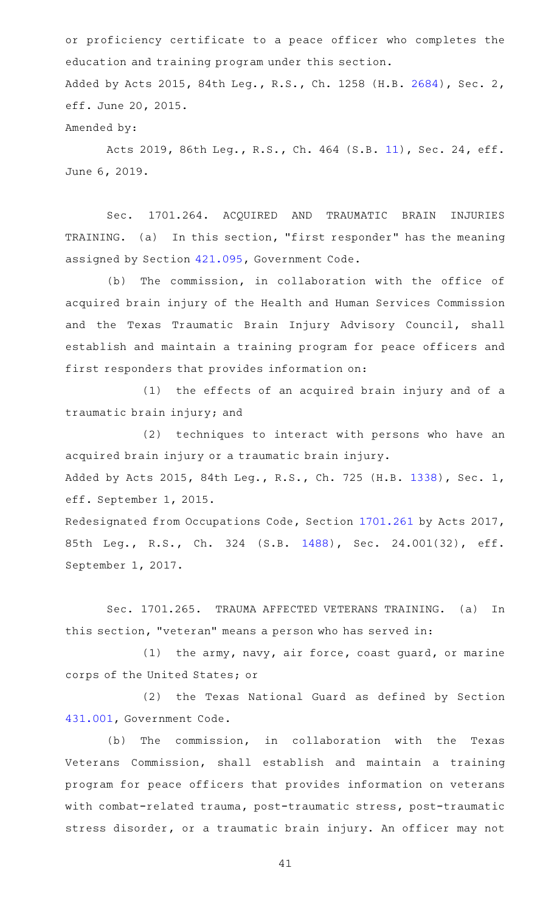or proficiency certificate to a peace officer who completes the education and training program under this section.

Added by Acts 2015, 84th Leg., R.S., Ch. 1258 (H.B. 2684), Sec. 2, eff. June 20, 2015.

Amended by:

Acts 2019, 86th Leg., R.S., Ch. 464 (S.B. 11), Sec. 24, eff. June 6, 2019.

Sec. 1701.264. ACQUIRED AND TRAUMATIC BRAIN INJURIES TRAINING. (a) In this section, "first responder" has the meaning assigned by Section 421.095, Government Code.

(b) The commission, in collaboration with the office of acquired brain injury of the Health and Human Services Commission and the Texas Traumatic Brain Injury Advisory Council, shall establish and maintain a training program for peace officers and first responders that provides information on:

(1) the effects of an acquired brain injury and of a traumatic brain injury; and

(2) techniques to interact with persons who have an acquired brain injury or a traumatic brain injury.

Added by Acts 2015, 84th Leg., R.S., Ch. 725 (H.B. 1338), Sec. 1, eff. September 1, 2015.

Redesignated from Occupations Code, Section 1701.261 by Acts 2017, 85th Leg., R.S., Ch. 324 (S.B. 1488), Sec. 24.001(32), eff. September 1, 2017.

Sec. 1701.265. TRAUMA AFFECTED VETERANS TRAINING. (a) In this section, "veteran" means a person who has served in:

(1) the army, navy, air force, coast guard, or marine corps of the United States; or

(2) the Texas National Guard as defined by Section 431.001, Government Code.

(b) The commission, in collaboration with the Texas Veterans Commission, shall establish and maintain a training program for peace officers that provides information on veterans with combat-related trauma, post-traumatic stress, post-traumatic stress disorder, or a traumatic brain injury. An officer may not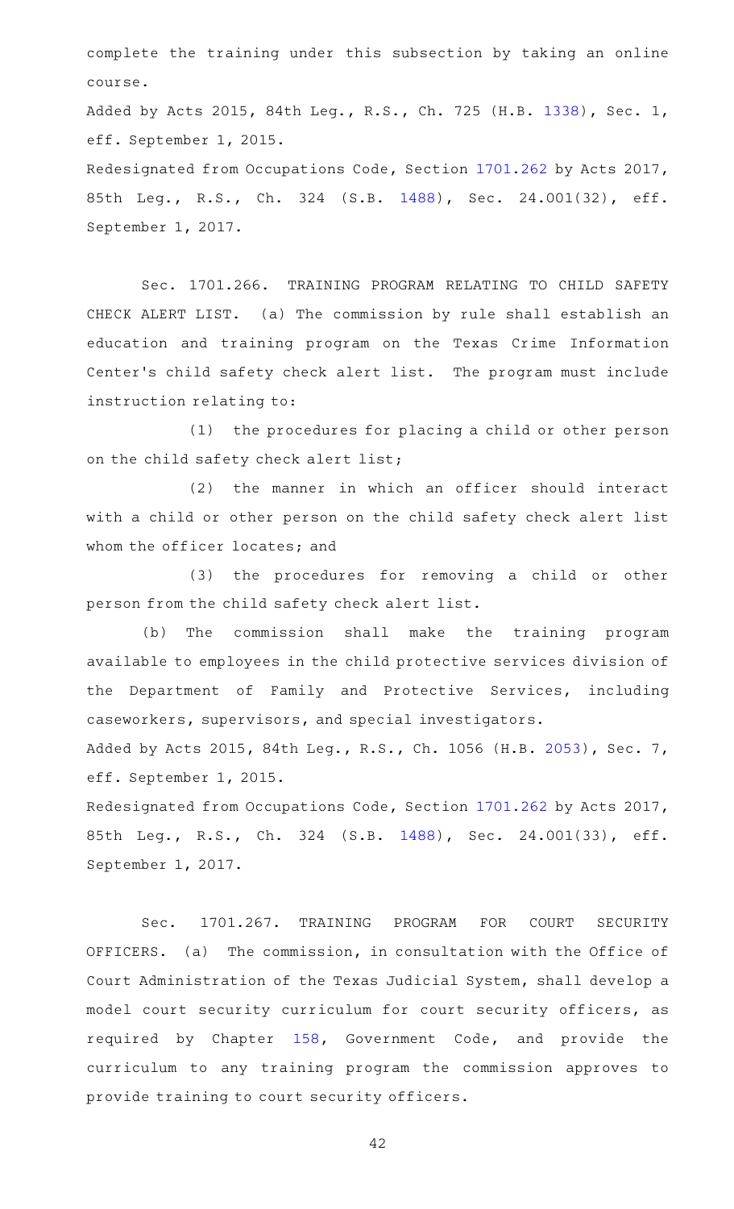complete the training under this subsection by taking an online course.

Added by Acts 2015, 84th Leg., R.S., Ch. 725 (H.B. 1338), Sec. 1, eff. September 1, 2015.

Redesignated from Occupations Code, Section 1701.262 by Acts 2017, 85th Leg., R.S., Ch. 324 (S.B. 1488), Sec. 24.001(32), eff. September 1, 2017.

Sec. 1701.266. TRAINING PROGRAM RELATING TO CHILD SAFETY CHECK ALERT LIST. (a) The commission by rule shall establish an education and training program on the Texas Crime Information Center's child safety check alert list. The program must include instruction relating to:

(1) the procedures for placing a child or other person on the child safety check alert list;

(2) the manner in which an officer should interact with a child or other person on the child safety check alert list whom the officer locates; and

(3) the procedures for removing a child or other person from the child safety check alert list.

(b) The commission shall make the training program available to employees in the child protective services division of the Department of Family and Protective Services, including caseworkers, supervisors, and special investigators.

Added by Acts 2015, 84th Leg., R.S., Ch. 1056 (H.B. 2053), Sec. 7, eff. September 1, 2015.

Redesignated from Occupations Code, Section 1701.262 by Acts 2017, 85th Leg., R.S., Ch. 324 (S.B. 1488), Sec. 24.001(33), eff. September 1, 2017.

Sec. 1701.267. TRAINING PROGRAM FOR COURT SECURITY OFFICERS. (a) The commission, in consultation with the Office of Court Administration of the Texas Judicial System, shall develop a model court security curriculum for court security officers, as required by Chapter 158, Government Code, and provide the curriculum to any training program the commission approves to provide training to court security officers.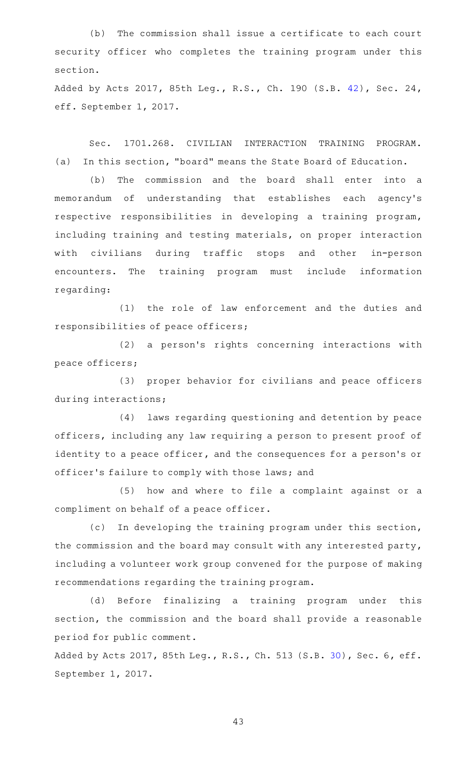(b) The commission shall issue a certificate to each court security officer who completes the training program under this section.

Added by Acts 2017, 85th Leg., R.S., Ch. 190 (S.B. 42), Sec. 24, eff. September 1, 2017.

Sec. 1701.268. CIVILIAN INTERACTION TRAINING PROGRAM. (a) In this section, "board" means the State Board of Education.

(b) The commission and the board shall enter into a memorandum of understanding that establishes each agency's respective responsibilities in developing a training program, including training and testing materials, on proper interaction with civilians during traffic stops and other in-person encounters. The training program must include information regarding:

(1) the role of law enforcement and the duties and responsibilities of peace officers;

(2) a person's rights concerning interactions with peace officers;

(3) proper behavior for civilians and peace officers during interactions;

(4) laws regarding questioning and detention by peace officers, including any law requiring a person to present proof of identity to a peace officer, and the consequences for a person's or officer's failure to comply with those laws; and

(5) how and where to file a complaint against or a compliment on behalf of a peace officer.

(c) In developing the training program under this section, the commission and the board may consult with any interested party, including a volunteer work group convened for the purpose of making recommendations regarding the training program.

(d) Before finalizing a training program under this section, the commission and the board shall provide a reasonable period for public comment.

Added by Acts 2017, 85th Leg., R.S., Ch. 513 (S.B. 30), Sec. 6, eff. September 1, 2017.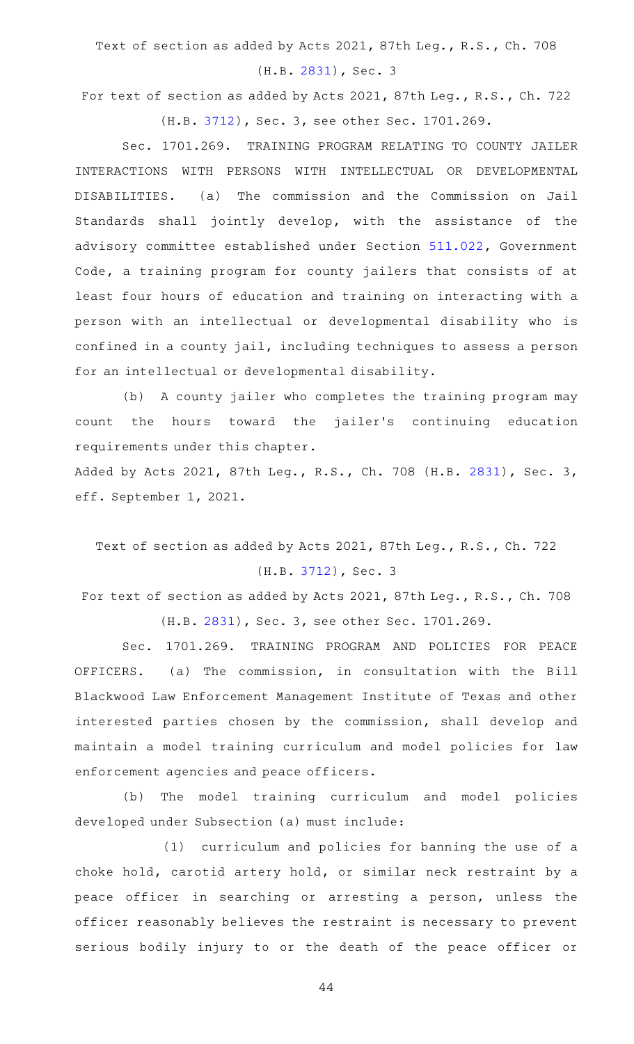Text of section as added by Acts 2021, 87th Leg., R.S., Ch. 708 (H.B. 2831), Sec. 3

For text of section as added by Acts 2021, 87th Leg., R.S., Ch. 722 (H.B. 3712), Sec. 3, see other Sec. 1701.269.

Sec. 1701.269. TRAINING PROGRAM RELATING TO COUNTY JAILER INTERACTIONS WITH PERSONS WITH INTELLECTUAL OR DEVELOPMENTAL DISABILITIES. (a) The commission and the Commission on Jail Standards shall jointly develop, with the assistance of the advisory committee established under Section 511.022, Government Code, a training program for county jailers that consists of at least four hours of education and training on interacting with a person with an intellectual or developmental disability who is confined in a county jail, including techniques to assess a person for an intellectual or developmental disability.

(b) A county jailer who completes the training program may count the hours toward the jailer's continuing education requirements under this chapter.

Added by Acts 2021, 87th Leg., R.S., Ch. 708 (H.B. 2831), Sec. 3, eff. September 1, 2021.

Text of section as added by Acts 2021, 87th Leg., R.S., Ch. 722 (H.B. 3712), Sec. 3

For text of section as added by Acts 2021, 87th Leg., R.S., Ch. 708 (H.B. 2831), Sec. 3, see other Sec. 1701.269.

Sec. 1701.269. TRAINING PROGRAM AND POLICIES FOR PEACE OFFICERS. (a) The commission, in consultation with the Bill Blackwood Law Enforcement Management Institute of Texas and other interested parties chosen by the commission, shall develop and maintain a model training curriculum and model policies for law enforcement agencies and peace officers.

(b) The model training curriculum and model policies developed under Subsection (a) must include:

(1) curriculum and policies for banning the use of a choke hold, carotid artery hold, or similar neck restraint by a peace officer in searching or arresting a person, unless the officer reasonably believes the restraint is necessary to prevent serious bodily injury to or the death of the peace officer or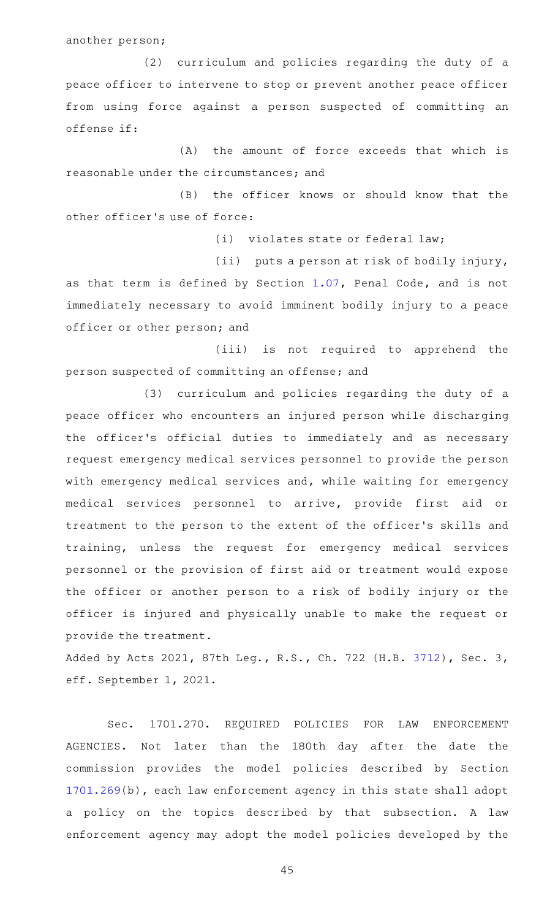another person;

(2) curriculum and policies regarding the duty of a peace officer to intervene to stop or prevent another peace officer from using force against a person suspected of committing an offense if:

(A) the amount of force exceeds that which is reasonable under the circumstances; and

(B) the officer knows or should know that the other officer's use of force:

(i) violates state or federal law;

(ii) puts a person at risk of bodily injury, as that term is defined by Section 1.07, Penal Code, and is not immediately necessary to avoid imminent bodily injury to a peace officer or other person; and

(iii) is not required to apprehend the person suspected of committing an offense; and

(3) curriculum and policies regarding the duty of a peace officer who encounters an injured person while discharging the officer's official duties to immediately and as necessary request emergency medical services personnel to provide the person with emergency medical services and, while waiting for emergency medical services personnel to arrive, provide first aid or treatment to the person to the extent of the officer's skills and training, unless the request for emergency medical services personnel or the provision of first aid or treatment would expose the officer or another person to a risk of bodily injury or the officer is injured and physically unable to make the request or provide the treatment.

Added by Acts 2021, 87th Leg., R.S., Ch. 722 (H.B. 3712), Sec. 3, eff. September 1, 2021.

Sec. 1701.270. REQUIRED POLICIES FOR LAW ENFORCEMENT AGENCIES. Not later than the 180th day after the date the commission provides the model policies described by Section 1701.269(b), each law enforcement agency in this state shall adopt a policy on the topics described by that subsection. A law enforcement agency may adopt the model policies developed by the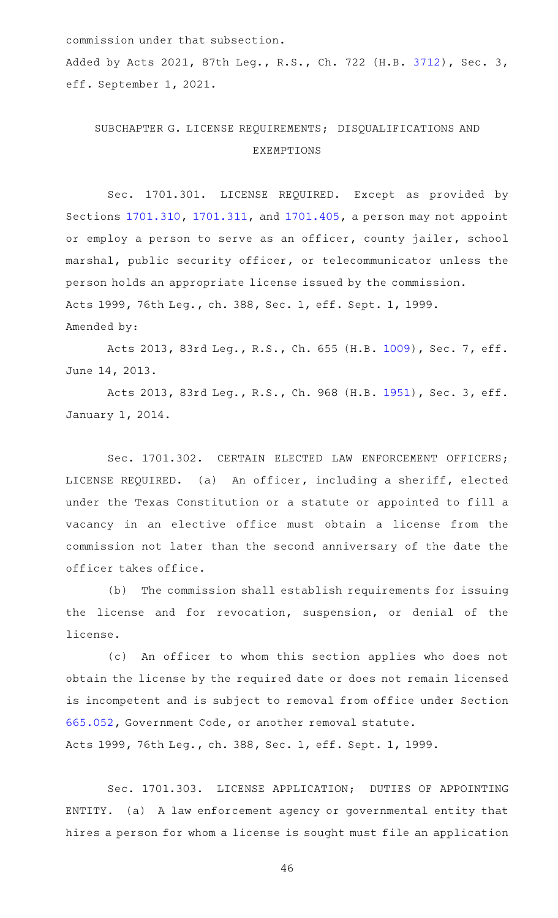commission under that subsection.

Added by Acts 2021, 87th Leg., R.S., Ch. 722 (H.B. 3712), Sec. 3, eff. September 1, 2021.

## SUBCHAPTER G. LICENSE REQUIREMENTS; DISQUALIFICATIONS AND EXEMPTIONS

Sec. 1701.301. LICENSE REQUIRED. Except as provided by Sections 1701.310, 1701.311, and 1701.405, a person may not appoint or employ a person to serve as an officer, county jailer, school marshal, public security officer, or telecommunicator unless the person holds an appropriate license issued by the commission.

Acts 1999, 76th Leg., ch. 388, Sec. 1, eff. Sept. 1, 1999.

Amended by:

Acts 2013, 83rd Leg., R.S., Ch. 655 (H.B. 1009), Sec. 7, eff. June 14, 2013.

Acts 2013, 83rd Leg., R.S., Ch. 968 (H.B. 1951), Sec. 3, eff. January 1, 2014.

Sec. 1701.302. CERTAIN ELECTED LAW ENFORCEMENT OFFICERS; LICENSE REQUIRED. (a) An officer, including a sheriff, elected under the Texas Constitution or a statute or appointed to fill a vacancy in an elective office must obtain a license from the commission not later than the second anniversary of the date the officer takes office.

(b) The commission shall establish requirements for issuing the license and for revocation, suspension, or denial of the license.

(c) An officer to whom this section applies who does not obtain the license by the required date or does not remain licensed is incompetent and is subject to removal from office under Section 665.052, Government Code, or another removal statute.

Acts 1999, 76th Leg., ch. 388, Sec. 1, eff. Sept. 1, 1999.

Sec. 1701.303. LICENSE APPLICATION; DUTIES OF APPOINTING ENTITY. (a) A law enforcement agency or governmental entity that hires a person for whom a license is sought must file an application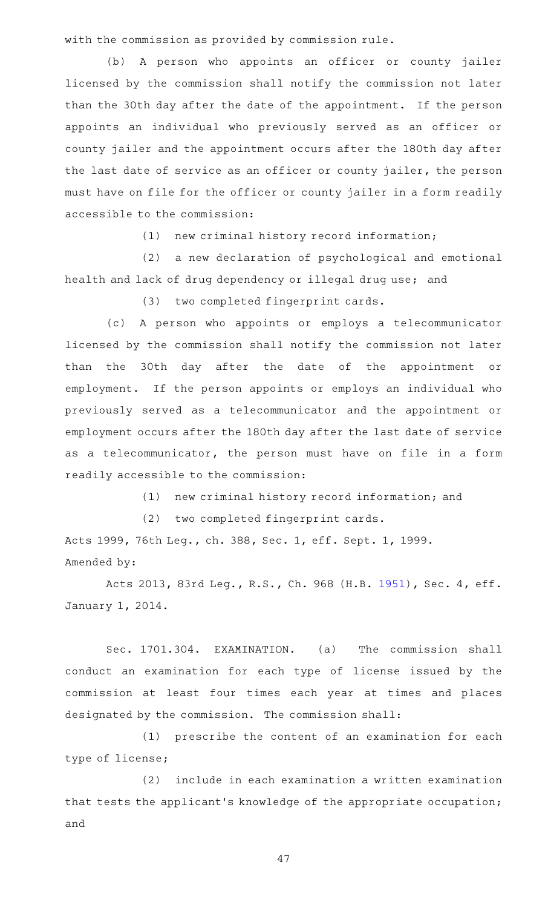with the commission as provided by commission rule.

(b) A person who appoints an officer or county jailer licensed by the commission shall notify the commission not later than the 30th day after the date of the appointment. If the person appoints an individual who previously served as an officer or county jailer and the appointment occurs after the 180th day after the last date of service as an officer or county jailer, the person must have on file for the officer or county jailer in a form readily accessible to the commission:

(1) new criminal history record information;

(2) a new declaration of psychological and emotional health and lack of drug dependency or illegal drug use; and

(3) two completed fingerprint cards.

(c) A person who appoints or employs a telecommunicator licensed by the commission shall notify the commission not later than the 30th day after the date of the appointment or employment. If the person appoints or employs an individual who previously served as a telecommunicator and the appointment or employment occurs after the 180th day after the last date of service as a telecommunicator, the person must have on file in a form readily accessible to the commission:

(1) new criminal history record information; and

(2) two completed fingerprint cards.

Acts 1999, 76th Leg., ch. 388, Sec. 1, eff. Sept. 1, 1999.
Amended by:

Acts 2013, 83rd Leg., R.S., Ch. 968 (H.B. 1951), Sec. 4, eff. January 1, 2014.

Sec. 1701.304. EXAMINATION. (a) The commission shall conduct an examination for each type of license issued by the commission at least four times each year at times and places designated by the commission. The commission shall:

(1) prescribe the content of an examination for each type of license;

(2) include in each examination a written examination that tests the applicant's knowledge of the appropriate occupation; and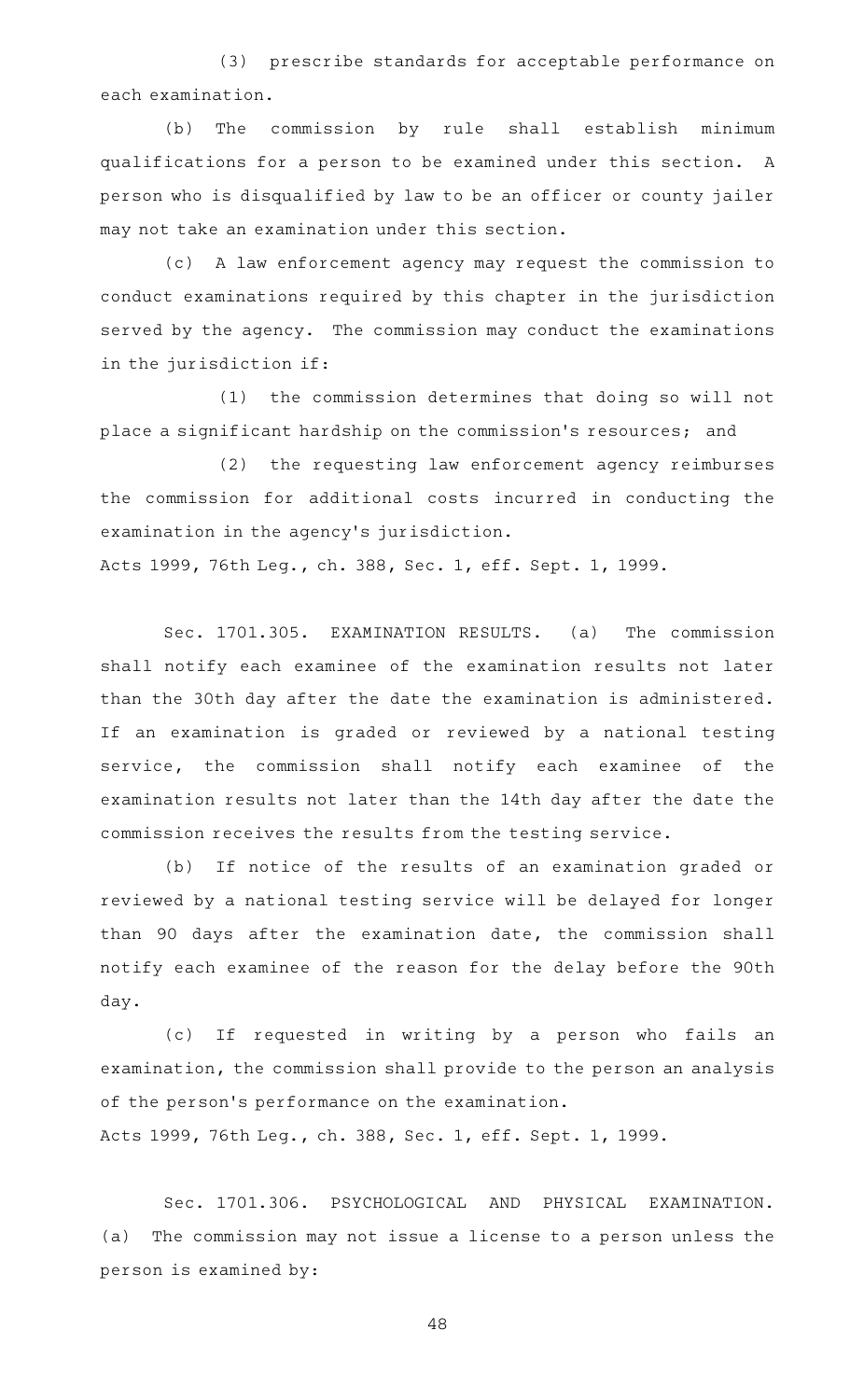(3) prescribe standards for acceptable performance on each examination.

(b) The commission by rule shall establish minimum qualifications for a person to be examined under this section. A person who is disqualified by law to be an officer or county jailer may not take an examination under this section.

(c) A law enforcement agency may request the commission to conduct examinations required by this chapter in the jurisdiction served by the agency. The commission may conduct the examinations in the jurisdiction if:

(1) the commission determines that doing so will not place a significant hardship on the commission's resources; and

(2) the requesting law enforcement agency reimburses the commission for additional costs incurred in conducting the examination in the agency's jurisdiction.

Acts 1999, 76th Leg., ch. 388, Sec. 1, eff. Sept. 1, 1999.

Sec. 1701.305. EXAMINATION RESULTS. (a) The commission shall notify each examinee of the examination results not later than the 30th day after the date the examination is administered. If an examination is graded or reviewed by a national testing service, the commission shall notify each examinee of the examination results not later than the 14th day after the date the commission receives the results from the testing service.

(b) If notice of the results of an examination graded or reviewed by a national testing service will be delayed for longer than 90 days after the examination date, the commission shall notify each examinee of the reason for the delay before the 90th day.

(c) If requested in writing by a person who fails an examination, the commission shall provide to the person an analysis of the person's performance on the examination.

Acts 1999, 76th Leg., ch. 388, Sec. 1, eff. Sept. 1, 1999.

Sec. 1701.306. PSYCHOLOGICAL AND PHYSICAL EXAMINATION. (a) The commission may not issue a license to a person unless the person is examined by: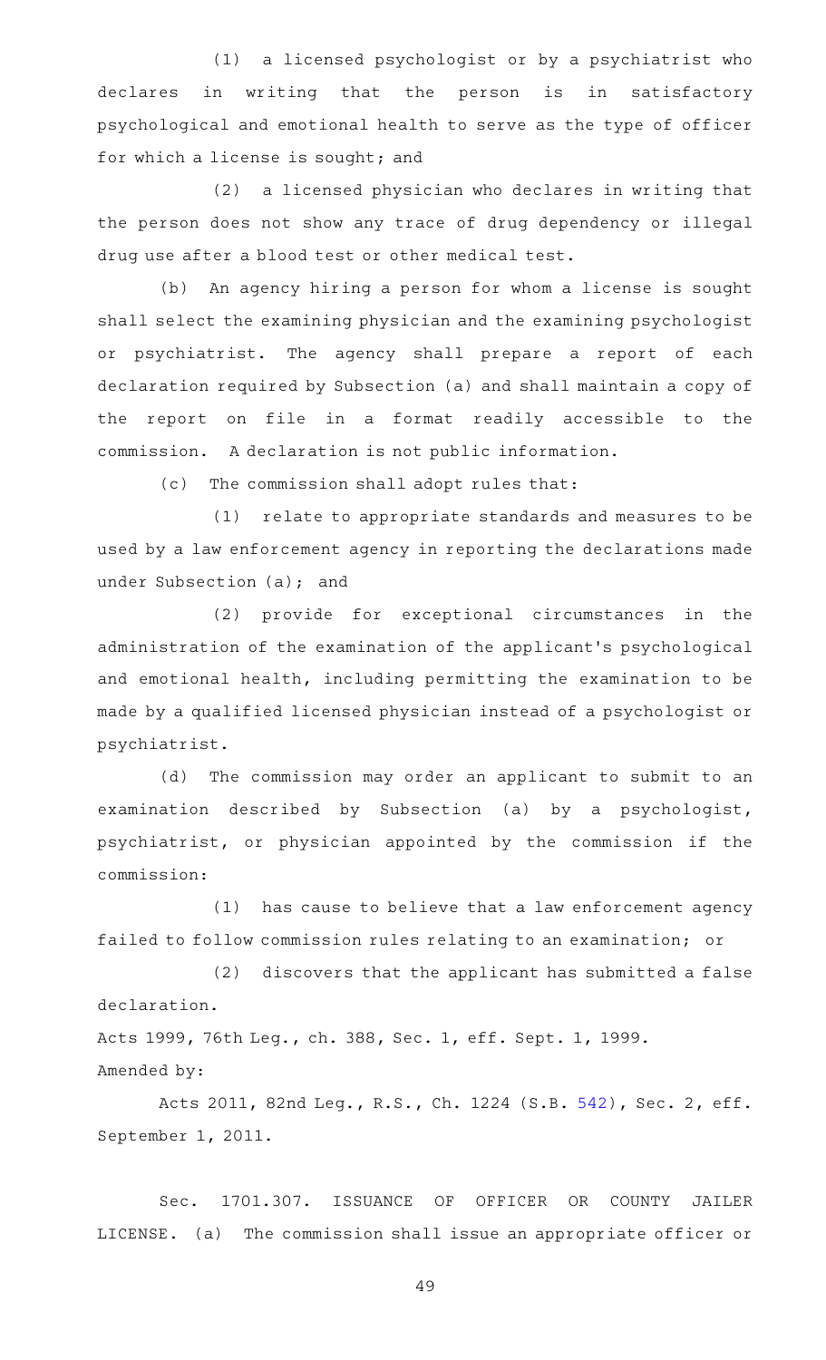(1) a licensed psychologist or by a psychiatrist who declares in writing that the person is in satisfactory psychological and emotional health to serve as the type of officer for which a license is sought; and

(2) a licensed physician who declares in writing that the person does not show any trace of drug dependency or illegal drug use after a blood test or other medical test.

(b) An agency hiring a person for whom a license is sought shall select the examining physician and the examining psychologist or psychiatrist. The agency shall prepare a report of each declaration required by Subsection (a) and shall maintain a copy of the report on file in a format readily accessible to the commission. A declaration is not public information.

(c) The commission shall adopt rules that:

(1) relate to appropriate standards and measures to be used by a law enforcement agency in reporting the declarations made under Subsection (a); and

(2) provide for exceptional circumstances in the administration of the examination of the applicant's psychological and emotional health, including permitting the examination to be made by a qualified licensed physician instead of a psychologist or psychiatrist.

(d) The commission may order an applicant to submit to an examination described by Subsection (a) by a psychologist, psychiatrist, or physician appointed by the commission if the commission:

(1) has cause to believe that a law enforcement agency failed to follow commission rules relating to an examination; or

(2) discovers that the applicant has submitted a false declaration.

Acts 1999, 76th Leg., ch. 388, Sec. 1, eff. Sept. 1, 1999.
Amended by:

Acts 2011, 82nd Leg., R.S., Ch. 1224 (S.B. 542), Sec. 2, eff. September 1, 2011.

Sec. 1701.307. ISSUANCE OF OFFICER OR COUNTY JAILER LICENSE. (a) The commission shall issue an appropriate officer or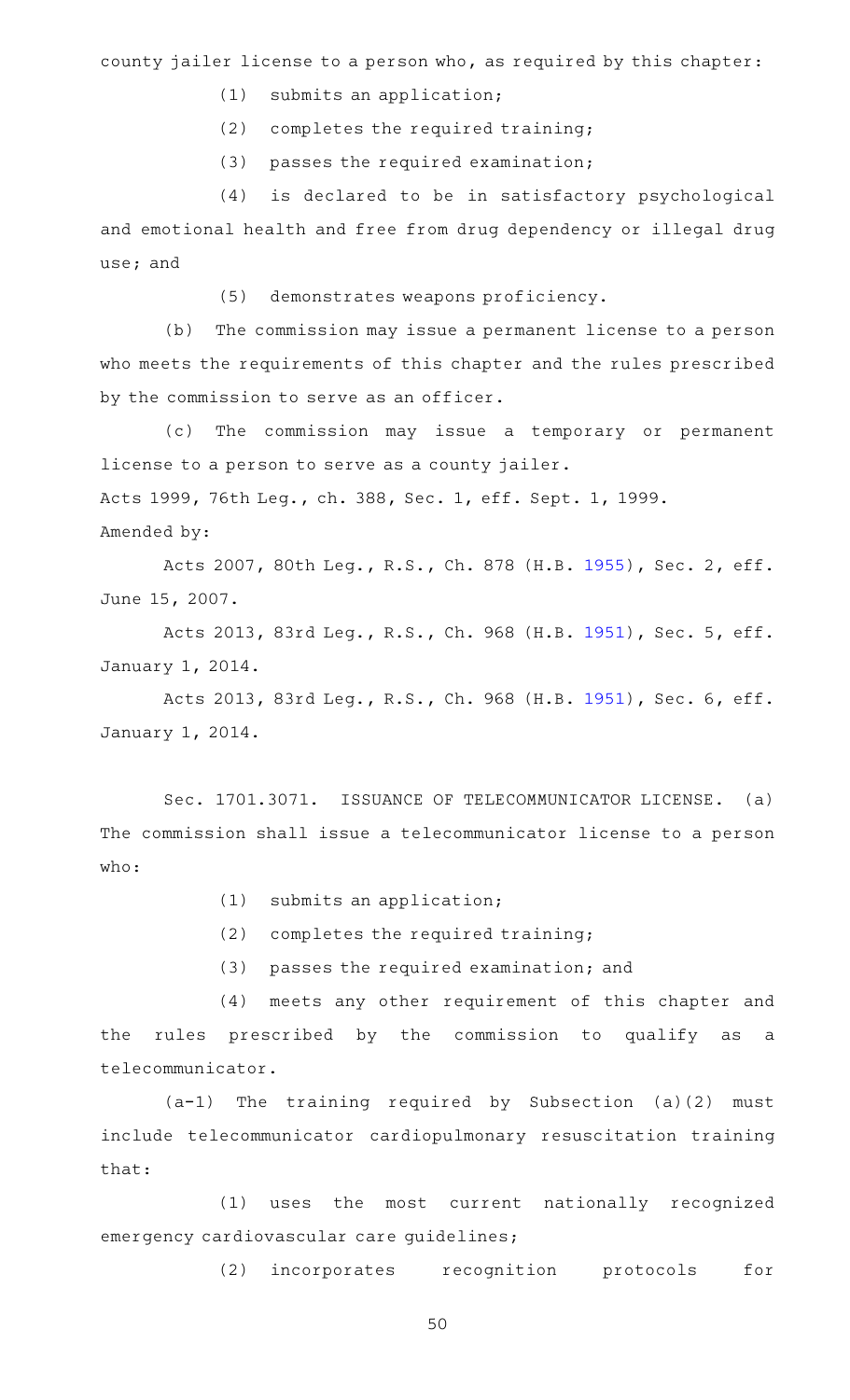county jailer license to a person who, as required by this chapter:

(1) submits an application;

(2) completes the required training;

(3) passes the required examination;

(4) is declared to be in satisfactory psychological and emotional health and free from drug dependency or illegal drug use; and

(5) demonstrates weapons proficiency.

(b) The commission may issue a permanent license to a person who meets the requirements of this chapter and the rules prescribed by the commission to serve as an officer.

(c) The commission may issue a temporary or permanent license to a person to serve as a county jailer.

Acts 1999, 76th Leg., ch. 388, Sec. 1, eff. Sept. 1, 1999.

Amended by:

Acts 2007, 80th Leg., R.S., Ch. 878 (H.B. 1955), Sec. 2, eff. June 15, 2007.

Acts 2013, 83rd Leg., R.S., Ch. 968 (H.B. 1951), Sec. 5, eff. January 1, 2014.

Acts 2013, 83rd Leg., R.S., Ch. 968 (H.B. 1951), Sec. 6, eff. January 1, 2014.

Sec. 1701.3071. ISSUANCE OF TELECOMMUNICATOR LICENSE. (a) The commission shall issue a telecommunicator license to a person who:

(1) submits an application;

(2) completes the required training;

(3) passes the required examination; and

(4) meets any other requirement of this chapter and the rules prescribed by the commission to qualify as a telecommunicator.

(a-1) The training required by Subsection (a)(2) must include telecommunicator cardiopulmonary resuscitation training that:

(1) uses the most current nationally recognized emergency cardiovascular care guidelines;

(2) incorporates recognition protocols for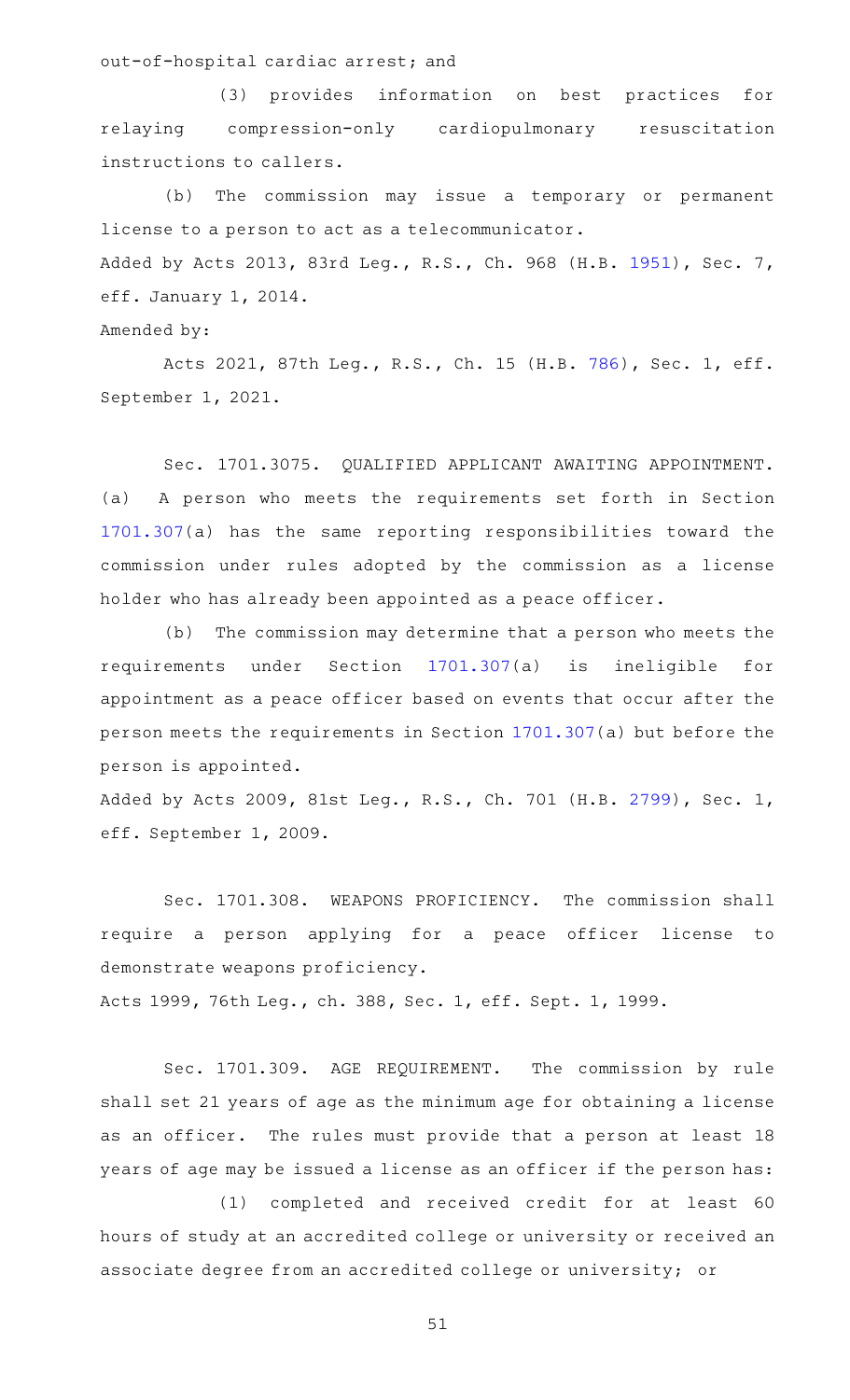out-of-hospital cardiac arrest; and

(3) provides information on best practices for relaying compression-only cardiopulmonary resuscitation instructions to callers.

(b) The commission may issue a temporary or permanent license to a person to act as a telecommunicator.

Added by Acts 2013, 83rd Leg., R.S., Ch. 968 (H.B. 1951), Sec. 7, eff. January 1, 2014.

Amended by:

Acts 2021, 87th Leg., R.S., Ch. 15 (H.B. 786), Sec. 1, eff. September 1, 2021.

Sec. 1701.3075. QUALIFIED APPLICANT AWAITING APPOINTMENT. (a) A person who meets the requirements set forth in Section 1701.307(a) has the same reporting responsibilities toward the commission under rules adopted by the commission as a license holder who has already been appointed as a peace officer.

(b) The commission may determine that a person who meets the requirements under Section 1701.307(a) is ineligible for appointment as a peace officer based on events that occur after the person meets the requirements in Section 1701.307(a) but before the person is appointed.

Added by Acts 2009, 81st Leg., R.S., Ch. 701 (H.B. 2799), Sec. 1, eff. September 1, 2009.

Sec. 1701.308. WEAPONS PROFICIENCY. The commission shall require a person applying for a peace officer license to demonstrate weapons proficiency.

Acts 1999, 76th Leg., ch. 388, Sec. 1, eff. Sept. 1, 1999.

Sec. 1701.309. AGE REQUIREMENT. The commission by rule shall set 21 years of age as the minimum age for obtaining a license as an officer. The rules must provide that a person at least 18 years of age may be issued a license as an officer if the person has:

(1) completed and received credit for at least 60 hours of study at an accredited college or university or received an associate degree from an accredited college or university; or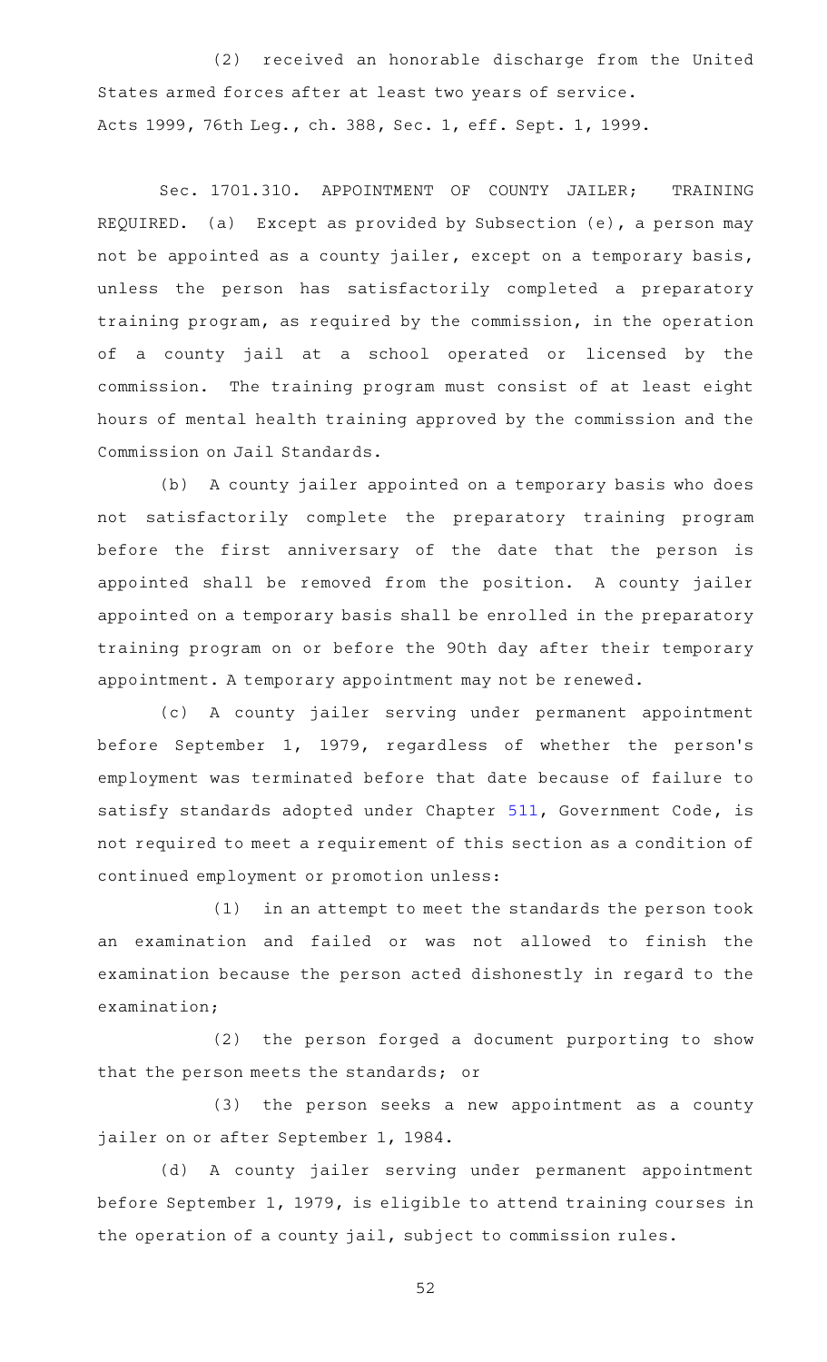(2) received an honorable discharge from the United States armed forces after at least two years of service.

Acts 1999, 76th Leg., ch. 388, Sec. 1, eff. Sept. 1, 1999.

Sec. 1701.310. APPOINTMENT OF COUNTY JAILER; TRAINING REQUIRED. (a) Except as provided by Subsection (e), a person may not be appointed as a county jailer, except on a temporary basis, unless the person has satisfactorily completed a preparatory training program, as required by the commission, in the operation of a county jail at a school operated or licensed by the commission. The training program must consist of at least eight hours of mental health training approved by the commission and the Commission on Jail Standards.

(b) A county jailer appointed on a temporary basis who does not satisfactorily complete the preparatory training program before the first anniversary of the date that the person is appointed shall be removed from the position. A county jailer appointed on a temporary basis shall be enrolled in the preparatory training program on or before the 90th day after their temporary appointment. A temporary appointment may not be renewed.

(c) A county jailer serving under permanent appointment before September 1, 1979, regardless of whether the person's employment was terminated before that date because of failure to satisfy standards adopted under Chapter 511, Government Code, is not required to meet a requirement of this section as a condition of continued employment or promotion unless:

(1) in an attempt to meet the standards the person took an examination and failed or was not allowed to finish the examination because the person acted dishonestly in regard to the examination;

(2) the person forged a document purporting to show that the person meets the standards; or

(3) the person seeks a new appointment as a county jailer on or after September 1, 1984.

(d) A county jailer serving under permanent appointment before September 1, 1979, is eligible to attend training courses in the operation of a county jail, subject to commission rules.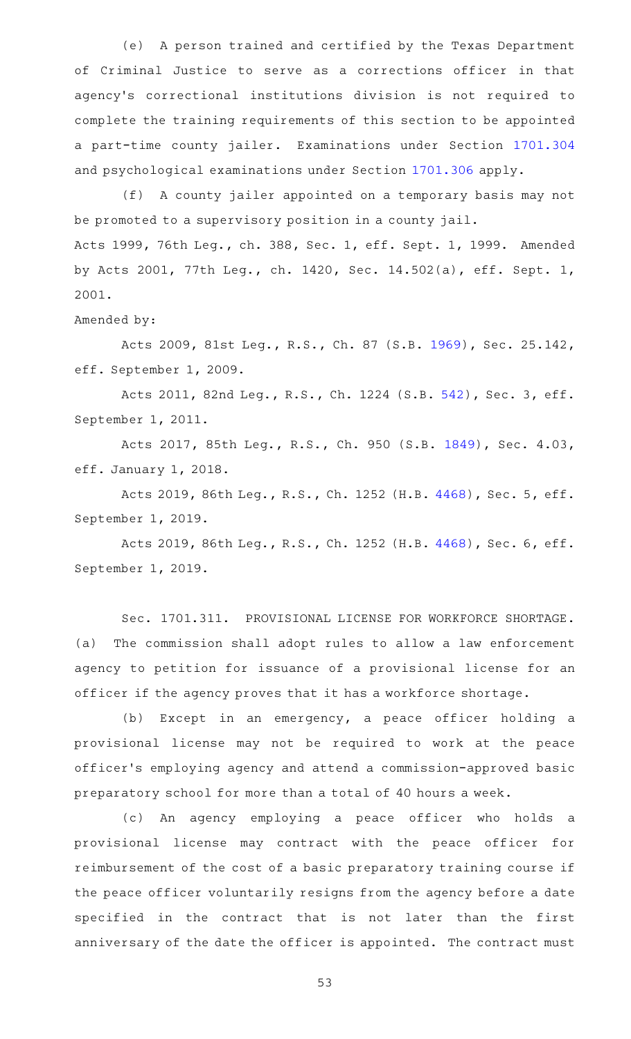(e) A person trained and certified by the Texas Department of Criminal Justice to serve as a corrections officer in that agency's correctional institutions division is not required to complete the training requirements of this section to be appointed a part-time county jailer. Examinations under Section 1701.304 and psychological examinations under Section 1701.306 apply.

(f) A county jailer appointed on a temporary basis may not be promoted to a supervisory position in a county jail.

Acts 1999, 76th Leg., ch. 388, Sec. 1, eff. Sept. 1, 1999. Amended by Acts 2001, 77th Leg., ch. 1420, Sec. 14.502(a), eff. Sept. 1, 2001.

Amended by:

Acts 2009, 81st Leg., R.S., Ch. 87 (S.B. 1969), Sec. 25.142, eff. September 1, 2009.

Acts 2011, 82nd Leg., R.S., Ch. 1224 (S.B. 542), Sec. 3, eff. September 1, 2011.

Acts 2017, 85th Leg., R.S., Ch. 950 (S.B. 1849), Sec. 4.03, eff. January 1, 2018.

Acts 2019, 86th Leg., R.S., Ch. 1252 (H.B. 4468), Sec. 5, eff. September 1, 2019.

Acts 2019, 86th Leg., R.S., Ch. 1252 (H.B. 4468), Sec. 6, eff. September 1, 2019.

Sec. 1701.311. PROVISIONAL LICENSE FOR WORKFORCE SHORTAGE. (a) The commission shall adopt rules to allow a law enforcement agency to petition for issuance of a provisional license for an officer if the agency proves that it has a workforce shortage.

(b) Except in an emergency, a peace officer holding a provisional license may not be required to work at the peace officer's employing agency and attend a commission-approved basic preparatory school for more than a total of 40 hours a week.

(c) An agency employing a peace officer who holds a provisional license may contract with the peace officer for reimbursement of the cost of a basic preparatory training course if the peace officer voluntarily resigns from the agency before a date specified in the contract that is not later than the first anniversary of the date the officer is appointed. The contract must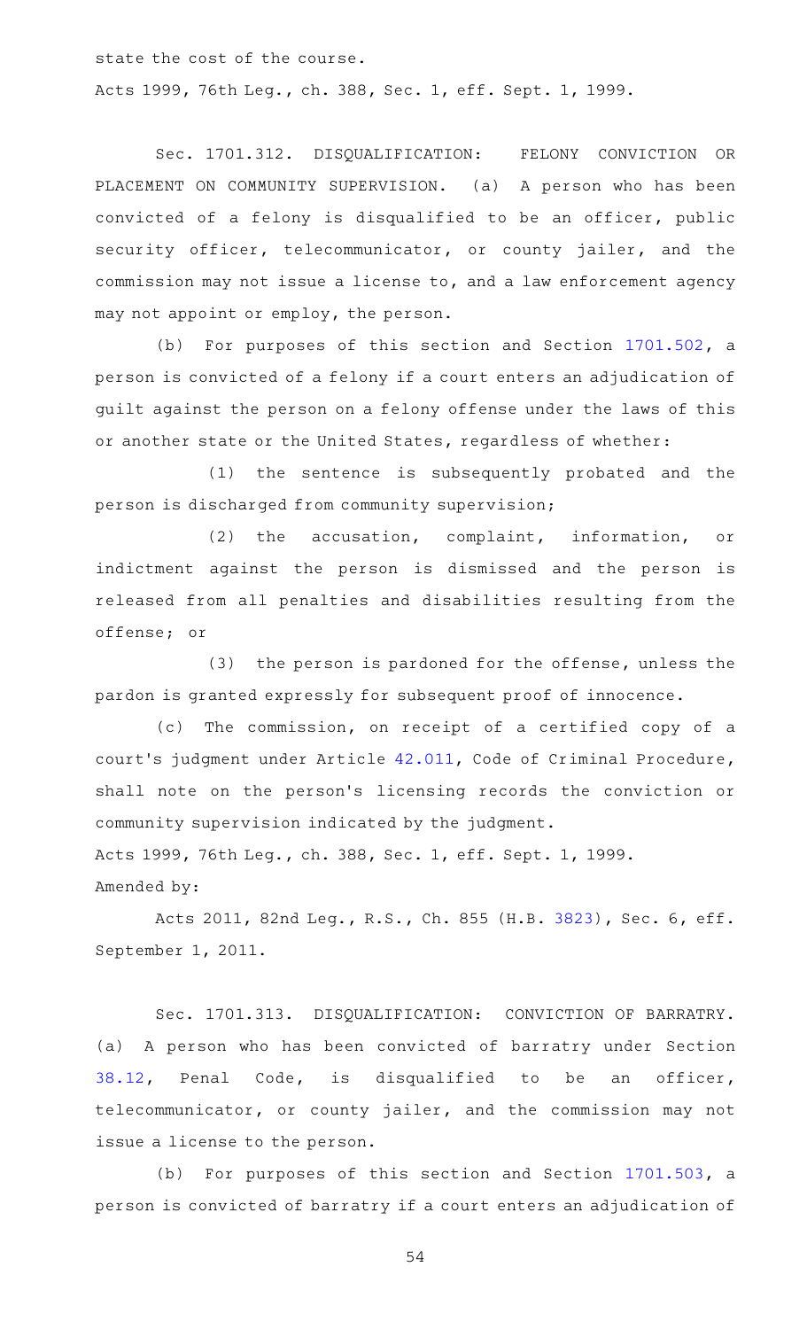state the cost of the course.

Acts 1999, 76th Leg., ch. 388, Sec. 1, eff. Sept. 1, 1999.

Sec. 1701.312. DISQUALIFICATION: FELONY CONVICTION OR PLACEMENT ON COMMUNITY SUPERVISION. (a) A person who has been convicted of a felony is disqualified to be an officer, public security officer, telecommunicator, or county jailer, and the commission may not issue a license to, and a law enforcement agency may not appoint or employ, the person.

(b) For purposes of this section and Section 1701.502, a person is convicted of a felony if a court enters an adjudication of guilt against the person on a felony offense under the laws of this or another state or the United States, regardless of whether:

(1) the sentence is subsequently probated and the person is discharged from community supervision;

(2) the accusation, complaint, information, or indictment against the person is dismissed and the person is released from all penalties and disabilities resulting from the offense; or

(3) the person is pardoned for the offense, unless the pardon is granted expressly for subsequent proof of innocence.

(c) The commission, on receipt of a certified copy of a court's judgment under Article 42.011, Code of Criminal Procedure, shall note on the person's licensing records the conviction or community supervision indicated by the judgment.

Acts 1999, 76th Leg., ch. 388, Sec. 1, eff. Sept. 1, 1999.
Amended by:

Acts 2011, 82nd Leg., R.S., Ch. 855 (H.B. 3823), Sec. 6, eff. September 1, 2011.

Sec. 1701.313. DISQUALIFICATION: CONVICTION OF BARRATRY. (a) A person who has been convicted of barratry under Section 38.12, Penal Code, is disqualified to be an officer, telecommunicator, or county jailer, and the commission may not issue a license to the person.

(b) For purposes of this section and Section 1701.503, a person is convicted of barratry if a court enters an adjudication of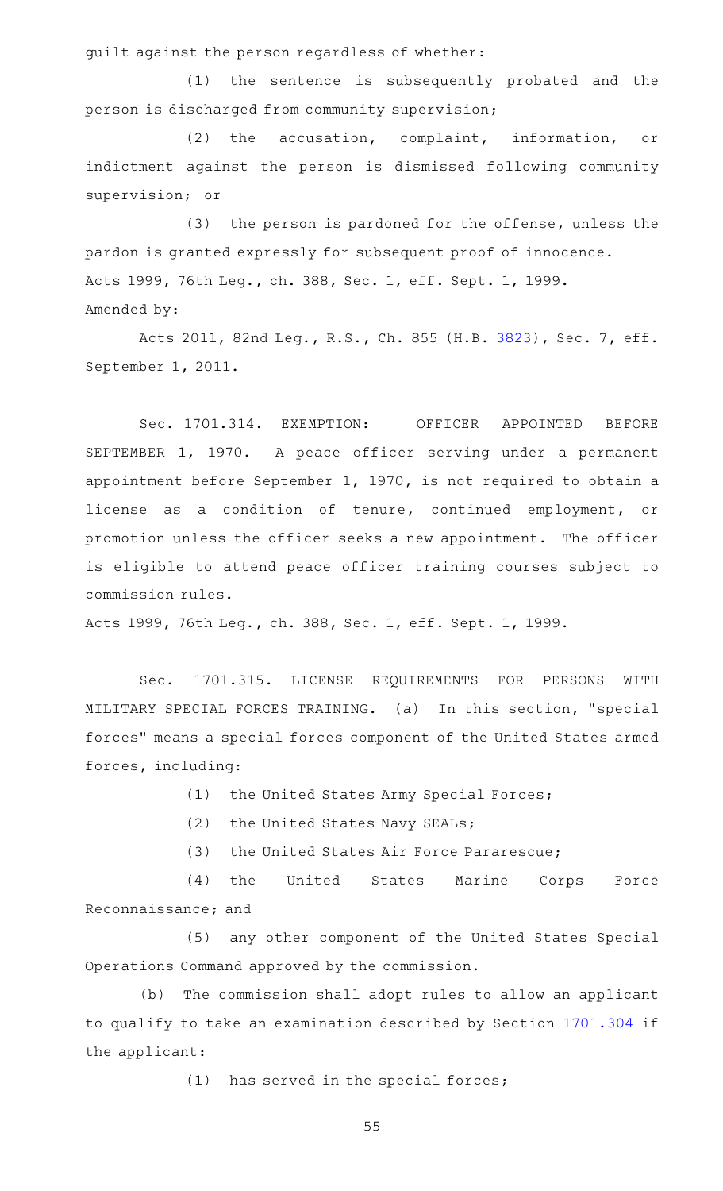guilt against the person regardless of whether:

(1) the sentence is subsequently probated and the person is discharged from community supervision;

(2) the accusation, complaint, information, or indictment against the person is dismissed following community supervision; or

(3) the person is pardoned for the offense, unless the pardon is granted expressly for subsequent proof of innocence.

Acts 1999, 76th Leg., ch. 388, Sec. 1, eff. Sept. 1, 1999.

Amended by:

Acts 2011, 82nd Leg., R.S., Ch. 855 (H.B. 3823), Sec. 7, eff. September 1, 2011.

Sec. 1701.314. EXEMPTION: OFFICER APPOINTED BEFORE SEPTEMBER 1, 1970. A peace officer serving under a permanent appointment before September 1, 1970, is not required to obtain a license as a condition of tenure, continued employment, or promotion unless the officer seeks a new appointment. The officer is eligible to attend peace officer training courses subject to commission rules.

Acts 1999, 76th Leg., ch. 388, Sec. 1, eff. Sept. 1, 1999.

Sec. 1701.315. LICENSE REQUIREMENTS FOR PERSONS WITH MILITARY SPECIAL FORCES TRAINING. (a) In this section, "special forces" means a special forces component of the United States armed forces, including:

(1) the United States Army Special Forces;

(2) the United States Navy SEALs;

(3) the United States Air Force Pararescue;

(4) the United States Marine Corps Force Reconnaissance; and

(5) any other component of the United States Special Operations Command approved by the commission.

(b) The commission shall adopt rules to allow an applicant to qualify to take an examination described by Section 1701.304 if the applicant:

(1) has served in the special forces;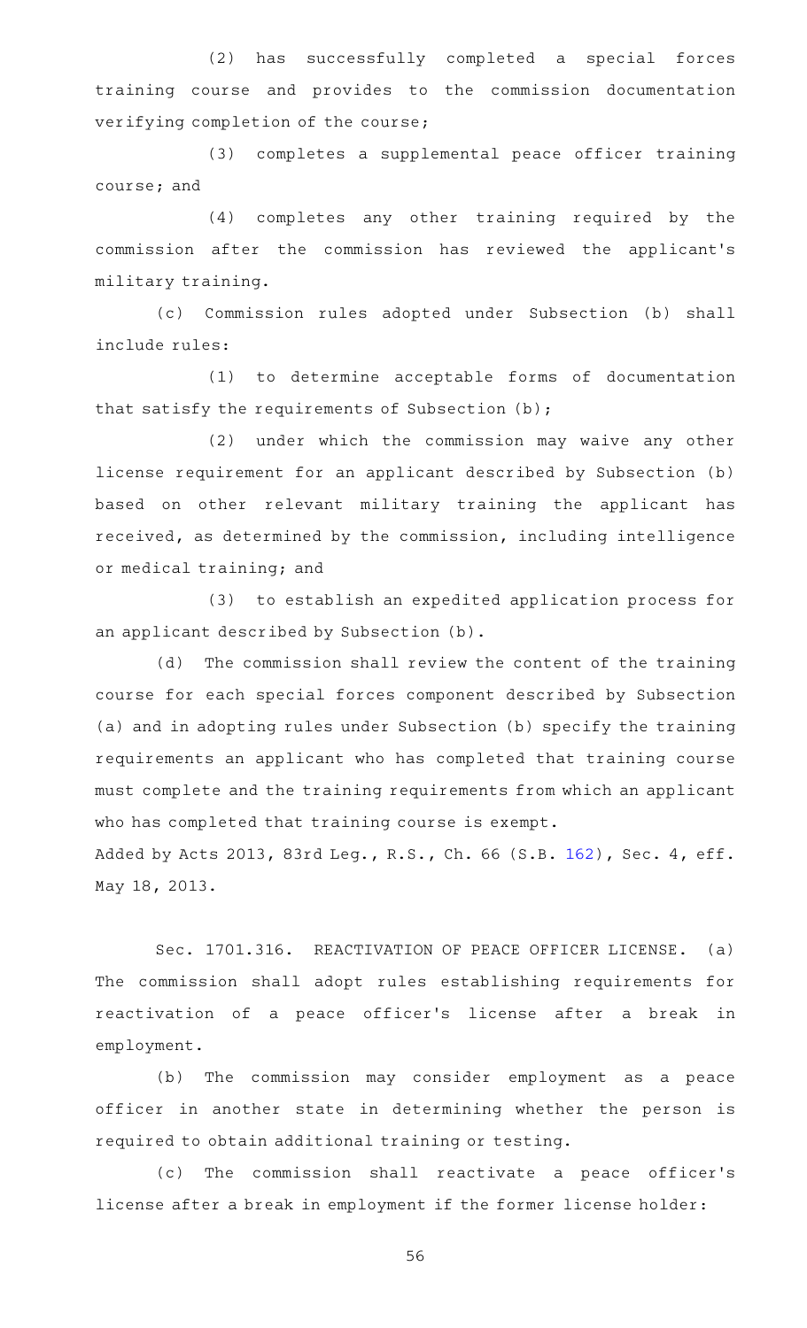(2) has successfully completed a special forces training course and provides to the commission documentation verifying completion of the course;

(3) completes a supplemental peace officer training course; and

(4) completes any other training required by the commission after the commission has reviewed the applicant's military training.

(c) Commission rules adopted under Subsection (b) shall include rules:

(1) to determine acceptable forms of documentation that satisfy the requirements of Subsection (b);

(2) under which the commission may waive any other license requirement for an applicant described by Subsection (b) based on other relevant military training the applicant has received, as determined by the commission, including intelligence or medical training; and

(3) to establish an expedited application process for an applicant described by Subsection (b).

(d) The commission shall review the content of the training course for each special forces component described by Subsection (a) and in adopting rules under Subsection (b) specify the training requirements an applicant who has completed that training course must complete and the training requirements from which an applicant who has completed that training course is exempt.

Added by Acts 2013, 83rd Leg., R.S., Ch. 66 (S.B. 162), Sec. 4, eff. May 18, 2013.

Sec. 1701.316. REACTIVATION OF PEACE OFFICER LICENSE. (a) The commission shall adopt rules establishing requirements for reactivation of a peace officer's license after a break in employment.

(b) The commission may consider employment as a peace officer in another state in determining whether the person is required to obtain additional training or testing.

(c) The commission shall reactivate a peace officer's license after a break in employment if the former license holder: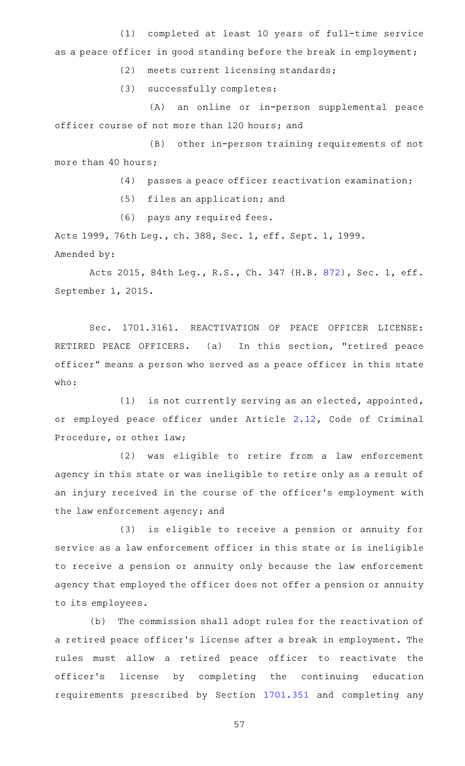(1) completed at least 10 years of full-time service as a peace officer in good standing before the break in employment;

(2) meets current licensing standards;

(3) successfully completes:

(A) an online or in-person supplemental peace officer course of not more than 120 hours; and

(B) other in-person training requirements of not more than 40 hours;

(4) passes a peace officer reactivation examination;

(5) files an application; and

(6) pays any required fees.

Acts 1999, 76th Leg., ch. 388, Sec. 1, eff. Sept. 1, 1999.
Amended by:

Acts 2015, 84th Leg., R.S., Ch. 347 (H.B. 872), Sec. 1, eff. September 1, 2015.

Sec. 1701.3161. REACTIVATION OF PEACE OFFICER LICENSE: RETIRED PEACE OFFICERS. (a) In this section, "retired peace officer" means a person who served as a peace officer in this state who:

(1) is not currently serving as an elected, appointed, or employed peace officer under Article 2.12, Code of Criminal Procedure, or other law;

(2) was eligible to retire from a law enforcement agency in this state or was ineligible to retire only as a result of an injury received in the course of the officer's employment with the law enforcement agency; and

(3) is eligible to receive a pension or annuity for service as a law enforcement officer in this state or is ineligible to receive a pension or annuity only because the law enforcement agency that employed the officer does not offer a pension or annuity to its employees.

(b) The commission shall adopt rules for the reactivation of a retired peace officer's license after a break in employment. The rules must allow a retired peace officer to reactivate the officer's license by completing the continuing education requirements prescribed by Section 1701.351 and completing any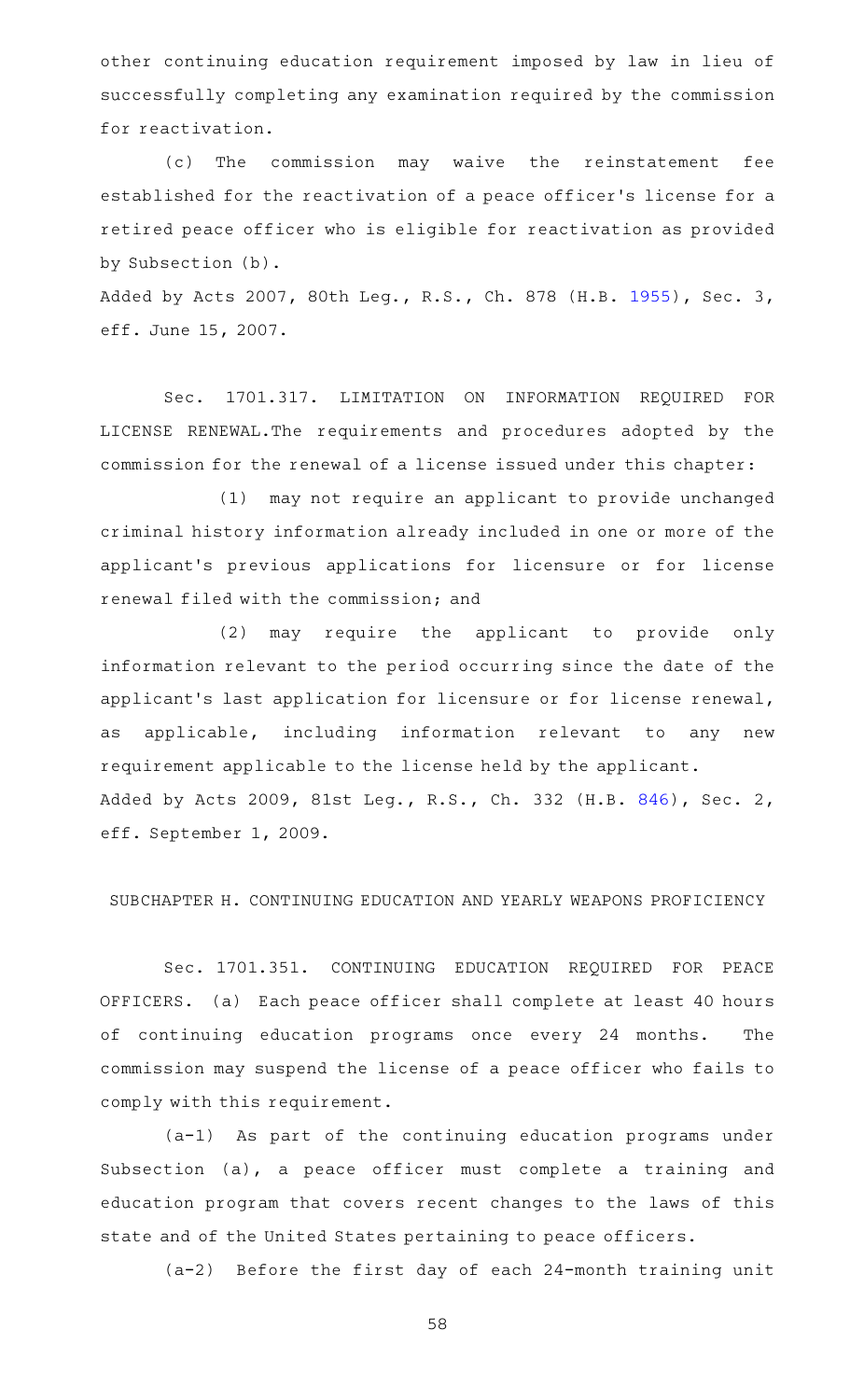other continuing education requirement imposed by law in lieu of successfully completing any examination required by the commission for reactivation.

(c) The commission may waive the reinstatement fee established for the reactivation of a peace officer's license for a retired peace officer who is eligible for reactivation as provided by Subsection (b).

Added by Acts 2007, 80th Leg., R.S., Ch. 878 (H.B. 1955), Sec. 3, eff. June 15, 2007.

Sec. 1701.317. LIMITATION ON INFORMATION REQUIRED FOR LICENSE RENEWAL. The requirements and procedures adopted by the commission for the renewal of a license issued under this chapter:

(1) may not require an applicant to provide unchanged criminal history information already included in one or more of the applicant's previous applications for licensure or for license renewal filed with the commission; and

(2) may require the applicant to provide only information relevant to the period occurring since the date of the applicant's last application for licensure or for license renewal, as applicable, including information relevant to any new requirement applicable to the license held by the applicant.

Added by Acts 2009, 81st Leg., R.S., Ch. 332 (H.B. 846), Sec. 2, eff. September 1, 2009.

SUBCHAPTER H. CONTINUING EDUCATION AND YEARLY WEAPONS PROFICIENCY

Sec. 1701.351. CONTINUING EDUCATION REQUIRED FOR PEACE OFFICERS. (a) Each peace officer shall complete at least 40 hours of continuing education programs once every 24 months. The commission may suspend the license of a peace officer who fails to comply with this requirement.

(a-1) As part of the continuing education programs under Subsection (a), a peace officer must complete a training and education program that covers recent changes to the laws of this state and of the United States pertaining to peace officers.

(a-2) Before the first day of each 24-month training unit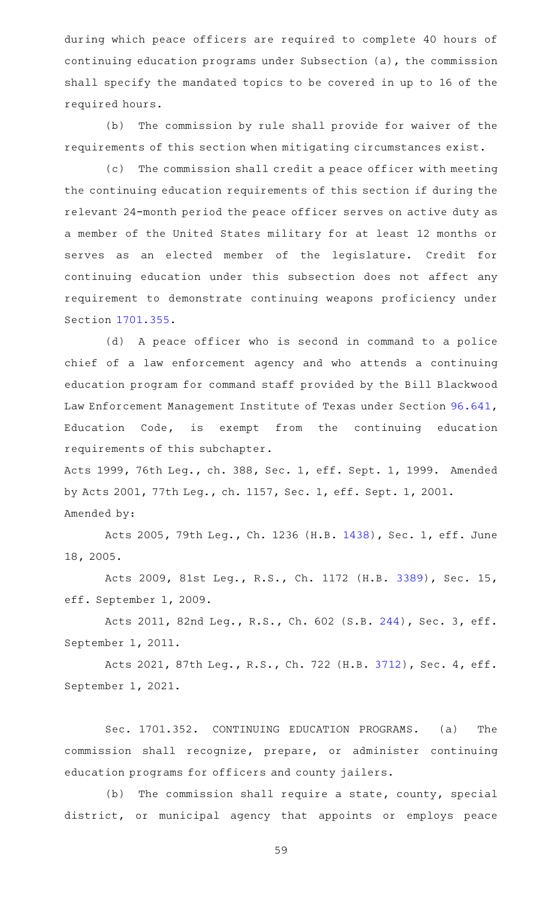during which peace officers are required to complete 40 hours of continuing education programs under Subsection (a), the commission shall specify the mandated topics to be covered in up to 16 of the required hours.

(b) The commission by rule shall provide for waiver of the requirements of this section when mitigating circumstances exist.

(c) The commission shall credit a peace officer with meeting the continuing education requirements of this section if during the relevant 24-month period the peace officer serves on active duty as a member of the United States military for at least 12 months or serves as an elected member of the legislature. Credit for continuing education under this subsection does not affect any requirement to demonstrate continuing weapons proficiency under Section 1701.355.

(d) A peace officer who is second in command to a police chief of a law enforcement agency and who attends a continuing education program for command staff provided by the Bill Blackwood Law Enforcement Management Institute of Texas under Section 96.641, Education Code, is exempt from the continuing education requirements of this subchapter.

Acts 1999, 76th Leg., ch. 388, Sec. 1, eff. Sept. 1, 1999. Amended by Acts 2001, 77th Leg., ch. 1157, Sec. 1, eff. Sept. 1, 2001.

Amended by:

Acts 2005, 79th Leg., Ch. 1236 (H.B. 1438), Sec. 1, eff. June 18, 2005.

Acts 2009, 81st Leg., R.S., Ch. 1172 (H.B. 3389), Sec. 15, eff. September 1, 2009.

Acts 2011, 82nd Leg., R.S., Ch. 602 (S.B. 244), Sec. 3, eff. September 1, 2011.

Acts 2021, 87th Leg., R.S., Ch. 722 (H.B. 3712), Sec. 4, eff. September 1, 2021.

Sec. 1701.352. CONTINUING EDUCATION PROGRAMS. (a) The commission shall recognize, prepare, or administer continuing education programs for officers and county jailers.

(b) The commission shall require a state, county, special district, or municipal agency that appoints or employs peace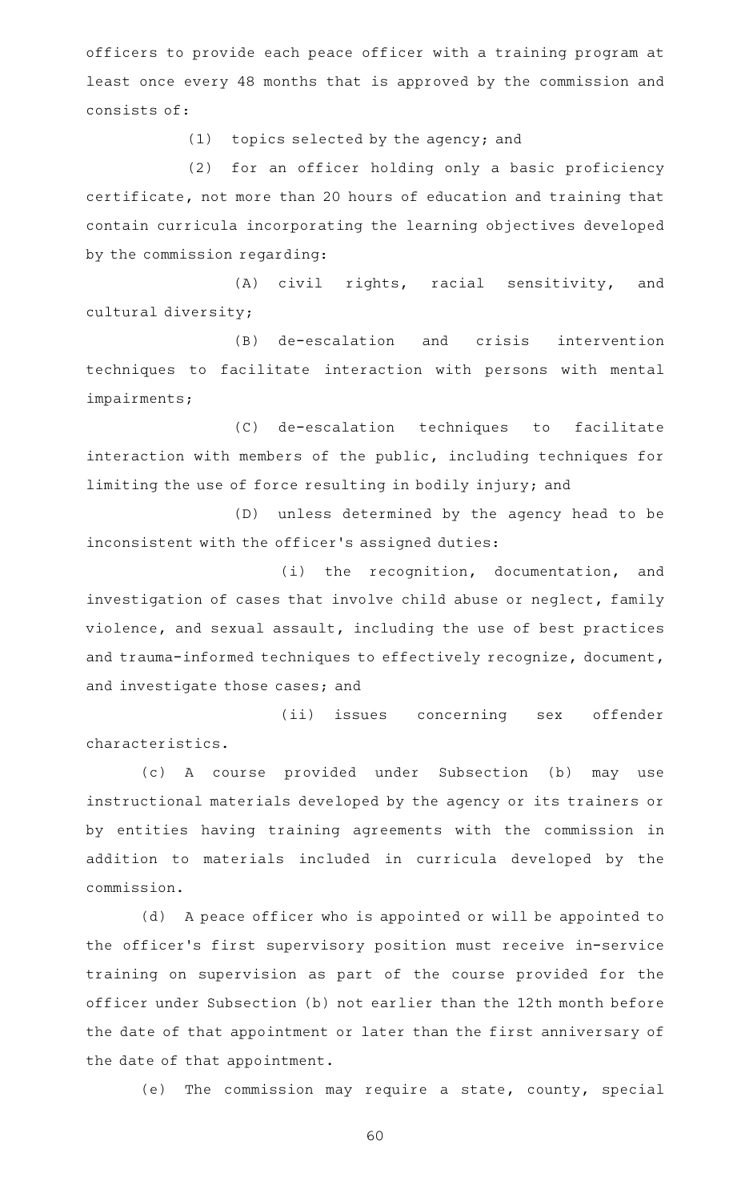officers to provide each peace officer with a training program at least once every 48 months that is approved by the commission and consists of:

(1) topics selected by the agency; and

(2) for an officer holding only a basic proficiency certificate, not more than 20 hours of education and training that contain curricula incorporating the learning objectives developed by the commission regarding:

(A) civil rights, racial sensitivity, and cultural diversity;

(B) de-escalation and crisis intervention techniques to facilitate interaction with persons with mental impairments;

(C) de-escalation techniques to facilitate interaction with members of the public, including techniques for limiting the use of force resulting in bodily injury; and

(D) unless determined by the agency head to be inconsistent with the officer's assigned duties:

(i) the recognition, documentation, and investigation of cases that involve child abuse or neglect, family violence, and sexual assault, including the use of best practices and trauma-informed techniques to effectively recognize, document, and investigate those cases; and

(ii) issues concerning sex offender characteristics.

(c) A course provided under Subsection (b) may use instructional materials developed by the agency or its trainers or by entities having training agreements with the commission in addition to materials included in curricula developed by the commission.

(d) A peace officer who is appointed or will be appointed to the officer's first supervisory position must receive in-service training on supervision as part of the course provided for the officer under Subsection (b) not earlier than the 12th month before the date of that appointment or later than the first anniversary of the date of that appointment.

(e) The commission may require a state, county, special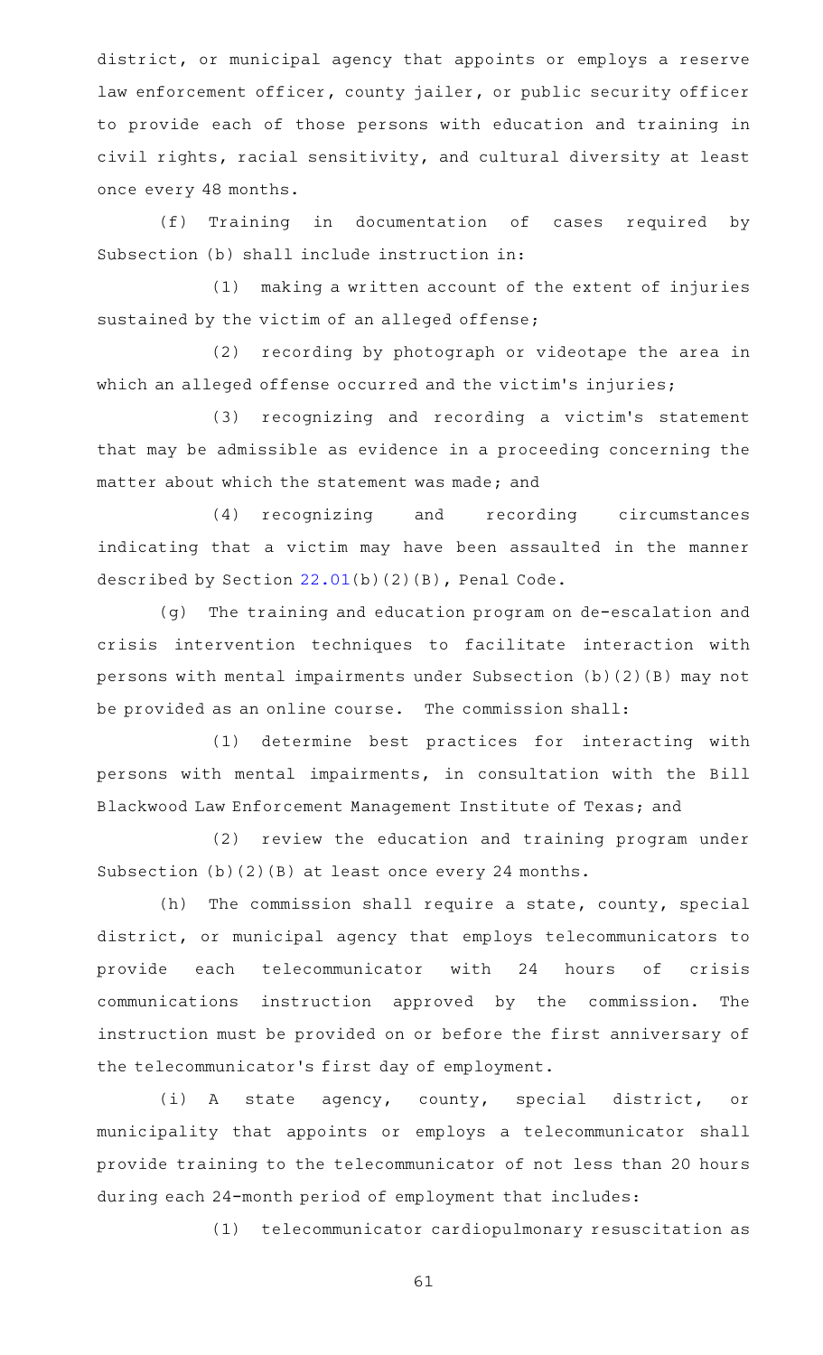district, or municipal agency that appoints or employs a reserve law enforcement officer, county jailer, or public security officer to provide each of those persons with education and training in civil rights, racial sensitivity, and cultural diversity at least once every 48 months.

(f) Training in documentation of cases required by Subsection (b) shall include instruction in:

(1) making a written account of the extent of injuries sustained by the victim of an alleged offense;

(2) recording by photograph or videotape the area in which an alleged offense occurred and the victim's injuries;

(3) recognizing and recording a victim's statement that may be admissible as evidence in a proceeding concerning the matter about which the statement was made; and

(4) recognizing and recording circumstances indicating that a victim may have been assaulted in the manner described by Section 22.01(b)(2)(B), Penal Code.

(g) The training and education program on de-escalation and crisis intervention techniques to facilitate interaction with persons with mental impairments under Subsection (b)(2)(B) may not be provided as an online course. The commission shall:

(1) determine best practices for interacting with persons with mental impairments, in consultation with the Bill Blackwood Law Enforcement Management Institute of Texas; and

(2) review the education and training program under Subsection (b)(2)(B) at least once every 24 months.

(h) The commission shall require a state, county, special district, or municipal agency that employs telecommunicators to provide each telecommunicator with 24 hours of crisis communications instruction approved by the commission. The instruction must be provided on or before the first anniversary of the telecommunicator's first day of employment.

(i) A state agency, county, special district, or municipality that appoints or employs a telecommunicator shall provide training to the telecommunicator of not less than 20 hours during each 24-month period of employment that includes:

(1) telecommunicator cardiopulmonary resuscitation as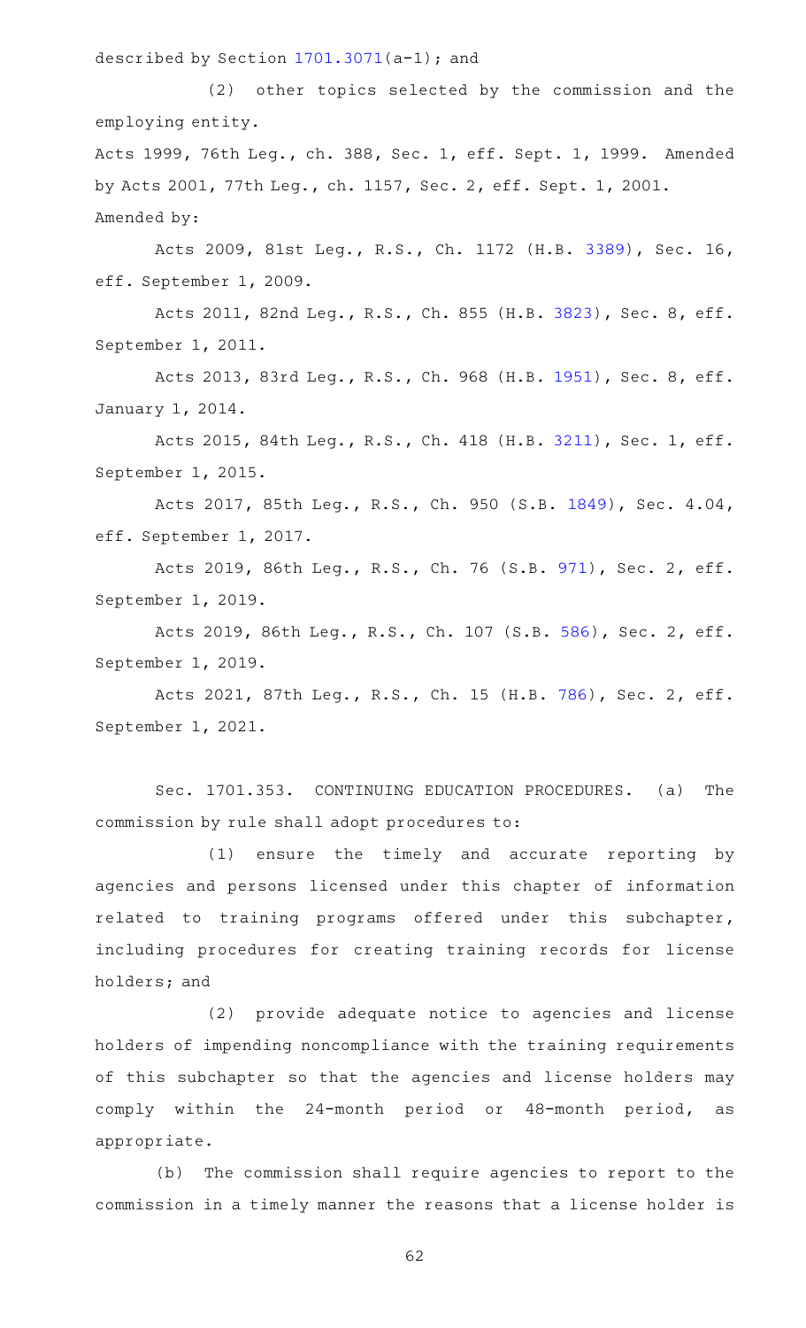described by Section 1701.3071(a-1); and

(2) other topics selected by the commission and the employing entity.

Acts 1999, 76th Leg., ch. 388, Sec. 1, eff. Sept. 1, 1999. Amended by Acts 2001, 77th Leg., ch. 1157, Sec. 2, eff. Sept. 1, 2001.

Amended by:

Acts 2009, 81st Leg., R.S., Ch. 1172 (H.B. 3389), Sec. 16, eff. September 1, 2009.

Acts 2011, 82nd Leg., R.S., Ch. 855 (H.B. 3823), Sec. 8, eff. September 1, 2011.

Acts 2013, 83rd Leg., R.S., Ch. 968 (H.B. 1951), Sec. 8, eff. January 1, 2014.

Acts 2015, 84th Leg., R.S., Ch. 418 (H.B. 3211), Sec. 1, eff. September 1, 2015.

Acts 2017, 85th Leg., R.S., Ch. 950 (S.B. 1849), Sec. 4.04, eff. September 1, 2017.

Acts 2019, 86th Leg., R.S., Ch. 76 (S.B. 971), Sec. 2, eff. September 1, 2019.

Acts 2019, 86th Leg., R.S., Ch. 107 (S.B. 586), Sec. 2, eff. September 1, 2019.

Acts 2021, 87th Leg., R.S., Ch. 15 (H.B. 786), Sec. 2, eff. September 1, 2021.

Sec. 1701.353. CONTINUING EDUCATION PROCEDURES. (a) The commission by rule shall adopt procedures to:

(1) ensure the timely and accurate reporting by agencies and persons licensed under this chapter of information related to training programs offered under this subchapter, including procedures for creating training records for license holders; and

(2) provide adequate notice to agencies and license holders of impending noncompliance with the training requirements of this subchapter so that the agencies and license holders may comply within the 24-month period or 48-month period, as appropriate.

(b) The commission shall require agencies to report to the commission in a timely manner the reasons that a license holder is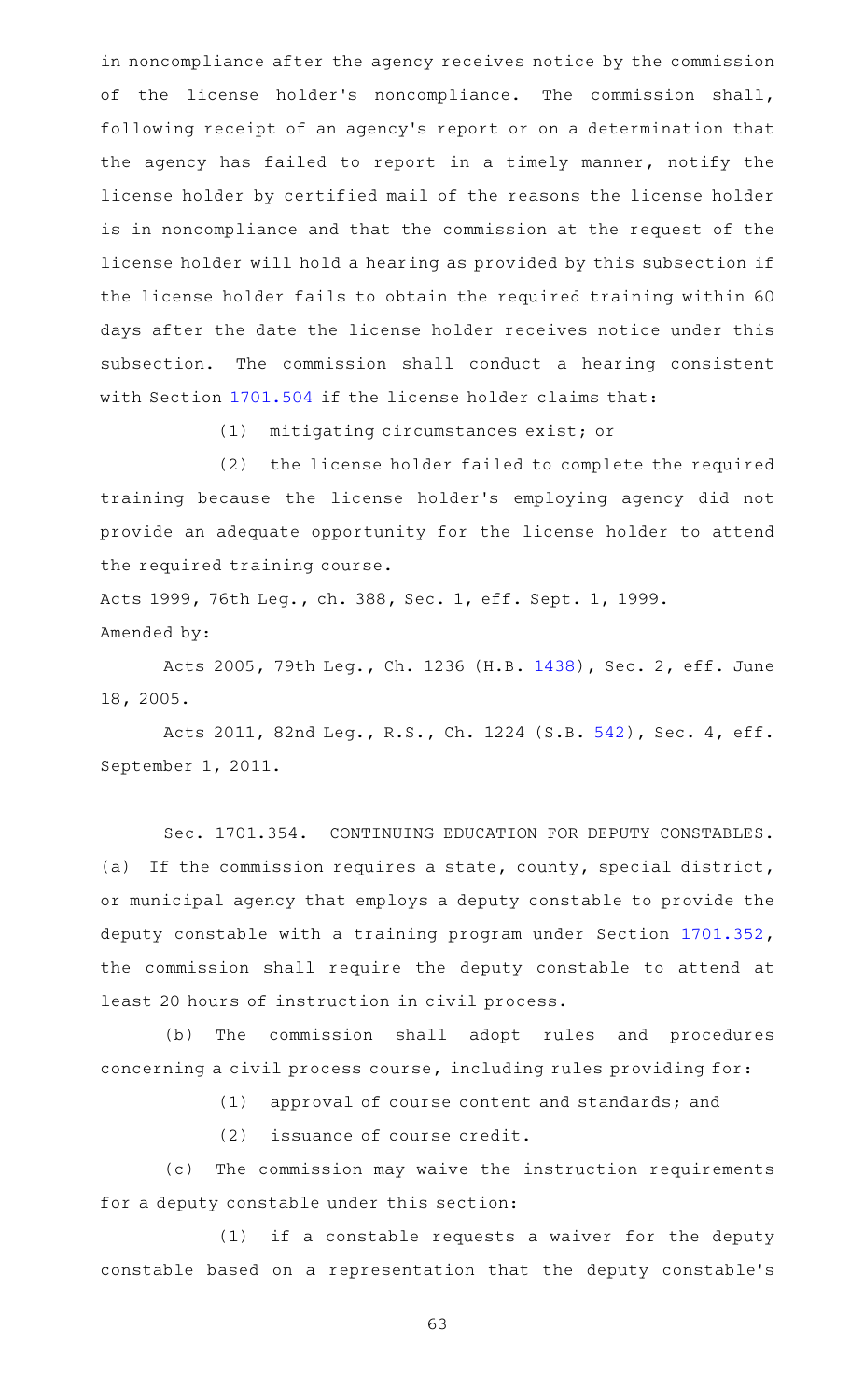in noncompliance after the agency receives notice by the commission of the license holder's noncompliance. The commission shall, following receipt of an agency's report or on a determination that the agency has failed to report in a timely manner, notify the license holder by certified mail of the reasons the license holder is in noncompliance and that the commission at the request of the license holder will hold a hearing as provided by this subsection if the license holder fails to obtain the required training within 60 days after the date the license holder receives notice under this subsection. The commission shall conduct a hearing consistent with Section 1701.504 if the license holder claims that:

(1) mitigating circumstances exist; or

(2) the license holder failed to complete the required training because the license holder's employing agency did not provide an adequate opportunity for the license holder to attend the required training course.

Acts 1999, 76th Leg., ch. 388, Sec. 1, eff. Sept. 1, 1999.
Amended by:

Acts 2005, 79th Leg., Ch. 1236 (H.B. 1438), Sec. 2, eff. June 18, 2005.

Acts 2011, 82nd Leg., R.S., Ch. 1224 (S.B. 542), Sec. 4, eff. September 1, 2011.

Sec. 1701.354. CONTINUING EDUCATION FOR DEPUTY CONSTABLES. (a) If the commission requires a state, county, special district, or municipal agency that employs a deputy constable to provide the deputy constable with a training program under Section 1701.352, the commission shall require the deputy constable to attend at least 20 hours of instruction in civil process.

(b) The commission shall adopt rules and procedures concerning a civil process course, including rules providing for:

(1) approval of course content and standards; and

(2) issuance of course credit.

(c) The commission may waive the instruction requirements for a deputy constable under this section:

(1) if a constable requests a waiver for the deputy constable based on a representation that the deputy constable's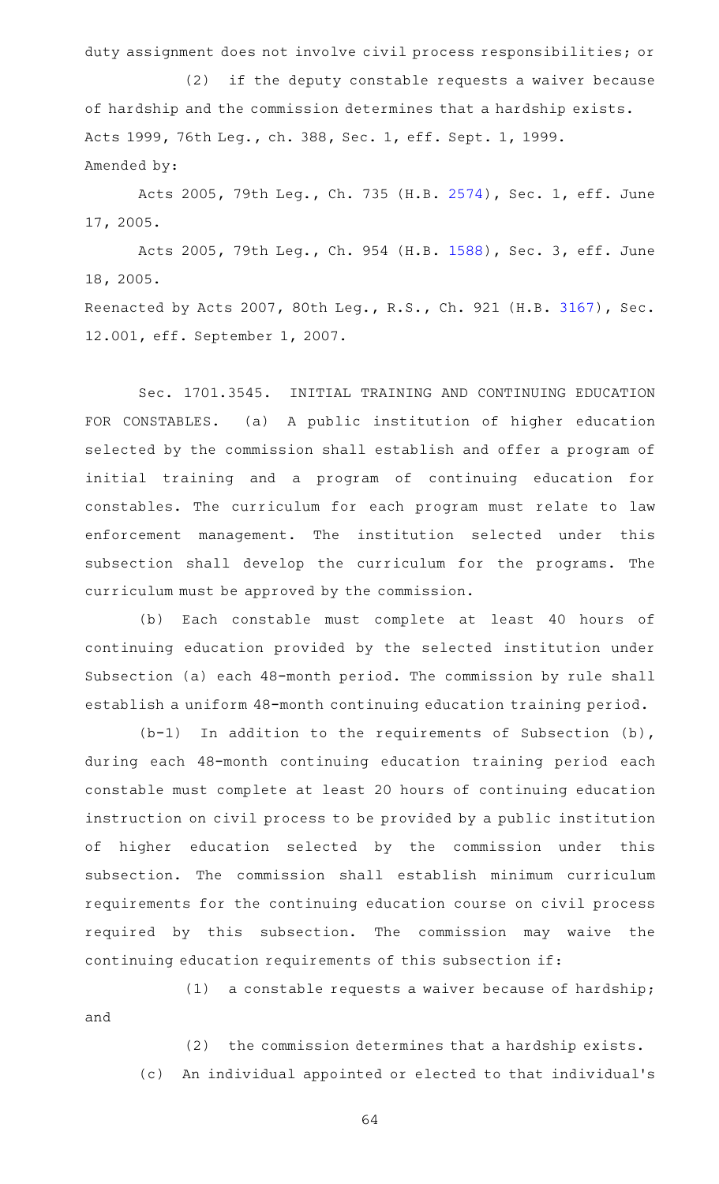duty assignment does not involve civil process responsibilities; or

(2) if the deputy constable requests a waiver because of hardship and the commission determines that a hardship exists.

Acts 1999, 76th Leg., ch. 388, Sec. 1, eff. Sept. 1, 1999.

Amended by:

Acts 2005, 79th Leg., Ch. 735 (H.B. 2574), Sec. 1, eff. June 17, 2005.

Acts 2005, 79th Leg., Ch. 954 (H.B. 1588), Sec. 3, eff. June 18, 2005.

Reenacted by Acts 2007, 80th Leg., R.S., Ch. 921 (H.B. 3167), Sec. 12.001, eff. September 1, 2007.

Sec. 1701.3545. INITIAL TRAINING AND CONTINUING EDUCATION FOR CONSTABLES. (a) A public institution of higher education selected by the commission shall establish and offer a program of initial training and a program of continuing education for constables. The curriculum for each program must relate to law enforcement management. The institution selected under this subsection shall develop the curriculum for the programs. The curriculum must be approved by the commission.

(b) Each constable must complete at least 40 hours of continuing education provided by the selected institution under Subsection (a) each 48-month period. The commission by rule shall establish a uniform 48-month continuing education training period.

(b-1) In addition to the requirements of Subsection (b), during each 48-month continuing education training period each constable must complete at least 20 hours of continuing education instruction on civil process to be provided by a public institution of higher education selected by the commission under this subsection. The commission shall establish minimum curriculum requirements for the continuing education course on civil process required by this subsection. The commission may waive the continuing education requirements of this subsection if:

(1) a constable requests a waiver because of hardship; and

(2) the commission determines that a hardship exists.

(c) An individual appointed or elected to that individual's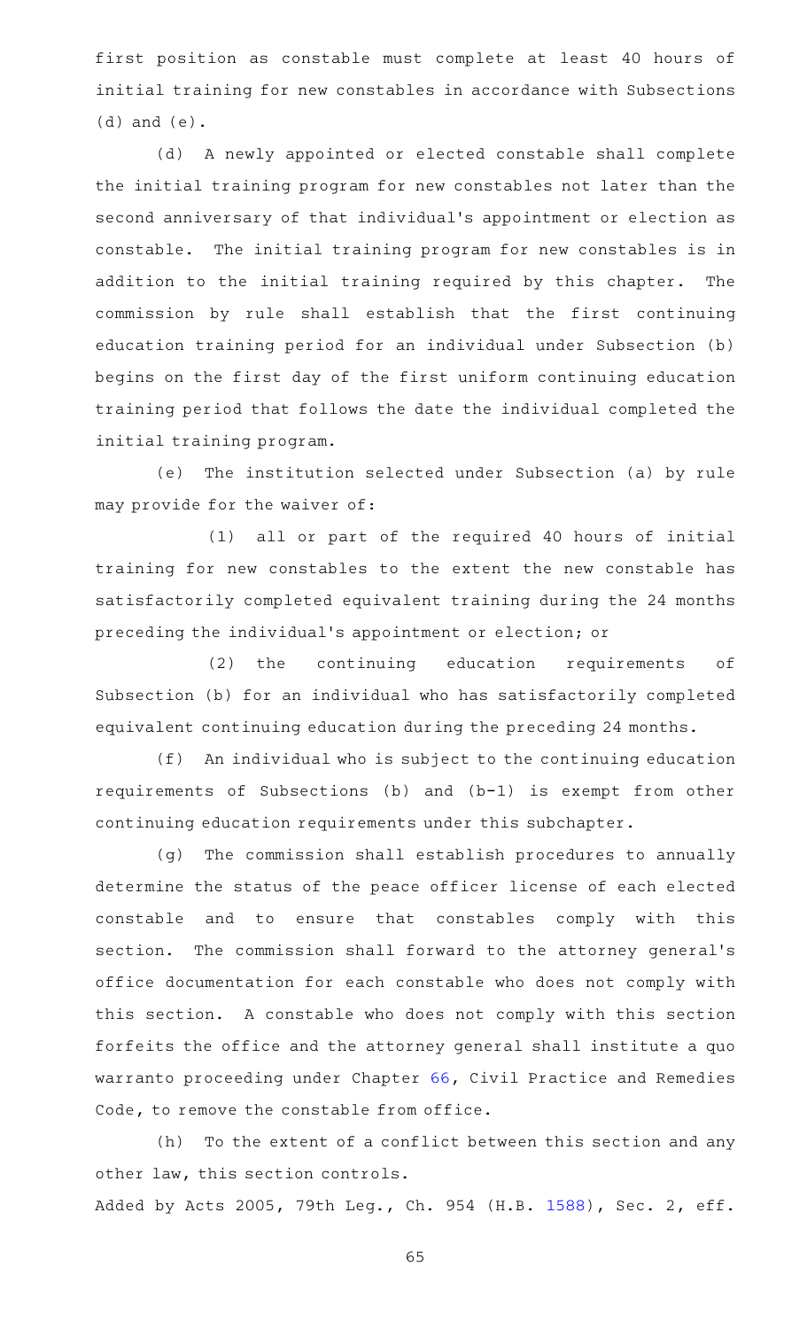first position as constable must complete at least 40 hours of initial training for new constables in accordance with Subsections (d) and (e).

(d) A newly appointed or elected constable shall complete the initial training program for new constables not later than the second anniversary of that individual's appointment or election as constable. The initial training program for new constables is in addition to the initial training required by this chapter. The commission by rule shall establish that the first continuing education training period for an individual under Subsection (b) begins on the first day of the first uniform continuing education training period that follows the date the individual completed the initial training program.

(e) The institution selected under Subsection (a) by rule may provide for the waiver of:

(1) all or part of the required 40 hours of initial training for new constables to the extent the new constable has satisfactorily completed equivalent training during the 24 months preceding the individual's appointment or election; or

(2) the continuing education requirements of Subsection (b) for an individual who has satisfactorily completed equivalent continuing education during the preceding 24 months.

(f) An individual who is subject to the continuing education requirements of Subsections (b) and (b-1) is exempt from other continuing education requirements under this subchapter.

(g) The commission shall establish procedures to annually determine the status of the peace officer license of each elected constable and to ensure that constables comply with this section. The commission shall forward to the attorney general's office documentation for each constable who does not comply with this section. A constable who does not comply with this section forfeits the office and the attorney general shall institute a quo warranto proceeding under Chapter 66, Civil Practice and Remedies Code, to remove the constable from office.

(h) To the extent of a conflict between this section and any other law, this section controls.

Added by Acts 2005, 79th Leg., Ch. 954 (H.B. 1588), Sec. 2, eff.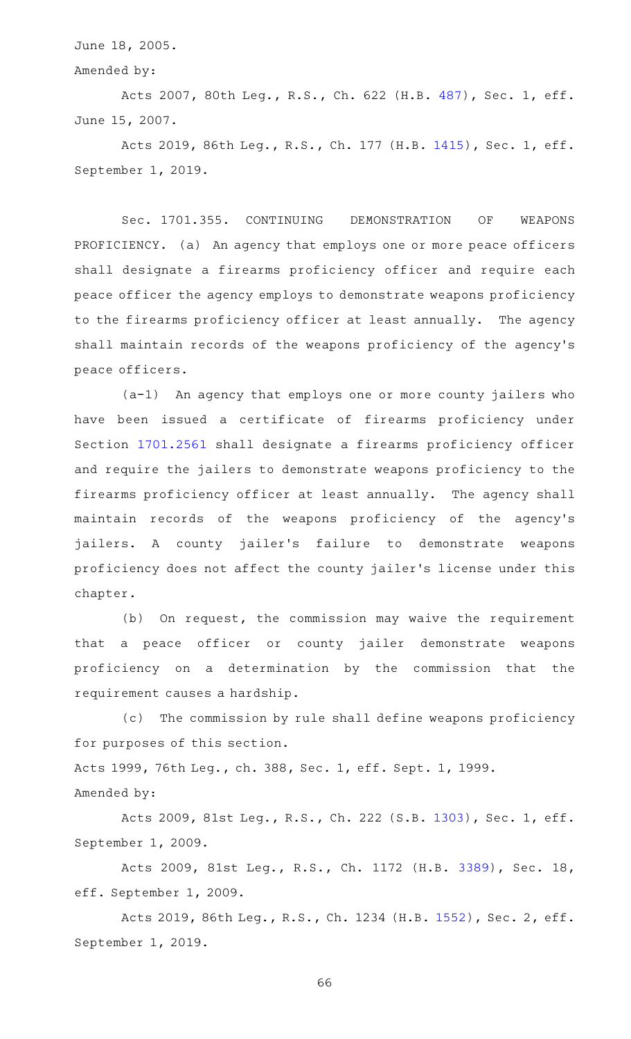June 18, 2005.

Amended by:

Acts 2007, 80th Leg., R.S., Ch. 622 (H.B. 487), Sec. 1, eff. June 15, 2007.

Acts 2019, 86th Leg., R.S., Ch. 177 (H.B. 1415), Sec. 1, eff. September 1, 2019.

Sec. 1701.355. CONTINUING DEMONSTRATION OF WEAPONS PROFICIENCY. (a) An agency that employs one or more peace officers shall designate a firearms proficiency officer and require each peace officer the agency employs to demonstrate weapons proficiency to the firearms proficiency officer at least annually. The agency shall maintain records of the weapons proficiency of the agency's peace officers.

(a-1) An agency that employs one or more county jailers who have been issued a certificate of firearms proficiency under Section 1701.2561 shall designate a firearms proficiency officer and require the jailers to demonstrate weapons proficiency to the firearms proficiency officer at least annually. The agency shall maintain records of the weapons proficiency of the agency's jailers. A county jailer's failure to demonstrate weapons proficiency does not affect the county jailer's license under this chapter.

(b) On request, the commission may waive the requirement that a peace officer or county jailer demonstrate weapons proficiency on a determination by the commission that the requirement causes a hardship.

(c) The commission by rule shall define weapons proficiency for purposes of this section.

Acts 1999, 76th Leg., ch. 388, Sec. 1, eff. Sept. 1, 1999.

Amended by:

Acts 2009, 81st Leg., R.S., Ch. 222 (S.B. 1303), Sec. 1, eff. September 1, 2009.

Acts 2009, 81st Leg., R.S., Ch. 1172 (H.B. 3389), Sec. 18, eff. September 1, 2009.

Acts 2019, 86th Leg., R.S., Ch. 1234 (H.B. 1552), Sec. 2, eff. September 1, 2019.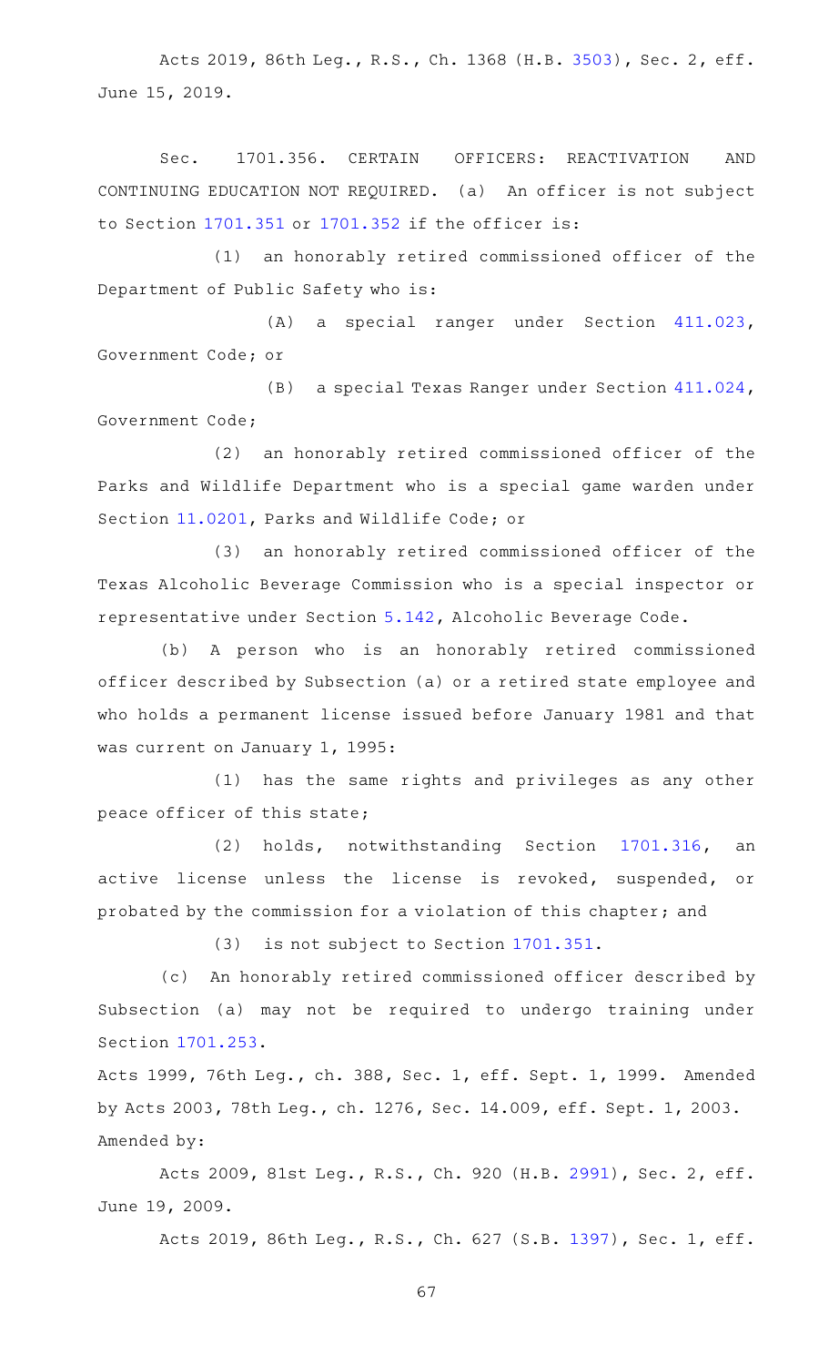Acts 2019, 86th Leg., R.S., Ch. 1368 (H.B. 3503), Sec. 2, eff. June 15, 2019.

Sec. 1701.356. CERTAIN OFFICERS: REACTIVATION AND CONTINUING EDUCATION NOT REQUIRED. (a) An officer is not subject to Section 1701.351 or 1701.352 if the officer is:

(1) an honorably retired commissioned officer of the Department of Public Safety who is:

(A) a special ranger under Section 411.023, Government Code; or

(B) a special Texas Ranger under Section 411.024, Government Code;

(2) an honorably retired commissioned officer of the Parks and Wildlife Department who is a special game warden under Section 11.0201, Parks and Wildlife Code; or

(3) an honorably retired commissioned officer of the Texas Alcoholic Beverage Commission who is a special inspector or representative under Section 5.142, Alcoholic Beverage Code.

(b) A person who is an honorably retired commissioned officer described by Subsection (a) or a retired state employee and who holds a permanent license issued before January 1981 and that was current on January 1, 1995:

(1) has the same rights and privileges as any other peace officer of this state;

(2) holds, notwithstanding Section 1701.316, an active license unless the license is revoked, suspended, or probated by the commission for a violation of this chapter; and

(3) is not subject to Section 1701.351.

(c) An honorably retired commissioned officer described by Subsection (a) may not be required to undergo training under Section 1701.253.

Acts 1999, 76th Leg., ch. 388, Sec. 1, eff. Sept. 1, 1999. Amended by Acts 2003, 78th Leg., ch. 1276, Sec. 14.009, eff. Sept. 1, 2003.
Amended by:

Acts 2009, 81st Leg., R.S., Ch. 920 (H.B. 2991), Sec. 2, eff. June 19, 2009.

Acts 2019, 86th Leg., R.S., Ch. 627 (S.B. 1397), Sec. 1, eff.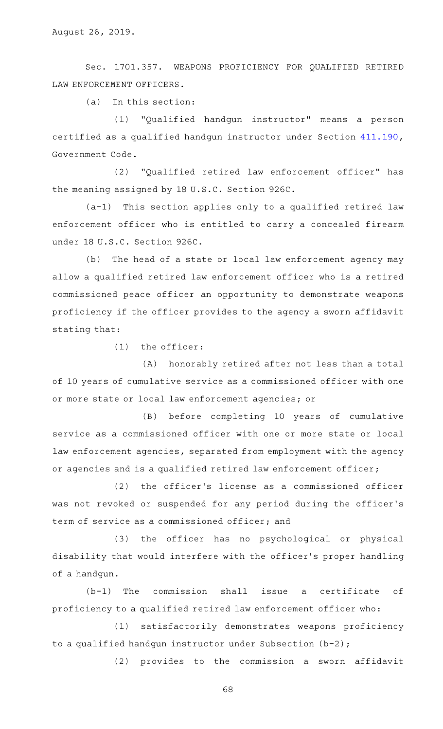August 26, 2019.

Sec. 1701.357. WEAPONS PROFICIENCY FOR QUALIFIED RETIRED LAW ENFORCEMENT OFFICERS.

(a) In this section:

(1) "Qualified handgun instructor" means a person certified as a qualified handgun instructor under Section 411.190, Government Code.

(2) "Qualified retired law enforcement officer" has the meaning assigned by 18 U.S.C. Section 926C.

(a-1) This section applies only to a qualified retired law enforcement officer who is entitled to carry a concealed firearm under 18 U.S.C. Section 926C.

(b) The head of a state or local law enforcement agency may allow a qualified retired law enforcement officer who is a retired commissioned peace officer an opportunity to demonstrate weapons proficiency if the officer provides to the agency a sworn affidavit stating that:

(1) the officer:

(A) honorably retired after not less than a total of 10 years of cumulative service as a commissioned officer with one or more state or local law enforcement agencies; or

(B) before completing 10 years of cumulative service as a commissioned officer with one or more state or local law enforcement agencies, separated from employment with the agency or agencies and is a qualified retired law enforcement officer;

(2) the officer's license as a commissioned officer was not revoked or suspended for any period during the officer's term of service as a commissioned officer; and

(3) the officer has no psychological or physical disability that would interfere with the officer's proper handling of a handgun.

(b-1) The commission shall issue a certificate of proficiency to a qualified retired law enforcement officer who:

(1) satisfactorily demonstrates weapons proficiency to a qualified handgun instructor under Subsection (b-2);

(2) provides to the commission a sworn affidavit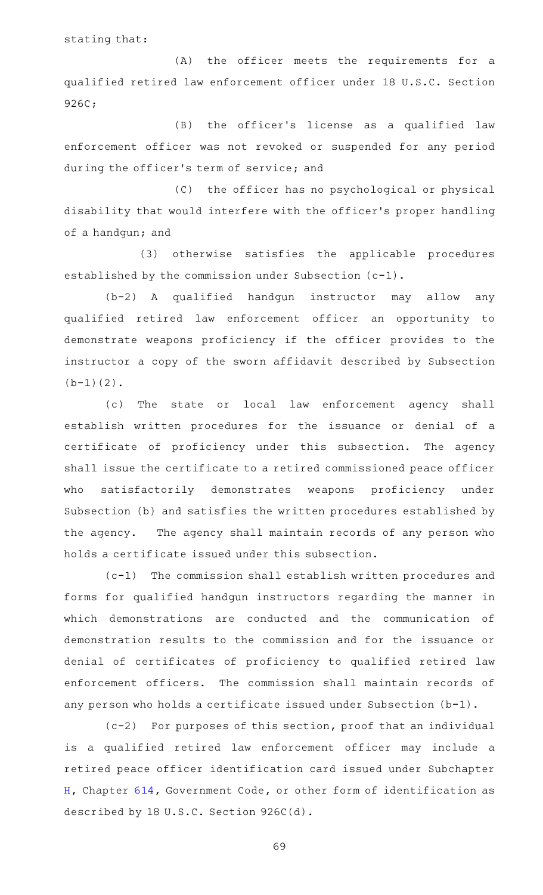stating that:

(A) the officer meets the requirements for a qualified retired law enforcement officer under 18 U.S.C. Section 926C;

(B) the officer's license as a qualified law enforcement officer was not revoked or suspended for any period during the officer's term of service; and

(C) the officer has no psychological or physical disability that would interfere with the officer's proper handling of a handgun; and

(3) otherwise satisfies the applicable procedures established by the commission under Subsection (c-1).

(b-2) A qualified handgun instructor may allow any qualified retired law enforcement officer an opportunity to demonstrate weapons proficiency if the officer provides to the instructor a copy of the sworn affidavit described by Subsection (b-1)(2).

(c) The state or local law enforcement agency shall establish written procedures for the issuance or denial of a certificate of proficiency under this subsection. The agency shall issue the certificate to a retired commissioned peace officer who satisfactorily demonstrates weapons proficiency under Subsection (b) and satisfies the written procedures established by the agency. The agency shall maintain records of any person who holds a certificate issued under this subsection.

(c-1) The commission shall establish written procedures and forms for qualified handgun instructors regarding the manner in which demonstrations are conducted and the communication of demonstration results to the commission and for the issuance or denial of certificates of proficiency to qualified retired law enforcement officers. The commission shall maintain records of any person who holds a certificate issued under Subsection (b-1).

(c-2) For purposes of this section, proof that an individual is a qualified retired law enforcement officer may include a retired peace officer identification card issued under Subchapter H, Chapter 614, Government Code, or other form of identification as described by 18 U.S.C. Section 926C(d).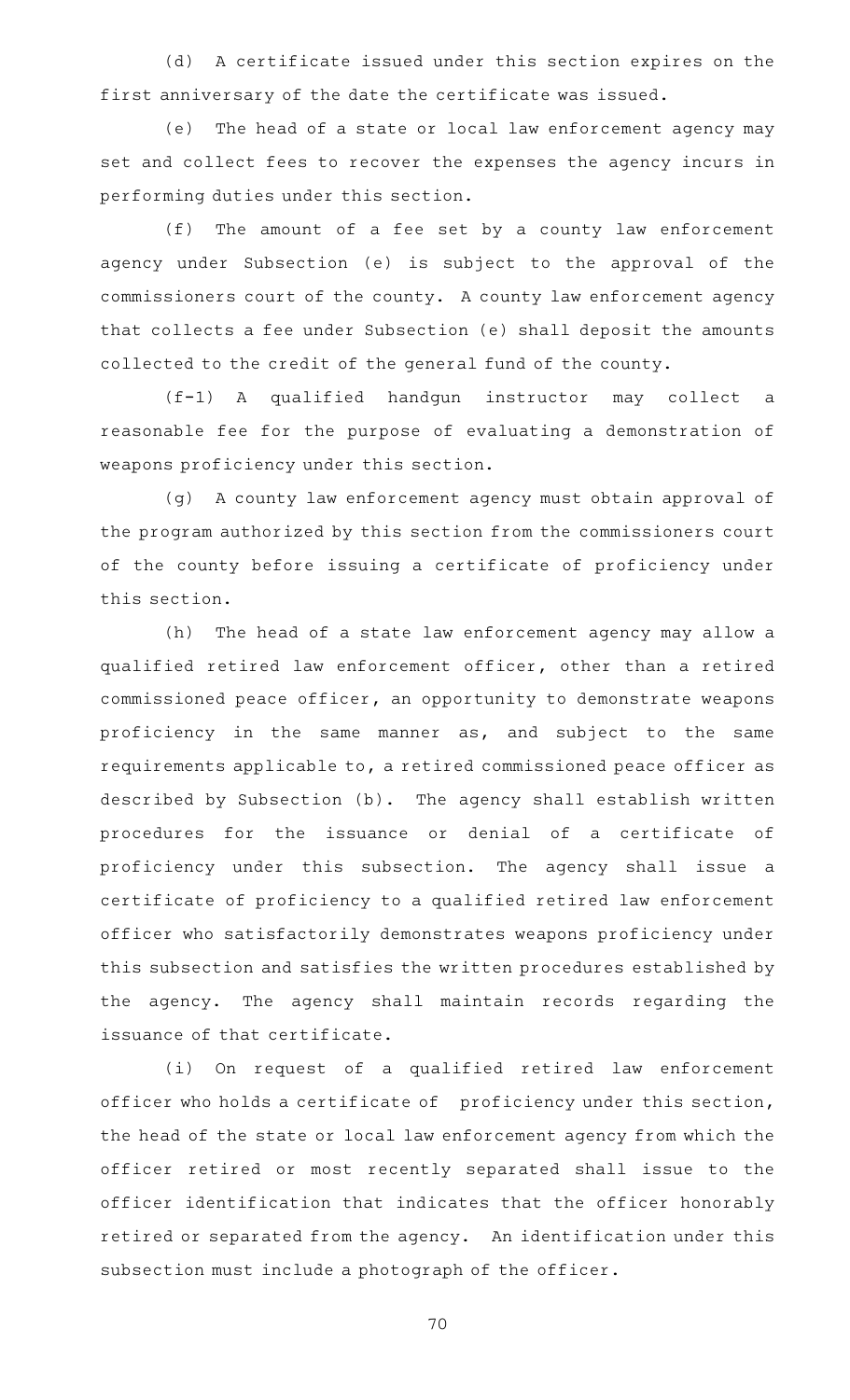(d) A certificate issued under this section expires on the first anniversary of the date the certificate was issued.

(e) The head of a state or local law enforcement agency may set and collect fees to recover the expenses the agency incurs in performing duties under this section.

(f) The amount of a fee set by a county law enforcement agency under Subsection (e) is subject to the approval of the commissioners court of the county. A county law enforcement agency that collects a fee under Subsection (e) shall deposit the amounts collected to the credit of the general fund of the county.

(f-1) A qualified handgun instructor may collect a reasonable fee for the purpose of evaluating a demonstration of weapons proficiency under this section.

(g) A county law enforcement agency must obtain approval of the program authorized by this section from the commissioners court of the county before issuing a certificate of proficiency under this section.

(h) The head of a state law enforcement agency may allow a qualified retired law enforcement officer, other than a retired commissioned peace officer, an opportunity to demonstrate weapons proficiency in the same manner as, and subject to the same requirements applicable to, a retired commissioned peace officer as described by Subsection (b). The agency shall establish written procedures for the issuance or denial of a certificate of proficiency under this subsection. The agency shall issue a certificate of proficiency to a qualified retired law enforcement officer who satisfactorily demonstrates weapons proficiency under this subsection and satisfies the written procedures established by the agency. The agency shall maintain records regarding the issuance of that certificate.

(i) On request of a qualified retired law enforcement officer who holds a certificate of proficiency under this section, the head of the state or local law enforcement agency from which the officer retired or most recently separated shall issue to the officer identification that indicates that the officer honorably retired or separated from the agency. An identification under this subsection must include a photograph of the officer.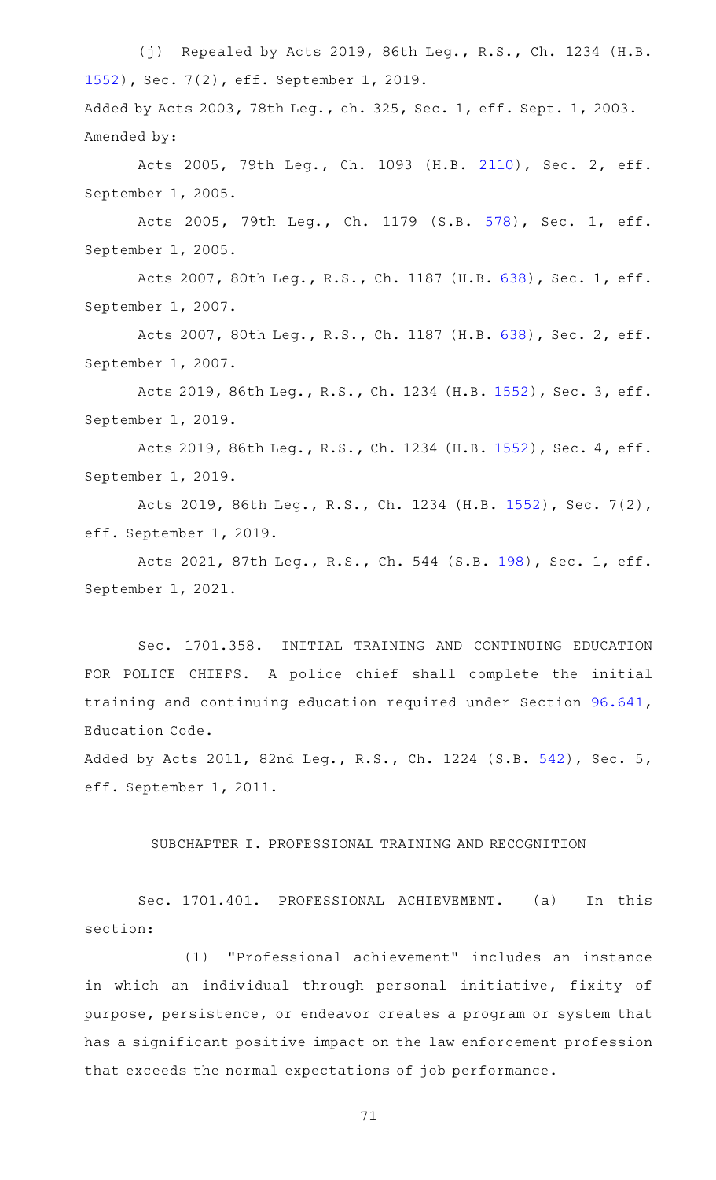(j) Repealed by Acts 2019, 86th Leg., R.S., Ch. 1234 (H.B. 1552), Sec. 7(2), eff. September 1, 2019.

Added by Acts 2003, 78th Leg., ch. 325, Sec. 1, eff. Sept. 1, 2003.
Amended by:

Acts 2005, 79th Leg., Ch. 1093 (H.B. 2110), Sec. 2, eff. September 1, 2005.

Acts 2005, 79th Leg., Ch. 1179 (S.B. 578), Sec. 1, eff. September 1, 2005.

Acts 2007, 80th Leg., R.S., Ch. 1187 (H.B. 638), Sec. 1, eff. September 1, 2007.

Acts 2007, 80th Leg., R.S., Ch. 1187 (H.B. 638), Sec. 2, eff. September 1, 2007.

Acts 2019, 86th Leg., R.S., Ch. 1234 (H.B. 1552), Sec. 3, eff. September 1, 2019.

Acts 2019, 86th Leg., R.S., Ch. 1234 (H.B. 1552), Sec. 4, eff. September 1, 2019.

Acts 2019, 86th Leg., R.S., Ch. 1234 (H.B. 1552), Sec. 7(2), eff. September 1, 2019.

Acts 2021, 87th Leg., R.S., Ch. 544 (S.B. 198), Sec. 1, eff. September 1, 2021.

Sec. 1701.358. INITIAL TRAINING AND CONTINUING EDUCATION FOR POLICE CHIEFS. A police chief shall complete the initial training and continuing education required under Section 96.641, Education Code.

Added by Acts 2011, 82nd Leg., R.S., Ch. 1224 (S.B. 542), Sec. 5, eff. September 1, 2011.

## SUBCHAPTER I. PROFESSIONAL TRAINING AND RECOGNITION

Sec. 1701.401. PROFESSIONAL ACHIEVEMENT. (a) In this section:

(1) "Professional achievement" includes an instance in which an individual through personal initiative, fixity of purpose, persistence, or endeavor creates a program or system that has a significant positive impact on the law enforcement profession that exceeds the normal expectations of job performance.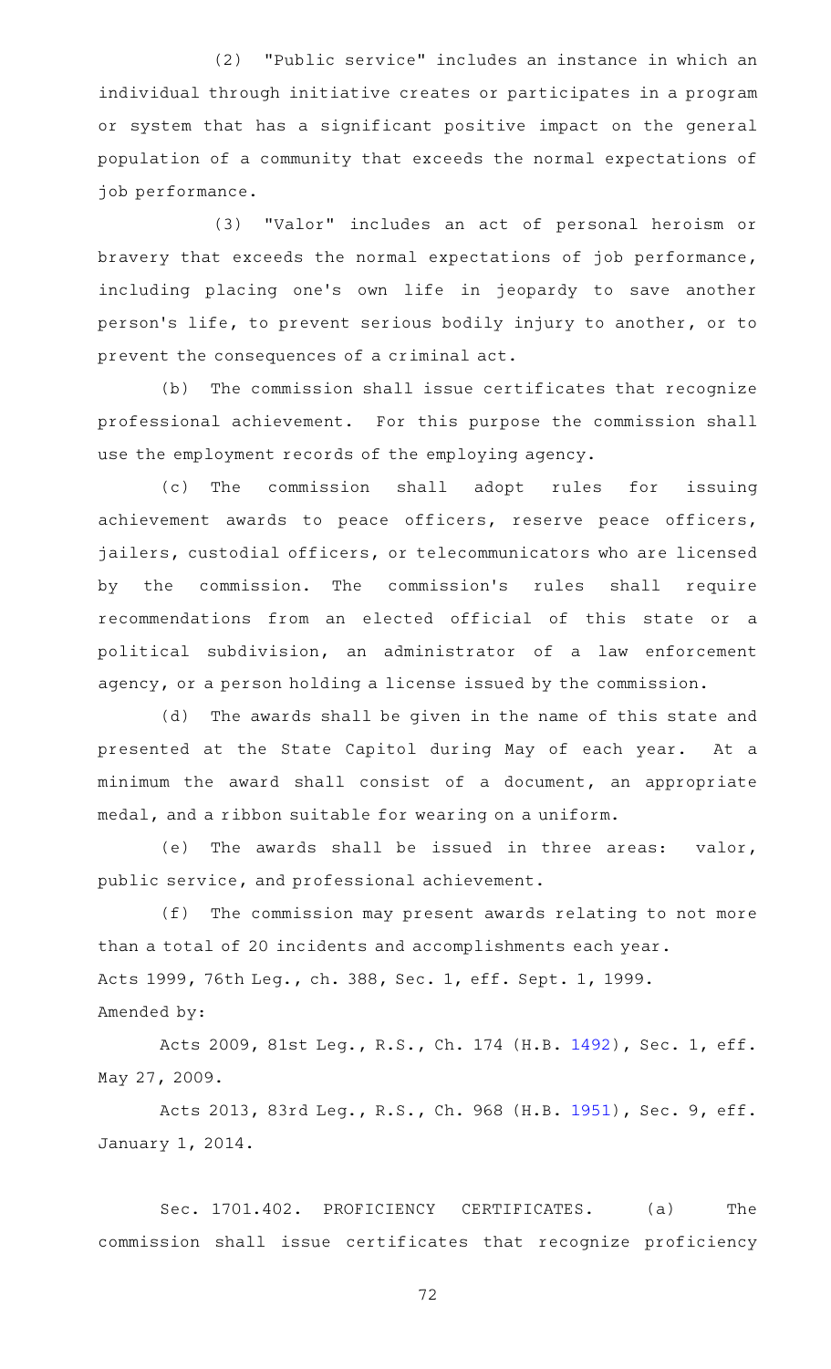(2) "Public service" includes an instance in which an individual through initiative creates or participates in a program or system that has a significant positive impact on the general population of a community that exceeds the normal expectations of job performance.

(3) "Valor" includes an act of personal heroism or bravery that exceeds the normal expectations of job performance, including placing one's own life in jeopardy to save another person's life, to prevent serious bodily injury to another, or to prevent the consequences of a criminal act.

(b) The commission shall issue certificates that recognize professional achievement. For this purpose the commission shall use the employment records of the employing agency.

(c) The commission shall adopt rules for issuing achievement awards to peace officers, reserve peace officers, jailers, custodial officers, or telecommunicators who are licensed by the commission. The commission's rules shall require recommendations from an elected official of this state or a political subdivision, an administrator of a law enforcement agency, or a person holding a license issued by the commission.

(d) The awards shall be given in the name of this state and presented at the State Capitol during May of each year. At a minimum the award shall consist of a document, an appropriate medal, and a ribbon suitable for wearing on a uniform.

(e) The awards shall be issued in three areas: valor, public service, and professional achievement.

(f) The commission may present awards relating to not more than a total of 20 incidents and accomplishments each year.

Acts 1999, 76th Leg., ch. 388, Sec. 1, eff. Sept. 1, 1999.

Amended by:

Acts 2009, 81st Leg., R.S., Ch. 174 (H.B. 1492), Sec. 1, eff. May 27, 2009.

Acts 2013, 83rd Leg., R.S., Ch. 968 (H.B. 1951), Sec. 9, eff. January 1, 2014.

Sec. 1701.402. PROFICIENCY CERTIFICATES. (a) The commission shall issue certificates that recognize proficiency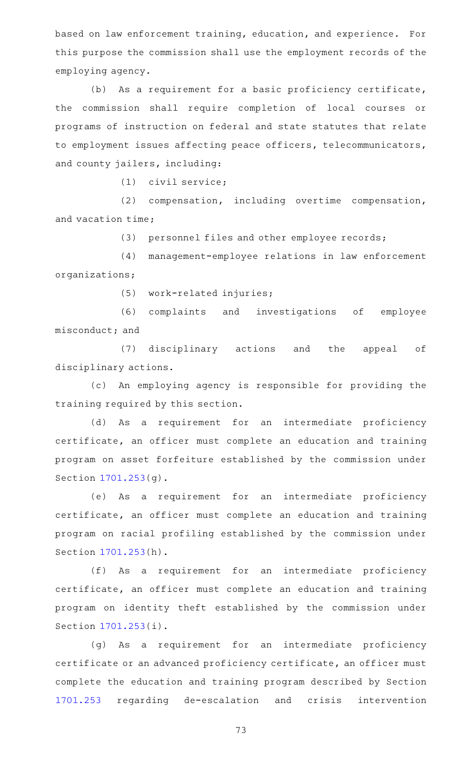based on law enforcement training, education, and experience. For this purpose the commission shall use the employment records of the employing agency.

(b) As a requirement for a basic proficiency certificate, the commission shall require completion of local courses or programs of instruction on federal and state statutes that relate to employment issues affecting peace officers, telecommunicators, and county jailers, including:

(1) civil service;

(2) compensation, including overtime compensation, and vacation time;

(3) personnel files and other employee records;

(4) management-employee relations in law enforcement organizations;

(5) work-related injuries;

(6) complaints and investigations of employee misconduct; and

(7) disciplinary actions and the appeal of disciplinary actions.

(c) An employing agency is responsible for providing the training required by this section.

(d) As a requirement for an intermediate proficiency certificate, an officer must complete an education and training program on asset forfeiture established by the commission under Section 1701.253(g).

(e) As a requirement for an intermediate proficiency certificate, an officer must complete an education and training program on racial profiling established by the commission under Section 1701.253(h).

(f) As a requirement for an intermediate proficiency certificate, an officer must complete an education and training program on identity theft established by the commission under Section 1701.253(i).

(g) As a requirement for an intermediate proficiency certificate or an advanced proficiency certificate, an officer must complete the education and training program described by Section 1701.253 regarding de-escalation and crisis intervention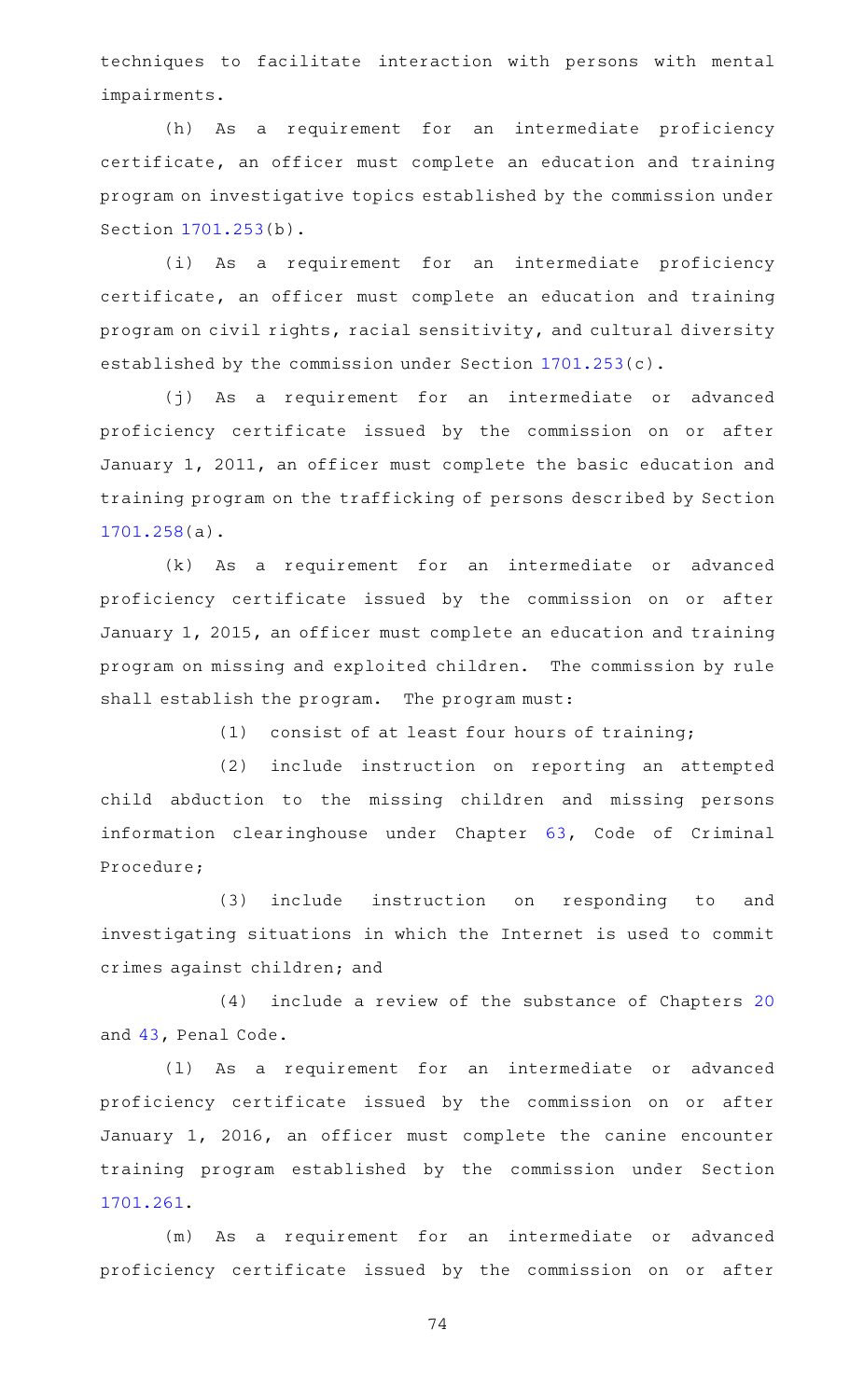techniques to facilitate interaction with persons with mental impairments.

(h) As a requirement for an intermediate proficiency certificate, an officer must complete an education and training program on investigative topics established by the commission under Section 1701.253(b).

(i) As a requirement for an intermediate proficiency certificate, an officer must complete an education and training program on civil rights, racial sensitivity, and cultural diversity established by the commission under Section 1701.253(c).

(j) As a requirement for an intermediate or advanced proficiency certificate issued by the commission on or after January 1, 2011, an officer must complete the basic education and training program on the trafficking of persons described by Section 1701.258(a).

(k) As a requirement for an intermediate or advanced proficiency certificate issued by the commission on or after January 1, 2015, an officer must complete an education and training program on missing and exploited children. The commission by rule shall establish the program. The program must:

(1) consist of at least four hours of training;

(2) include instruction on reporting an attempted child abduction to the missing children and missing persons information clearinghouse under Chapter 63, Code of Criminal Procedure;

(3) include instruction on responding to and investigating situations in which the Internet is used to commit crimes against children; and

(4) include a review of the substance of Chapters 20 and 43, Penal Code.

(l) As a requirement for an intermediate or advanced proficiency certificate issued by the commission on or after January 1, 2016, an officer must complete the canine encounter training program established by the commission under Section 1701.261.

(m) As a requirement for an intermediate or advanced proficiency certificate issued by the commission on or after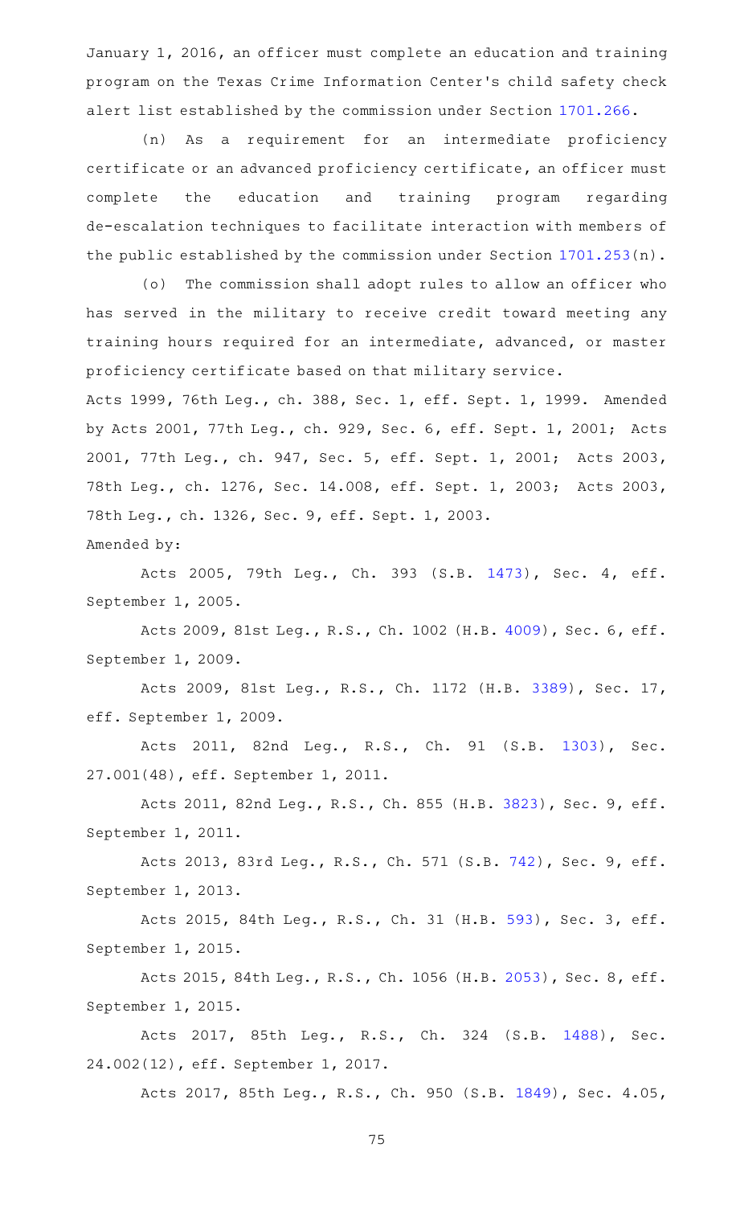January 1, 2016, an officer must complete an education and training program on the Texas Crime Information Center's child safety check alert list established by the commission under Section 1701.266.

(n) As a requirement for an intermediate proficiency certificate or an advanced proficiency certificate, an officer must complete the education and training program regarding de-escalation techniques to facilitate interaction with members of the public established by the commission under Section 1701.253(n).

(o) The commission shall adopt rules to allow an officer who has served in the military to receive credit toward meeting any training hours required for an intermediate, advanced, or master proficiency certificate based on that military service.

Acts 1999, 76th Leg., ch. 388, Sec. 1, eff. Sept. 1, 1999. Amended by Acts 2001, 77th Leg., ch. 929, Sec. 6, eff. Sept. 1, 2001; Acts 2001, 77th Leg., ch. 947, Sec. 5, eff. Sept. 1, 2001; Acts 2003, 78th Leg., ch. 1276, Sec. 14.008, eff. Sept. 1, 2003; Acts 2003, 78th Leg., ch. 1326, Sec. 9, eff. Sept. 1, 2003.

Amended by:

Acts 2005, 79th Leg., Ch. 393 (S.B. 1473), Sec. 4, eff. September 1, 2005.

Acts 2009, 81st Leg., R.S., Ch. 1002 (H.B. 4009), Sec. 6, eff. September 1, 2009.

Acts 2009, 81st Leg., R.S., Ch. 1172 (H.B. 3389), Sec. 17, eff. September 1, 2009.

Acts 2011, 82nd Leg., R.S., Ch. 91 (S.B. 1303), Sec. 27.001(48), eff. September 1, 2011.

Acts 2011, 82nd Leg., R.S., Ch. 855 (H.B. 3823), Sec. 9, eff. September 1, 2011.

Acts 2013, 83rd Leg., R.S., Ch. 571 (S.B. 742), Sec. 9, eff. September 1, 2013.

Acts 2015, 84th Leg., R.S., Ch. 31 (H.B. 593), Sec. 3, eff. September 1, 2015.

Acts 2015, 84th Leg., R.S., Ch. 1056 (H.B. 2053), Sec. 8, eff. September 1, 2015.

Acts 2017, 85th Leg., R.S., Ch. 324 (S.B. 1488), Sec. 24.002(12), eff. September 1, 2017.

Acts 2017, 85th Leg., R.S., Ch. 950 (S.B. 1849), Sec. 4.05,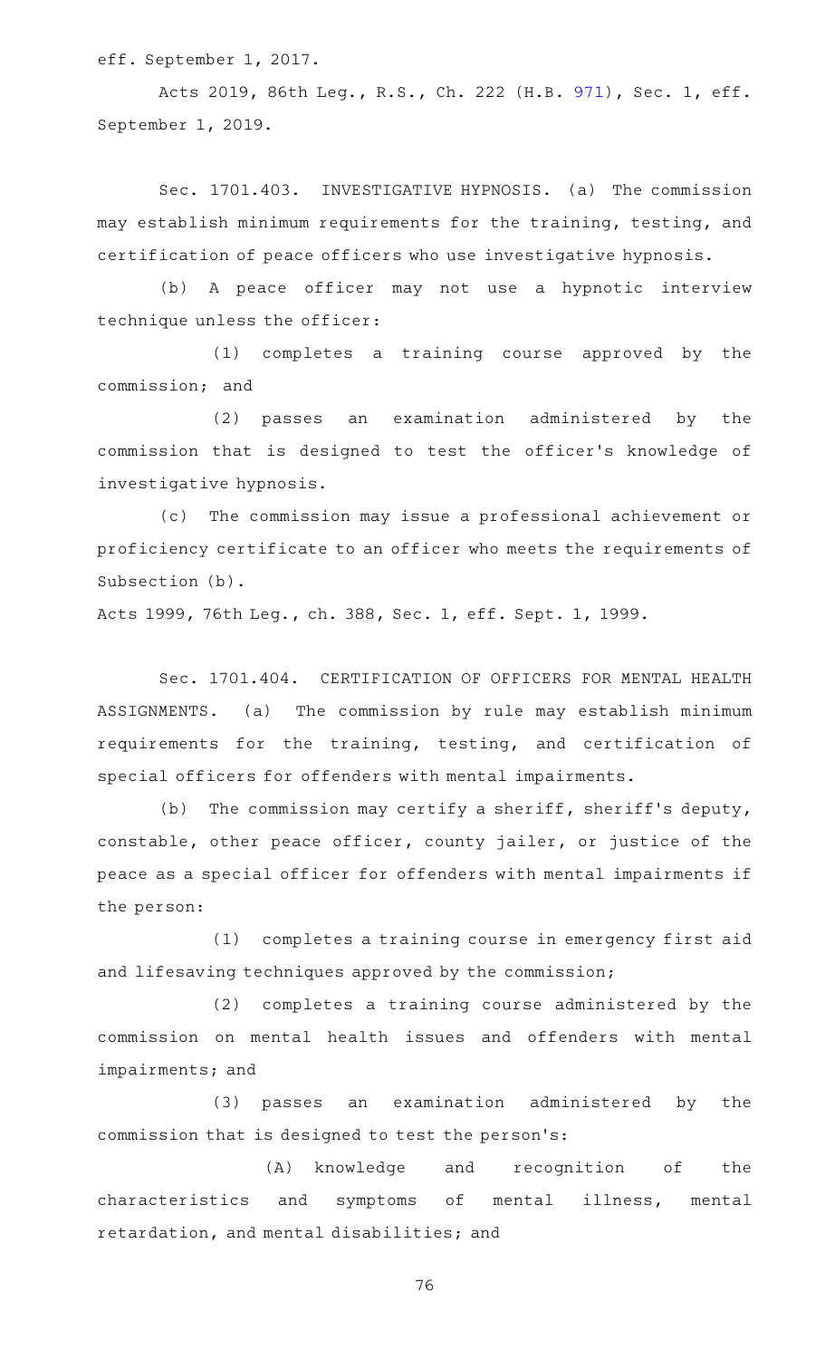eff. September 1, 2017.

Acts 2019, 86th Leg., R.S., Ch. 222 (H.B. 971), Sec. 1, eff. September 1, 2019.

Sec. 1701.403. INVESTIGATIVE HYPNOSIS. (a) The commission may establish minimum requirements for the training, testing, and certification of peace officers who use investigative hypnosis.

(b) A peace officer may not use a hypnotic interview technique unless the officer:

(1) completes a training course approved by the commission; and

(2) passes an examination administered by the commission that is designed to test the officer's knowledge of investigative hypnosis.

(c) The commission may issue a professional achievement or proficiency certificate to an officer who meets the requirements of Subsection (b).

Acts 1999, 76th Leg., ch. 388, Sec. 1, eff. Sept. 1, 1999.

Sec. 1701.404. CERTIFICATION OF OFFICERS FOR MENTAL HEALTH ASSIGNMENTS. (a) The commission by rule may establish minimum requirements for the training, testing, and certification of special officers for offenders with mental impairments.

(b) The commission may certify a sheriff, sheriff's deputy, constable, other peace officer, county jailer, or justice of the peace as a special officer for offenders with mental impairments if the person:

(1) completes a training course in emergency first aid and lifesaving techniques approved by the commission;

(2) completes a training course administered by the commission on mental health issues and offenders with mental impairments; and

(3) passes an examination administered by the commission that is designed to test the person's:

(A) knowledge and recognition of the characteristics and symptoms of mental illness, mental retardation, and mental disabilities; and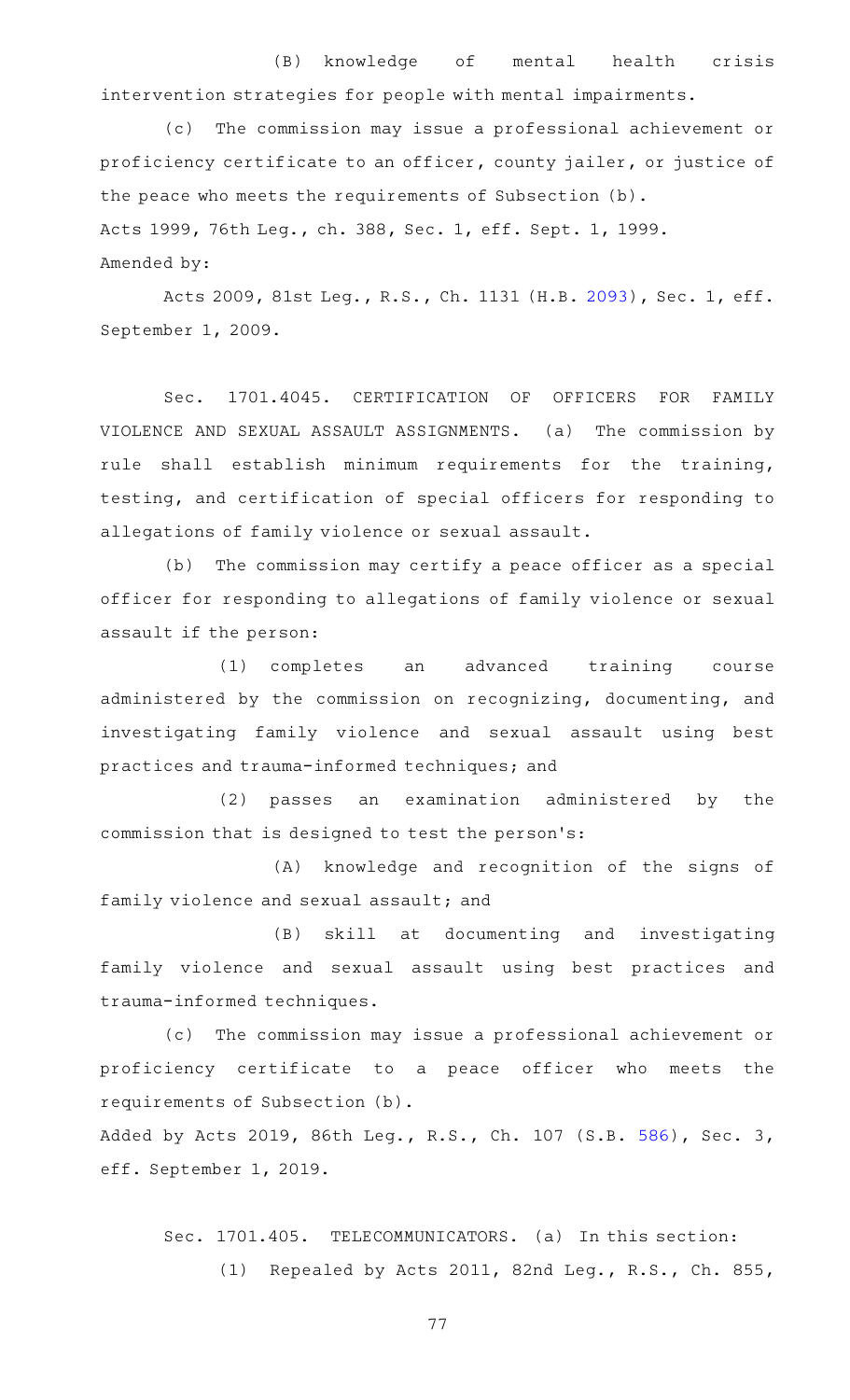(B) knowledge of mental health crisis intervention strategies for people with mental impairments.

(c) The commission may issue a professional achievement or proficiency certificate to an officer, county jailer, or justice of the peace who meets the requirements of Subsection (b).

Acts 1999, 76th Leg., ch. 388, Sec. 1, eff. Sept. 1, 1999.

Amended by:

Acts 2009, 81st Leg., R.S., Ch. 1131 (H.B. 2093), Sec. 1, eff. September 1, 2009.

Sec. 1701.4045. CERTIFICATION OF OFFICERS FOR FAMILY VIOLENCE AND SEXUAL ASSAULT ASSIGNMENTS. (a) The commission by rule shall establish minimum requirements for the training, testing, and certification of special officers for responding to allegations of family violence or sexual assault.

(b) The commission may certify a peace officer as a special officer for responding to allegations of family violence or sexual assault if the person:

(1) completes an advanced training course administered by the commission on recognizing, documenting, and investigating family violence and sexual assault using best practices and trauma-informed techniques; and

(2) passes an examination administered by the commission that is designed to test the person's:

(A) knowledge and recognition of the signs of family violence and sexual assault; and

(B) skill at documenting and investigating family violence and sexual assault using best practices and trauma-informed techniques.

(c) The commission may issue a professional achievement or proficiency certificate to a peace officer who meets the requirements of Subsection (b).

Added by Acts 2019, 86th Leg., R.S., Ch. 107 (S.B. 586), Sec. 3, eff. September 1, 2019.

Sec. 1701.405. TELECOMMUNICATORS. (a) In this section:

(1) Repealed by Acts 2011, 82nd Leg., R.S., Ch. 855,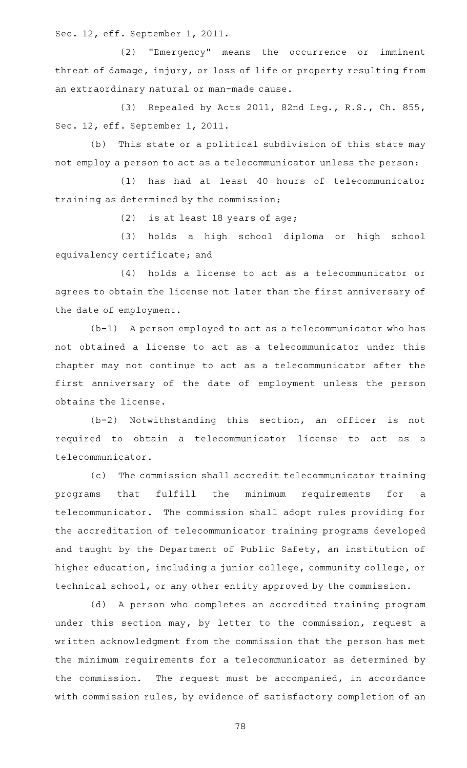Sec. 12, eff. September 1, 2011.

(2) "Emergency" means the occurrence or imminent threat of damage, injury, or loss of life or property resulting from an extraordinary natural or man-made cause.

(3) Repealed by Acts 2011, 82nd Leg., R.S., Ch. 855, Sec. 12, eff. September 1, 2011.

(b) This state or a political subdivision of this state may not employ a person to act as a telecommunicator unless the person:

(1) has had at least 40 hours of telecommunicator training as determined by the commission;

(2) is at least 18 years of age;

(3) holds a high school diploma or high school equivalency certificate; and

(4) holds a license to act as a telecommunicator or agrees to obtain the license not later than the first anniversary of the date of employment.

(b-1) A person employed to act as a telecommunicator who has not obtained a license to act as a telecommunicator under this chapter may not continue to act as a telecommunicator after the first anniversary of the date of employment unless the person obtains the license.

(b-2) Notwithstanding this section, an officer is not required to obtain a telecommunicator license to act as a telecommunicator.

(c) The commission shall accredit telecommunicator training programs that fulfill the minimum requirements for a telecommunicator. The commission shall adopt rules providing for the accreditation of telecommunicator training programs developed and taught by the Department of Public Safety, an institution of higher education, including a junior college, community college, or technical school, or any other entity approved by the commission.

(d) A person who completes an accredited training program under this section may, by letter to the commission, request a written acknowledgment from the commission that the person has met the minimum requirements for a telecommunicator as determined by the commission. The request must be accompanied, in accordance with commission rules, by evidence of satisfactory completion of an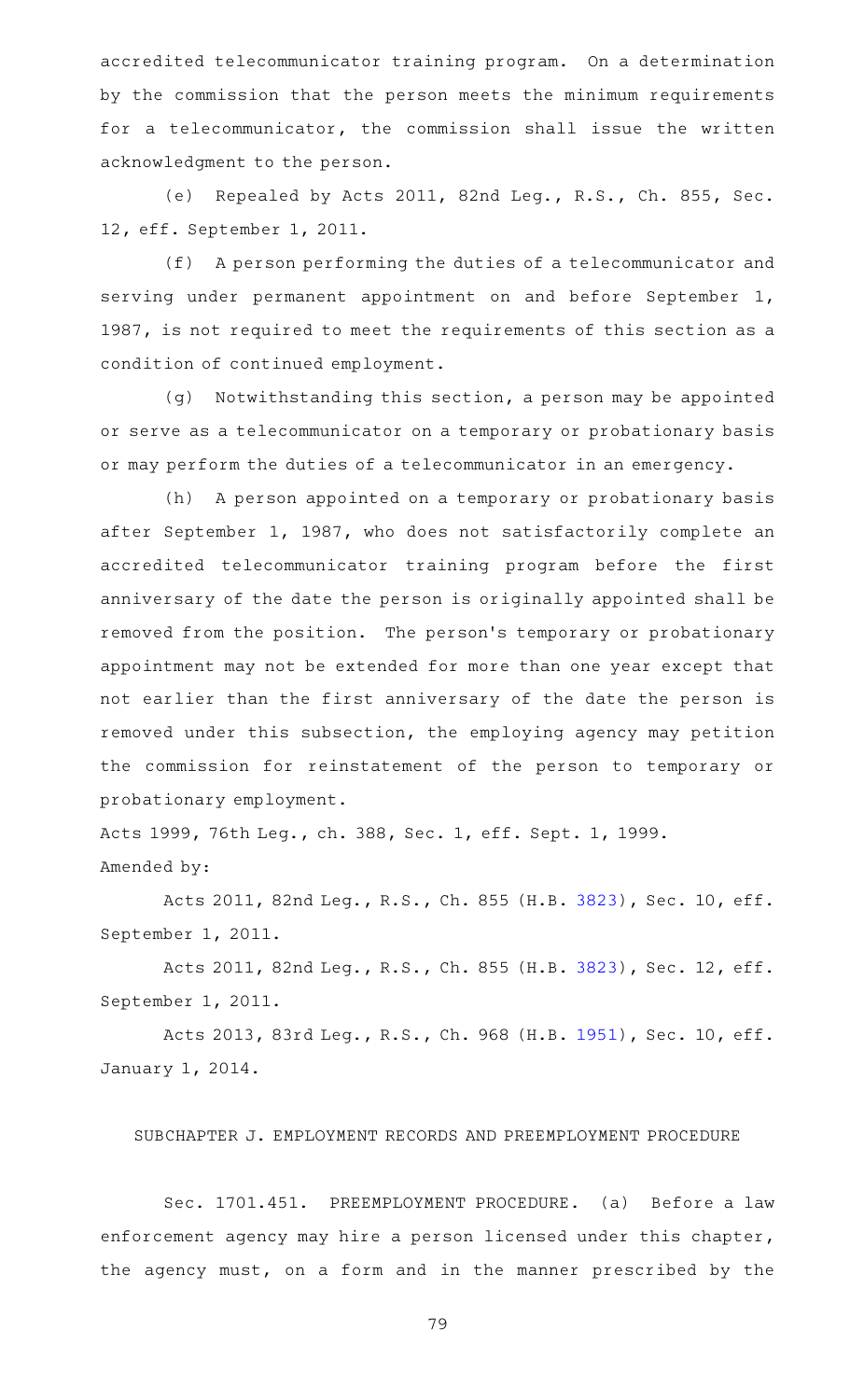accredited telecommunicator training program. On a determination by the commission that the person meets the minimum requirements for a telecommunicator, the commission shall issue the written acknowledgment to the person.

(e) Repealed by Acts 2011, 82nd Leg., R.S., Ch. 855, Sec. 12, eff. September 1, 2011.

(f) A person performing the duties of a telecommunicator and serving under permanent appointment on and before September 1, 1987, is not required to meet the requirements of this section as a condition of continued employment.

(g) Notwithstanding this section, a person may be appointed or serve as a telecommunicator on a temporary or probationary basis or may perform the duties of a telecommunicator in an emergency.

(h) A person appointed on a temporary or probationary basis after September 1, 1987, who does not satisfactorily complete an accredited telecommunicator training program before the first anniversary of the date the person is originally appointed shall be removed from the position. The person's temporary or probationary appointment may not be extended for more than one year except that not earlier than the first anniversary of the date the person is removed under this subsection, the employing agency may petition the commission for reinstatement of the person to temporary or probationary employment.

Acts 1999, 76th Leg., ch. 388, Sec. 1, eff. Sept. 1, 1999.
Amended by:

Acts 2011, 82nd Leg., R.S., Ch. 855 (H.B. 3823), Sec. 10, eff. September 1, 2011.

Acts 2011, 82nd Leg., R.S., Ch. 855 (H.B. 3823), Sec. 12, eff. September 1, 2011.

Acts 2013, 83rd Leg., R.S., Ch. 968 (H.B. 1951), Sec. 10, eff. January 1, 2014.

SUBCHAPTER J. EMPLOYMENT RECORDS AND PREEMPLOYMENT PROCEDURE

Sec. 1701.451. PREEMPLOYMENT PROCEDURE. (a) Before a law enforcement agency may hire a person licensed under this chapter, the agency must, on a form and in the manner prescribed by the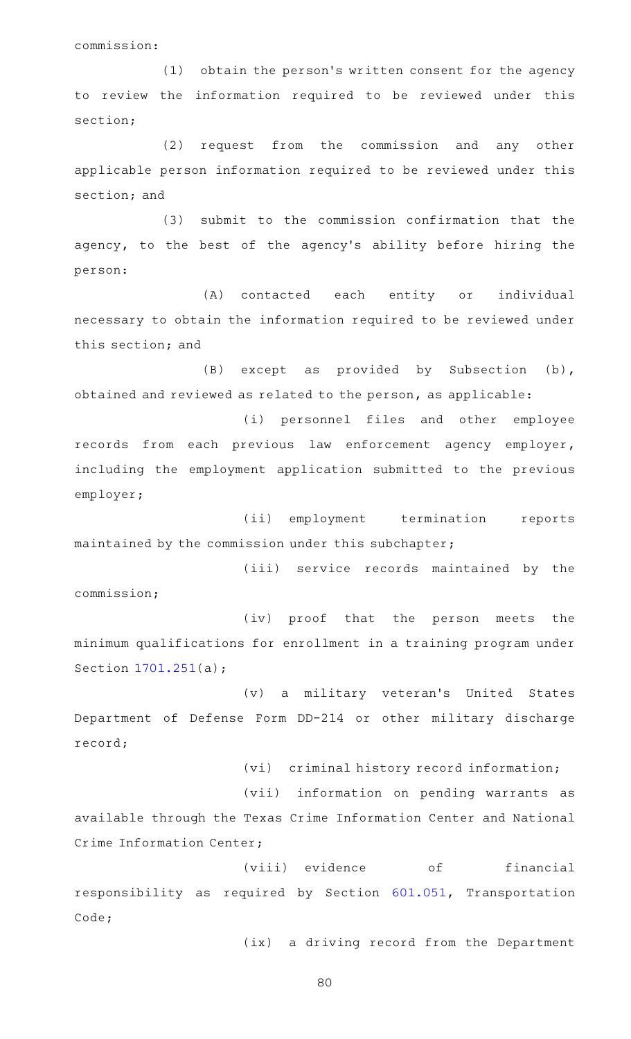commission:

(1) obtain the person's written consent for the agency to review the information required to be reviewed under this section;

(2) request from the commission and any other applicable person information required to be reviewed under this section; and

(3) submit to the commission confirmation that the agency, to the best of the agency's ability before hiring the person:

(A) contacted each entity or individual necessary to obtain the information required to be reviewed under this section; and

(B) except as provided by Subsection (b), obtained and reviewed as related to the person, as applicable:

(i) personnel files and other employee records from each previous law enforcement agency employer, including the employment application submitted to the previous employer;

(ii) employment termination reports maintained by the commission under this subchapter;

(iii) service records maintained by the commission;

(iv) proof that the person meets the minimum qualifications for enrollment in a training program under Section 1701.251(a);

(v) a military veteran's United States Department of Defense Form DD-214 or other military discharge record;

(vi) criminal history record information;

(vii) information on pending warrants as available through the Texas Crime Information Center and National Crime Information Center;

(viii) evidence of financial responsibility as required by Section 601.051, Transportation Code;

(ix) a driving record from the Department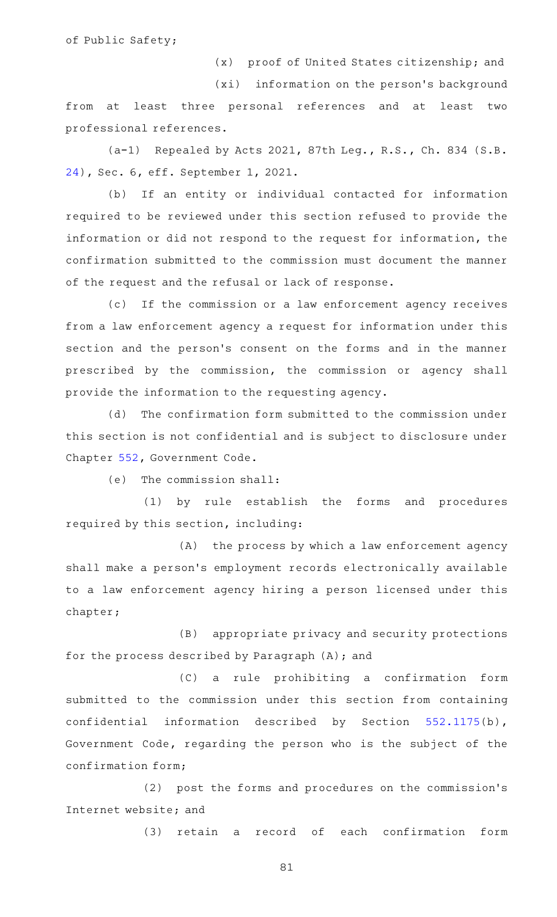of Public Safety;

(x) proof of United States citizenship; and

(xi) information on the person's background from at least three personal references and at least two professional references.

(a-1) Repealed by Acts 2021, 87th Leg., R.S., Ch. 834 (S.B. 24), Sec. 6, eff. September 1, 2021.

(b) If an entity or individual contacted for information required to be reviewed under this section refused to provide the information or did not respond to the request for information, the confirmation submitted to the commission must document the manner of the request and the refusal or lack of response.

(c) If the commission or a law enforcement agency receives from a law enforcement agency a request for information under this section and the person's consent on the forms and in the manner prescribed by the commission, the commission or agency shall provide the information to the requesting agency.

(d) The confirmation form submitted to the commission under this section is not confidential and is subject to disclosure under Chapter 552, Government Code.

(e) The commission shall:

(1) by rule establish the forms and procedures required by this section, including:

(A) the process by which a law enforcement agency shall make a person's employment records electronically available to a law enforcement agency hiring a person licensed under this chapter;

(B) appropriate privacy and security protections for the process described by Paragraph (A); and

(C) a rule prohibiting a confirmation form submitted to the commission under this section from containing confidential information described by Section 552.1175(b), Government Code, regarding the person who is the subject of the confirmation form;

(2) post the forms and procedures on the commission's Internet website; and

(3) retain a record of each confirmation form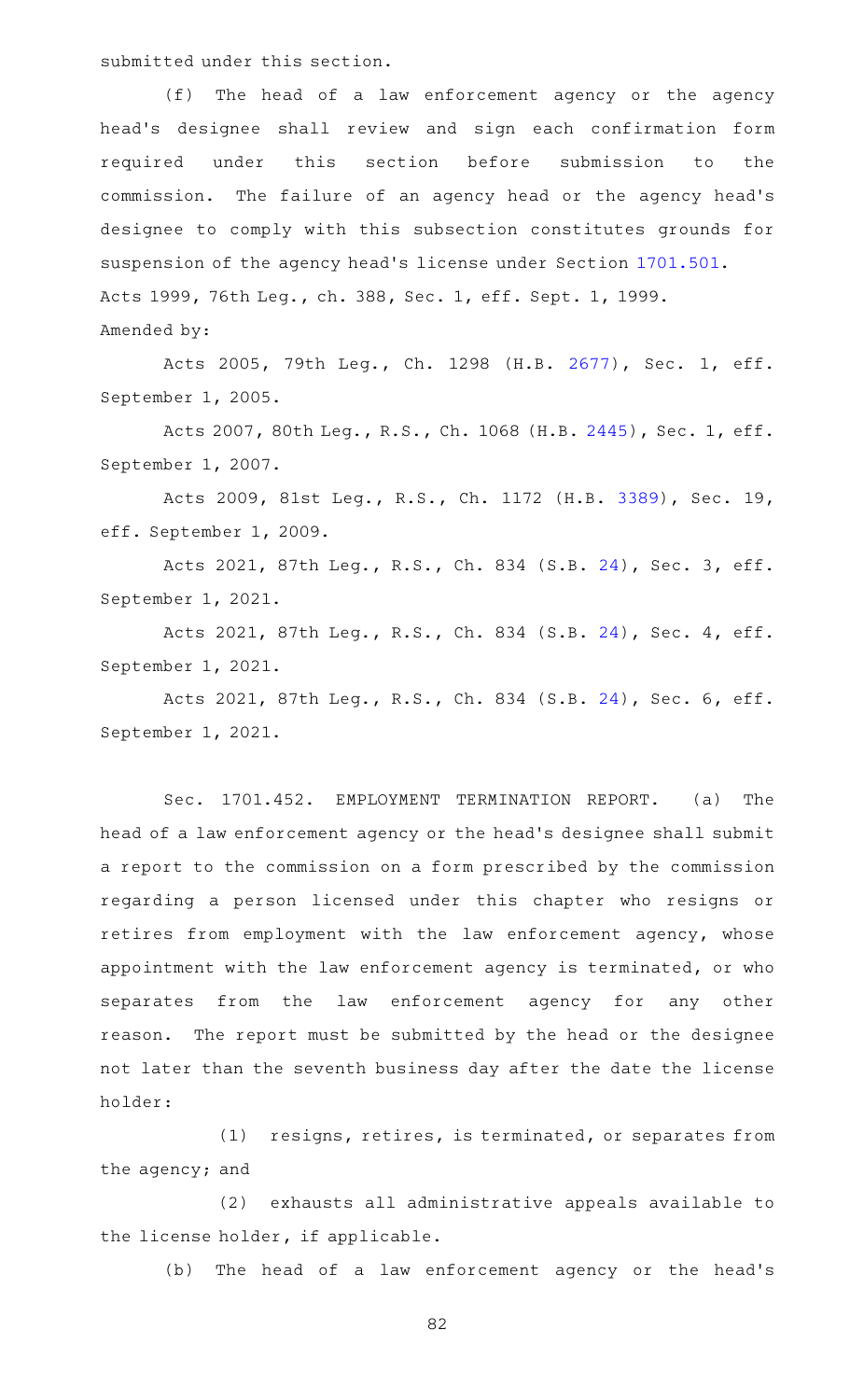submitted under this section.

(f) The head of a law enforcement agency or the agency head's designee shall review and sign each confirmation form required under this section before submission to the commission. The failure of an agency head or the agency head's designee to comply with this subsection constitutes grounds for suspension of the agency head's license under Section 1701.501.

Acts 1999, 76th Leg., ch. 388, Sec. 1, eff. Sept. 1, 1999.

Amended by:

Acts 2005, 79th Leg., Ch. 1298 (H.B. 2677), Sec. 1, eff. September 1, 2005.

Acts 2007, 80th Leg., R.S., Ch. 1068 (H.B. 2445), Sec. 1, eff. September 1, 2007.

Acts 2009, 81st Leg., R.S., Ch. 1172 (H.B. 3389), Sec. 19, eff. September 1, 2009.

Acts 2021, 87th Leg., R.S., Ch. 834 (S.B. 24), Sec. 3, eff. September 1, 2021.

Acts 2021, 87th Leg., R.S., Ch. 834 (S.B. 24), Sec. 4, eff. September 1, 2021.

Acts 2021, 87th Leg., R.S., Ch. 834 (S.B. 24), Sec. 6, eff. September 1, 2021.

Sec. 1701.452. EMPLOYMENT TERMINATION REPORT. (a) The head of a law enforcement agency or the head's designee shall submit a report to the commission on a form prescribed by the commission regarding a person licensed under this chapter who resigns or retires from employment with the law enforcement agency, whose appointment with the law enforcement agency is terminated, or who separates from the law enforcement agency for any other reason. The report must be submitted by the head or the designee not later than the seventh business day after the date the license holder:

(1) resigns, retires, is terminated, or separates from the agency; and

(2) exhausts all administrative appeals available to the license holder, if applicable.

(b) The head of a law enforcement agency or the head's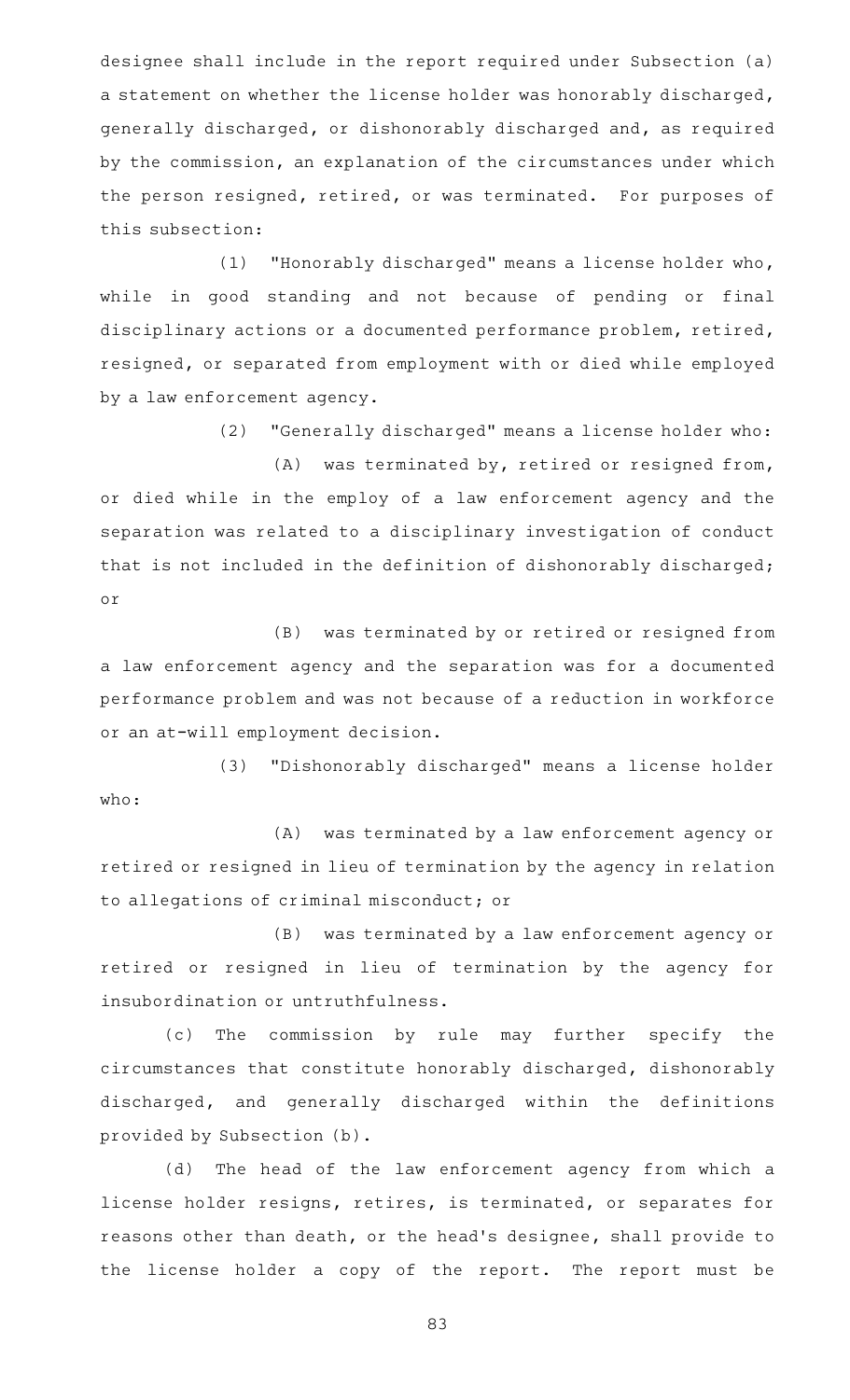designee shall include in the report required under Subsection (a) a statement on whether the license holder was honorably discharged, generally discharged, or dishonorably discharged and, as required by the commission, an explanation of the circumstances under which the person resigned, retired, or was terminated. For purposes of this subsection:

(1) "Honorably discharged" means a license holder who, while in good standing and not because of pending or final disciplinary actions or a documented performance problem, retired, resigned, or separated from employment with or died while employed by a law enforcement agency.

(2) "Generally discharged" means a license holder who:

(A) was terminated by, retired or resigned from, or died while in the employ of a law enforcement agency and the separation was related to a disciplinary investigation of conduct that is not included in the definition of dishonorably discharged; or

(B) was terminated by or retired or resigned from a law enforcement agency and the separation was for a documented performance problem and was not because of a reduction in workforce or an at-will employment decision.

(3) "Dishonorably discharged" means a license holder who:

(A) was terminated by a law enforcement agency or retired or resigned in lieu of termination by the agency in relation to allegations of criminal misconduct; or

(B) was terminated by a law enforcement agency or retired or resigned in lieu of termination by the agency for insubordination or untruthfulness.

(c) The commission by rule may further specify the circumstances that constitute honorably discharged, dishonorably discharged, and generally discharged within the definitions provided by Subsection (b).

(d) The head of the law enforcement agency from which a license holder resigns, retires, is terminated, or separates for reasons other than death, or the head's designee, shall provide to the license holder a copy of the report. The report must be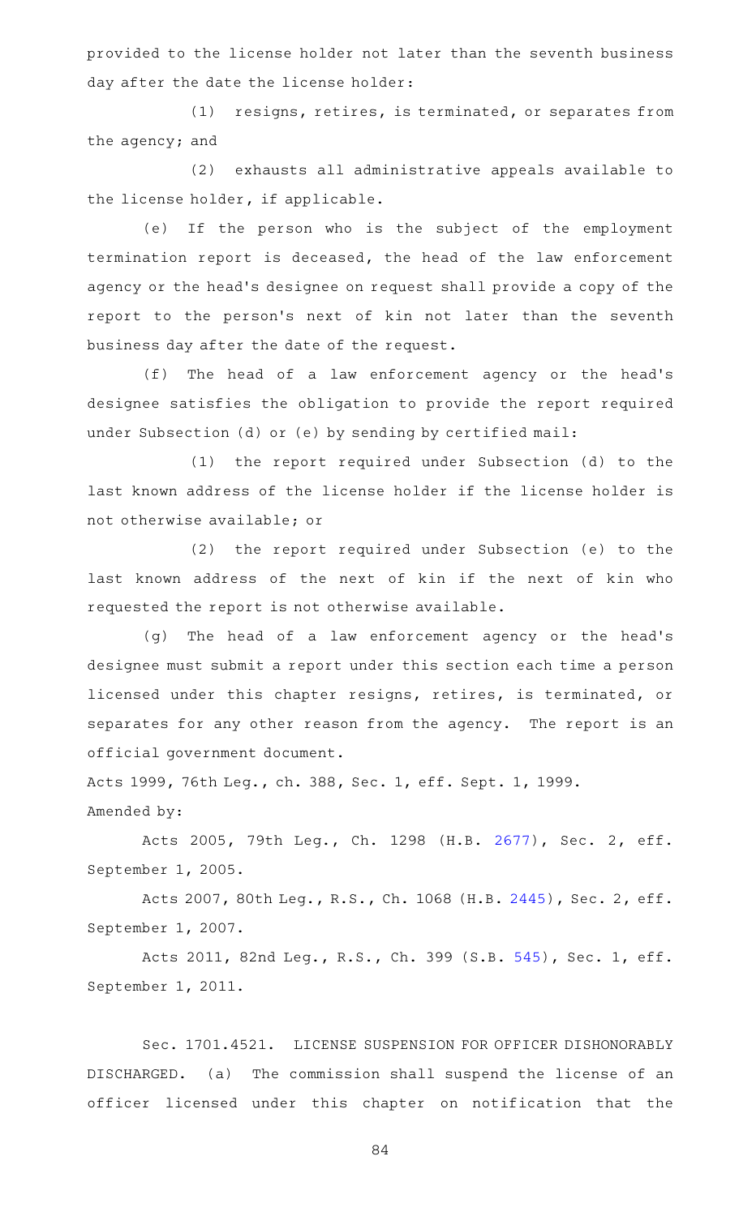provided to the license holder not later than the seventh business day after the date the license holder:

(1) resigns, retires, is terminated, or separates from the agency; and

(2) exhausts all administrative appeals available to the license holder, if applicable.

(e) If the person who is the subject of the employment termination report is deceased, the head of the law enforcement agency or the head's designee on request shall provide a copy of the report to the person's next of kin not later than the seventh business day after the date of the request.

(f) The head of a law enforcement agency or the head's designee satisfies the obligation to provide the report required under Subsection (d) or (e) by sending by certified mail:

(1) the report required under Subsection (d) to the last known address of the license holder if the license holder is not otherwise available; or

(2) the report required under Subsection (e) to the last known address of the next of kin if the next of kin who requested the report is not otherwise available.

(g) The head of a law enforcement agency or the head's designee must submit a report under this section each time a person licensed under this chapter resigns, retires, is terminated, or separates for any other reason from the agency. The report is an official government document.

Acts 1999, 76th Leg., ch. 388, Sec. 1, eff. Sept. 1, 1999.

Amended by:

Acts 2005, 79th Leg., Ch. 1298 (H.B. 2677), Sec. 2, eff. September 1, 2005.

Acts 2007, 80th Leg., R.S., Ch. 1068 (H.B. 2445), Sec. 2, eff. September 1, 2007.

Acts 2011, 82nd Leg., R.S., Ch. 399 (S.B. 545), Sec. 1, eff. September 1, 2011.

Sec. 1701.4521. LICENSE SUSPENSION FOR OFFICER DISHONORABLY DISCHARGED. (a) The commission shall suspend the license of an officer licensed under this chapter on notification that the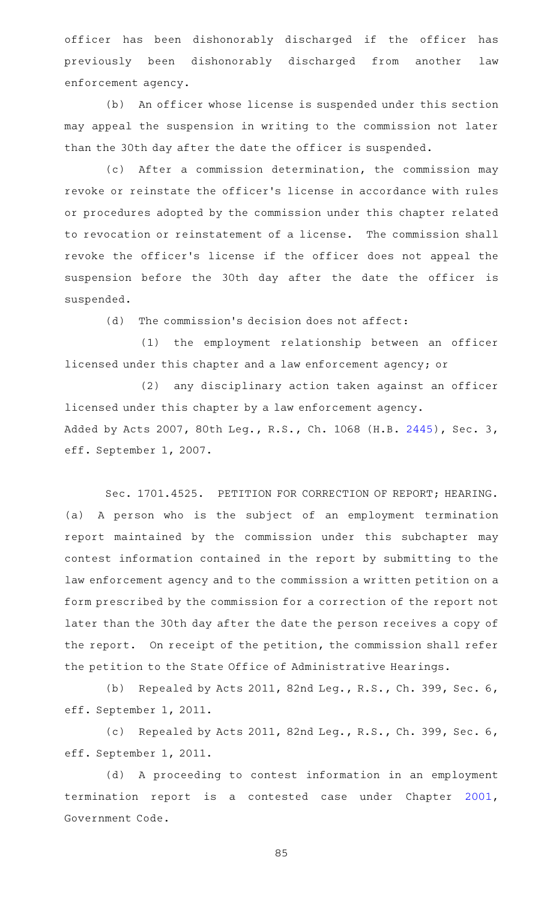officer has been dishonorably discharged if the officer has previously been dishonorably discharged from another law enforcement agency.

(b) An officer whose license is suspended under this section may appeal the suspension in writing to the commission not later than the 30th day after the date the officer is suspended.

(c) After a commission determination, the commission may revoke or reinstate the officer's license in accordance with rules or procedures adopted by the commission under this chapter related to revocation or reinstatement of a license. The commission shall revoke the officer's license if the officer does not appeal the suspension before the 30th day after the date the officer is suspended.

(d) The commission's decision does not affect:

(1) the employment relationship between an officer licensed under this chapter and a law enforcement agency; or

(2) any disciplinary action taken against an officer licensed under this chapter by a law enforcement agency.

Added by Acts 2007, 80th Leg., R.S., Ch. 1068 (H.B. 2445), Sec. 3, eff. September 1, 2007.

Sec. 1701.4525. PETITION FOR CORRECTION OF REPORT; HEARING. (a) A person who is the subject of an employment termination report maintained by the commission under this subchapter may contest information contained in the report by submitting to the law enforcement agency and to the commission a written petition on a form prescribed by the commission for a correction of the report not later than the 30th day after the date the person receives a copy of the report. On receipt of the petition, the commission shall refer the petition to the State Office of Administrative Hearings.

(b) Repealed by Acts 2011, 82nd Leg., R.S., Ch. 399, Sec. 6, eff. September 1, 2011.

(c) Repealed by Acts 2011, 82nd Leg., R.S., Ch. 399, Sec. 6, eff. September 1, 2011.

(d) A proceeding to contest information in an employment termination report is a contested case under Chapter 2001, Government Code.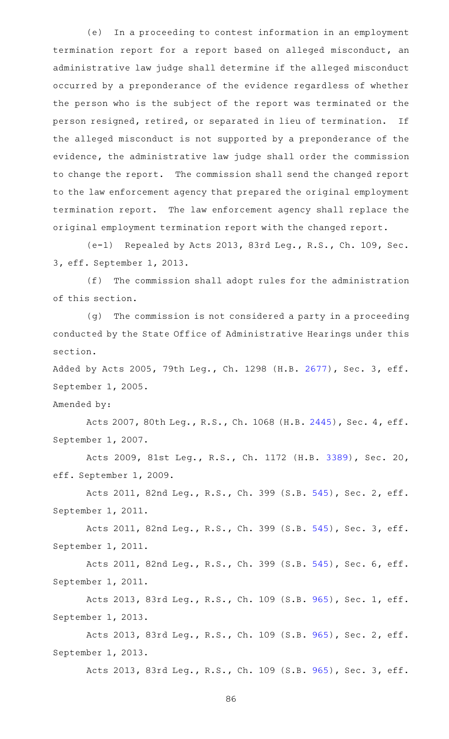(e) In a proceeding to contest information in an employment termination report for a report based on alleged misconduct, an administrative law judge shall determine if the alleged misconduct occurred by a preponderance of the evidence regardless of whether the person who is the subject of the report was terminated or the person resigned, retired, or separated in lieu of termination. If the alleged misconduct is not supported by a preponderance of the evidence, the administrative law judge shall order the commission to change the report. The commission shall send the changed report to the law enforcement agency that prepared the original employment termination report. The law enforcement agency shall replace the original employment termination report with the changed report.

(e-1) Repealed by Acts 2013, 83rd Leg., R.S., Ch. 109, Sec. 3, eff. September 1, 2013.

(f) The commission shall adopt rules for the administration of this section.

(g) The commission is not considered a party in a proceeding conducted by the State Office of Administrative Hearings under this section.

Added by Acts 2005, 79th Leg., Ch. 1298 (H.B. 2677), Sec. 3, eff. September 1, 2005.

Amended by:

Acts 2007, 80th Leg., R.S., Ch. 1068 (H.B. 2445), Sec. 4, eff. September 1, 2007.

Acts 2009, 81st Leg., R.S., Ch. 1172 (H.B. 3389), Sec. 20, eff. September 1, 2009.

Acts 2011, 82nd Leg., R.S., Ch. 399 (S.B. 545), Sec. 2, eff. September 1, 2011.

Acts 2011, 82nd Leg., R.S., Ch. 399 (S.B. 545), Sec. 3, eff. September 1, 2011.

Acts 2011, 82nd Leg., R.S., Ch. 399 (S.B. 545), Sec. 6, eff. September 1, 2011.

Acts 2013, 83rd Leg., R.S., Ch. 109 (S.B. 965), Sec. 1, eff. September 1, 2013.

Acts 2013, 83rd Leg., R.S., Ch. 109 (S.B. 965), Sec. 2, eff. September 1, 2013.

Acts 2013, 83rd Leg., R.S., Ch. 109 (S.B. 965), Sec. 3, eff.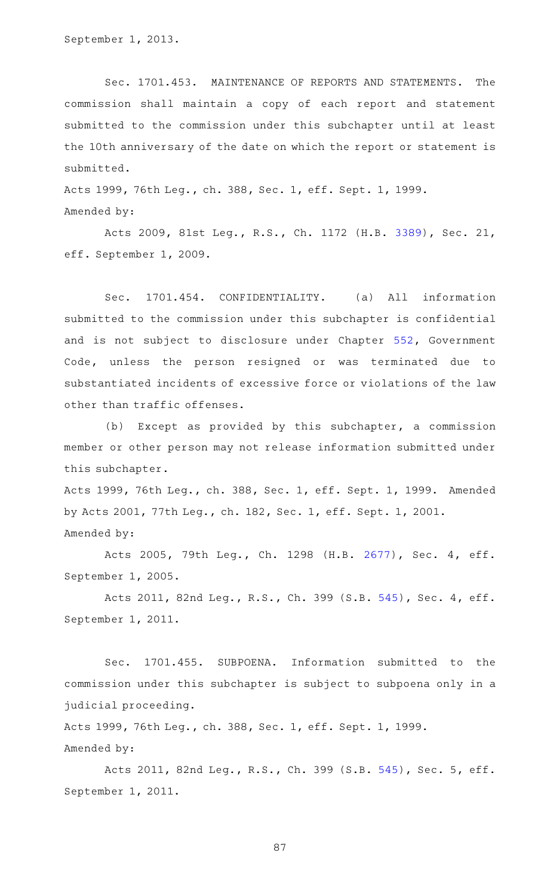September 1, 2013.

Sec. 1701.453. MAINTENANCE OF REPORTS AND STATEMENTS. The commission shall maintain a copy of each report and statement submitted to the commission under this subchapter until at least the 10th anniversary of the date on which the report or statement is submitted.

Acts 1999, 76th Leg., ch. 388, Sec. 1, eff. Sept. 1, 1999.
Amended by:

Acts 2009, 81st Leg., R.S., Ch. 1172 (H.B. 3389), Sec. 21, eff. September 1, 2009.

Sec. 1701.454. CONFIDENTIALITY. (a) All information submitted to the commission under this subchapter is confidential and is not subject to disclosure under Chapter 552, Government Code, unless the person resigned or was terminated due to substantiated incidents of excessive force or violations of the law other than traffic offenses.

(b) Except as provided by this subchapter, a commission member or other person may not release information submitted under this subchapter.

Acts 1999, 76th Leg., ch. 388, Sec. 1, eff. Sept. 1, 1999. Amended by Acts 2001, 77th Leg., ch. 182, Sec. 1, eff. Sept. 1, 2001.
Amended by:

Acts 2005, 79th Leg., Ch. 1298 (H.B. 2677), Sec. 4, eff. September 1, 2005.

Acts 2011, 82nd Leg., R.S., Ch. 399 (S.B. 545), Sec. 4, eff. September 1, 2011.

Sec. 1701.455. SUBPOENA. Information submitted to the commission under this subchapter is subject to subpoena only in a judicial proceeding.

Acts 1999, 76th Leg., ch. 388, Sec. 1, eff. Sept. 1, 1999.
Amended by:

Acts 2011, 82nd Leg., R.S., Ch. 399 (S.B. 545), Sec. 5, eff. September 1, 2011.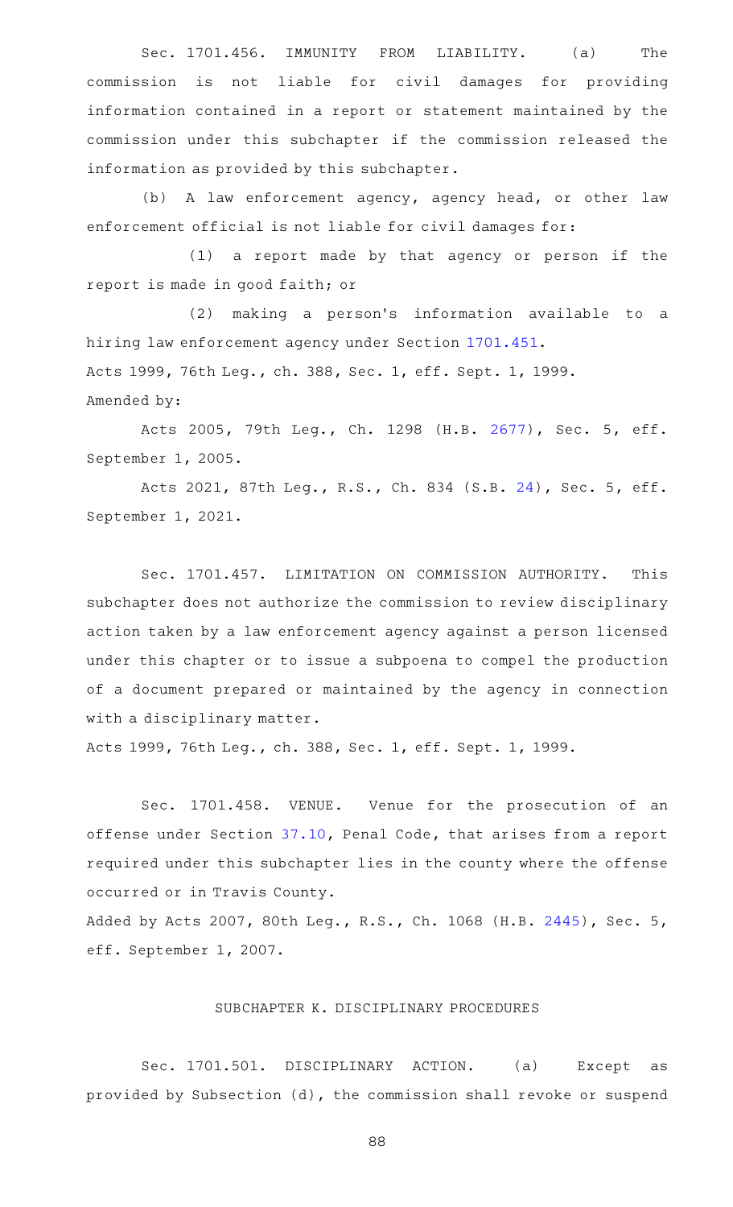Sec. 1701.456. IMMUNITY FROM LIABILITY. (a) The commission is not liable for civil damages for providing information contained in a report or statement maintained by the commission under this subchapter if the commission released the information as provided by this subchapter.

(b) A law enforcement agency, agency head, or other law enforcement official is not liable for civil damages for:

(1) a report made by that agency or person if the report is made in good faith; or

(2) making a person's information available to a hiring law enforcement agency under Section 1701.451.

Acts 1999, 76th Leg., ch. 388, Sec. 1, eff. Sept. 1, 1999.

Amended by:

Acts 2005, 79th Leg., Ch. 1298 (H.B. 2677), Sec. 5, eff. September 1, 2005.

Acts 2021, 87th Leg., R.S., Ch. 834 (S.B. 24), Sec. 5, eff. September 1, 2021.

Sec. 1701.457. LIMITATION ON COMMISSION AUTHORITY. This subchapter does not authorize the commission to review disciplinary action taken by a law enforcement agency against a person licensed under this chapter or to issue a subpoena to compel the production of a document prepared or maintained by the agency in connection with a disciplinary matter.

Acts 1999, 76th Leg., ch. 388, Sec. 1, eff. Sept. 1, 1999.

Sec. 1701.458. VENUE. Venue for the prosecution of an offense under Section 37.10, Penal Code, that arises from a report required under this subchapter lies in the county where the offense occurred or in Travis County.

Added by Acts 2007, 80th Leg., R.S., Ch. 1068 (H.B. 2445), Sec. 5, eff. September 1, 2007.

## SUBCHAPTER K. DISCIPLINARY PROCEDURES

Sec. 1701.501. DISCIPLINARY ACTION. (a) Except as provided by Subsection (d), the commission shall revoke or suspend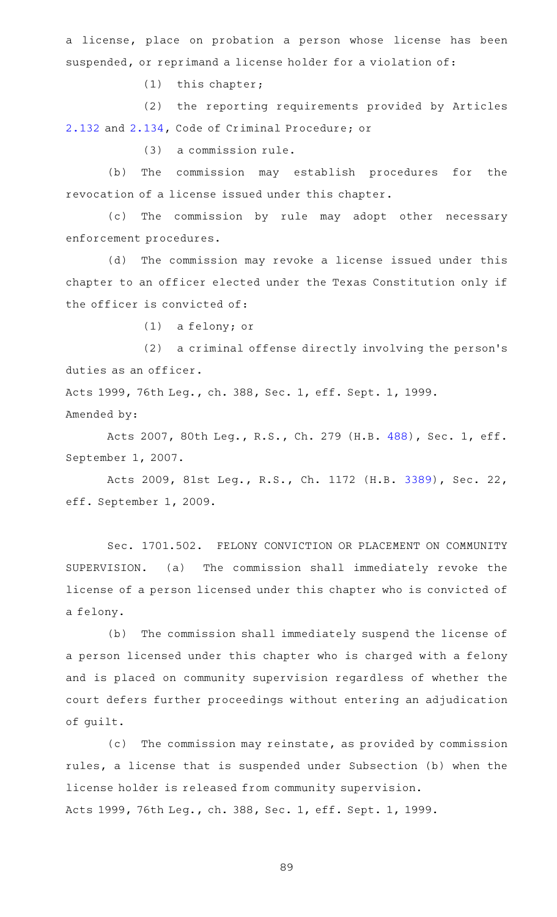a license, place on probation a person whose license has been suspended, or reprimand a license holder for a violation of:

(1) this chapter;

(2) the reporting requirements provided by Articles 2.132 and 2.134, Code of Criminal Procedure; or

(3) a commission rule.

(b) The commission may establish procedures for the revocation of a license issued under this chapter.

(c) The commission by rule may adopt other necessary enforcement procedures.

(d) The commission may revoke a license issued under this chapter to an officer elected under the Texas Constitution only if the officer is convicted of:

(1) a felony; or

(2) a criminal offense directly involving the person's duties as an officer.

Acts 1999, 76th Leg., ch. 388, Sec. 1, eff. Sept. 1, 1999.

Amended by:

Acts 2007, 80th Leg., R.S., Ch. 279 (H.B. 488), Sec. 1, eff. September 1, 2007.

Acts 2009, 81st Leg., R.S., Ch. 1172 (H.B. 3389), Sec. 22, eff. September 1, 2009.

Sec. 1701.502. FELONY CONVICTION OR PLACEMENT ON COMMUNITY SUPERVISION. (a) The commission shall immediately revoke the license of a person licensed under this chapter who is convicted of a felony.

(b) The commission shall immediately suspend the license of a person licensed under this chapter who is charged with a felony and is placed on community supervision regardless of whether the court defers further proceedings without entering an adjudication of guilt.

(c) The commission may reinstate, as provided by commission rules, a license that is suspended under Subsection (b) when the license holder is released from community supervision.

Acts 1999, 76th Leg., ch. 388, Sec. 1, eff. Sept. 1, 1999.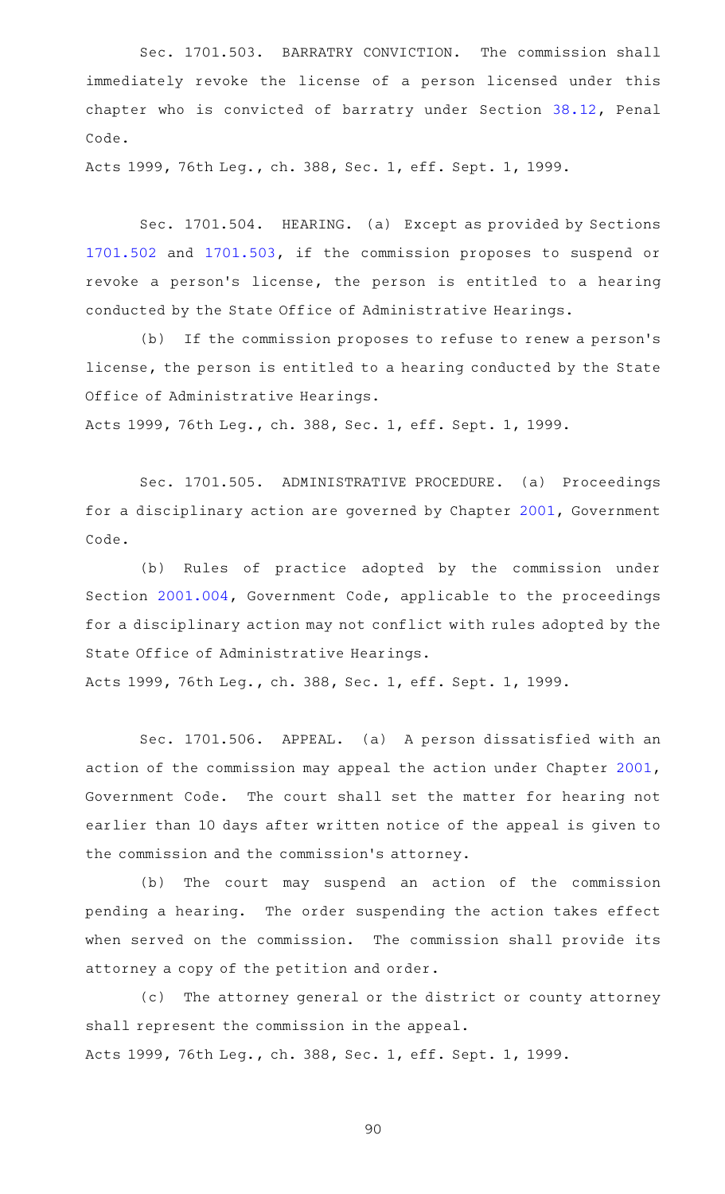Sec. 1701.503. BARRATRY CONVICTION. The commission shall immediately revoke the license of a person licensed under this chapter who is convicted of barratry under Section 38.12, Penal Code.

Acts 1999, 76th Leg., ch. 388, Sec. 1, eff. Sept. 1, 1999.

Sec. 1701.504. HEARING. (a) Except as provided by Sections 1701.502 and 1701.503, if the commission proposes to suspend or revoke a person's license, the person is entitled to a hearing conducted by the State Office of Administrative Hearings.

(b) If the commission proposes to refuse to renew a person's license, the person is entitled to a hearing conducted by the State Office of Administrative Hearings.

Acts 1999, 76th Leg., ch. 388, Sec. 1, eff. Sept. 1, 1999.

Sec. 1701.505. ADMINISTRATIVE PROCEDURE. (a) Proceedings for a disciplinary action are governed by Chapter 2001, Government Code.

(b) Rules of practice adopted by the commission under Section 2001.004, Government Code, applicable to the proceedings for a disciplinary action may not conflict with rules adopted by the State Office of Administrative Hearings.

Acts 1999, 76th Leg., ch. 388, Sec. 1, eff. Sept. 1, 1999.

Sec. 1701.506. APPEAL. (a) A person dissatisfied with an action of the commission may appeal the action under Chapter 2001, Government Code. The court shall set the matter for hearing not earlier than 10 days after written notice of the appeal is given to the commission and the commission's attorney.

(b) The court may suspend an action of the commission pending a hearing. The order suspending the action takes effect when served on the commission. The commission shall provide its attorney a copy of the petition and order.

(c) The attorney general or the district or county attorney shall represent the commission in the appeal.

Acts 1999, 76th Leg., ch. 388, Sec. 1, eff. Sept. 1, 1999.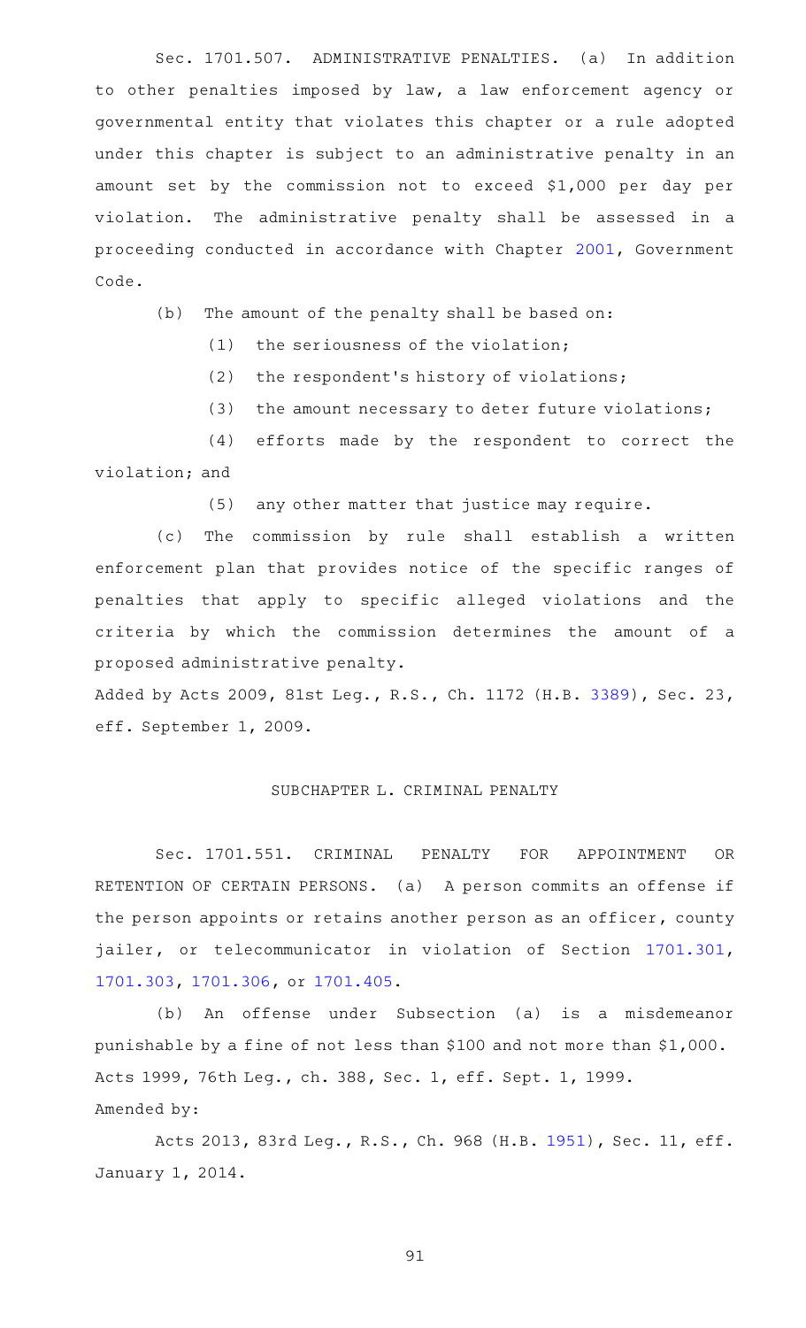Sec. 1701.507. ADMINISTRATIVE PENALTIES. (a) In addition to other penalties imposed by law, a law enforcement agency or governmental entity that violates this chapter or a rule adopted under this chapter is subject to an administrative penalty in an amount set by the commission not to exceed $1,000 per day per violation. The administrative penalty shall be assessed in a proceeding conducted in accordance with Chapter 2001, Government Code.

(b) The amount of the penalty shall be based on:

(1) the seriousness of the violation;

(2) the respondent's history of violations;

(3) the amount necessary to deter future violations;

(4) efforts made by the respondent to correct the violation; and

(5) any other matter that justice may require.

(c) The commission by rule shall establish a written enforcement plan that provides notice of the specific ranges of penalties that apply to specific alleged violations and the criteria by which the commission determines the amount of a proposed administrative penalty.

Added by Acts 2009, 81st Leg., R.S., Ch. 1172 (H.B. 3389), Sec. 23, eff. September 1, 2009.

## SUBCHAPTER L. CRIMINAL PENALTY

Sec. 1701.551. CRIMINAL PENALTY FOR APPOINTMENT OR RETENTION OF CERTAIN PERSONS. (a) A person commits an offense if the person appoints or retains another person as an officer, county jailer, or telecommunicator in violation of Section 1701.301, 1701.303, 1701.306, or 1701.405.

(b) An offense under Subsection (a) is a misdemeanor punishable by a fine of not less than $100 and not more than $1,000.

Acts 1999, 76th Leg., ch. 388, Sec. 1, eff. Sept. 1, 1999.

Amended by:

Acts 2013, 83rd Leg., R.S., Ch. 968 (H.B. 1951), Sec. 11, eff. January 1, 2014.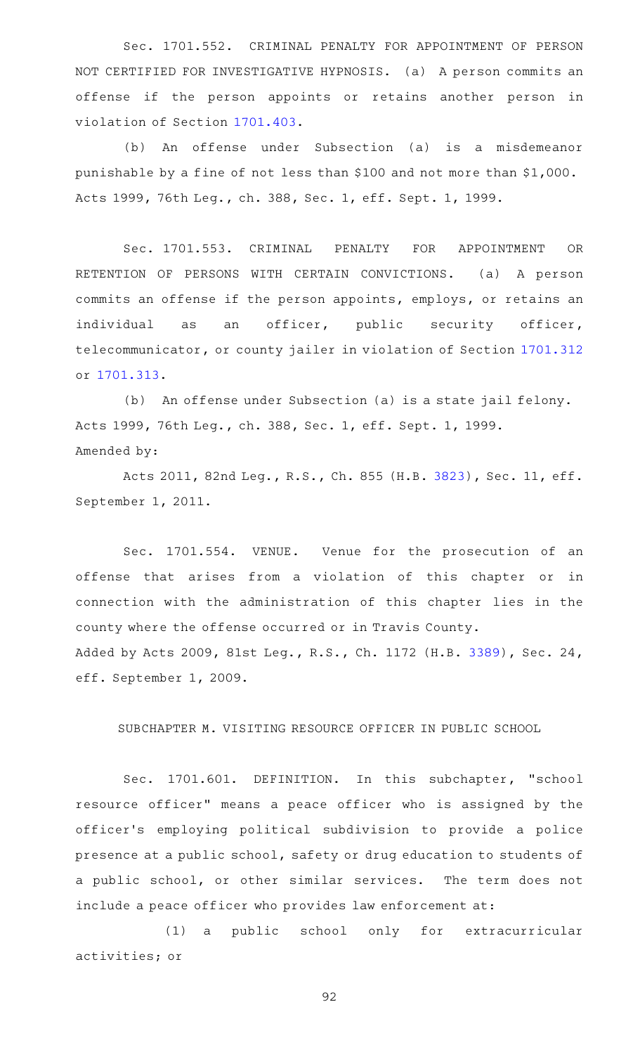Sec. 1701.552. CRIMINAL PENALTY FOR APPOINTMENT OF PERSON NOT CERTIFIED FOR INVESTIGATIVE HYPNOSIS. (a) A person commits an offense if the person appoints or retains another person in violation of Section 1701.403.

(b) An offense under Subsection (a) is a misdemeanor punishable by a fine of not less than $100 and not more than $1,000.
Acts 1999, 76th Leg., ch. 388, Sec. 1, eff. Sept. 1, 1999.

Sec. 1701.553. CRIMINAL PENALTY FOR APPOINTMENT OR RETENTION OF PERSONS WITH CERTAIN CONVICTIONS. (a) A person commits an offense if the person appoints, employs, or retains an individual as an officer, public security officer, telecommunicator, or county jailer in violation of Section 1701.312 or 1701.313.

(b) An offense under Subsection (a) is a state jail felony.
Acts 1999, 76th Leg., ch. 388, Sec. 1, eff. Sept. 1, 1999.
Amended by:

Acts 2011, 82nd Leg., R.S., Ch. 855 (H.B. 3823), Sec. 11, eff. September 1, 2011.

Sec. 1701.554. VENUE. Venue for the prosecution of an offense that arises from a violation of this chapter or in connection with the administration of this chapter lies in the county where the offense occurred or in Travis County.
Added by Acts 2009, 81st Leg., R.S., Ch. 1172 (H.B. 3389), Sec. 24, eff. September 1, 2009.

SUBCHAPTER M. VISITING RESOURCE OFFICER IN PUBLIC SCHOOL

Sec. 1701.601. DEFINITION. In this subchapter, "school resource officer" means a peace officer who is assigned by the officer's employing political subdivision to provide a police presence at a public school, safety or drug education to students of a public school, or other similar services. The term does not include a peace officer who provides law enforcement at:

(1) a public school only for extracurricular activities; or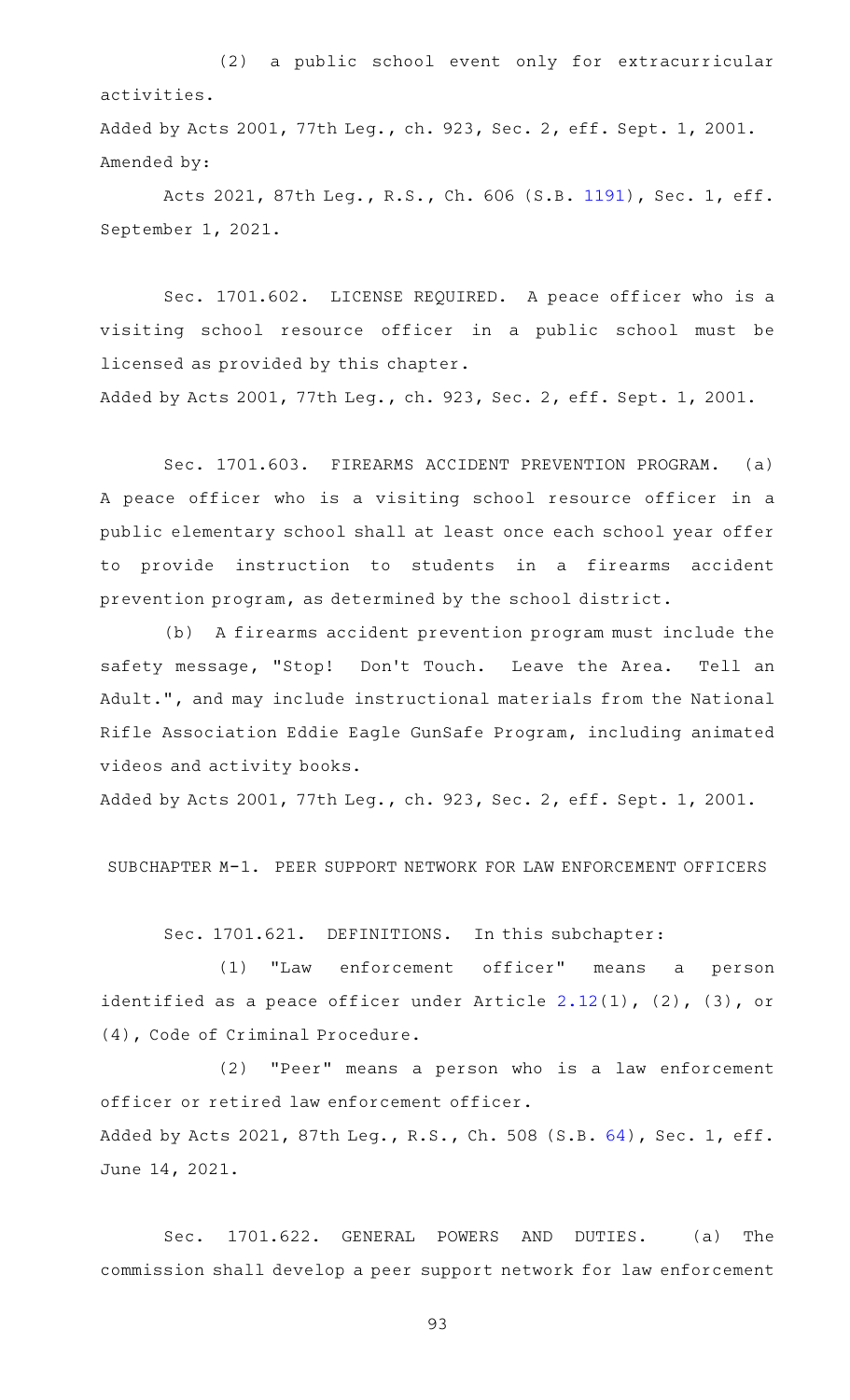(2) a public school event only for extracurricular activities.

Added by Acts 2001, 77th Leg., ch. 923, Sec. 2, eff. Sept. 1, 2001.
Amended by:

Acts 2021, 87th Leg., R.S., Ch. 606 (S.B. 1191), Sec. 1, eff. September 1, 2021.

Sec. 1701.602. LICENSE REQUIRED. A peace officer who is a visiting school resource officer in a public school must be licensed as provided by this chapter.

Added by Acts 2001, 77th Leg., ch. 923, Sec. 2, eff. Sept. 1, 2001.

Sec. 1701.603. FIREARMS ACCIDENT PREVENTION PROGRAM. (a) A peace officer who is a visiting school resource officer in a public elementary school shall at least once each school year offer to provide instruction to students in a firearms accident prevention program, as determined by the school district.

(b) A firearms accident prevention program must include the safety message, "Stop! Don't Touch. Leave the Area. Tell an Adult.", and may include instructional materials from the National Rifle Association Eddie Eagle GunSafe Program, including animated videos and activity books.

Added by Acts 2001, 77th Leg., ch. 923, Sec. 2, eff. Sept. 1, 2001.

SUBCHAPTER M-1. PEER SUPPORT NETWORK FOR LAW ENFORCEMENT OFFICERS

Sec. 1701.621. DEFINITIONS. In this subchapter:

(1) "Law enforcement officer" means a person identified as a peace officer under Article 2.12(1), (2), (3), or (4), Code of Criminal Procedure.

(2) "Peer" means a person who is a law enforcement officer or retired law enforcement officer.

Added by Acts 2021, 87th Leg., R.S., Ch. 508 (S.B. 64), Sec. 1, eff. June 14, 2021.

Sec. 1701.622. GENERAL POWERS AND DUTIES. (a) The commission shall develop a peer support network for law enforcement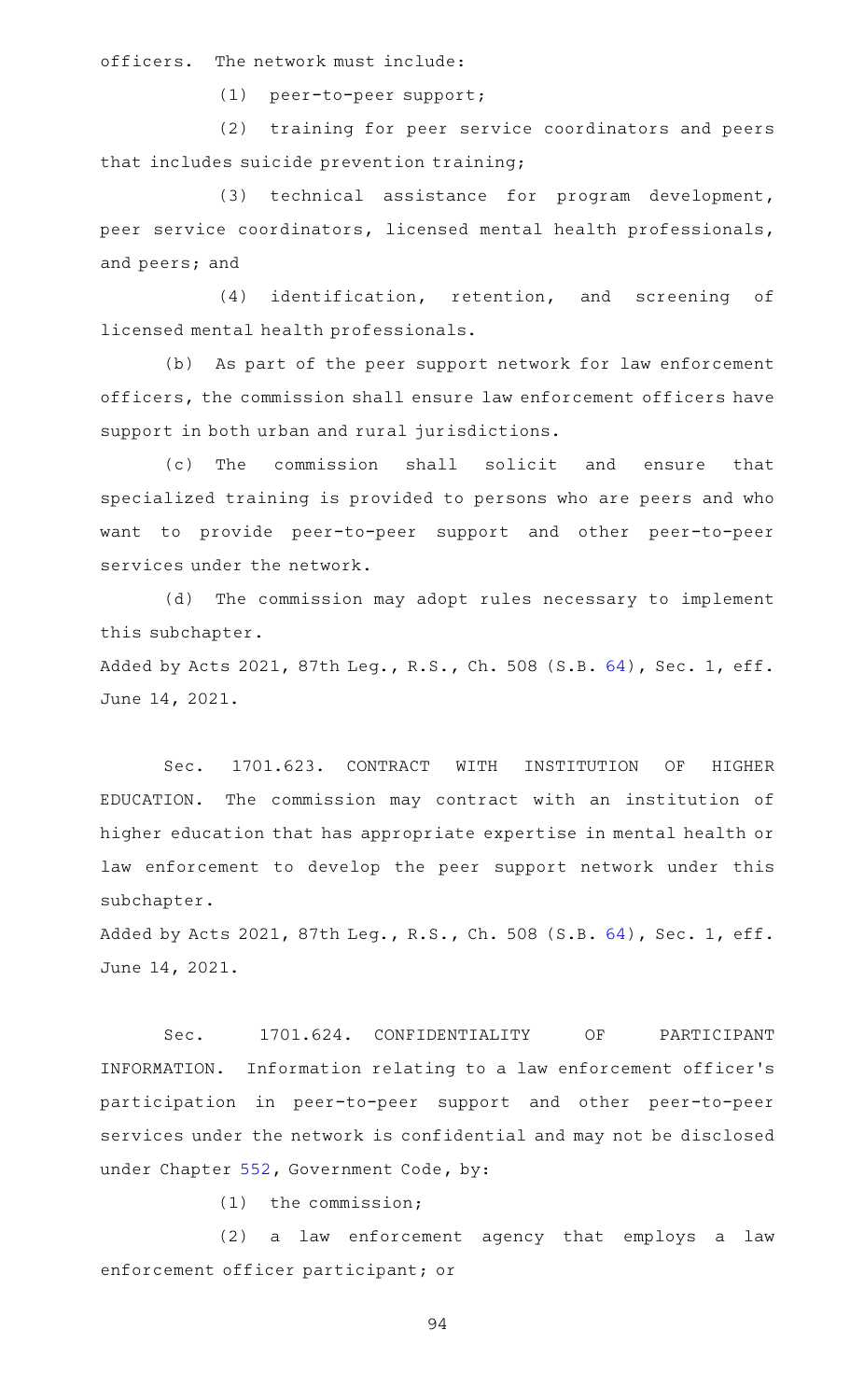officers. The network must include:

(1) peer-to-peer support;

(2) training for peer service coordinators and peers that includes suicide prevention training;

(3) technical assistance for program development, peer service coordinators, licensed mental health professionals, and peers; and

(4) identification, retention, and screening of licensed mental health professionals.

(b) As part of the peer support network for law enforcement officers, the commission shall ensure law enforcement officers have support in both urban and rural jurisdictions.

(c) The commission shall solicit and ensure that specialized training is provided to persons who are peers and who want to provide peer-to-peer support and other peer-to-peer services under the network.

(d) The commission may adopt rules necessary to implement this subchapter.

Added by Acts 2021, 87th Leg., R.S., Ch. 508 (S.B. 64), Sec. 1, eff. June 14, 2021.

Sec. 1701.623. CONTRACT WITH INSTITUTION OF HIGHER EDUCATION. The commission may contract with an institution of higher education that has appropriate expertise in mental health or law enforcement to develop the peer support network under this subchapter.

Added by Acts 2021, 87th Leg., R.S., Ch. 508 (S.B. 64), Sec. 1, eff. June 14, 2021.

Sec. 1701.624. CONFIDENTIALITY OF PARTICIPANT INFORMATION. Information relating to a law enforcement officer's participation in peer-to-peer support and other peer-to-peer services under the network is confidential and may not be disclosed under Chapter 552, Government Code, by:

(1) the commission;

(2) a law enforcement agency that employs a law enforcement officer participant; or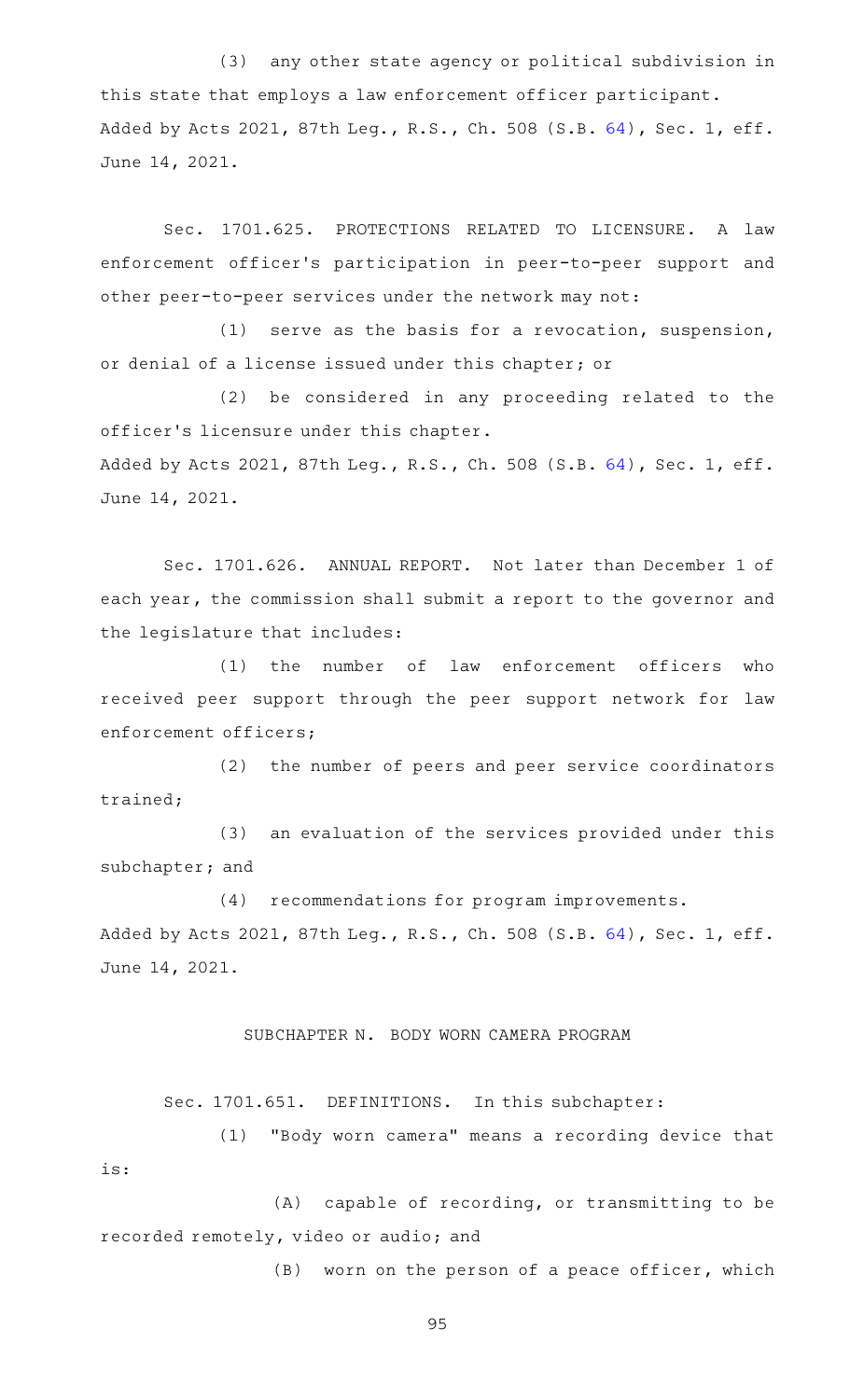(3) any other state agency or political subdivision in this state that employs a law enforcement officer participant.

Added by Acts 2021, 87th Leg., R.S., Ch. 508 (S.B. 64), Sec. 1, eff. June 14, 2021.

Sec. 1701.625. PROTECTIONS RELATED TO LICENSURE. A law enforcement officer's participation in peer-to-peer support and other peer-to-peer services under the network may not:

(1) serve as the basis for a revocation, suspension, or denial of a license issued under this chapter; or

(2) be considered in any proceeding related to the officer's licensure under this chapter.

Added by Acts 2021, 87th Leg., R.S., Ch. 508 (S.B. 64), Sec. 1, eff. June 14, 2021.

Sec. 1701.626. ANNUAL REPORT. Not later than December 1 of each year, the commission shall submit a report to the governor and the legislature that includes:

(1) the number of law enforcement officers who received peer support through the peer support network for law enforcement officers;

(2) the number of peers and peer service coordinators trained;

(3) an evaluation of the services provided under this subchapter; and

(4) recommendations for program improvements.

Added by Acts 2021, 87th Leg., R.S., Ch. 508 (S.B. 64), Sec. 1, eff. June 14, 2021.

## SUBCHAPTER N. BODY WORN CAMERA PROGRAM

Sec. 1701.651. DEFINITIONS. In this subchapter:

(1) "Body worn camera" means a recording device that is:

(A) capable of recording, or transmitting to be recorded remotely, video or audio; and

(B) worn on the person of a peace officer, which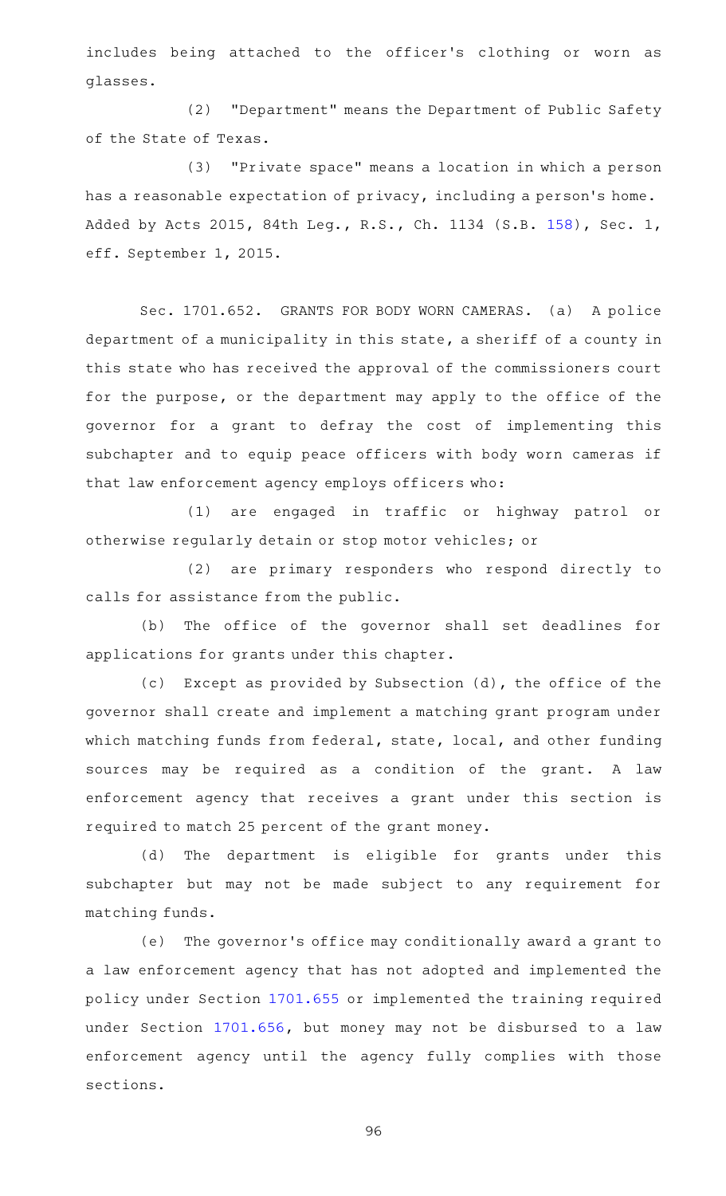includes being attached to the officer's clothing or worn as glasses.

(2) "Department" means the Department of Public Safety of the State of Texas.

(3) "Private space" means a location in which a person has a reasonable expectation of privacy, including a person's home.

Added by Acts 2015, 84th Leg., R.S., Ch. 1134 (S.B. 158), Sec. 1, eff. September 1, 2015.

Sec. 1701.652. GRANTS FOR BODY WORN CAMERAS. (a) A police department of a municipality in this state, a sheriff of a county in this state who has received the approval of the commissioners court for the purpose, or the department may apply to the office of the governor for a grant to defray the cost of implementing this subchapter and to equip peace officers with body worn cameras if that law enforcement agency employs officers who:

(1) are engaged in traffic or highway patrol or otherwise regularly detain or stop motor vehicles; or

(2) are primary responders who respond directly to calls for assistance from the public.

(b) The office of the governor shall set deadlines for applications for grants under this chapter.

(c) Except as provided by Subsection (d), the office of the governor shall create and implement a matching grant program under which matching funds from federal, state, local, and other funding sources may be required as a condition of the grant. A law enforcement agency that receives a grant under this section is required to match 25 percent of the grant money.

(d) The department is eligible for grants under this subchapter but may not be made subject to any requirement for matching funds.

(e) The governor's office may conditionally award a grant to a law enforcement agency that has not adopted and implemented the policy under Section 1701.655 or implemented the training required under Section 1701.656, but money may not be disbursed to a law enforcement agency until the agency fully complies with those sections.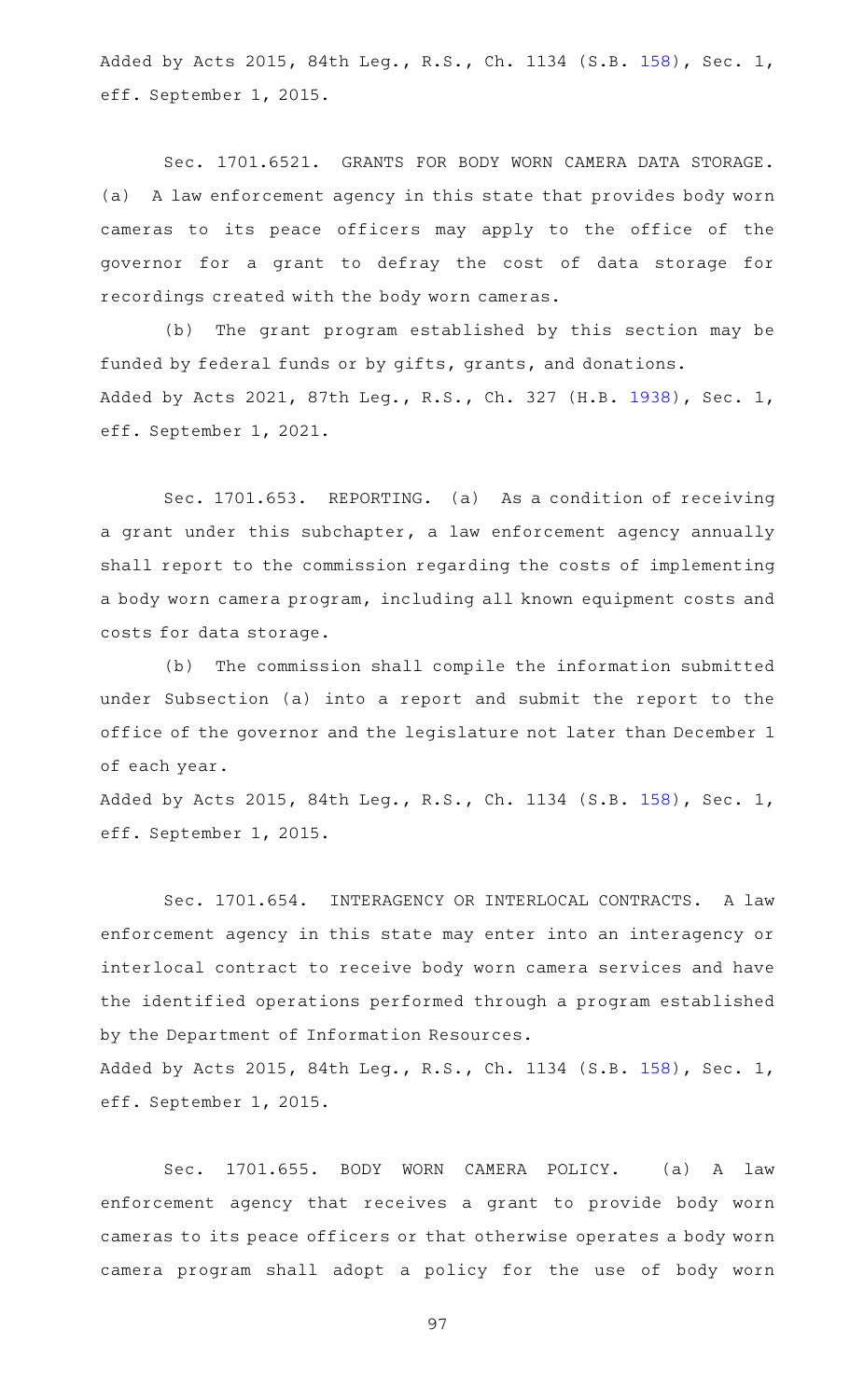Added by Acts 2015, 84th Leg., R.S., Ch. 1134 (S.B. 158), Sec. 1, eff. September 1, 2015.

Sec. 1701.6521. GRANTS FOR BODY WORN CAMERA DATA STORAGE. (a) A law enforcement agency in this state that provides body worn cameras to its peace officers may apply to the office of the governor for a grant to defray the cost of data storage for recordings created with the body worn cameras.

(b) The grant program established by this section may be funded by federal funds or by gifts, grants, and donations.

Added by Acts 2021, 87th Leg., R.S., Ch. 327 (H.B. 1938), Sec. 1, eff. September 1, 2021.

Sec. 1701.653. REPORTING. (a) As a condition of receiving a grant under this subchapter, a law enforcement agency annually shall report to the commission regarding the costs of implementing a body worn camera program, including all known equipment costs and costs for data storage.

(b) The commission shall compile the information submitted under Subsection (a) into a report and submit the report to the office of the governor and the legislature not later than December 1 of each year.

Added by Acts 2015, 84th Leg., R.S., Ch. 1134 (S.B. 158), Sec. 1, eff. September 1, 2015.

Sec. 1701.654. INTERAGENCY OR INTERLOCAL CONTRACTS. A law enforcement agency in this state may enter into an interagency or interlocal contract to receive body worn camera services and have the identified operations performed through a program established by the Department of Information Resources.

Added by Acts 2015, 84th Leg., R.S., Ch. 1134 (S.B. 158), Sec. 1, eff. September 1, 2015.

Sec. 1701.655. BODY WORN CAMERA POLICY. (a) A law enforcement agency that receives a grant to provide body worn cameras to its peace officers or that otherwise operates a body worn camera program shall adopt a policy for the use of body worn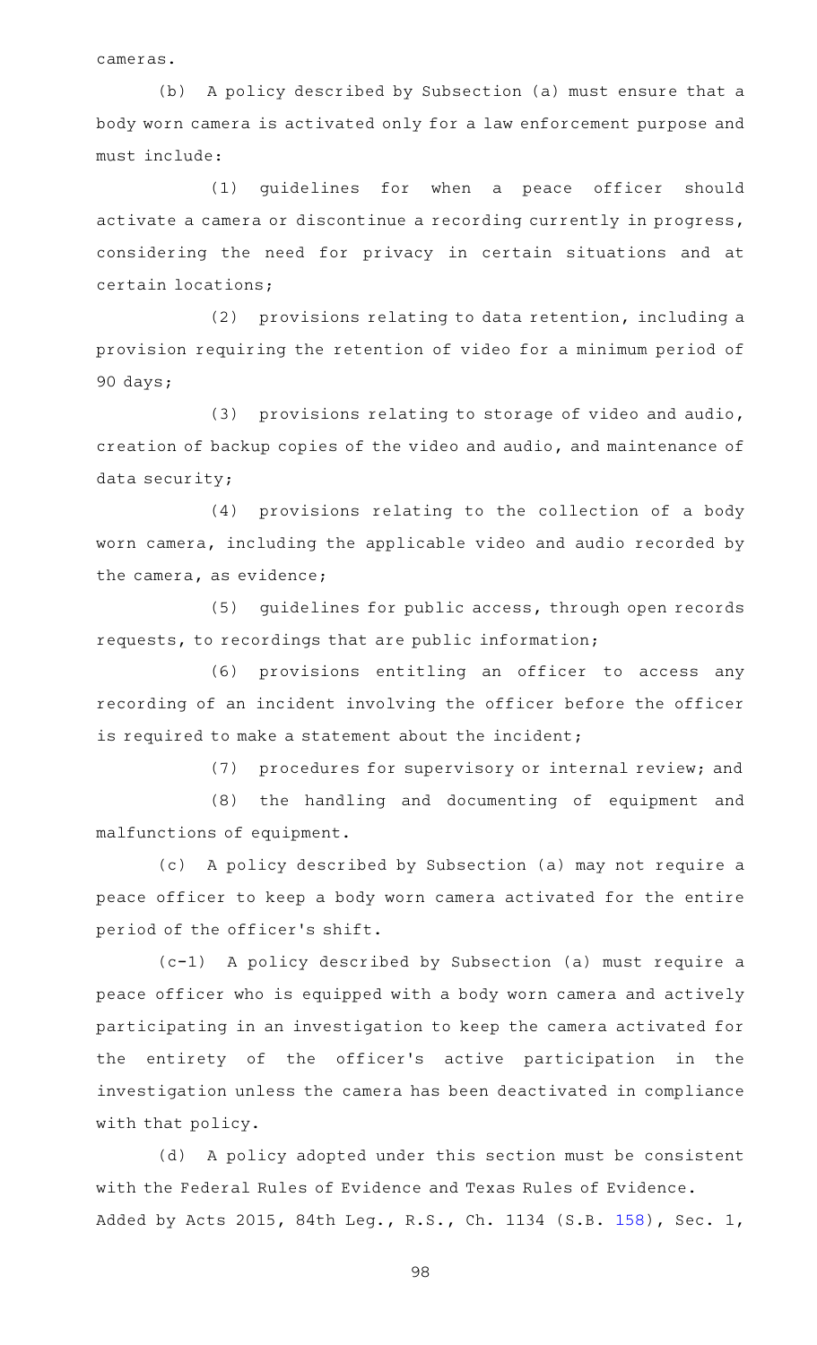cameras.

(b) A policy described by Subsection (a) must ensure that a body worn camera is activated only for a law enforcement purpose and must include:

(1) guidelines for when a peace officer should activate a camera or discontinue a recording currently in progress, considering the need for privacy in certain situations and at certain locations;

(2) provisions relating to data retention, including a provision requiring the retention of video for a minimum period of 90 days;

(3) provisions relating to storage of video and audio, creation of backup copies of the video and audio, and maintenance of data security;

(4) provisions relating to the collection of a body worn camera, including the applicable video and audio recorded by the camera, as evidence;

(5) guidelines for public access, through open records requests, to recordings that are public information;

(6) provisions entitling an officer to access any recording of an incident involving the officer before the officer is required to make a statement about the incident;

(7) procedures for supervisory or internal review; and

(8) the handling and documenting of equipment and malfunctions of equipment.

(c) A policy described by Subsection (a) may not require a peace officer to keep a body worn camera activated for the entire period of the officer's shift.

(c-1) A policy described by Subsection (a) must require a peace officer who is equipped with a body worn camera and actively participating in an investigation to keep the camera activated for the entirety of the officer's active participation in the investigation unless the camera has been deactivated in compliance with that policy.

(d) A policy adopted under this section must be consistent with the Federal Rules of Evidence and Texas Rules of Evidence.

Added by Acts 2015, 84th Leg., R.S., Ch. 1134 (S.B. 158), Sec. 1,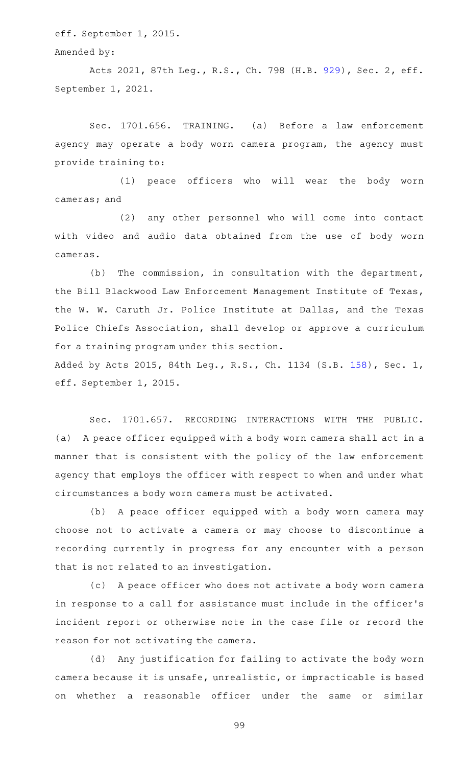eff. September 1, 2015.

Amended by:

Acts 2021, 87th Leg., R.S., Ch. 798 (H.B. 929), Sec. 2, eff. September 1, 2021.

Sec. 1701.656. TRAINING. (a) Before a law enforcement agency may operate a body worn camera program, the agency must provide training to:

(1) peace officers who will wear the body worn cameras; and

(2) any other personnel who will come into contact with video and audio data obtained from the use of body worn cameras.

(b) The commission, in consultation with the department, the Bill Blackwood Law Enforcement Management Institute of Texas, the W. W. Caruth Jr. Police Institute at Dallas, and the Texas Police Chiefs Association, shall develop or approve a curriculum for a training program under this section.

Added by Acts 2015, 84th Leg., R.S., Ch. 1134 (S.B. 158), Sec. 1, eff. September 1, 2015.

Sec. 1701.657. RECORDING INTERACTIONS WITH THE PUBLIC. (a) A peace officer equipped with a body worn camera shall act in a manner that is consistent with the policy of the law enforcement agency that employs the officer with respect to when and under what circumstances a body worn camera must be activated.

(b) A peace officer equipped with a body worn camera may choose not to activate a camera or may choose to discontinue a recording currently in progress for any encounter with a person that is not related to an investigation.

(c) A peace officer who does not activate a body worn camera in response to a call for assistance must include in the officer's incident report or otherwise note in the case file or record the reason for not activating the camera.

(d) Any justification for failing to activate the body worn camera because it is unsafe, unrealistic, or impracticable is based on whether a reasonable officer under the same or similar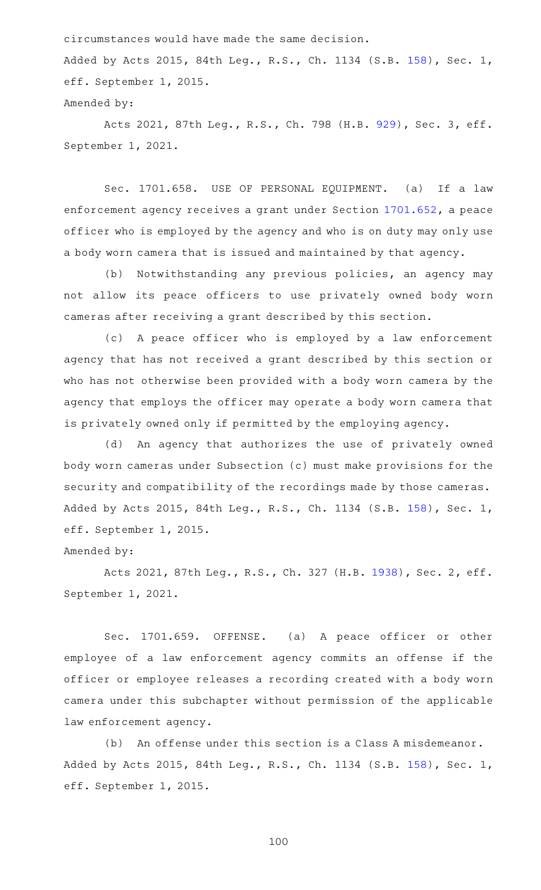circumstances would have made the same decision.

Added by Acts 2015, 84th Leg., R.S., Ch. 1134 (S.B. 158), Sec. 1, eff. September 1, 2015.

Amended by:

Acts 2021, 87th Leg., R.S., Ch. 798 (H.B. 929), Sec. 3, eff. September 1, 2021.

Sec. 1701.658. USE OF PERSONAL EQUIPMENT. (a) If a law enforcement agency receives a grant under Section 1701.652, a peace officer who is employed by the agency and who is on duty may only use a body worn camera that is issued and maintained by that agency.

(b) Notwithstanding any previous policies, an agency may not allow its peace officers to use privately owned body worn cameras after receiving a grant described by this section.

(c) A peace officer who is employed by a law enforcement agency that has not received a grant described by this section or who has not otherwise been provided with a body worn camera by the agency that employs the officer may operate a body worn camera that is privately owned only if permitted by the employing agency.

(d) An agency that authorizes the use of privately owned body worn cameras under Subsection (c) must make provisions for the security and compatibility of the recordings made by those cameras.

Added by Acts 2015, 84th Leg., R.S., Ch. 1134 (S.B. 158), Sec. 1, eff. September 1, 2015.

Amended by:

Acts 2021, 87th Leg., R.S., Ch. 327 (H.B. 1938), Sec. 2, eff. September 1, 2021.

Sec. 1701.659. OFFENSE. (a) A peace officer or other employee of a law enforcement agency commits an offense if the officer or employee releases a recording created with a body worn camera under this subchapter without permission of the applicable law enforcement agency.

(b) An offense under this section is a Class A misdemeanor.

Added by Acts 2015, 84th Leg., R.S., Ch. 1134 (S.B. 158), Sec. 1, eff. September 1, 2015.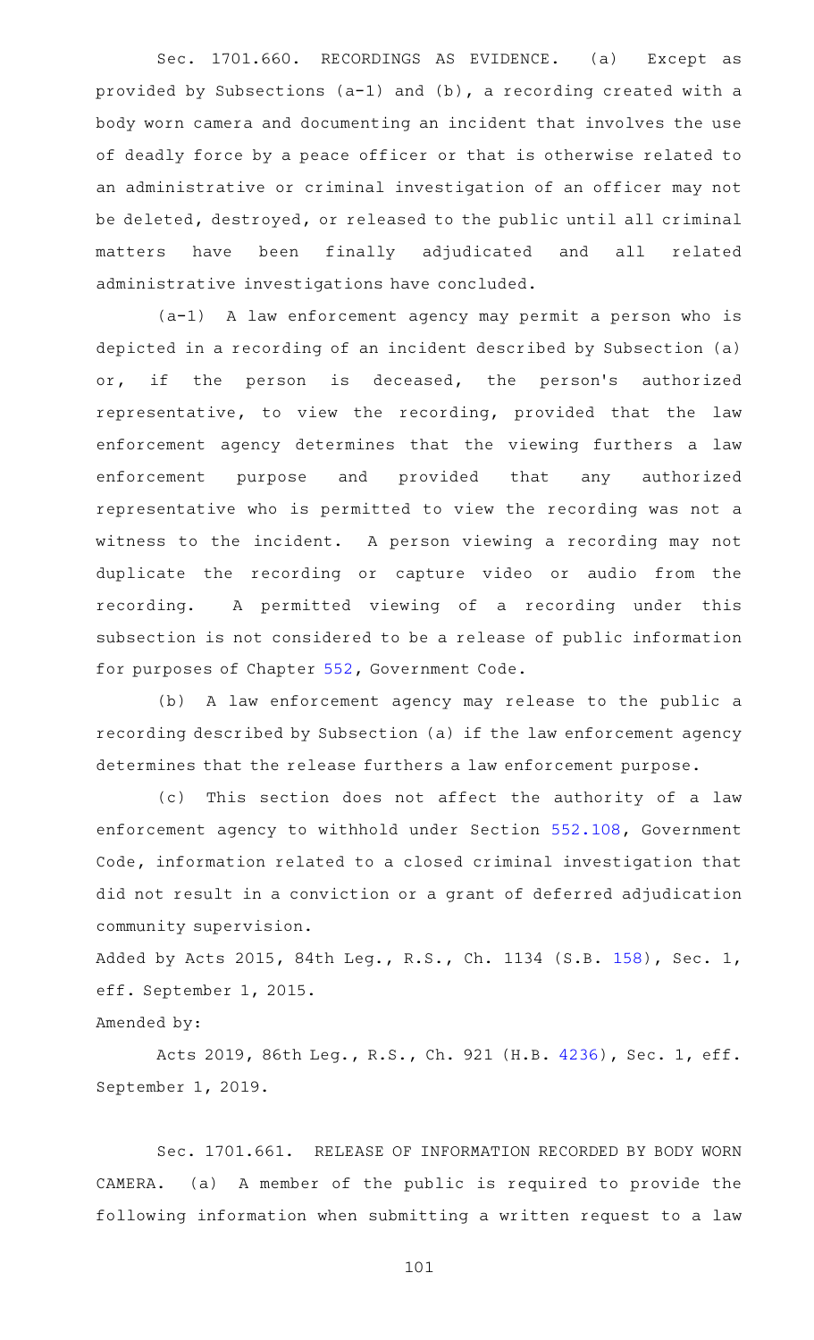Sec. 1701.660. RECORDINGS AS EVIDENCE. (a) Except as provided by Subsections (a-1) and (b), a recording created with a body worn camera and documenting an incident that involves the use of deadly force by a peace officer or that is otherwise related to an administrative or criminal investigation of an officer may not be deleted, destroyed, or released to the public until all criminal matters have been finally adjudicated and all related administrative investigations have concluded.

(a-1) A law enforcement agency may permit a person who is depicted in a recording of an incident described by Subsection (a) or, if the person is deceased, the person's authorized representative, to view the recording, provided that the law enforcement agency determines that the viewing furthers a law enforcement purpose and provided that any authorized representative who is permitted to view the recording was not a witness to the incident. A person viewing a recording may not duplicate the recording or capture video or audio from the recording. A permitted viewing of a recording under this subsection is not considered to be a release of public information for purposes of Chapter 552, Government Code.

(b) A law enforcement agency may release to the public a recording described by Subsection (a) if the law enforcement agency determines that the release furthers a law enforcement purpose.

(c) This section does not affect the authority of a law enforcement agency to withhold under Section 552.108, Government Code, information related to a closed criminal investigation that did not result in a conviction or a grant of deferred adjudication community supervision.

Added by Acts 2015, 84th Leg., R.S., Ch. 1134 (S.B. 158), Sec. 1, eff. September 1, 2015.

Amended by:

Acts 2019, 86th Leg., R.S., Ch. 921 (H.B. 4236), Sec. 1, eff. September 1, 2019.

Sec. 1701.661. RELEASE OF INFORMATION RECORDED BY BODY WORN CAMERA. (a) A member of the public is required to provide the following information when submitting a written request to a law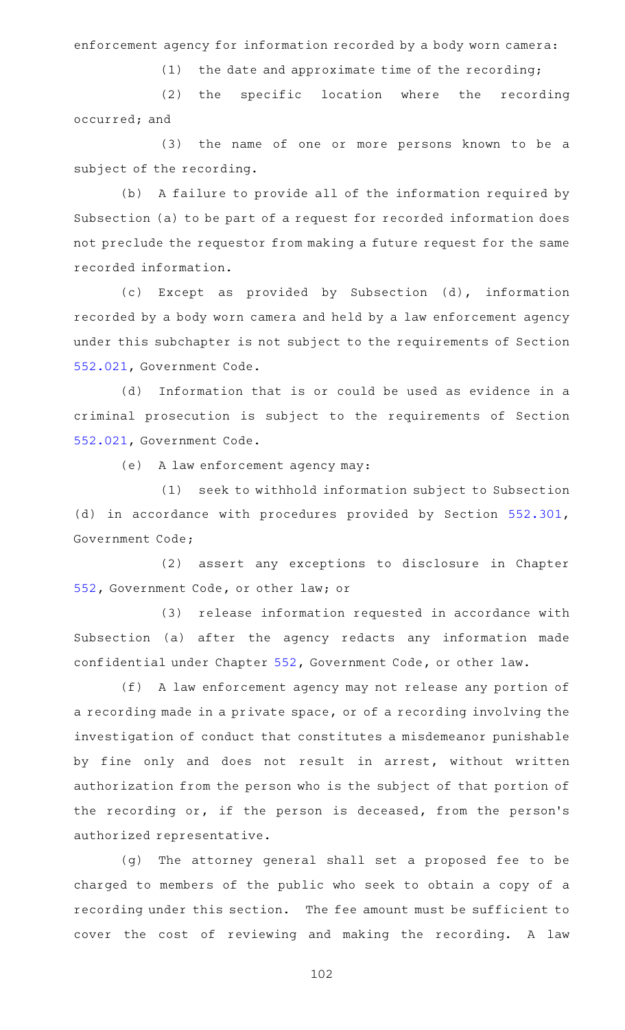enforcement agency for information recorded by a body worn camera:

(1) the date and approximate time of the recording;

(2) the specific location where the recording occurred; and

(3) the name of one or more persons known to be a subject of the recording.

(b) A failure to provide all of the information required by Subsection (a) to be part of a request for recorded information does not preclude the requestor from making a future request for the same recorded information.

(c) Except as provided by Subsection (d), information recorded by a body worn camera and held by a law enforcement agency under this subchapter is not subject to the requirements of Section 552.021, Government Code.

(d) Information that is or could be used as evidence in a criminal prosecution is subject to the requirements of Section 552.021, Government Code.

(e) A law enforcement agency may:

(1) seek to withhold information subject to Subsection (d) in accordance with procedures provided by Section 552.301, Government Code;

(2) assert any exceptions to disclosure in Chapter 552, Government Code, or other law; or

(3) release information requested in accordance with Subsection (a) after the agency redacts any information made confidential under Chapter 552, Government Code, or other law.

(f) A law enforcement agency may not release any portion of a recording made in a private space, or of a recording involving the investigation of conduct that constitutes a misdemeanor punishable by fine only and does not result in arrest, without written authorization from the person who is the subject of that portion of the recording or, if the person is deceased, from the person's authorized representative.

(g) The attorney general shall set a proposed fee to be charged to members of the public who seek to obtain a copy of a recording under this section. The fee amount must be sufficient to cover the cost of reviewing and making the recording. A law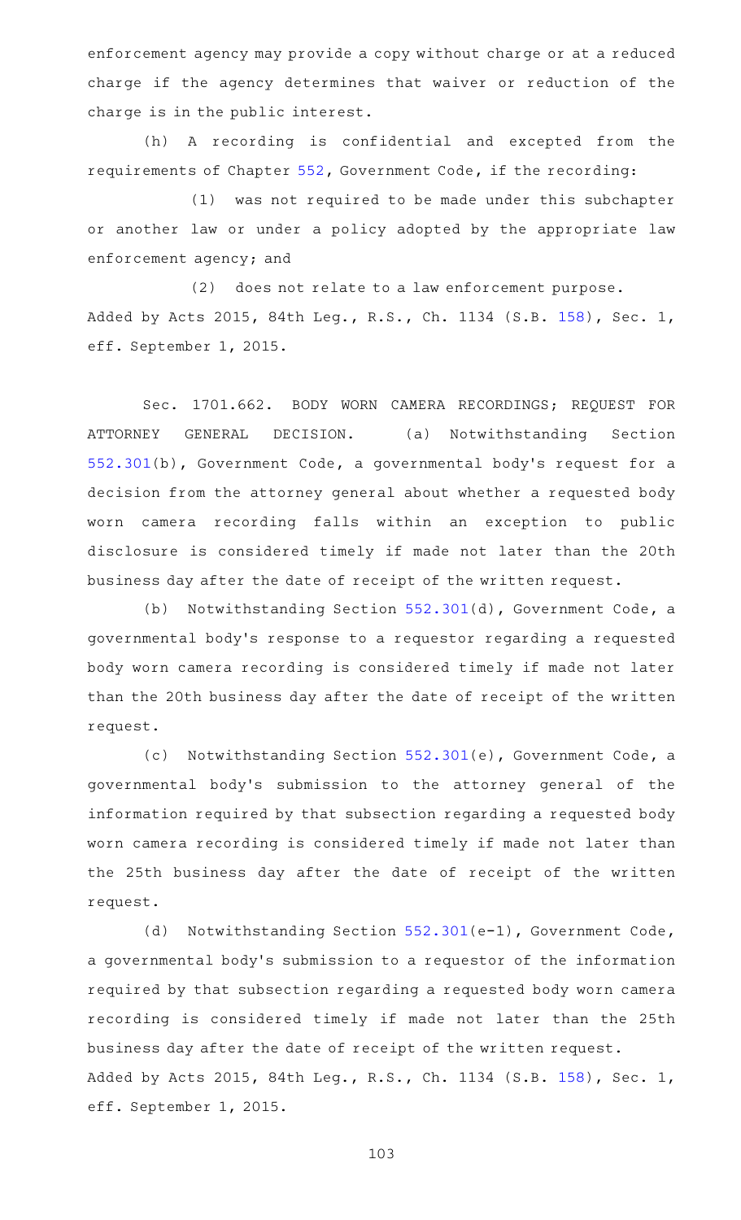enforcement agency may provide a copy without charge or at a reduced charge if the agency determines that waiver or reduction of the charge is in the public interest.

(h) A recording is confidential and excepted from the requirements of Chapter 552, Government Code, if the recording:

(1) was not required to be made under this subchapter or another law or under a policy adopted by the appropriate law enforcement agency; and

(2) does not relate to a law enforcement purpose.

Added by Acts 2015, 84th Leg., R.S., Ch. 1134 (S.B. 158), Sec. 1, eff. September 1, 2015.

Sec. 1701.662. BODY WORN CAMERA RECORDINGS; REQUEST FOR ATTORNEY GENERAL DECISION. (a) Notwithstanding Section 552.301(b), Government Code, a governmental body's request for a decision from the attorney general about whether a requested body worn camera recording falls within an exception to public disclosure is considered timely if made not later than the 20th business day after the date of receipt of the written request.

(b) Notwithstanding Section 552.301(d), Government Code, a governmental body's response to a requestor regarding a requested body worn camera recording is considered timely if made not later than the 20th business day after the date of receipt of the written request.

(c) Notwithstanding Section 552.301(e), Government Code, a governmental body's submission to the attorney general of the information required by that subsection regarding a requested body worn camera recording is considered timely if made not later than the 25th business day after the date of receipt of the written request.

(d) Notwithstanding Section 552.301(e-1), Government Code, a governmental body's submission to a requestor of the information required by that subsection regarding a requested body worn camera recording is considered timely if made not later than the 25th business day after the date of receipt of the written request.

Added by Acts 2015, 84th Leg., R.S., Ch. 1134 (S.B. 158), Sec. 1, eff. September 1, 2015.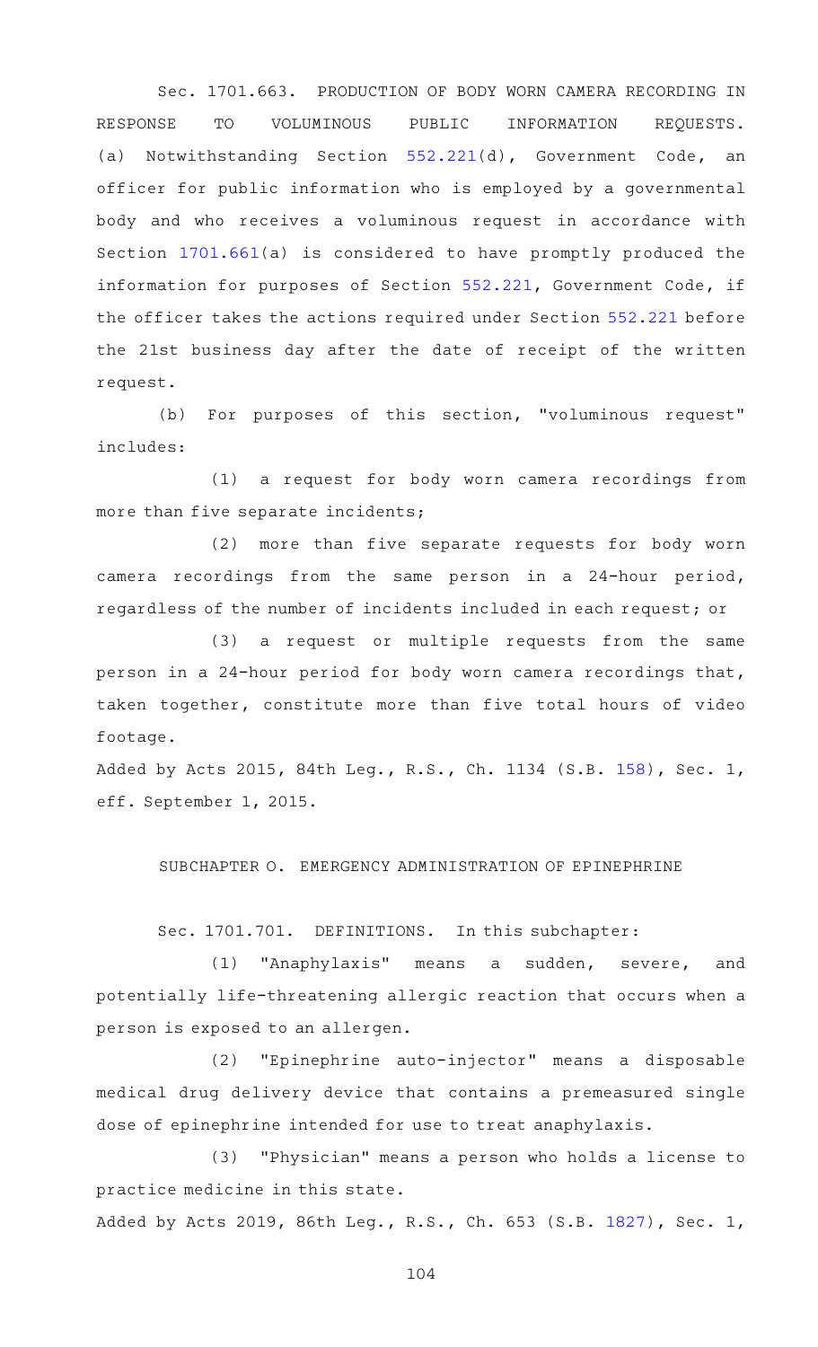Sec. 1701.663. PRODUCTION OF BODY WORN CAMERA RECORDING IN RESPONSE TO VOLUMINOUS PUBLIC INFORMATION REQUESTS. (a) Notwithstanding Section 552.221(d), Government Code, an officer for public information who is employed by a governmental body and who receives a voluminous request in accordance with Section 1701.661(a) is considered to have promptly produced the information for purposes of Section 552.221, Government Code, if the officer takes the actions required under Section 552.221 before the 21st business day after the date of receipt of the written request.

(b) For purposes of this section, "voluminous request" includes:

(1) a request for body worn camera recordings from more than five separate incidents;

(2) more than five separate requests for body worn camera recordings from the same person in a 24-hour period, regardless of the number of incidents included in each request; or

(3) a request or multiple requests from the same person in a 24-hour period for body worn camera recordings that, taken together, constitute more than five total hours of video footage.

Added by Acts 2015, 84th Leg., R.S., Ch. 1134 (S.B. 158), Sec. 1, eff. September 1, 2015.

SUBCHAPTER O. EMERGENCY ADMINISTRATION OF EPINEPHRINE

Sec. 1701.701. DEFINITIONS. In this subchapter:

(1) "Anaphylaxis" means a sudden, severe, and potentially life-threatening allergic reaction that occurs when a person is exposed to an allergen.

(2) "Epinephrine auto-injector" means a disposable medical drug delivery device that contains a premeasured single dose of epinephrine intended for use to treat anaphylaxis.

(3) "Physician" means a person who holds a license to practice medicine in this state.

Added by Acts 2019, 86th Leg., R.S., Ch. 653 (S.B. 1827), Sec. 1,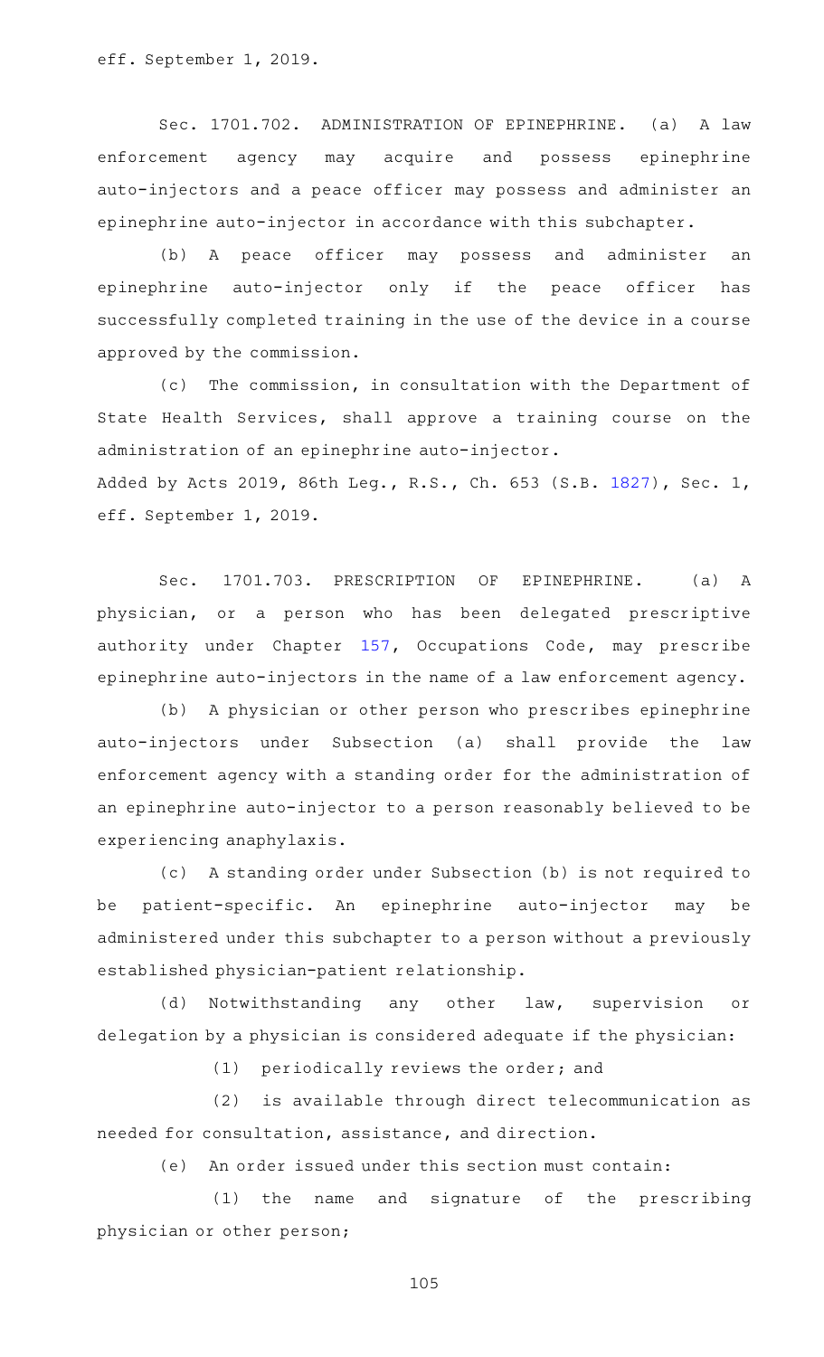eff. September 1, 2019.

Sec. 1701.702. ADMINISTRATION OF EPINEPHRINE. (a) A law enforcement agency may acquire and possess epinephrine auto-injectors and a peace officer may possess and administer an epinephrine auto-injector in accordance with this subchapter.

(b) A peace officer may possess and administer an epinephrine auto-injector only if the peace officer has successfully completed training in the use of the device in a course approved by the commission.

(c) The commission, in consultation with the Department of State Health Services, shall approve a training course on the administration of an epinephrine auto-injector.

Added by Acts 2019, 86th Leg., R.S., Ch. 653 (S.B. 1827), Sec. 1, eff. September 1, 2019.

Sec. 1701.703. PRESCRIPTION OF EPINEPHRINE. (a) A physician, or a person who has been delegated prescriptive authority under Chapter 157, Occupations Code, may prescribe epinephrine auto-injectors in the name of a law enforcement agency.

(b) A physician or other person who prescribes epinephrine auto-injectors under Subsection (a) shall provide the law enforcement agency with a standing order for the administration of an epinephrine auto-injector to a person reasonably believed to be experiencing anaphylaxis.

(c) A standing order under Subsection (b) is not required to be patient-specific. An epinephrine auto-injector may be administered under this subchapter to a person without a previously established physician-patient relationship.

(d) Notwithstanding any other law, supervision or delegation by a physician is considered adequate if the physician:

(1) periodically reviews the order; and

(2) is available through direct telecommunication as needed for consultation, assistance, and direction.

(e) An order issued under this section must contain:

(1) the name and signature of the prescribing physician or other person;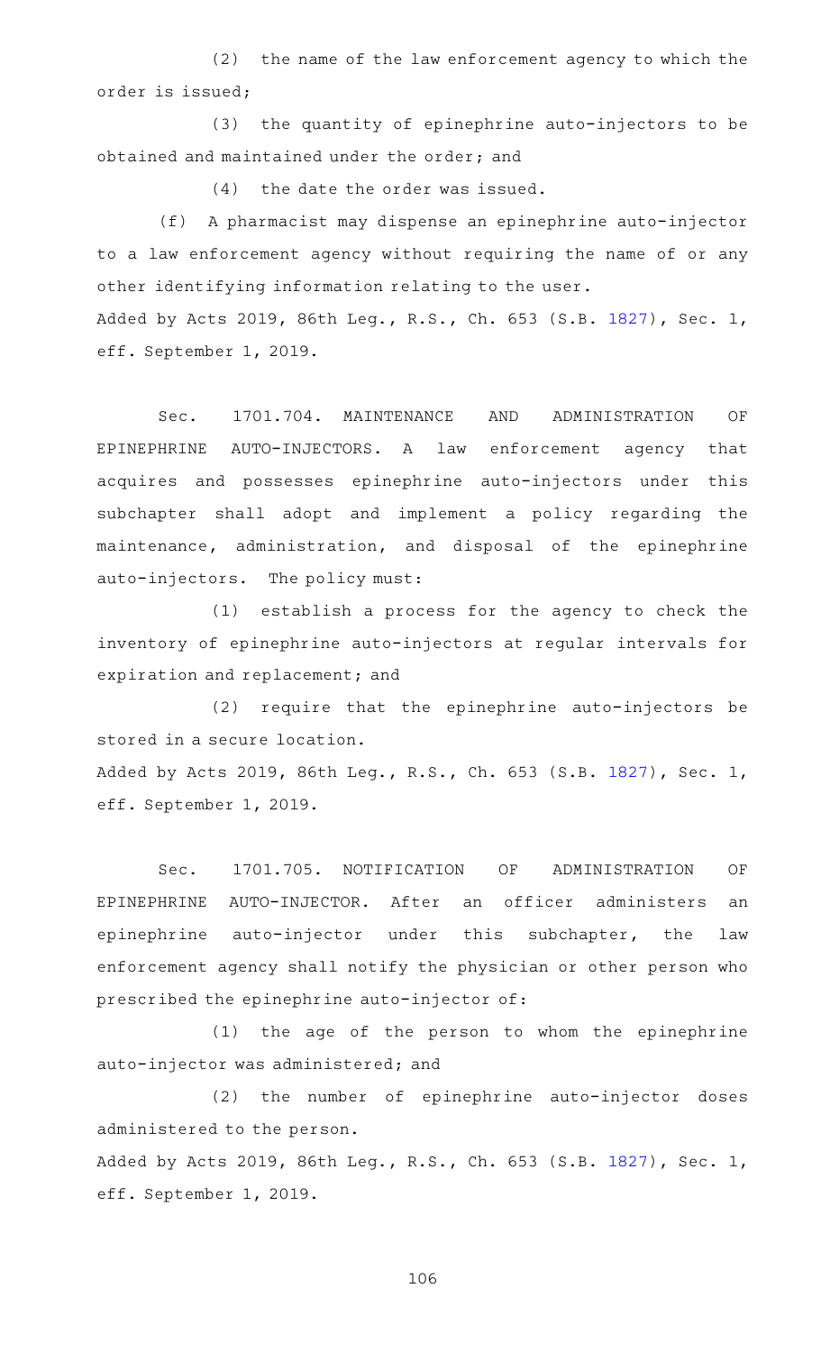(2) the name of the law enforcement agency to which the order is issued;

(3) the quantity of epinephrine auto-injectors to be obtained and maintained under the order; and

(4) the date the order was issued.

(f) A pharmacist may dispense an epinephrine auto-injector to a law enforcement agency without requiring the name of or any other identifying information relating to the user.

Added by Acts 2019, 86th Leg., R.S., Ch. 653 (S.B. 1827), Sec. 1, eff. September 1, 2019.

Sec. 1701.704. MAINTENANCE AND ADMINISTRATION OF EPINEPHRINE AUTO-INJECTORS. A law enforcement agency that acquires and possesses epinephrine auto-injectors under this subchapter shall adopt and implement a policy regarding the maintenance, administration, and disposal of the epinephrine auto-injectors. The policy must:

(1) establish a process for the agency to check the inventory of epinephrine auto-injectors at regular intervals for expiration and replacement; and

(2) require that the epinephrine auto-injectors be stored in a secure location.

Added by Acts 2019, 86th Leg., R.S., Ch. 653 (S.B. 1827), Sec. 1, eff. September 1, 2019.

Sec. 1701.705. NOTIFICATION OF ADMINISTRATION OF EPINEPHRINE AUTO-INJECTOR. After an officer administers an epinephrine auto-injector under this subchapter, the law enforcement agency shall notify the physician or other person who prescribed the epinephrine auto-injector of:

(1) the age of the person to whom the epinephrine auto-injector was administered; and

(2) the number of epinephrine auto-injector doses administered to the person.

Added by Acts 2019, 86th Leg., R.S., Ch. 653 (S.B. 1827), Sec. 1, eff. September 1, 2019.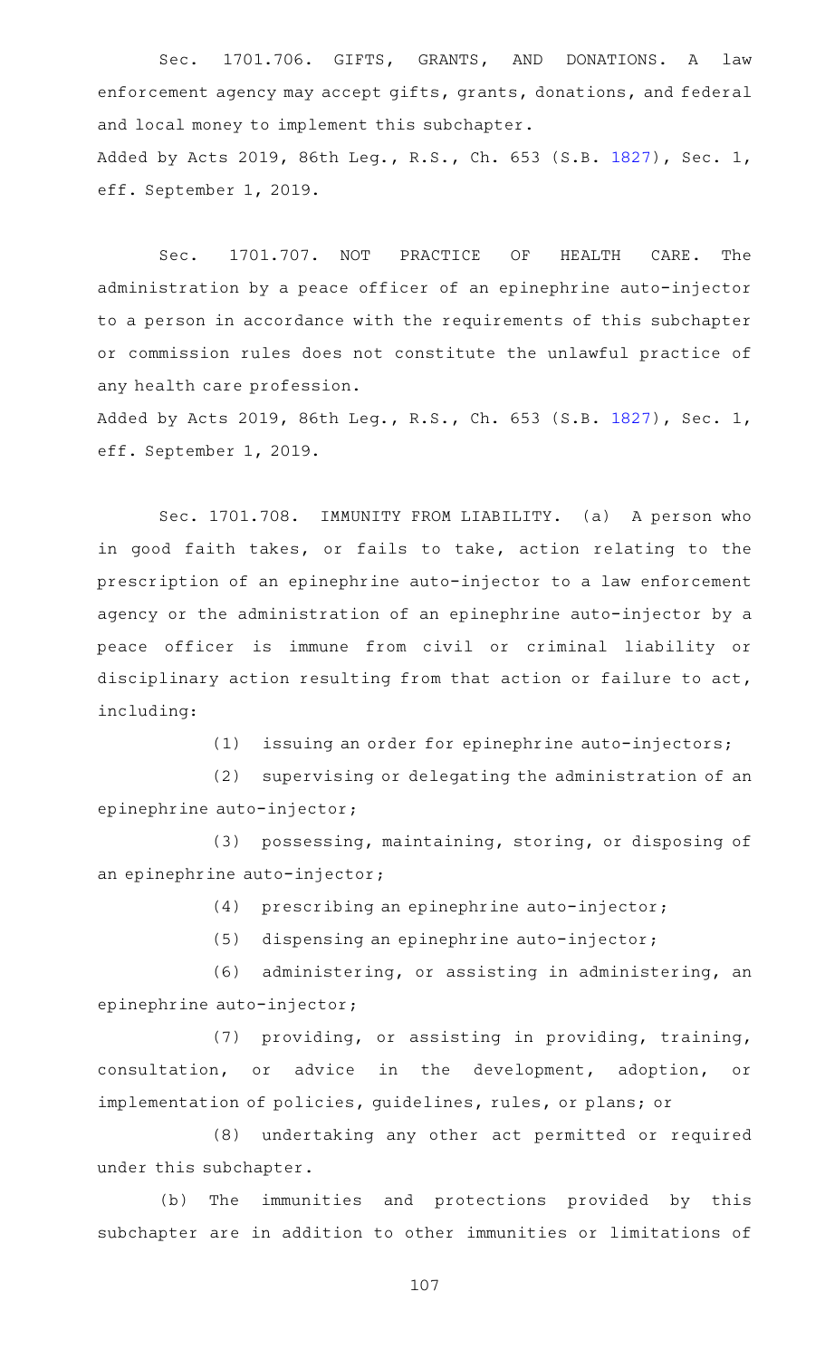Sec. 1701.706. GIFTS, GRANTS, AND DONATIONS. A law enforcement agency may accept gifts, grants, donations, and federal and local money to implement this subchapter.

Added by Acts 2019, 86th Leg., R.S., Ch. 653 (S.B. 1827), Sec. 1, eff. September 1, 2019.

Sec. 1701.707. NOT PRACTICE OF HEALTH CARE. The administration by a peace officer of an epinephrine auto-injector to a person in accordance with the requirements of this subchapter or commission rules does not constitute the unlawful practice of any health care profession.

Added by Acts 2019, 86th Leg., R.S., Ch. 653 (S.B. 1827), Sec. 1, eff. September 1, 2019.

Sec. 1701.708. IMMUNITY FROM LIABILITY. (a) A person who in good faith takes, or fails to take, action relating to the prescription of an epinephrine auto-injector to a law enforcement agency or the administration of an epinephrine auto-injector by a peace officer is immune from civil or criminal liability or disciplinary action resulting from that action or failure to act, including:

(1) issuing an order for epinephrine auto-injectors;

(2) supervising or delegating the administration of an epinephrine auto-injector;

(3) possessing, maintaining, storing, or disposing of an epinephrine auto-injector;

(4) prescribing an epinephrine auto-injector;

(5) dispensing an epinephrine auto-injector;

(6) administering, or assisting in administering, an epinephrine auto-injector;

(7) providing, or assisting in providing, training, consultation, or advice in the development, adoption, or implementation of policies, guidelines, rules, or plans; or

(8) undertaking any other act permitted or required under this subchapter.

(b) The immunities and protections provided by this subchapter are in addition to other immunities or limitations of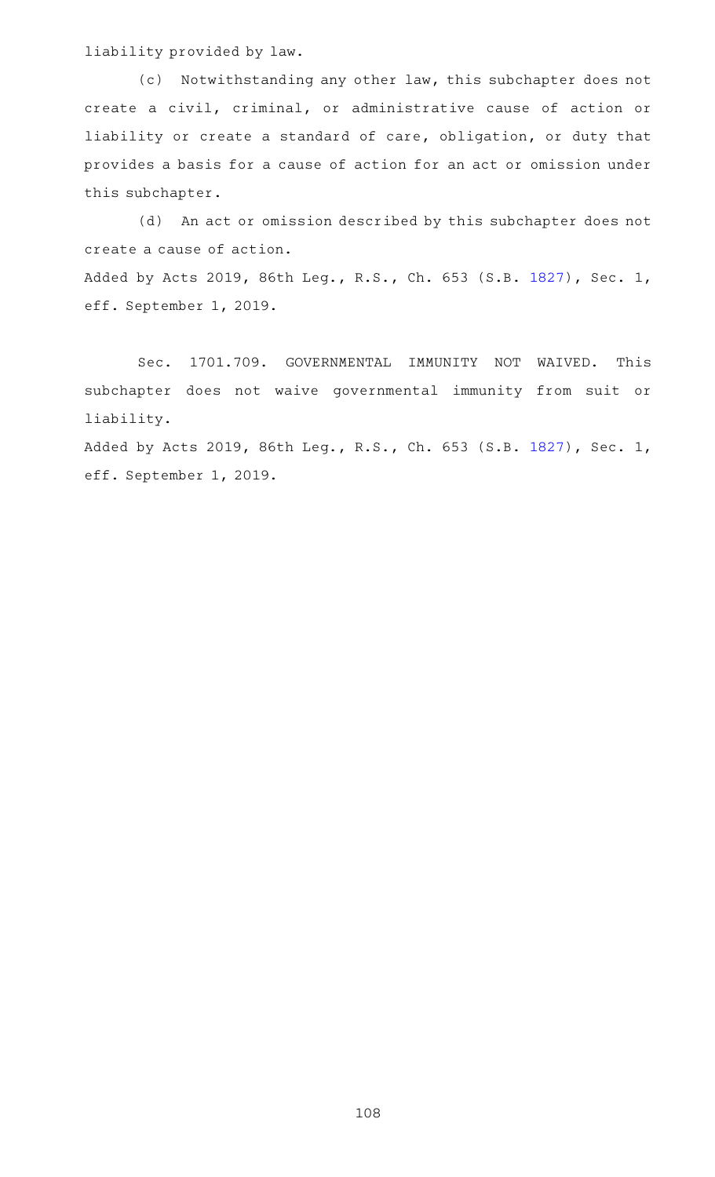liability provided by law.

(c) Notwithstanding any other law, this subchapter does not create a civil, criminal, or administrative cause of action or liability or create a standard of care, obligation, or duty that provides a basis for a cause of action for an act or omission under this subchapter.

(d) An act or omission described by this subchapter does not create a cause of action.

Added by Acts 2019, 86th Leg., R.S., Ch. 653 (S.B. 1827), Sec. 1, eff. September 1, 2019.

Sec. 1701.709. GOVERNMENTAL IMMUNITY NOT WAIVED. This subchapter does not waive governmental immunity from suit or liability.

Added by Acts 2019, 86th Leg., R.S., Ch. 653 (S.B. 1827), Sec. 1, eff. September 1, 2019.